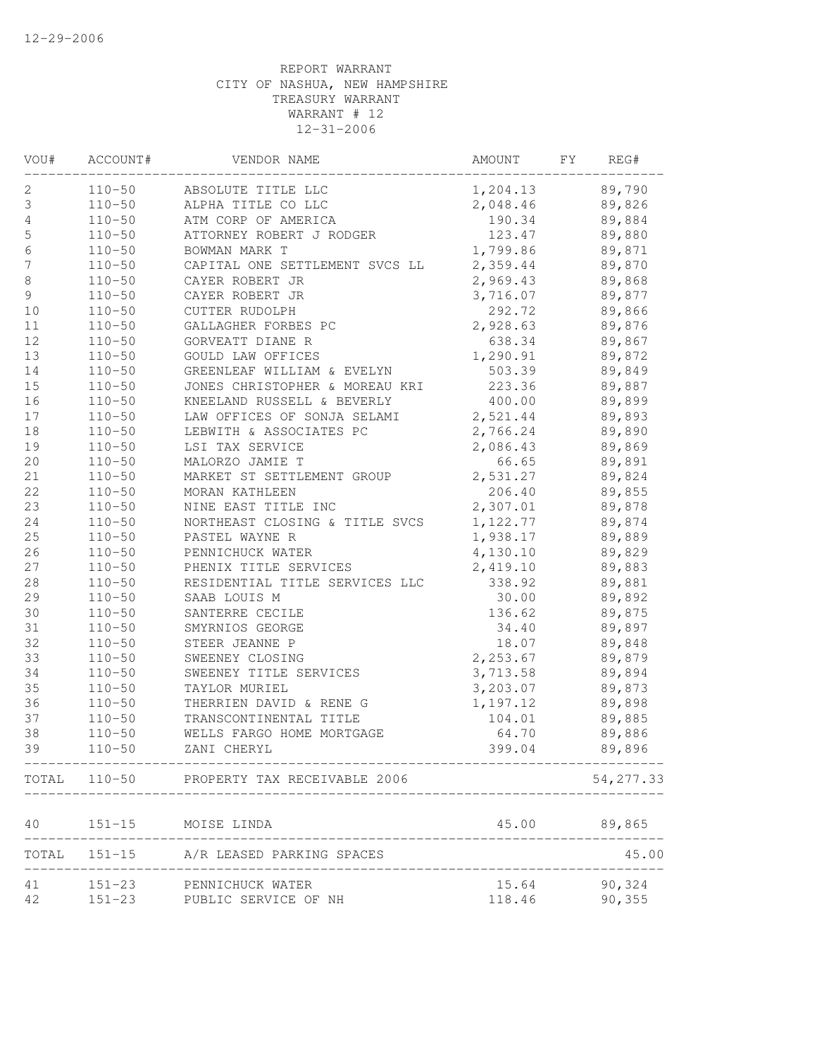REPORT WARRANT
CITY OF NASHUA, NEW HAMPSHIRE
TREASURY WARRANT
WARRANT # 12
12-31-2006

| VOU# | ACCOUNT# | VENDOR NAME | AMOUNT | FY | REG# |
|---|---|---|---|---|---|
| 2 | 110-50 | ABSOLUTE TITLE LLC | 1,204.13 | | 89,790 |
| 3 | 110-50 | ALPHA TITLE CO LLC | 2,048.46 | | 89,826 |
| 4 | 110-50 | ATM CORP OF AMERICA | 190.34 | | 89,884 |
| 5 | 110-50 | ATTORNEY ROBERT J RODGER | 123.47 | | 89,880 |
| 6 | 110-50 | BOWMAN MARK T | 1,799.86 | | 89,871 |
| 7 | 110-50 | CAPITAL ONE SETTLEMENT SVCS LL | 2,359.44 | | 89,870 |
| 8 | 110-50 | CAYER ROBERT JR | 2,969.43 | | 89,868 |
| 9 | 110-50 | CAYER ROBERT JR | 3,716.07 | | 89,877 |
| 10 | 110-50 | CUTTER RUDOLPH | 292.72 | | 89,866 |
| 11 | 110-50 | GALLAGHER FORBES PC | 2,928.63 | | 89,876 |
| 12 | 110-50 | GORVEATT DIANE R | 638.34 | | 89,867 |
| 13 | 110-50 | GOULD LAW OFFICES | 1,290.91 | | 89,872 |
| 14 | 110-50 | GREENLEAF WILLIAM & EVELYN | 503.39 | | 89,849 |
| 15 | 110-50 | JONES CHRISTOPHER & MOREAU KRI | 223.36 | | 89,887 |
| 16 | 110-50 | KNEELAND RUSSELL & BEVERLY | 400.00 | | 89,899 |
| 17 | 110-50 | LAW OFFICES OF SONJA SELAMI | 2,521.44 | | 89,893 |
| 18 | 110-50 | LEBWITH & ASSOCIATES PC | 2,766.24 | | 89,890 |
| 19 | 110-50 | LSI TAX SERVICE | 2,086.43 | | 89,869 |
| 20 | 110-50 | MALORZO JAMIE T | 66.65 | | 89,891 |
| 21 | 110-50 | MARKET ST SETTLEMENT GROUP | 2,531.27 | | 89,824 |
| 22 | 110-50 | MORAN KATHLEEN | 206.40 | | 89,855 |
| 23 | 110-50 | NINE EAST TITLE INC | 2,307.01 | | 89,878 |
| 24 | 110-50 | NORTHEAST CLOSING & TITLE SVCS | 1,122.77 | | 89,874 |
| 25 | 110-50 | PASTEL WAYNE R | 1,938.17 | | 89,889 |
| 26 | 110-50 | PENNICHUCK WATER | 4,130.10 | | 89,829 |
| 27 | 110-50 | PHENIX TITLE SERVICES | 2,419.10 | | 89,883 |
| 28 | 110-50 | RESIDENTIAL TITLE SERVICES LLC | 338.92 | | 89,881 |
| 29 | 110-50 | SAAB LOUIS M | 30.00 | | 89,892 |
| 30 | 110-50 | SANTERRE CECILE | 136.62 | | 89,875 |
| 31 | 110-50 | SMYRNIOS GEORGE | 34.40 | | 89,897 |
| 32 | 110-50 | STEER JEANNE P | 18.07 | | 89,848 |
| 33 | 110-50 | SWEENEY CLOSING | 2,253.67 | | 89,879 |
| 34 | 110-50 | SWEENEY TITLE SERVICES | 3,713.58 | | 89,894 |
| 35 | 110-50 | TAYLOR MURIEL | 3,203.07 | | 89,873 |
| 36 | 110-50 | THERRIEN DAVID & RENE G | 1,197.12 | | 89,898 |
| 37 | 110-50 | TRANSCONTINENTAL TITLE | 104.01 | | 89,885 |
| 38 | 110-50 | WELLS FARGO HOME MORTGAGE | 64.70 | | 89,886 |
| 39 | 110-50 | ZANI CHERYL | 399.04 | | 89,896 |
| TOTAL | 110-50 | PROPERTY TAX RECEIVABLE 2006 | | | 54,277.33 |
| 40 | 151-15 | MOISE LINDA | 45.00 | | 89,865 |
| TOTAL | 151-15 | A/R LEASED PARKING SPACES | | | 45.00 |
| 41 | 151-23 | PENNICHUCK WATER | 15.64 | | 90,324 |
| 42 | 151-23 | PUBLIC SERVICE OF NH | 118.46 | | 90,355 |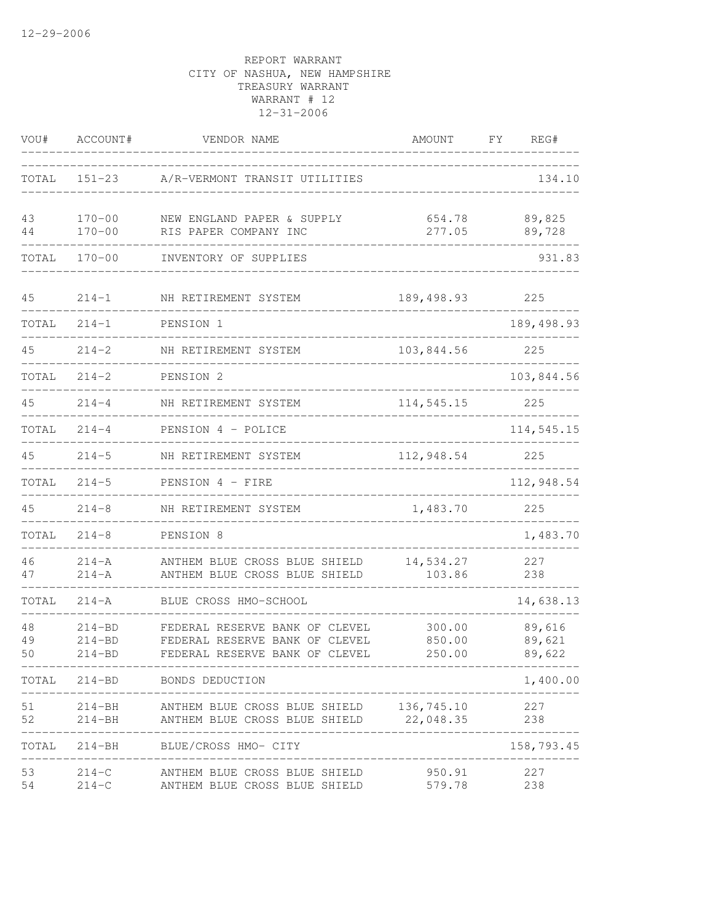12-29-2006

REPORT WARRANT
CITY OF NASHUA, NEW HAMPSHIRE
TREASURY WARRANT
WARRANT # 12
12-31-2006

| VOU# | ACCOUNT# | VENDOR NAME | AMOUNT | FY | REG# |
|---|---|---|---|---|---|
| TOTAL | 151-23 | A/R-VERMONT TRANSIT UTILITIES | | | 134.10 |
| 43 | 170-00 | NEW ENGLAND PAPER & SUPPLY | 654.78 | | 89,825 |
| 44 | 170-00 | RIS PAPER COMPANY INC | 277.05 | | 89,728 |
| TOTAL | 170-00 | INVENTORY OF SUPPLIES | | | 931.83 |
| 45 | 214-1 | NH RETIREMENT SYSTEM | 189,498.93 | | 225 |
| TOTAL | 214-1 | PENSION 1 | | | 189,498.93 |
| 45 | 214-2 | NH RETIREMENT SYSTEM | 103,844.56 | | 225 |
| TOTAL | 214-2 | PENSION 2 | | | 103,844.56 |
| 45 | 214-4 | NH RETIREMENT SYSTEM | 114,545.15 | | 225 |
| TOTAL | 214-4 | PENSION 4 - POLICE | | | 114,545.15 |
| 45 | 214-5 | NH RETIREMENT SYSTEM | 112,948.54 | | 225 |
| TOTAL | 214-5 | PENSION 4 - FIRE | | | 112,948.54 |
| 45 | 214-8 | NH RETIREMENT SYSTEM | 1,483.70 | | 225 |
| TOTAL | 214-8 | PENSION 8 | | | 1,483.70 |
| 46 | 214-A | ANTHEM BLUE CROSS BLUE SHIELD | 14,534.27 | | 227 |
| 47 | 214-A | ANTHEM BLUE CROSS BLUE SHIELD | 103.86 | | 238 |
| TOTAL | 214-A | BLUE CROSS HMO-SCHOOL | | | 14,638.13 |
| 48 | 214-BD | FEDERAL RESERVE BANK OF CLEVEL | 300.00 | | 89,616 |
| 49 | 214-BD | FEDERAL RESERVE BANK OF CLEVEL | 850.00 | | 89,621 |
| 50 | 214-BD | FEDERAL RESERVE BANK OF CLEVEL | 250.00 | | 89,622 |
| TOTAL | 214-BD | BONDS DEDUCTION | | | 1,400.00 |
| 51 | 214-BH | ANTHEM BLUE CROSS BLUE SHIELD | 136,745.10 | | 227 |
| 52 | 214-BH | ANTHEM BLUE CROSS BLUE SHIELD | 22,048.35 | | 238 |
| TOTAL | 214-BH | BLUE/CROSS HMO- CITY | | | 158,793.45 |
| 53 | 214-C | ANTHEM BLUE CROSS BLUE SHIELD | 950.91 | | 227 |
| 54 | 214-C | ANTHEM BLUE CROSS BLUE SHIELD | 579.78 | | 238 |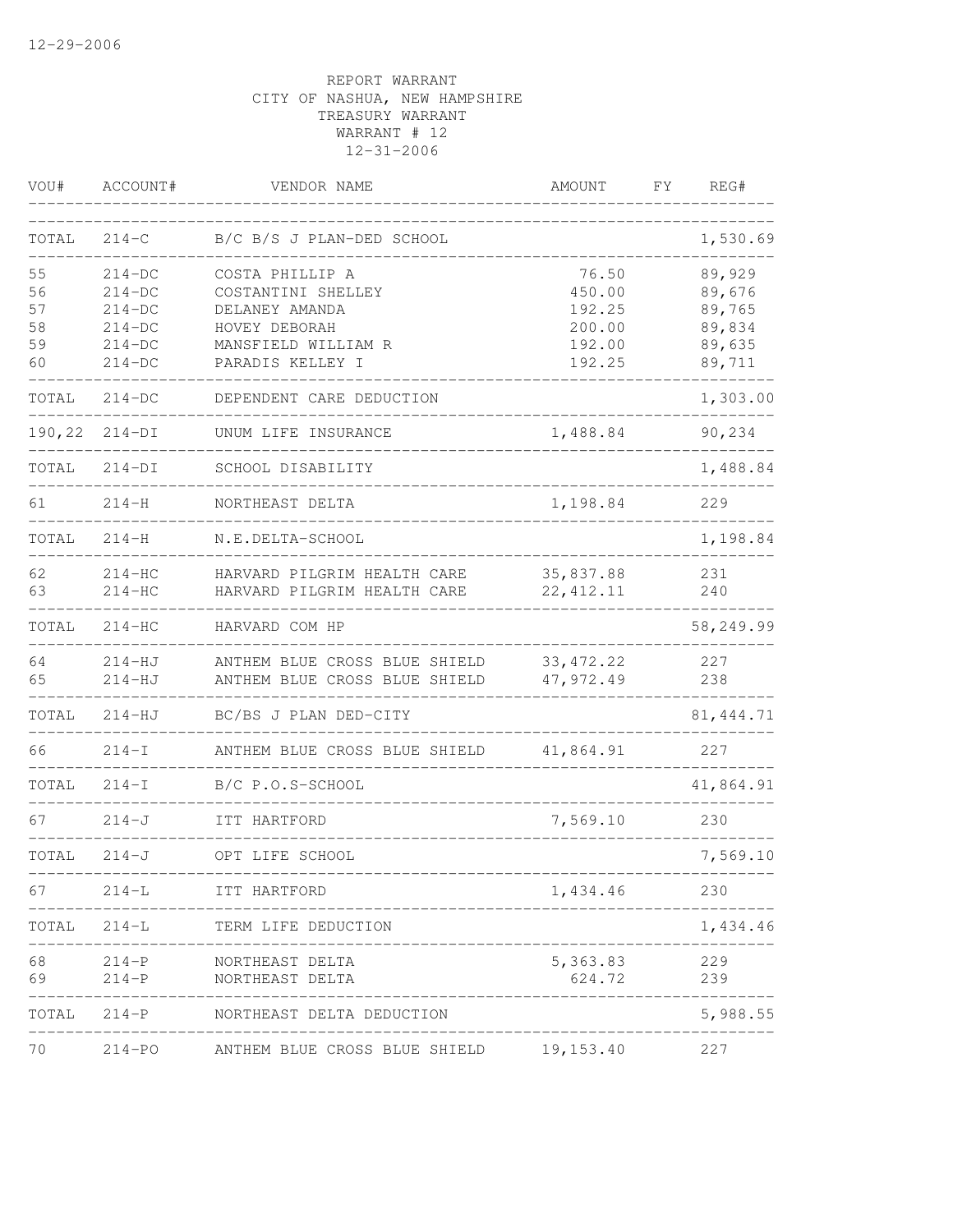REPORT WARRANT
CITY OF NASHUA, NEW HAMPSHIRE
TREASURY WARRANT
WARRANT # 12
12-31-2006

| VOU# | ACCOUNT# | VENDOR NAME | AMOUNT | FY | REG# |
|---|---|---|---|---|---|
| TOTAL | 214-C | B/C B/S J PLAN-DED SCHOOL | | | 1,530.69 |
| 55 | 214-DC | COSTA PHILLIP A | 76.50 | | 89,929 |
| 56 | 214-DC | COSTANTINI SHELLEY | 450.00 | | 89,676 |
| 57 | 214-DC | DELANEY AMANDA | 192.25 | | 89,765 |
| 58 | 214-DC | HOVEY DEBORAH | 200.00 | | 89,834 |
| 59 | 214-DC | MANSFIELD WILLIAM R | 192.00 | | 89,635 |
| 60 | 214-DC | PARADIS KELLEY I | 192.25 | | 89,711 |
| TOTAL | 214-DC | DEPENDENT CARE DEDUCTION | | | 1,303.00 |
| 190,22 | 214-DI | UNUM LIFE INSURANCE | 1,488.84 | | 90,234 |
| TOTAL | 214-DI | SCHOOL DISABILITY | | | 1,488.84 |
| 61 | 214-H | NORTHEAST DELTA | 1,198.84 | | 229 |
| TOTAL | 214-H | N.E.DELTA-SCHOOL | | | 1,198.84 |
| 62 | 214-HC | HARVARD PILGRIM HEALTH CARE | 35,837.88 | | 231 |
| 63 | 214-HC | HARVARD PILGRIM HEALTH CARE | 22,412.11 | | 240 |
| TOTAL | 214-HC | HARVARD COM HP | | | 58,249.99 |
| 64 | 214-HJ | ANTHEM BLUE CROSS BLUE SHIELD | 33,472.22 | | 227 |
| 65 | 214-HJ | ANTHEM BLUE CROSS BLUE SHIELD | 47,972.49 | | 238 |
| TOTAL | 214-HJ | BC/BS J PLAN DED-CITY | | | 81,444.71 |
| 66 | 214-I | ANTHEM BLUE CROSS BLUE SHIELD | 41,864.91 | | 227 |
| TOTAL | 214-I | B/C P.O.S-SCHOOL | | | 41,864.91 |
| 67 | 214-J | ITT HARTFORD | 7,569.10 | | 230 |
| TOTAL | 214-J | OPT LIFE SCHOOL | | | 7,569.10 |
| 67 | 214-L | ITT HARTFORD | 1,434.46 | | 230 |
| TOTAL | 214-L | TERM LIFE DEDUCTION | | | 1,434.46 |
| 68 | 214-P | NORTHEAST DELTA | 5,363.83 | | 229 |
| 69 | 214-P | NORTHEAST DELTA | 624.72 | | 239 |
| TOTAL | 214-P | NORTHEAST DELTA DEDUCTION | | | 5,988.55 |
| 70 | 214-PO | ANTHEM BLUE CROSS BLUE SHIELD | 19,153.40 | | 227 |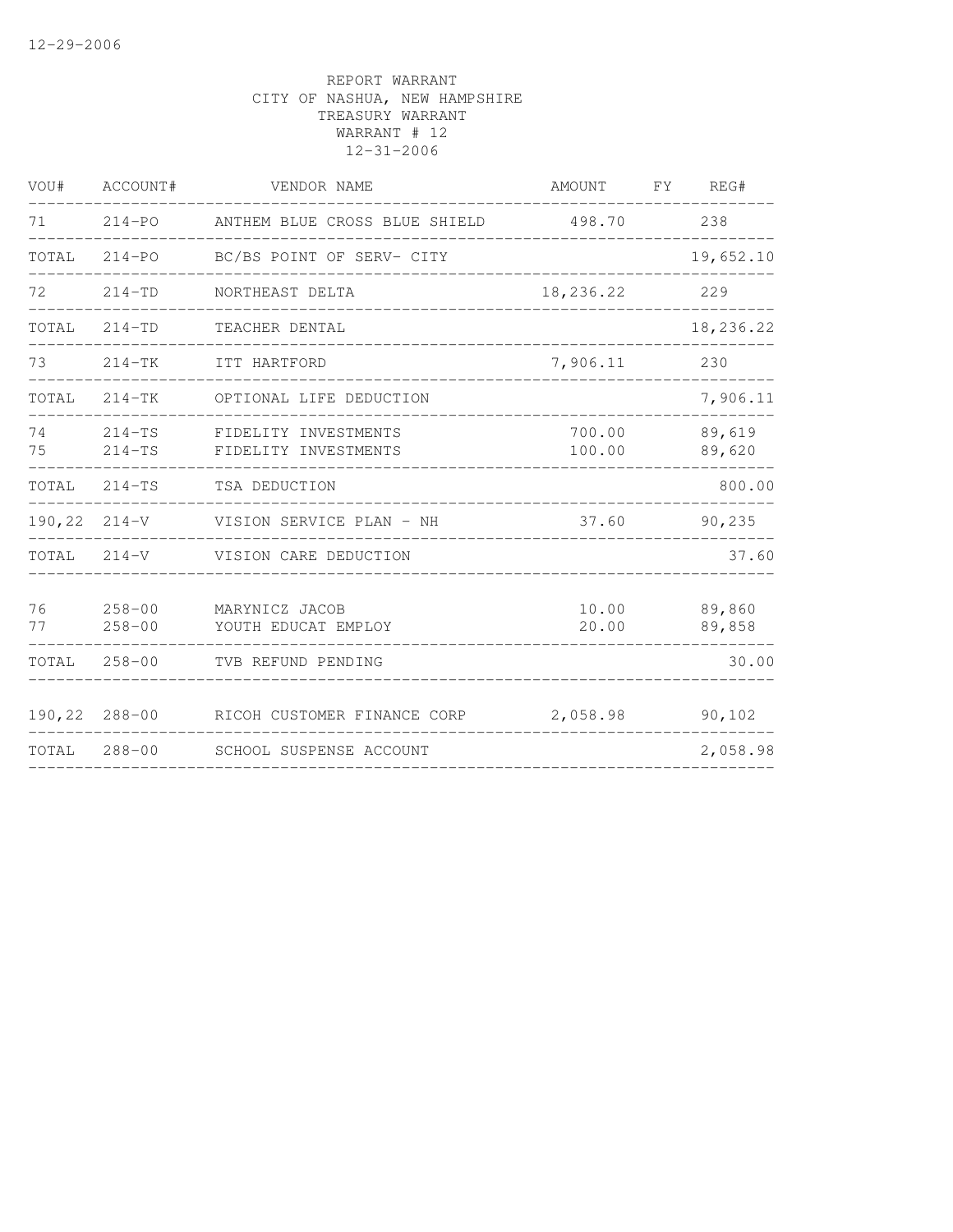REPORT WARRANT
CITY OF NASHUA, NEW HAMPSHIRE
TREASURY WARRANT
WARRANT # 12
12-31-2006

| VOU# | ACCOUNT# | VENDOR NAME | AMOUNT | FY | REG# |
|---|---|---|---|---|---|
| 71 | 214-PO | ANTHEM BLUE CROSS BLUE SHIELD | 498.70 | | 238 |
| TOTAL | 214-PO | BC/BS POINT OF SERV- CITY | | | 19,652.10 |
| 72 | 214-TD | NORTHEAST DELTA | 18,236.22 | | 229 |
| TOTAL | 214-TD | TEACHER DENTAL | | | 18,236.22 |
| 73 | 214-TK | ITT HARTFORD | 7,906.11 | | 230 |
| TOTAL | 214-TK | OPTIONAL LIFE DEDUCTION | | | 7,906.11 |
| 74 | 214-TS | FIDELITY INVESTMENTS | 700.00 | | 89,619 |
| 75 | 214-TS | FIDELITY INVESTMENTS | 100.00 | | 89,620 |
| TOTAL | 214-TS | TSA DEDUCTION | | | 800.00 |
| 190,22 | 214-V | VISION SERVICE PLAN - NH | 37.60 | | 90,235 |
| TOTAL | 214-V | VISION CARE DEDUCTION | | | 37.60 |
| 76 | 258-00 | MARYNICZ JACOB | 10.00 | | 89,860 |
| 77 | 258-00 | YOUTH EDUCAT EMPLOY | 20.00 | | 89,858 |
| TOTAL | 258-00 | TVB REFUND PENDING | | | 30.00 |
| 190,22 | 288-00 | RICOH CUSTOMER FINANCE CORP | 2,058.98 | | 90,102 |
| TOTAL | 288-00 | SCHOOL SUSPENSE ACCOUNT | | | 2,058.98 |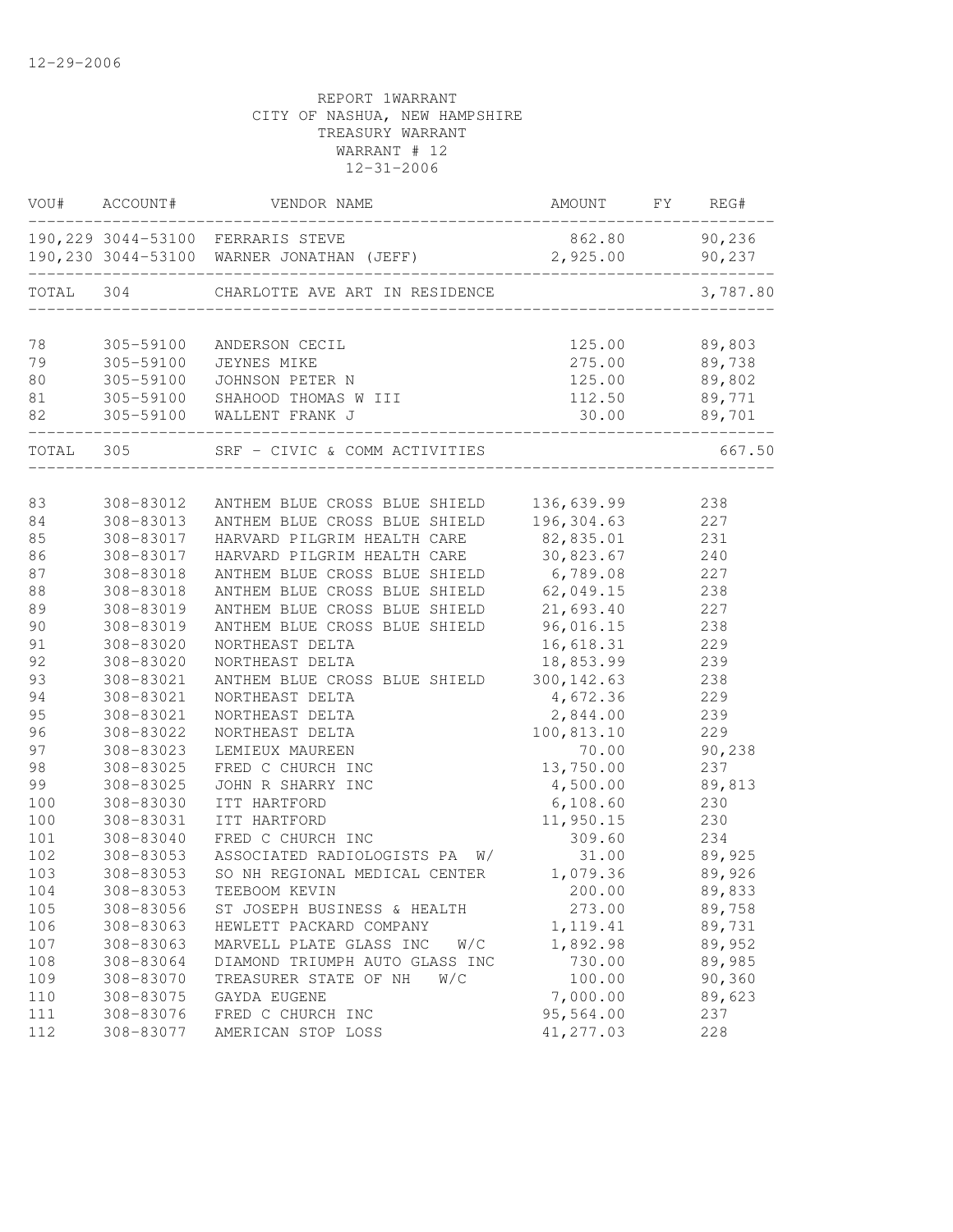12-29-2006

REPORT 1WARRANT
CITY OF NASHUA, NEW HAMPSHIRE
TREASURY WARRANT
WARRANT # 12
12-31-2006

| VOU# | ACCOUNT# | VENDOR NAME | AMOUNT | FY | REG# |
|---|---|---|---|---|---|
| 190,229 | 3044-53100 | FERRARIS STEVE | 862.80 | | 90,236 |
| 190,230 | 3044-53100 | WARNER JONATHAN (JEFF) | 2,925.00 | | 90,237 |
| TOTAL | 304 | CHARLOTTE AVE ART IN RESIDENCE | | | 3,787.80 |
| 78 | 305-59100 | ANDERSON CECIL | 125.00 | | 89,803 |
| 79 | 305-59100 | JEYNES MIKE | 275.00 | | 89,738 |
| 80 | 305-59100 | JOHNSON PETER N | 125.00 | | 89,802 |
| 81 | 305-59100 | SHAHOOD THOMAS W III | 112.50 | | 89,771 |
| 82 | 305-59100 | WALLENT FRANK J | 30.00 | | 89,701 |
| TOTAL | 305 | SRF - CIVIC & COMM ACTIVITIES | | | 667.50 |
| 83 | 308-83012 | ANTHEM BLUE CROSS BLUE SHIELD | 136,639.99 | | 238 |
| 84 | 308-83013 | ANTHEM BLUE CROSS BLUE SHIELD | 196,304.63 | | 227 |
| 85 | 308-83017 | HARVARD PILGRIM HEALTH CARE | 82,835.01 | | 231 |
| 86 | 308-83017 | HARVARD PILGRIM HEALTH CARE | 30,823.67 | | 240 |
| 87 | 308-83018 | ANTHEM BLUE CROSS BLUE SHIELD | 6,789.08 | | 227 |
| 88 | 308-83018 | ANTHEM BLUE CROSS BLUE SHIELD | 62,049.15 | | 238 |
| 89 | 308-83019 | ANTHEM BLUE CROSS BLUE SHIELD | 21,693.40 | | 227 |
| 90 | 308-83019 | ANTHEM BLUE CROSS BLUE SHIELD | 96,016.15 | | 238 |
| 91 | 308-83020 | NORTHEAST DELTA | 16,618.31 | | 229 |
| 92 | 308-83020 | NORTHEAST DELTA | 18,853.99 | | 239 |
| 93 | 308-83021 | ANTHEM BLUE CROSS BLUE SHIELD | 300,142.63 | | 238 |
| 94 | 308-83021 | NORTHEAST DELTA | 4,672.36 | | 229 |
| 95 | 308-83021 | NORTHEAST DELTA | 2,844.00 | | 239 |
| 96 | 308-83022 | NORTHEAST DELTA | 100,813.10 | | 229 |
| 97 | 308-83023 | LEMIEUX MAUREEN | 70.00 | | 90,238 |
| 98 | 308-83025 | FRED C CHURCH INC | 13,750.00 | | 237 |
| 99 | 308-83025 | JOHN R SHARRY INC | 4,500.00 | | 89,813 |
| 100 | 308-83030 | ITT HARTFORD | 6,108.60 | | 230 |
| 100 | 308-83031 | ITT HARTFORD | 11,950.15 | | 230 |
| 101 | 308-83040 | FRED C CHURCH INC | 309.60 | | 234 |
| 102 | 308-83053 | ASSOCIATED RADIOLOGISTS PA W/ | 31.00 | | 89,925 |
| 103 | 308-83053 | SO NH REGIONAL MEDICAL CENTER | 1,079.36 | | 89,926 |
| 104 | 308-83053 | TEEBOOM KEVIN | 200.00 | | 89,833 |
| 105 | 308-83056 | ST JOSEPH BUSINESS & HEALTH | 273.00 | | 89,758 |
| 106 | 308-83063 | HEWLETT PACKARD COMPANY | 1,119.41 | | 89,731 |
| 107 | 308-83063 | MARVELL PLATE GLASS INC W/C | 1,892.98 | | 89,952 |
| 108 | 308-83064 | DIAMOND TRIUMPH AUTO GLASS INC | 730.00 | | 89,985 |
| 109 | 308-83070 | TREASURER STATE OF NH W/C | 100.00 | | 90,360 |
| 110 | 308-83075 | GAYDA EUGENE | 7,000.00 | | 89,623 |
| 111 | 308-83076 | FRED C CHURCH INC | 95,564.00 | | 237 |
| 112 | 308-83077 | AMERICAN STOP LOSS | 41,277.03 | | 228 |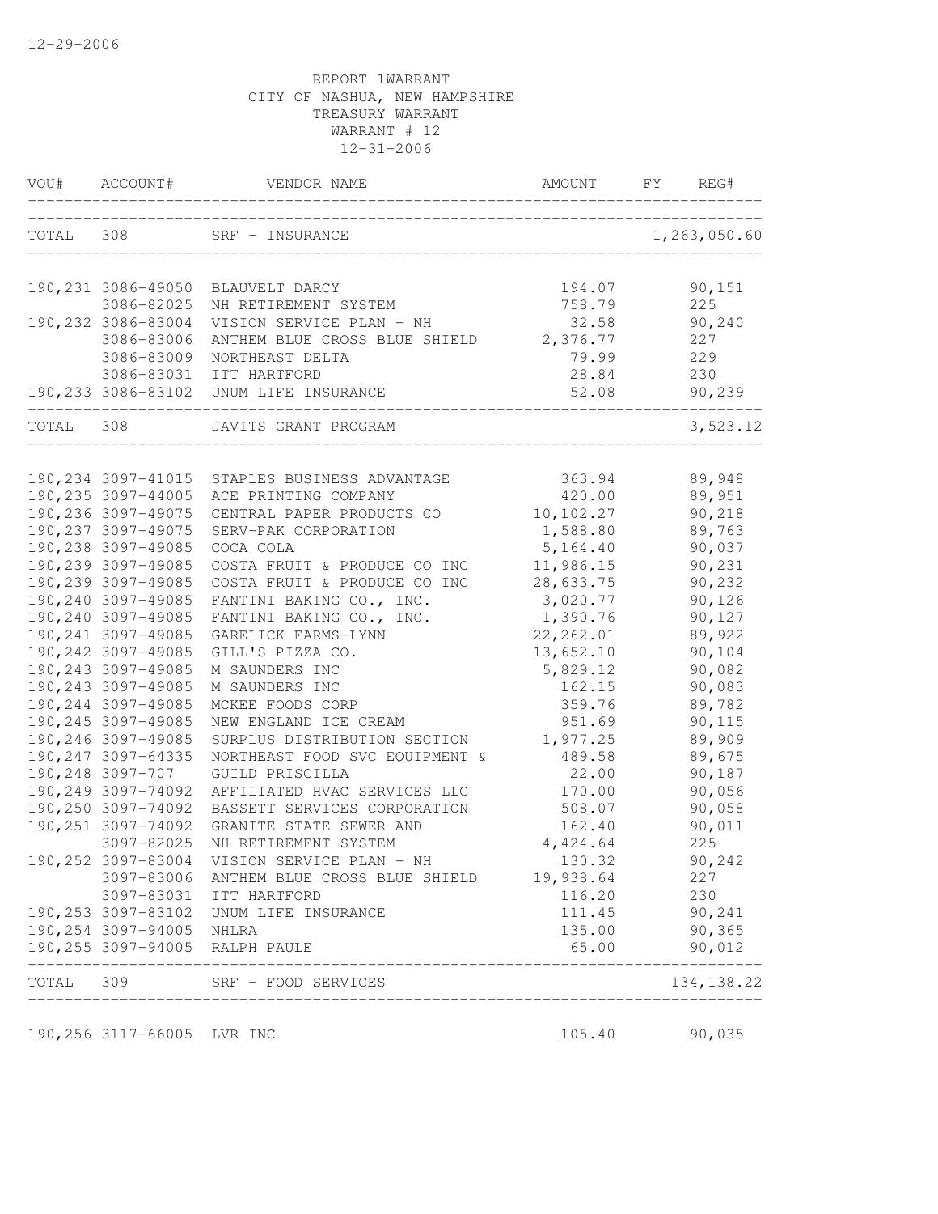12-29-2006

REPORT 1WARRANT
CITY OF NASHUA, NEW HAMPSHIRE
TREASURY WARRANT
WARRANT # 12
12-31-2006

| VOU# | ACCOUNT# | VENDOR NAME | AMOUNT | FY | REG# |
|---|---|---|---|---|---|
| TOTAL | 308 | SRF - INSURANCE | | | 1,263,050.60 |
| 190,231 | 3086-49050 | BLAUVELT DARCY | 194.07 | | 90,151 |
| | 3086-82025 | NH RETIREMENT SYSTEM | 758.79 | | 225 |
| 190,232 | 3086-83004 | VISION SERVICE PLAN - NH | 32.58 | | 90,240 |
| | 3086-83006 | ANTHEM BLUE CROSS BLUE SHIELD | 2,376.77 | | 227 |
| | 3086-83009 | NORTHEAST DELTA | 79.99 | | 229 |
| | 3086-83031 | ITT HARTFORD | 28.84 | | 230 |
| 190,233 | 3086-83102 | UNUM LIFE INSURANCE | 52.08 | | 90,239 |
| TOTAL | 308 | JAVITS GRANT PROGRAM | | | 3,523.12 |
| 190,234 | 3097-41015 | STAPLES BUSINESS ADVANTAGE | 363.94 | | 89,948 |
| 190,235 | 3097-44005 | ACE PRINTING COMPANY | 420.00 | | 89,951 |
| 190,236 | 3097-49075 | CENTRAL PAPER PRODUCTS CO | 10,102.27 | | 90,218 |
| 190,237 | 3097-49075 | SERV-PAK CORPORATION | 1,588.80 | | 89,763 |
| 190,238 | 3097-49085 | COCA COLA | 5,164.40 | | 90,037 |
| 190,239 | 3097-49085 | COSTA FRUIT & PRODUCE CO INC | 11,986.15 | | 90,231 |
| 190,239 | 3097-49085 | COSTA FRUIT & PRODUCE CO INC | 28,633.75 | | 90,232 |
| 190,240 | 3097-49085 | FANTINI BAKING CO., INC. | 3,020.77 | | 90,126 |
| 190,240 | 3097-49085 | FANTINI BAKING CO., INC. | 1,390.76 | | 90,127 |
| 190,241 | 3097-49085 | GARELICK FARMS-LYNN | 22,262.01 | | 89,922 |
| 190,242 | 3097-49085 | GILL'S PIZZA CO. | 13,652.10 | | 90,104 |
| 190,243 | 3097-49085 | M SAUNDERS INC | 5,829.12 | | 90,082 |
| 190,243 | 3097-49085 | M SAUNDERS INC | 162.15 | | 90,083 |
| 190,244 | 3097-49085 | MCKEE FOODS CORP | 359.76 | | 89,782 |
| 190,245 | 3097-49085 | NEW ENGLAND ICE CREAM | 951.69 | | 90,115 |
| 190,246 | 3097-49085 | SURPLUS DISTRIBUTION SECTION | 1,977.25 | | 89,909 |
| 190,247 | 3097-64335 | NORTHEAST FOOD SVC EQUIPMENT & | 489.58 | | 89,675 |
| 190,248 | 3097-707 | GUILD PRISCILLA | 22.00 | | 90,187 |
| 190,249 | 3097-74092 | AFFILIATED HVAC SERVICES LLC | 170.00 | | 90,056 |
| 190,250 | 3097-74092 | BASSETT SERVICES CORPORATION | 508.07 | | 90,058 |
| 190,251 | 3097-74092 | GRANITE STATE SEWER AND | 162.40 | | 90,011 |
| | 3097-82025 | NH RETIREMENT SYSTEM | 4,424.64 | | 225 |
| 190,252 | 3097-83004 | VISION SERVICE PLAN - NH | 130.32 | | 90,242 |
| | 3097-83006 | ANTHEM BLUE CROSS BLUE SHIELD | 19,938.64 | | 227 |
| | 3097-83031 | ITT HARTFORD | 116.20 | | 230 |
| 190,253 | 3097-83102 | UNUM LIFE INSURANCE | 111.45 | | 90,241 |
| 190,254 | 3097-94005 | NHLRA | 135.00 | | 90,365 |
| 190,255 | 3097-94005 | RALPH PAULE | 65.00 | | 90,012 |
| TOTAL | 309 | SRF - FOOD SERVICES | | | 134,138.22 |
| 190,256 | 3117-66005 | LVR INC | 105.40 | | 90,035 |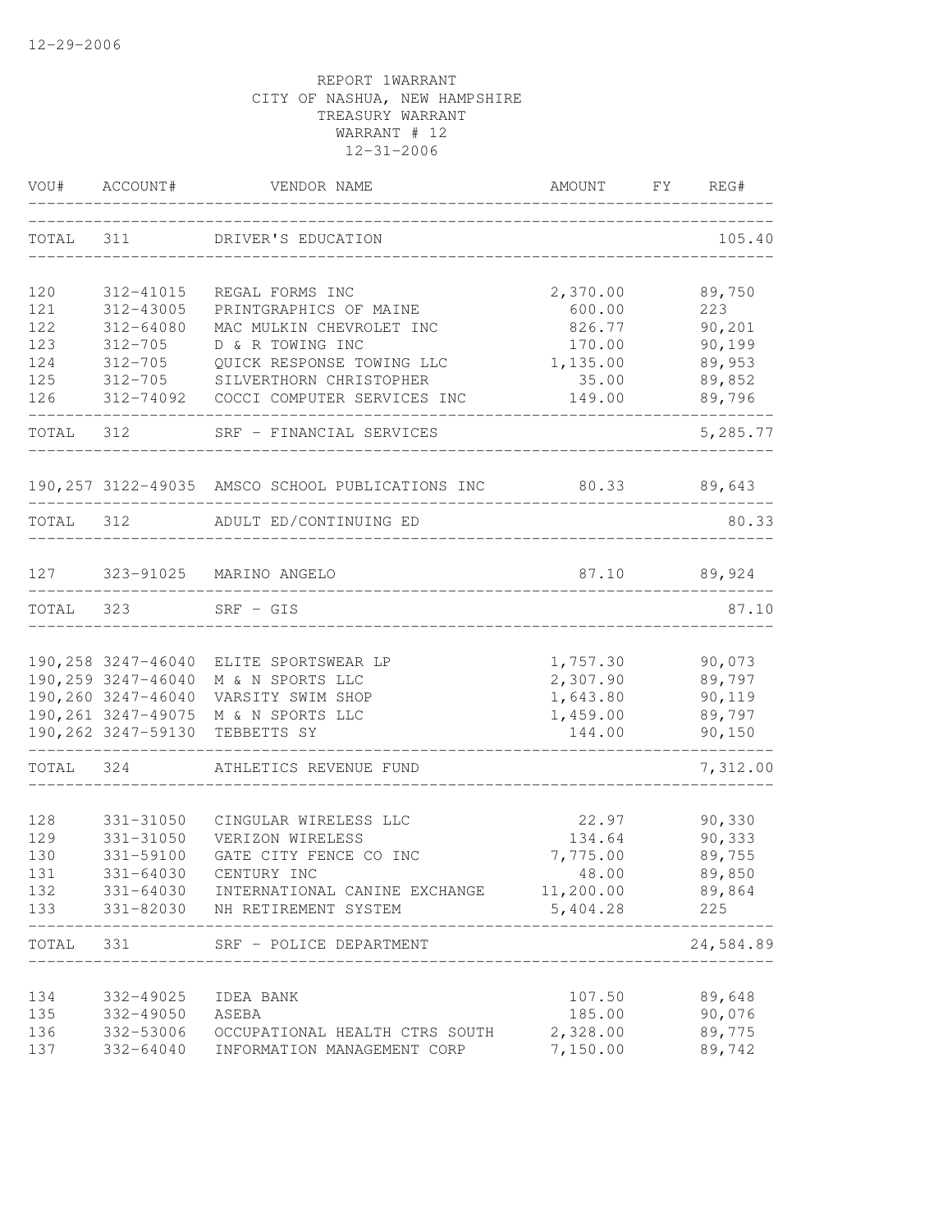12-29-2006

REPORT 1WARRANT
CITY OF NASHUA, NEW HAMPSHIRE
TREASURY WARRANT
WARRANT # 12
12-31-2006

| VOU# | ACCOUNT# | VENDOR NAME | AMOUNT | FY | REG# |
|---|---|---|---|---|---|
| TOTAL | 311 | DRIVER'S EDUCATION | | | 105.40 |
| 120 | 312-41015 | REGAL FORMS INC | 2,370.00 | | 89,750 |
| 121 | 312-43005 | PRINTGRAPHICS OF MAINE | 600.00 | | 223 |
| 122 | 312-64080 | MAC MULKIN CHEVROLET INC | 826.77 | | 90,201 |
| 123 | 312-705 | D & R TOWING INC | 170.00 | | 90,199 |
| 124 | 312-705 | QUICK RESPONSE TOWING LLC | 1,135.00 | | 89,953 |
| 125 | 312-705 | SILVERTHORN CHRISTOPHER | 35.00 | | 89,852 |
| 126 | 312-74092 | COCCI COMPUTER SERVICES INC | 149.00 | | 89,796 |
| TOTAL | 312 | SRF - FINANCIAL SERVICES | | | 5,285.77 |
| 190,257 | 3122-49035 | AMSCO SCHOOL PUBLICATIONS INC | 80.33 | | 89,643 |
| TOTAL | 312 | ADULT ED/CONTINUING ED | | | 80.33 |
| 127 | 323-91025 | MARINO ANGELO | 87.10 | | 89,924 |
| TOTAL | 323 | SRF - GIS | | | 87.10 |
| 190,258 | 3247-46040 | ELITE SPORTSWEAR LP | 1,757.30 | | 90,073 |
| 190,259 | 3247-46040 | M & N SPORTS LLC | 2,307.90 | | 89,797 |
| 190,260 | 3247-46040 | VARSITY SWIM SHOP | 1,643.80 | | 90,119 |
| 190,261 | 3247-49075 | M & N SPORTS LLC | 1,459.00 | | 89,797 |
| 190,262 | 3247-59130 | TEBBETTS SY | 144.00 | | 90,150 |
| TOTAL | 324 | ATHLETICS REVENUE FUND | | | 7,312.00 |
| 128 | 331-31050 | CINGULAR WIRELESS LLC | 22.97 | | 90,330 |
| 129 | 331-31050 | VERIZON WIRELESS | 134.64 | | 90,333 |
| 130 | 331-59100 | GATE CITY FENCE CO INC | 7,775.00 | | 89,755 |
| 131 | 331-64030 | CENTURY INC | 48.00 | | 89,850 |
| 132 | 331-64030 | INTERNATIONAL CANINE EXCHANGE | 11,200.00 | | 89,864 |
| 133 | 331-82030 | NH RETIREMENT SYSTEM | 5,404.28 | | 225 |
| TOTAL | 331 | SRF - POLICE DEPARTMENT | | | 24,584.89 |
| 134 | 332-49025 | IDEA BANK | 107.50 | | 89,648 |
| 135 | 332-49050 | ASEBA | 185.00 | | 90,076 |
| 136 | 332-53006 | OCCUPATIONAL HEALTH CTRS SOUTH | 2,328.00 | | 89,775 |
| 137 | 332-64040 | INFORMATION MANAGEMENT CORP | 7,150.00 | | 89,742 |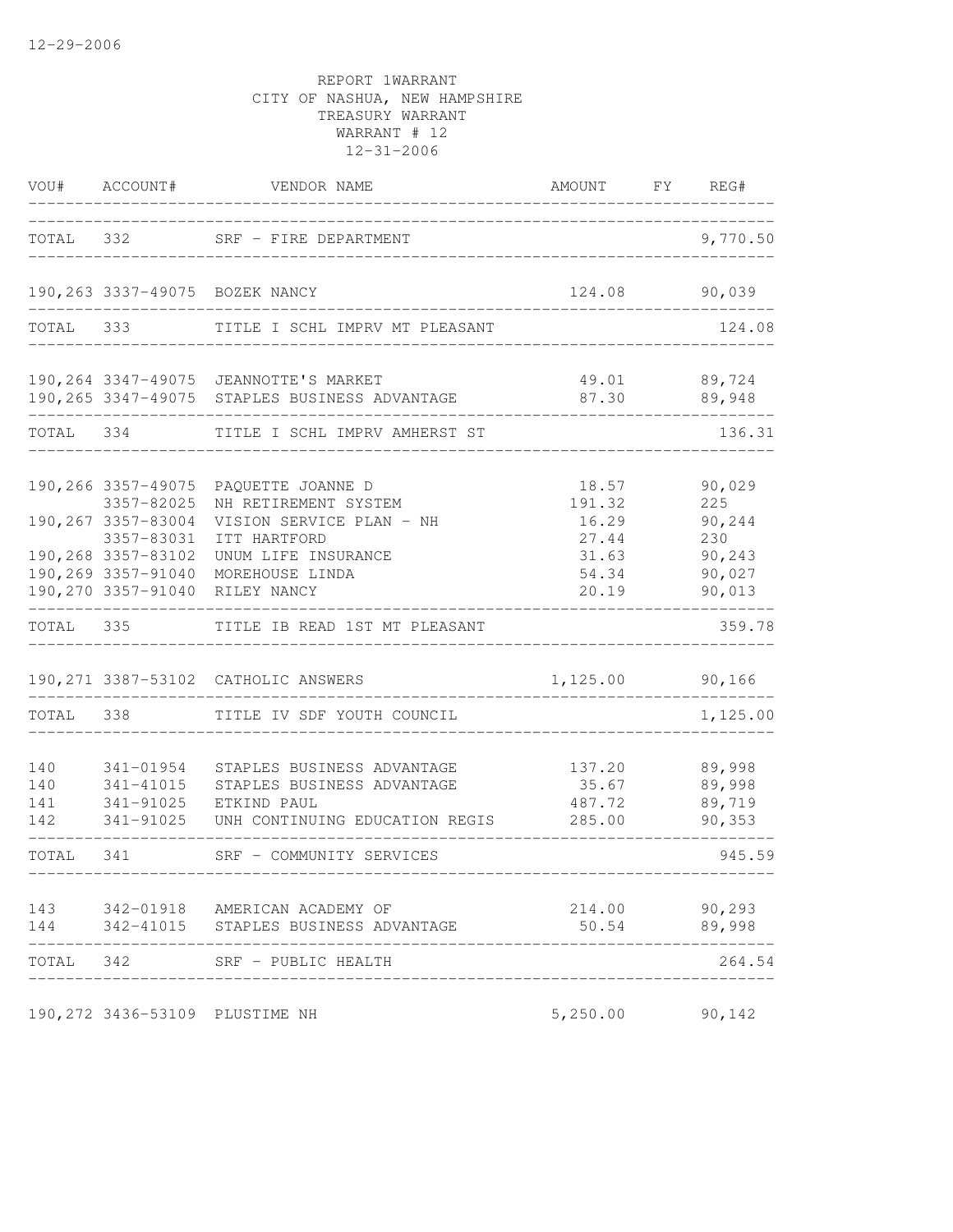12-29-2006

REPORT 1WARRANT
CITY OF NASHUA, NEW HAMPSHIRE
TREASURY WARRANT
WARRANT # 12
12-31-2006

| VOU# | ACCOUNT# | VENDOR NAME | AMOUNT | FY | REG# |
|---|---|---|---|---|---|
| TOTAL | 332 | SRF - FIRE DEPARTMENT | | | 9,770.50 |
| 190,263 | 3337-49075 | BOZEK NANCY | 124.08 | | 90,039 |
| TOTAL | 333 | TITLE I SCHL IMPRV MT PLEASANT | | | 124.08 |
| 190,264 | 3347-49075 | JEANNOTTE'S MARKET | 49.01 | | 89,724 |
| 190,265 | 3347-49075 | STAPLES BUSINESS ADVANTAGE | 87.30 | | 89,948 |
| TOTAL | 334 | TITLE I SCHL IMPRV AMHERST ST | | | 136.31 |
| 190,266 | 3357-49075 | PAQUETTE JOANNE D | 18.57 | | 90,029 |
| | 3357-82025 | NH RETIREMENT SYSTEM | 191.32 | | 225 |
| 190,267 | 3357-83004 | VISION SERVICE PLAN - NH | 16.29 | | 90,244 |
| | 3357-83031 | ITT HARTFORD | 27.44 | | 230 |
| 190,268 | 3357-83102 | UNUM LIFE INSURANCE | 31.63 | | 90,243 |
| 190,269 | 3357-91040 | MOREHOUSE LINDA | 54.34 | | 90,027 |
| 190,270 | 3357-91040 | RILEY NANCY | 20.19 | | 90,013 |
| TOTAL | 335 | TITLE IB READ 1ST MT PLEASANT | | | 359.78 |
| 190,271 | 3387-53102 | CATHOLIC ANSWERS | 1,125.00 | | 90,166 |
| TOTAL | 338 | TITLE IV SDF YOUTH COUNCIL | | | 1,125.00 |
| 140 | 341-01954 | STAPLES BUSINESS ADVANTAGE | 137.20 | | 89,998 |
| 140 | 341-41015 | STAPLES BUSINESS ADVANTAGE | 35.67 | | 89,998 |
| 141 | 341-91025 | ETKIND PAUL | 487.72 | | 89,719 |
| 142 | 341-91025 | UNH CONTINUING EDUCATION REGIS | 285.00 | | 90,353 |
| TOTAL | 341 | SRF - COMMUNITY SERVICES | | | 945.59 |
| 143 | 342-01918 | AMERICAN ACADEMY OF | 214.00 | | 90,293 |
| 144 | 342-41015 | STAPLES BUSINESS ADVANTAGE | 50.54 | | 89,998 |
| TOTAL | 342 | SRF - PUBLIC HEALTH | | | 264.54 |
| 190,272 | 3436-53109 | PLUSTIME NH | 5,250.00 | | 90,142 |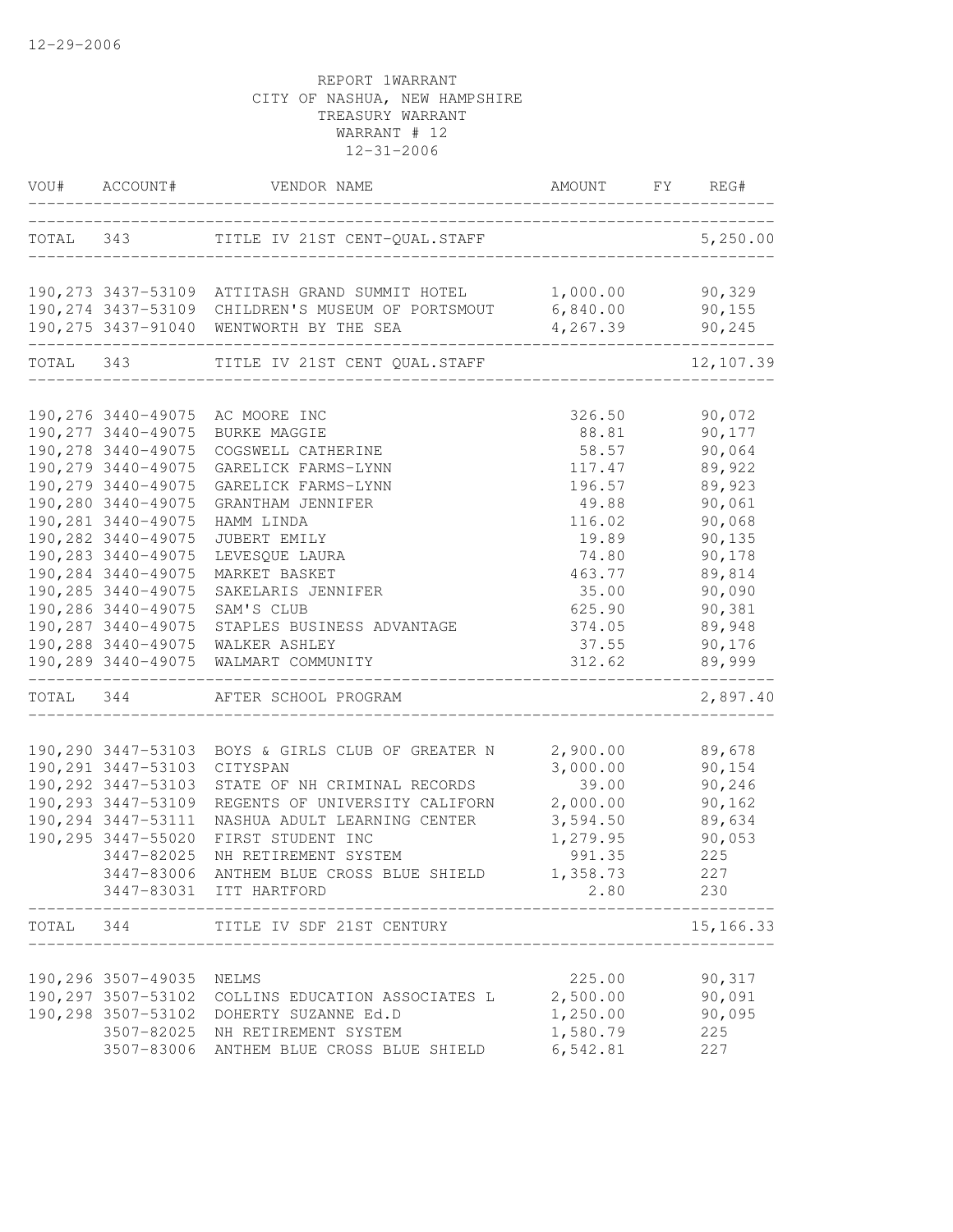12-29-2006

REPORT 1WARRANT
CITY OF NASHUA, NEW HAMPSHIRE
TREASURY WARRANT
WARRANT # 12
12-31-2006

| VOU# | ACCOUNT# | VENDOR NAME | AMOUNT | FY | REG# |
|---|---|---|---|---|---|
| TOTAL | 343 | TITLE IV 21ST CENT-QUAL.STAFF | | | 5,250.00 |
| 190,273 | 3437-53109 | ATTITASH GRAND SUMMIT HOTEL | 1,000.00 | | 90,329 |
| 190,274 | 3437-53109 | CHILDREN'S MUSEUM OF PORTSMOUT | 6,840.00 | | 90,155 |
| 190,275 | 3437-91040 | WENTWORTH BY THE SEA | 4,267.39 | | 90,245 |
| TOTAL | 343 | TITLE IV 21ST CENT QUAL.STAFF | | | 12,107.39 |
| 190,276 | 3440-49075 | AC MOORE INC | 326.50 | | 90,072 |
| 190,277 | 3440-49075 | BURKE MAGGIE | 88.81 | | 90,177 |
| 190,278 | 3440-49075 | COGSWELL CATHERINE | 58.57 | | 90,064 |
| 190,279 | 3440-49075 | GARELICK FARMS-LYNN | 117.47 | | 89,922 |
| 190,279 | 3440-49075 | GARELICK FARMS-LYNN | 196.57 | | 89,923 |
| 190,280 | 3440-49075 | GRANTHAM JENNIFER | 49.88 | | 90,061 |
| 190,281 | 3440-49075 | HAMM LINDA | 116.02 | | 90,068 |
| 190,282 | 3440-49075 | JUBERT EMILY | 19.89 | | 90,135 |
| 190,283 | 3440-49075 | LEVESQUE LAURA | 74.80 | | 90,178 |
| 190,284 | 3440-49075 | MARKET BASKET | 463.77 | | 89,814 |
| 190,285 | 3440-49075 | SAKELARIS JENNIFER | 35.00 | | 90,090 |
| 190,286 | 3440-49075 | SAM'S CLUB | 625.90 | | 90,381 |
| 190,287 | 3440-49075 | STAPLES BUSINESS ADVANTAGE | 374.05 | | 89,948 |
| 190,288 | 3440-49075 | WALKER ASHLEY | 37.55 | | 90,176 |
| 190,289 | 3440-49075 | WALMART COMMUNITY | 312.62 | | 89,999 |
| TOTAL | 344 | AFTER SCHOOL PROGRAM | | | 2,897.40 |
| 190,290 | 3447-53103 | BOYS & GIRLS CLUB OF GREATER N | 2,900.00 | | 89,678 |
| 190,291 | 3447-53103 | CITYSPAN | 3,000.00 | | 90,154 |
| 190,292 | 3447-53103 | STATE OF NH CRIMINAL RECORDS | 39.00 | | 90,246 |
| 190,293 | 3447-53109 | REGENTS OF UNIVERSITY CALIFORN | 2,000.00 | | 90,162 |
| 190,294 | 3447-53111 | NASHUA ADULT LEARNING CENTER | 3,594.50 | | 89,634 |
| 190,295 | 3447-55020 | FIRST STUDENT INC | 1,279.95 | | 90,053 |
| | 3447-82025 | NH RETIREMENT SYSTEM | 991.35 | | 225 |
| | 3447-83006 | ANTHEM BLUE CROSS BLUE SHIELD | 1,358.73 | | 227 |
| | 3447-83031 | ITT HARTFORD | 2.80 | | 230 |
| TOTAL | 344 | TITLE IV SDF 21ST CENTURY | | | 15,166.33 |
| 190,296 | 3507-49035 | NELMS | 225.00 | | 90,317 |
| 190,297 | 3507-53102 | COLLINS EDUCATION ASSOCIATES L | 2,500.00 | | 90,091 |
| 190,298 | 3507-53102 | DOHERTY SUZANNE Ed.D | 1,250.00 | | 90,095 |
| | 3507-82025 | NH RETIREMENT SYSTEM | 1,580.79 | | 225 |
| | 3507-83006 | ANTHEM BLUE CROSS BLUE SHIELD | 6,542.81 | | 227 |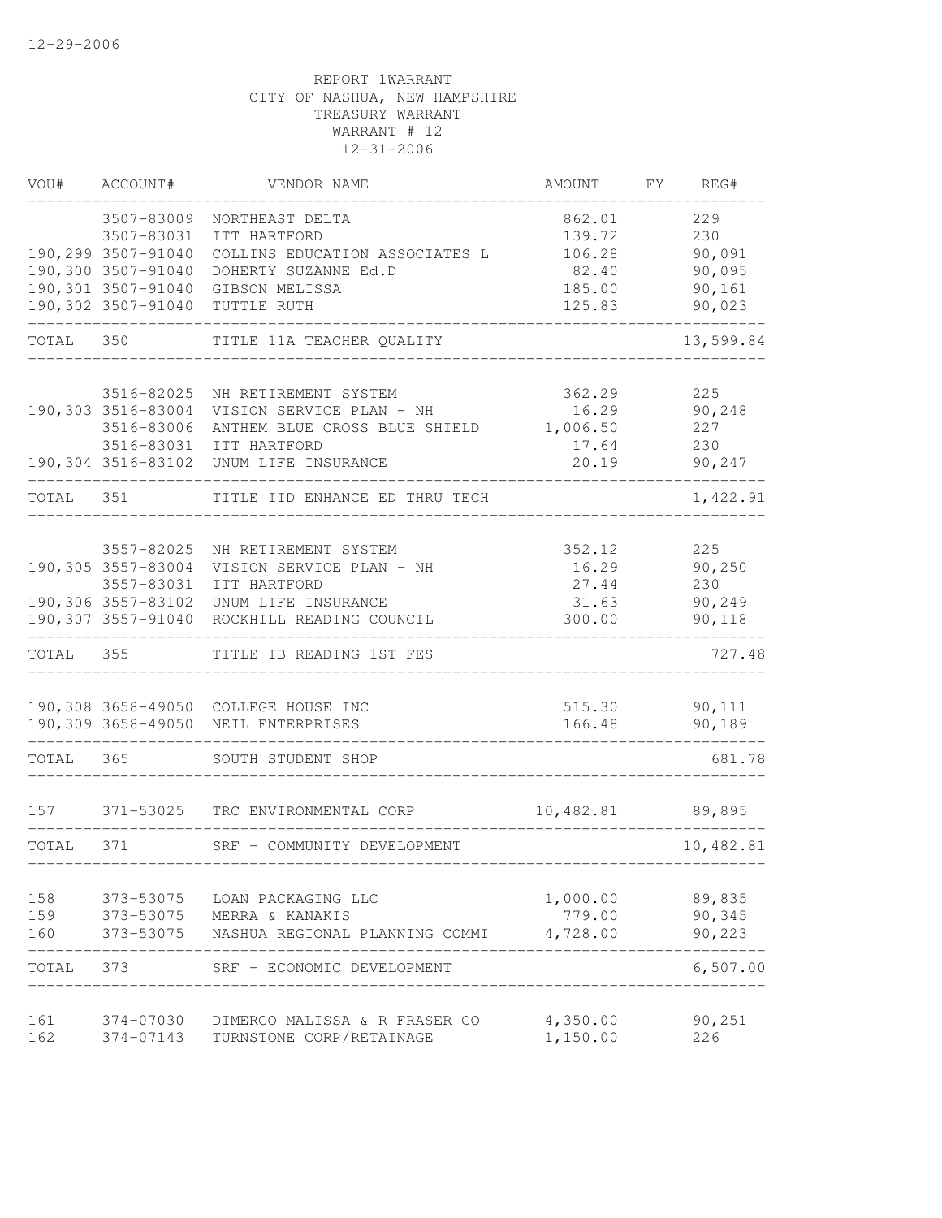12-29-2006

REPORT 1WARRANT
CITY OF NASHUA, NEW HAMPSHIRE
TREASURY WARRANT
WARRANT # 12
12-31-2006

| VOU# | ACCOUNT# | VENDOR NAME | AMOUNT | FY | REG# |
|---|---|---|---|---|---|
| | 3507-83009 | NORTHEAST DELTA | 862.01 | | 229 |
| | 3507-83031 | ITT HARTFORD | 139.72 | | 230 |
| 190,299 | 3507-91040 | COLLINS EDUCATION ASSOCIATES L | 106.28 | | 90,091 |
| 190,300 | 3507-91040 | DOHERTY SUZANNE Ed.D | 82.40 | | 90,095 |
| 190,301 | 3507-91040 | GIBSON MELISSA | 185.00 | | 90,161 |
| 190,302 | 3507-91040 | TUTTLE RUTH | 125.83 | | 90,023 |
| TOTAL | 350 | TITLE 11A TEACHER QUALITY | | | 13,599.84 |
| | 3516-82025 | NH RETIREMENT SYSTEM | 362.29 | | 225 |
| 190,303 | 3516-83004 | VISION SERVICE PLAN - NH | 16.29 | | 90,248 |
| | 3516-83006 | ANTHEM BLUE CROSS BLUE SHIELD | 1,006.50 | | 227 |
| | 3516-83031 | ITT HARTFORD | 17.64 | | 230 |
| 190,304 | 3516-83102 | UNUM LIFE INSURANCE | 20.19 | | 90,247 |
| TOTAL | 351 | TITLE IID ENHANCE ED THRU TECH | | | 1,422.91 |
| | 3557-82025 | NH RETIREMENT SYSTEM | 352.12 | | 225 |
| 190,305 | 3557-83004 | VISION SERVICE PLAN - NH | 16.29 | | 90,250 |
| | 3557-83031 | ITT HARTFORD | 27.44 | | 230 |
| 190,306 | 3557-83102 | UNUM LIFE INSURANCE | 31.63 | | 90,249 |
| 190,307 | 3557-91040 | ROCKHILL READING COUNCIL | 300.00 | | 90,118 |
| TOTAL | 355 | TITLE IB READING 1ST FES | | | 727.48 |
| 190,308 | 3658-49050 | COLLEGE HOUSE INC | 515.30 | | 90,111 |
| 190,309 | 3658-49050 | NEIL ENTERPRISES | 166.48 | | 90,189 |
| TOTAL | 365 | SOUTH STUDENT SHOP | | | 681.78 |
| 157 | 371-53025 | TRC ENVIRONMENTAL CORP | 10,482.81 | | 89,895 |
| TOTAL | 371 | SRF - COMMUNITY DEVELOPMENT | | | 10,482.81 |
| 158 | 373-53075 | LOAN PACKAGING LLC | 1,000.00 | | 89,835 |
| 159 | 373-53075 | MERRA & KANAKIS | 779.00 | | 90,345 |
| 160 | 373-53075 | NASHUA REGIONAL PLANNING COMMI | 4,728.00 | | 90,223 |
| TOTAL | 373 | SRF - ECONOMIC DEVELOPMENT | | | 6,507.00 |
| 161 | 374-07030 | DIMERCO MALISSA & R FRASER CO | 4,350.00 | | 90,251 |
| 162 | 374-07143 | TURNSTONE CORP/RETAINAGE | 1,150.00 | | 226 |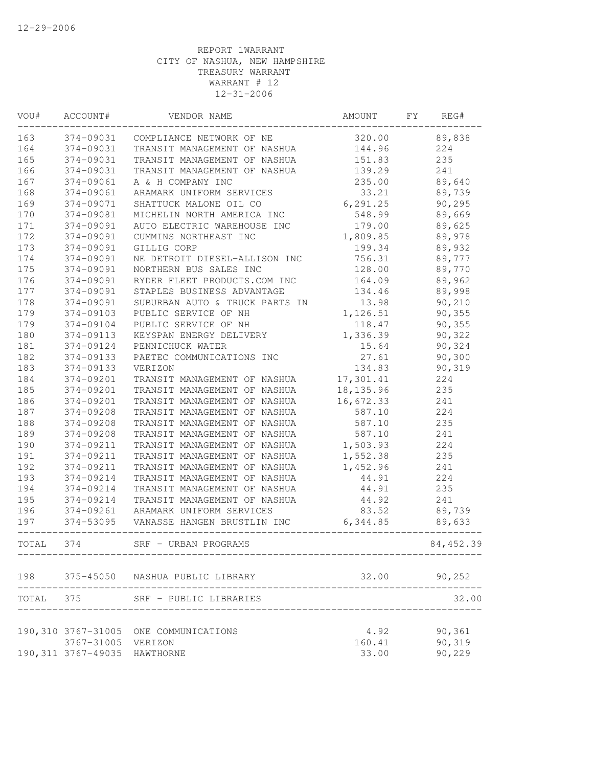12-29-2006

REPORT 1WARRANT
CITY OF NASHUA, NEW HAMPSHIRE
TREASURY WARRANT
WARRANT # 12
12-31-2006

| VOU# | ACCOUNT# | VENDOR NAME | AMOUNT | FY | REG# |
|---|---|---|---|---|---|
| 163 | 374-09031 | COMPLIANCE NETWORK OF NE | 320.00 | | 89,838 |
| 164 | 374-09031 | TRANSIT MANAGEMENT OF NASHUA | 144.96 | | 224 |
| 165 | 374-09031 | TRANSIT MANAGEMENT OF NASHUA | 151.83 | | 235 |
| 166 | 374-09031 | TRANSIT MANAGEMENT OF NASHUA | 139.29 | | 241 |
| 167 | 374-09061 | A & H COMPANY INC | 235.00 | | 89,640 |
| 168 | 374-09061 | ARAMARK UNIFORM SERVICES | 33.21 | | 89,739 |
| 169 | 374-09071 | SHATTUCK MALONE OIL CO | 6,291.25 | | 90,295 |
| 170 | 374-09081 | MICHELIN NORTH AMERICA INC | 548.99 | | 89,669 |
| 171 | 374-09091 | AUTO ELECTRIC WAREHOUSE INC | 179.00 | | 89,625 |
| 172 | 374-09091 | CUMMINS NORTHEAST INC | 1,809.85 | | 89,978 |
| 173 | 374-09091 | GILLIG CORP | 199.34 | | 89,932 |
| 174 | 374-09091 | NE DETROIT DIESEL-ALLISON INC | 756.31 | | 89,777 |
| 175 | 374-09091 | NORTHERN BUS SALES INC | 128.00 | | 89,770 |
| 176 | 374-09091 | RYDER FLEET PRODUCTS.COM INC | 164.09 | | 89,962 |
| 177 | 374-09091 | STAPLES BUSINESS ADVANTAGE | 134.46 | | 89,998 |
| 178 | 374-09091 | SUBURBAN AUTO & TRUCK PARTS IN | 13.98 | | 90,210 |
| 179 | 374-09103 | PUBLIC SERVICE OF NH | 1,126.51 | | 90,355 |
| 179 | 374-09104 | PUBLIC SERVICE OF NH | 118.47 | | 90,355 |
| 180 | 374-09113 | KEYSPAN ENERGY DELIVERY | 1,336.39 | | 90,322 |
| 181 | 374-09124 | PENNICHUCK WATER | 15.64 | | 90,324 |
| 182 | 374-09133 | PAETEC COMMUNICATIONS INC | 27.61 | | 90,300 |
| 183 | 374-09133 | VERIZON | 134.83 | | 90,319 |
| 184 | 374-09201 | TRANSIT MANAGEMENT OF NASHUA | 17,301.41 | | 224 |
| 185 | 374-09201 | TRANSIT MANAGEMENT OF NASHUA | 18,135.96 | | 235 |
| 186 | 374-09201 | TRANSIT MANAGEMENT OF NASHUA | 16,672.33 | | 241 |
| 187 | 374-09208 | TRANSIT MANAGEMENT OF NASHUA | 587.10 | | 224 |
| 188 | 374-09208 | TRANSIT MANAGEMENT OF NASHUA | 587.10 | | 235 |
| 189 | 374-09208 | TRANSIT MANAGEMENT OF NASHUA | 587.10 | | 241 |
| 190 | 374-09211 | TRANSIT MANAGEMENT OF NASHUA | 1,503.93 | | 224 |
| 191 | 374-09211 | TRANSIT MANAGEMENT OF NASHUA | 1,552.38 | | 235 |
| 192 | 374-09211 | TRANSIT MANAGEMENT OF NASHUA | 1,452.96 | | 241 |
| 193 | 374-09214 | TRANSIT MANAGEMENT OF NASHUA | 44.91 | | 224 |
| 194 | 374-09214 | TRANSIT MANAGEMENT OF NASHUA | 44.91 | | 235 |
| 195 | 374-09214 | TRANSIT MANAGEMENT OF NASHUA | 44.92 | | 241 |
| 196 | 374-09261 | ARAMARK UNIFORM SERVICES | 83.52 | | 89,739 |
| 197 | 374-53095 | VANASSE HANGEN BRUSTLIN INC | 6,344.85 | | 89,633 |
| TOTAL | 374 | SRF - URBAN PROGRAMS | | | 84,452.39 |
| 198 | 375-45050 | NASHUA PUBLIC LIBRARY | 32.00 | | 90,252 |
| TOTAL | 375 | SRF - PUBLIC LIBRARIES | | | 32.00 |
| 190,310 | 3767-31005 | ONE COMMUNICATIONS | 4.92 | | 90,361 |
| | 3767-31005 | VERIZON | 160.41 | | 90,319 |
| 190,311 | 3767-49035 | HAWTHORNE | 33.00 | | 90,229 |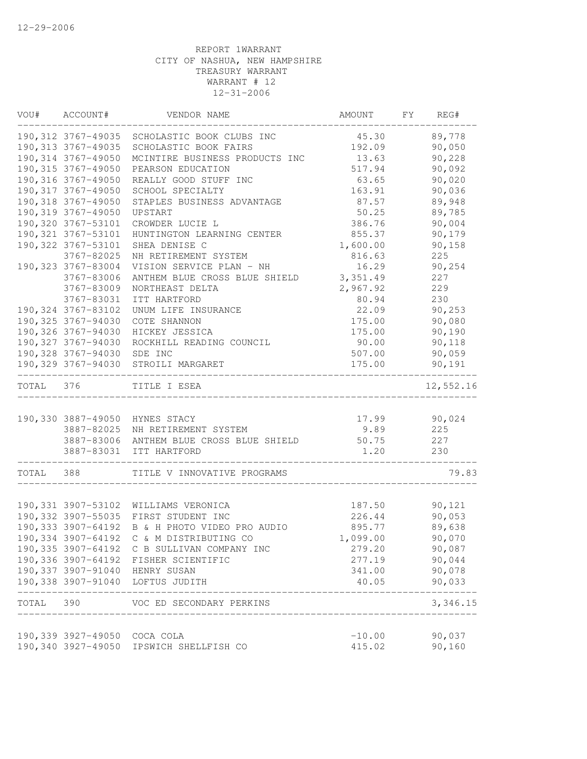12-29-2006

REPORT 1WARRANT
CITY OF NASHUA, NEW HAMPSHIRE
TREASURY WARRANT
WARRANT # 12
12-31-2006

| VOU# | ACCOUNT# | VENDOR NAME | AMOUNT | FY | REG# |
|---|---|---|---|---|---|
| 190,312 | 3767-49035 | SCHOLASTIC BOOK CLUBS INC | 45.30 | | 89,778 |
| 190,313 | 3767-49035 | SCHOLASTIC BOOK FAIRS | 192.09 | | 90,050 |
| 190,314 | 3767-49050 | MCINTIRE BUSINESS PRODUCTS INC | 13.63 | | 90,228 |
| 190,315 | 3767-49050 | PEARSON EDUCATION | 517.94 | | 90,092 |
| 190,316 | 3767-49050 | REALLY GOOD STUFF INC | 63.65 | | 90,020 |
| 190,317 | 3767-49050 | SCHOOL SPECIALTY | 163.91 | | 90,036 |
| 190,318 | 3767-49050 | STAPLES BUSINESS ADVANTAGE | 87.57 | | 89,948 |
| 190,319 | 3767-49050 | UPSTART | 50.25 | | 89,785 |
| 190,320 | 3767-53101 | CROWDER LUCIE L | 386.76 | | 90,004 |
| 190,321 | 3767-53101 | HUNTINGTON LEARNING CENTER | 855.37 | | 90,179 |
| 190,322 | 3767-53101 | SHEA DENISE C | 1,600.00 | | 90,158 |
| | 3767-82025 | NH RETIREMENT SYSTEM | 816.63 | | 225 |
| 190,323 | 3767-83004 | VISION SERVICE PLAN - NH | 16.29 | | 90,254 |
| | 3767-83006 | ANTHEM BLUE CROSS BLUE SHIELD | 3,351.49 | | 227 |
| | 3767-83009 | NORTHEAST DELTA | 2,967.92 | | 229 |
| | 3767-83031 | ITT HARTFORD | 80.94 | | 230 |
| 190,324 | 3767-83102 | UNUM LIFE INSURANCE | 22.09 | | 90,253 |
| 190,325 | 3767-94030 | COTE SHANNON | 175.00 | | 90,080 |
| 190,326 | 3767-94030 | HICKEY JESSICA | 175.00 | | 90,190 |
| 190,327 | 3767-94030 | ROCKHILL READING COUNCIL | 90.00 | | 90,118 |
| 190,328 | 3767-94030 | SDE INC | 507.00 | | 90,059 |
| 190,329 | 3767-94030 | STROILI MARGARET | 175.00 | | 90,191 |
| TOTAL | 376 | TITLE I ESEA | | | 12,552.16 |
| 190,330 | 3887-49050 | HYNES STACY | 17.99 | | 90,024 |
| | 3887-82025 | NH RETIREMENT SYSTEM | 9.89 | | 225 |
| | 3887-83006 | ANTHEM BLUE CROSS BLUE SHIELD | 50.75 | | 227 |
| | 3887-83031 | ITT HARTFORD | 1.20 | | 230 |
| TOTAL | 388 | TITLE V INNOVATIVE PROGRAMS | | | 79.83 |
| 190,331 | 3907-53102 | WILLIAMS VERONICA | 187.50 | | 90,121 |
| 190,332 | 3907-55035 | FIRST STUDENT INC | 226.44 | | 90,053 |
| 190,333 | 3907-64192 | B & H PHOTO VIDEO PRO AUDIO | 895.77 | | 89,638 |
| 190,334 | 3907-64192 | C & M DISTRIBUTING CO | 1,099.00 | | 90,070 |
| 190,335 | 3907-64192 | C B SULLIVAN COMPANY INC | 279.20 | | 90,087 |
| 190,336 | 3907-64192 | FISHER SCIENTIFIC | 277.19 | | 90,044 |
| 190,337 | 3907-91040 | HENRY SUSAN | 341.00 | | 90,078 |
| 190,338 | 3907-91040 | LOFTUS JUDITH | 40.05 | | 90,033 |
| TOTAL | 390 | VOC ED SECONDARY PERKINS | | | 3,346.15 |
| 190,339 | 3927-49050 | COCA COLA | -10.00 | | 90,037 |
| 190,340 | 3927-49050 | IPSWICH SHELLFISH CO | 415.02 | | 90,160 |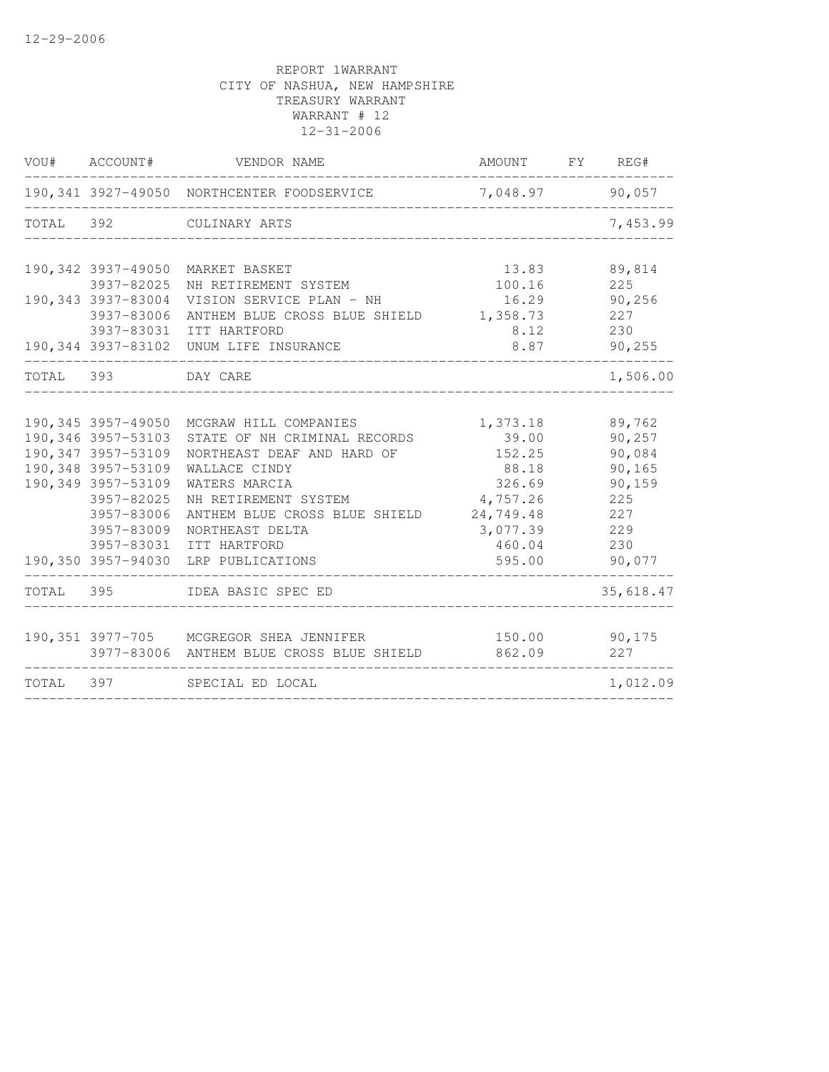12-29-2006

REPORT 1WARRANT
CITY OF NASHUA, NEW HAMPSHIRE
TREASURY WARRANT
WARRANT # 12
12-31-2006

| VOU# | ACCOUNT# | VENDOR NAME | AMOUNT | FY | REG# |
|---|---|---|---|---|---|
| 190,341 | 3927-49050 | NORTHCENTER FOODSERVICE | 7,048.97 | | 90,057 |
| TOTAL | 392 | CULINARY ARTS | | | 7,453.99 |
| 190,342 | 3937-49050 | MARKET BASKET | 13.83 | | 89,814 |
| | 3937-82025 | NH RETIREMENT SYSTEM | 100.16 | | 225 |
| 190,343 | 3937-83004 | VISION SERVICE PLAN - NH | 16.29 | | 90,256 |
| | 3937-83006 | ANTHEM BLUE CROSS BLUE SHIELD | 1,358.73 | | 227 |
| | 3937-83031 | ITT HARTFORD | 8.12 | | 230 |
| 190,344 | 3937-83102 | UNUM LIFE INSURANCE | 8.87 | | 90,255 |
| TOTAL | 393 | DAY CARE | | | 1,506.00 |
| 190,345 | 3957-49050 | MCGRAW HILL COMPANIES | 1,373.18 | | 89,762 |
| 190,346 | 3957-53103 | STATE OF NH CRIMINAL RECORDS | 39.00 | | 90,257 |
| 190,347 | 3957-53109 | NORTHEAST DEAF AND HARD OF | 152.25 | | 90,084 |
| 190,348 | 3957-53109 | WALLACE CINDY | 88.18 | | 90,165 |
| 190,349 | 3957-53109 | WATERS MARCIA | 326.69 | | 90,159 |
| | 3957-82025 | NH RETIREMENT SYSTEM | 4,757.26 | | 225 |
| | 3957-83006 | ANTHEM BLUE CROSS BLUE SHIELD | 24,749.48 | | 227 |
| | 3957-83009 | NORTHEAST DELTA | 3,077.39 | | 229 |
| | 3957-83031 | ITT HARTFORD | 460.04 | | 230 |
| 190,350 | 3957-94030 | LRP PUBLICATIONS | 595.00 | | 90,077 |
| TOTAL | 395 | IDEA BASIC SPEC ED | | | 35,618.47 |
| 190,351 | 3977-705 | MCGREGOR SHEA JENNIFER | 150.00 | | 90,175 |
| | 3977-83006 | ANTHEM BLUE CROSS BLUE SHIELD | 862.09 | | 227 |
| TOTAL | 397 | SPECIAL ED LOCAL | | | 1,012.09 |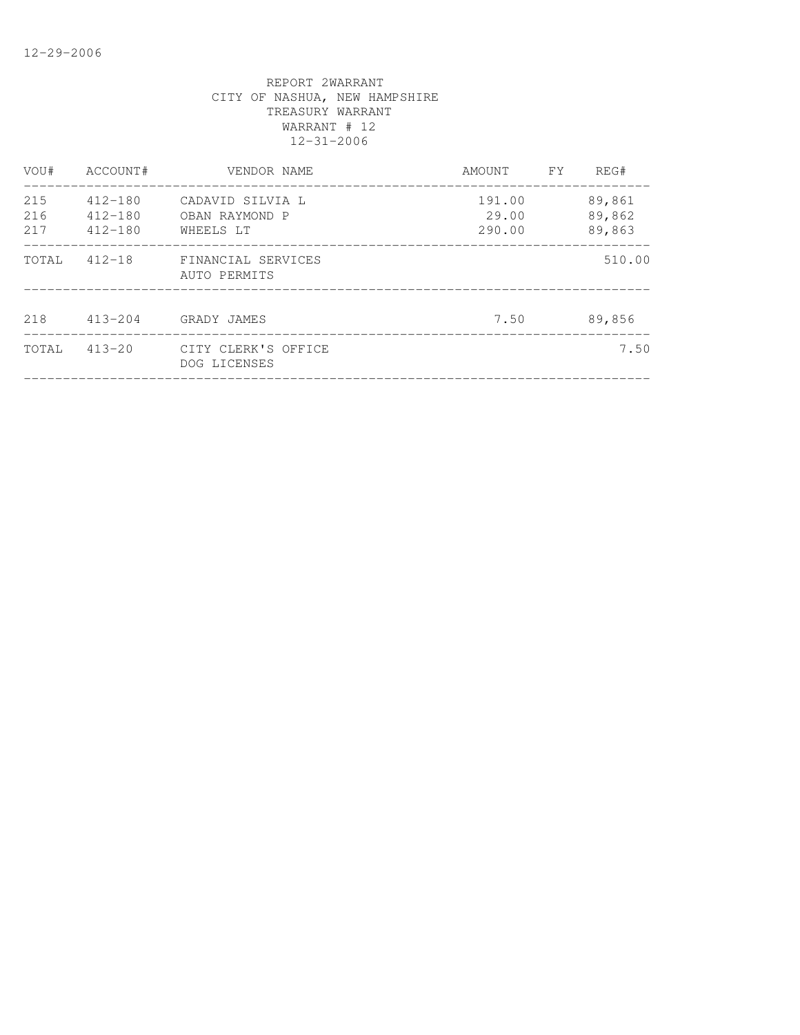12-29-2006

REPORT 2WARRANT
CITY OF NASHUA, NEW HAMPSHIRE
TREASURY WARRANT
WARRANT # 12
12-31-2006

| VOU# | ACCOUNT# | VENDOR NAME | AMOUNT | FY | REG# |
|---|---|---|---|---|---|
| 215 | 412-180 | CADAVID SILVIA L | 191.00 | | 89,861 |
| 216 | 412-180 | OBAN RAYMOND P | 29.00 | | 89,862 |
| 217 | 412-180 | WHEELS LT | 290.00 | | 89,863 |
| TOTAL | 412-18 | FINANCIAL SERVICES AUTO PERMITS | | | 510.00 |
| 218 | 413-204 | GRADY JAMES | 7.50 | | 89,856 |
| TOTAL | 413-20 | CITY CLERK'S OFFICE DOG LICENSES | | | 7.50 |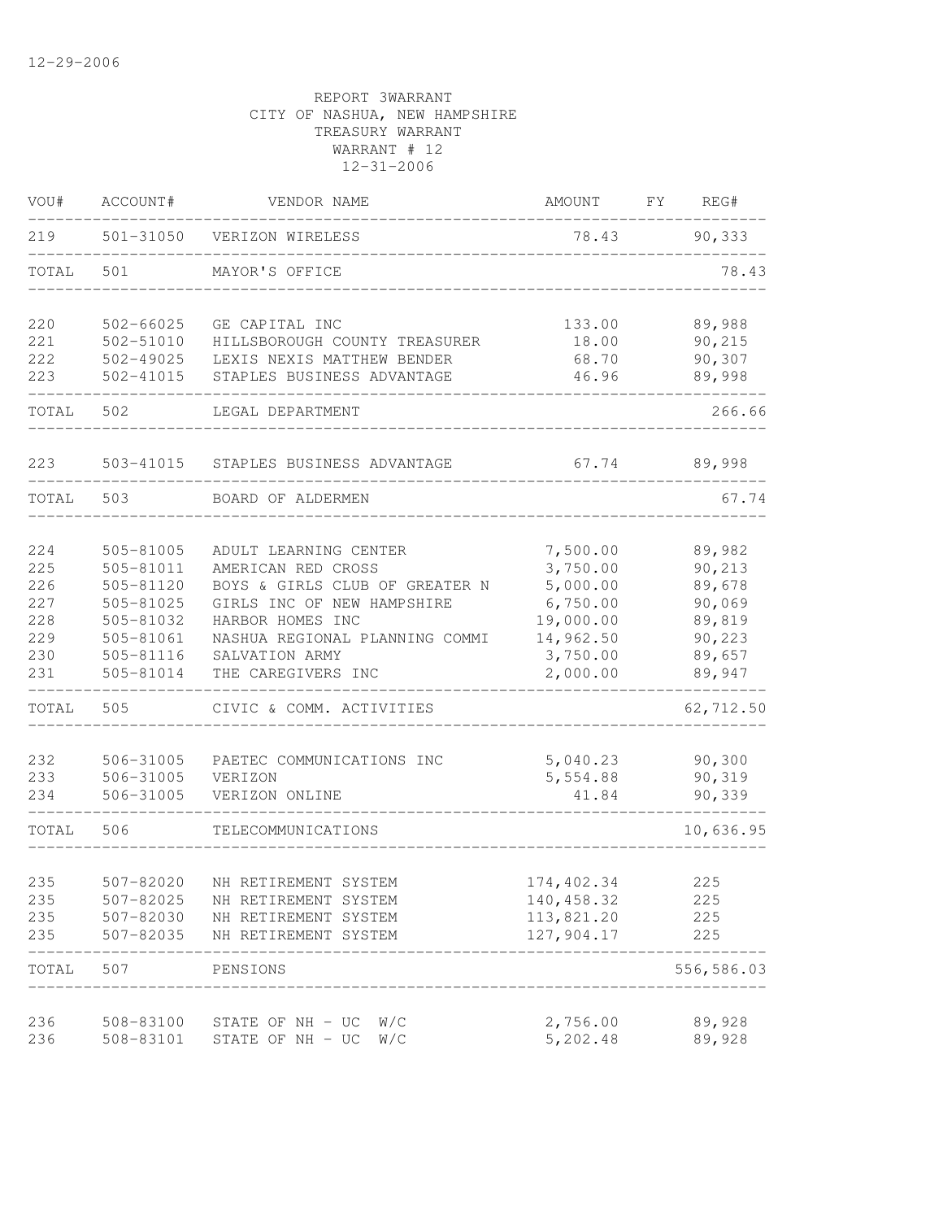12-29-2006

REPORT 3WARRANT
CITY OF NASHUA, NEW HAMPSHIRE
TREASURY WARRANT
WARRANT # 12
12-31-2006

| VOU# | ACCOUNT# | VENDOR NAME | AMOUNT | FY | REG# |
|---|---|---|---|---|---|
| 219 | 501-31050 | VERIZON WIRELESS | 78.43 | | 90,333 |
| TOTAL | 501 | MAYOR'S OFFICE | | | 78.43 |
| 220 | 502-66025 | GE CAPITAL INC | 133.00 | | 89,988 |
| 221 | 502-51010 | HILLSBOROUGH COUNTY TREASURER | 18.00 | | 90,215 |
| 222 | 502-49025 | LEXIS NEXIS MATTHEW BENDER | 68.70 | | 90,307 |
| 223 | 502-41015 | STAPLES BUSINESS ADVANTAGE | 46.96 | | 89,998 |
| TOTAL | 502 | LEGAL DEPARTMENT | | | 266.66 |
| 223 | 503-41015 | STAPLES BUSINESS ADVANTAGE | 67.74 | | 89,998 |
| TOTAL | 503 | BOARD OF ALDERMEN | | | 67.74 |
| 224 | 505-81005 | ADULT LEARNING CENTER | 7,500.00 | | 89,982 |
| 225 | 505-81011 | AMERICAN RED CROSS | 3,750.00 | | 90,213 |
| 226 | 505-81120 | BOYS & GIRLS CLUB OF GREATER N | 5,000.00 | | 89,678 |
| 227 | 505-81025 | GIRLS INC OF NEW HAMPSHIRE | 6,750.00 | | 90,069 |
| 228 | 505-81032 | HARBOR HOMES INC | 19,000.00 | | 89,819 |
| 229 | 505-81061 | NASHUA REGIONAL PLANNING COMMI | 14,962.50 | | 90,223 |
| 230 | 505-81116 | SALVATION ARMY | 3,750.00 | | 89,657 |
| 231 | 505-81014 | THE CAREGIVERS INC | 2,000.00 | | 89,947 |
| TOTAL | 505 | CIVIC & COMM. ACTIVITIES | | | 62,712.50 |
| 232 | 506-31005 | PAETEC COMMUNICATIONS INC | 5,040.23 | | 90,300 |
| 233 | 506-31005 | VERIZON | 5,554.88 | | 90,319 |
| 234 | 506-31005 | VERIZON ONLINE | 41.84 | | 90,339 |
| TOTAL | 506 | TELECOMMUNICATIONS | | | 10,636.95 |
| 235 | 507-82020 | NH RETIREMENT SYSTEM | 174,402.34 | | 225 |
| 235 | 507-82025 | NH RETIREMENT SYSTEM | 140,458.32 | | 225 |
| 235 | 507-82030 | NH RETIREMENT SYSTEM | 113,821.20 | | 225 |
| 235 | 507-82035 | NH RETIREMENT SYSTEM | 127,904.17 | | 225 |
| TOTAL | 507 | PENSIONS | | | 556,586.03 |
| 236 | 508-83100 | STATE OF NH - UC W/C | 2,756.00 | | 89,928 |
| 236 | 508-83101 | STATE OF NH - UC W/C | 5,202.48 | | 89,928 |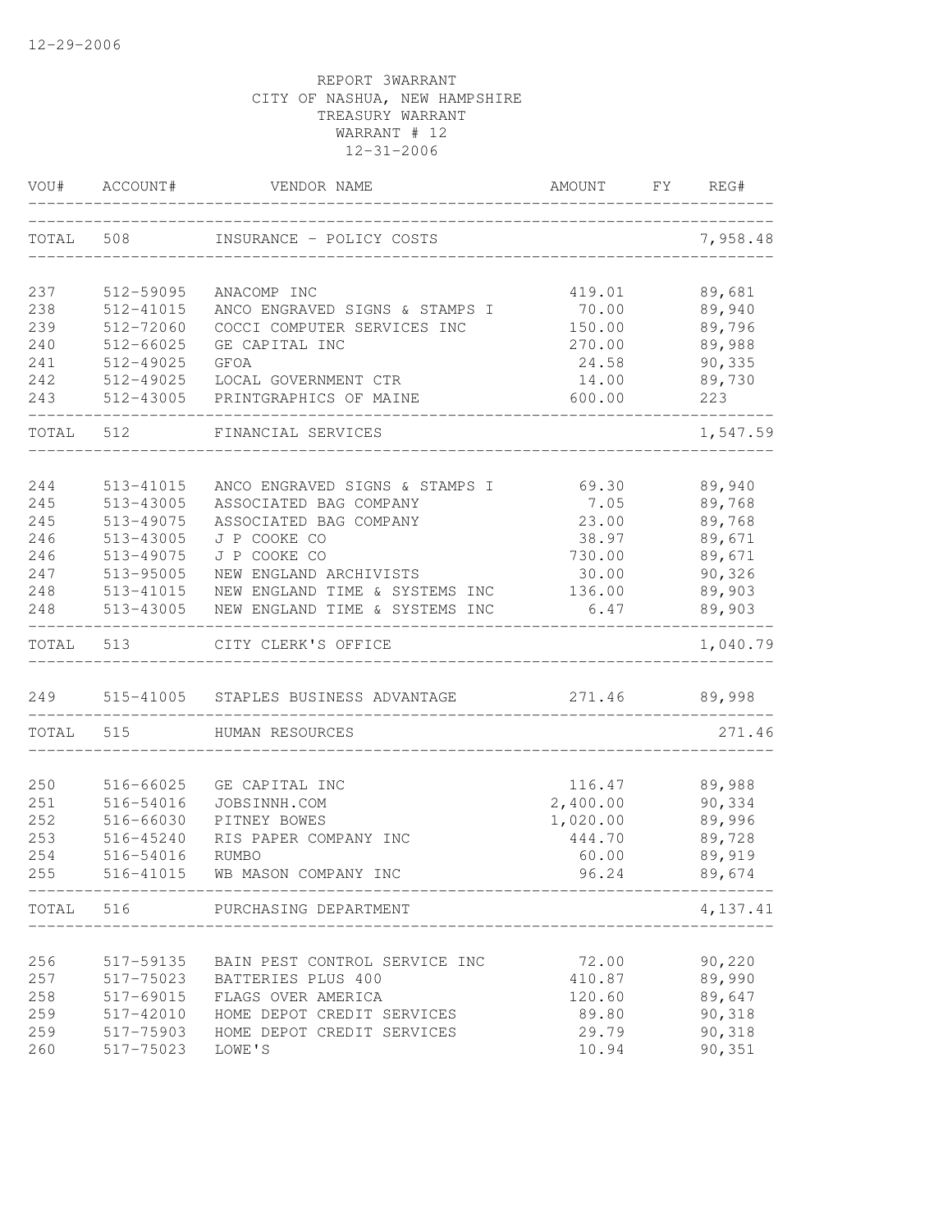12-29-2006

REPORT 3WARRANT
CITY OF NASHUA, NEW HAMPSHIRE
TREASURY WARRANT
WARRANT # 12
12-31-2006

| VOU# | ACCOUNT# | VENDOR NAME | AMOUNT | FY | REG# |
|---|---|---|---|---|---|
| TOTAL | 508 | INSURANCE - POLICY COSTS | | | 7,958.48 |
| 237 | 512-59095 | ANACOMP INC | 419.01 | | 89,681 |
| 238 | 512-41015 | ANCO ENGRAVED SIGNS & STAMPS I | 70.00 | | 89,940 |
| 239 | 512-72060 | COCCI COMPUTER SERVICES INC | 150.00 | | 89,796 |
| 240 | 512-66025 | GE CAPITAL INC | 270.00 | | 89,988 |
| 241 | 512-49025 | GFOA | 24.58 | | 90,335 |
| 242 | 512-49025 | LOCAL GOVERNMENT CTR | 14.00 | | 89,730 |
| 243 | 512-43005 | PRINTGRAPHICS OF MAINE | 600.00 | | 223 |
| TOTAL | 512 | FINANCIAL SERVICES | | | 1,547.59 |
| 244 | 513-41015 | ANCO ENGRAVED SIGNS & STAMPS I | 69.30 | | 89,940 |
| 245 | 513-43005 | ASSOCIATED BAG COMPANY | 7.05 | | 89,768 |
| 245 | 513-49075 | ASSOCIATED BAG COMPANY | 23.00 | | 89,768 |
| 246 | 513-43005 | J P COOKE CO | 38.97 | | 89,671 |
| 246 | 513-49075 | J P COOKE CO | 730.00 | | 89,671 |
| 247 | 513-95005 | NEW ENGLAND ARCHIVISTS | 30.00 | | 90,326 |
| 248 | 513-41015 | NEW ENGLAND TIME & SYSTEMS INC | 136.00 | | 89,903 |
| 248 | 513-43005 | NEW ENGLAND TIME & SYSTEMS INC | 6.47 | | 89,903 |
| TOTAL | 513 | CITY CLERK'S OFFICE | | | 1,040.79 |
| 249 | 515-41005 | STAPLES BUSINESS ADVANTAGE | 271.46 | | 89,998 |
| TOTAL | 515 | HUMAN RESOURCES | | | 271.46 |
| 250 | 516-66025 | GE CAPITAL INC | 116.47 | | 89,988 |
| 251 | 516-54016 | JOBSINNH.COM | 2,400.00 | | 90,334 |
| 252 | 516-66030 | PITNEY BOWES | 1,020.00 | | 89,996 |
| 253 | 516-45240 | RIS PAPER COMPANY INC | 444.70 | | 89,728 |
| 254 | 516-54016 | RUMBO | 60.00 | | 89,919 |
| 255 | 516-41015 | WB MASON COMPANY INC | 96.24 | | 89,674 |
| TOTAL | 516 | PURCHASING DEPARTMENT | | | 4,137.41 |
| 256 | 517-59135 | BAIN PEST CONTROL SERVICE INC | 72.00 | | 90,220 |
| 257 | 517-75023 | BATTERIES PLUS 400 | 410.87 | | 89,990 |
| 258 | 517-69015 | FLAGS OVER AMERICA | 120.60 | | 89,647 |
| 259 | 517-42010 | HOME DEPOT CREDIT SERVICES | 89.80 | | 90,318 |
| 259 | 517-75903 | HOME DEPOT CREDIT SERVICES | 29.79 | | 90,318 |
| 260 | 517-75023 | LOWE'S | 10.94 | | 90,351 |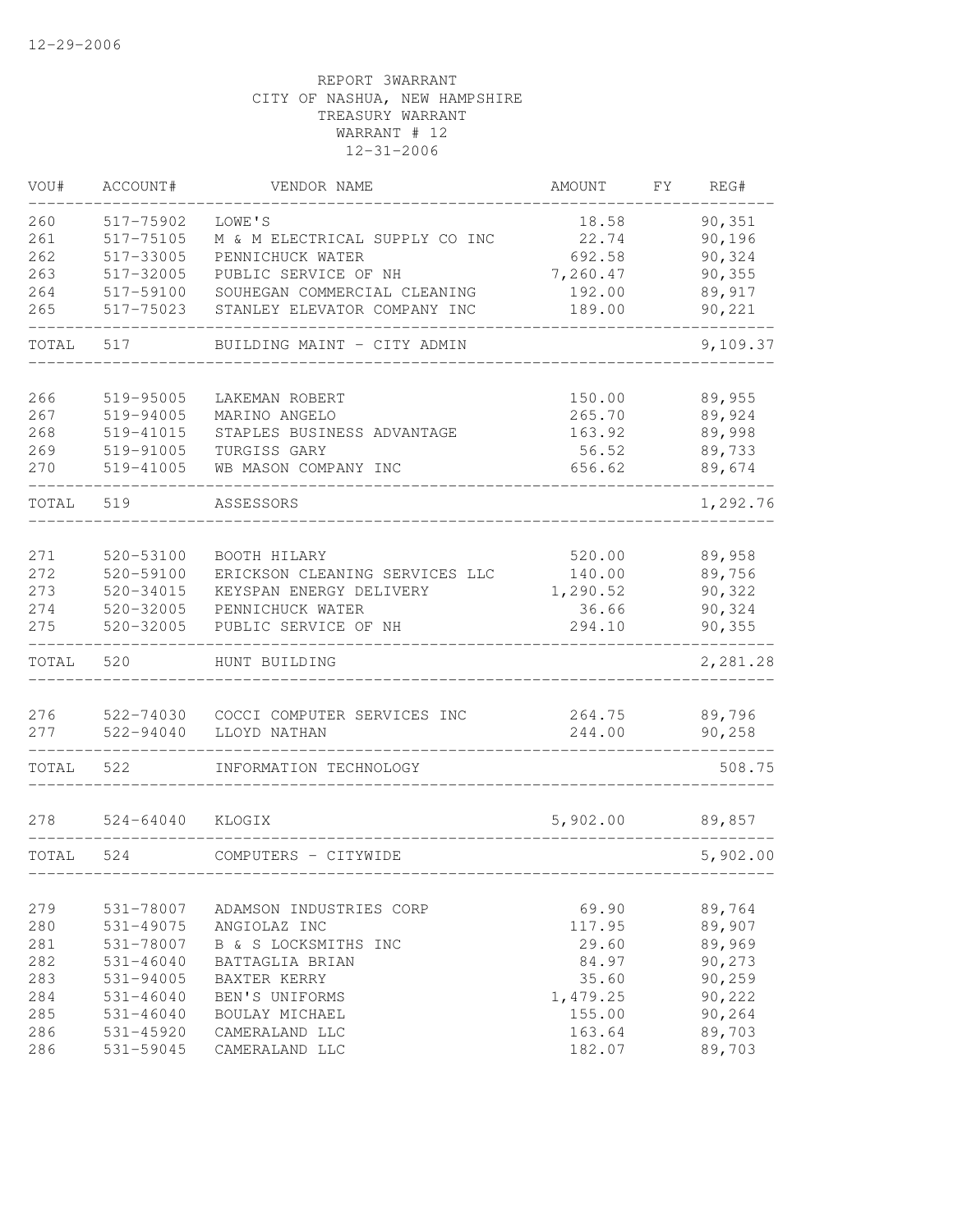12-29-2006

REPORT 3WARRANT
CITY OF NASHUA, NEW HAMPSHIRE
TREASURY WARRANT
WARRANT # 12
12-31-2006

| VOU# | ACCOUNT# | VENDOR NAME | AMOUNT | FY | REG# |
|---|---|---|---|---|---|
| 260 | 517-75902 | LOWE'S | 18.58 | | 90,351 |
| 261 | 517-75105 | M & M ELECTRICAL SUPPLY CO INC | 22.74 | | 90,196 |
| 262 | 517-33005 | PENNICHUCK WATER | 692.58 | | 90,324 |
| 263 | 517-32005 | PUBLIC SERVICE OF NH | 7,260.47 | | 90,355 |
| 264 | 517-59100 | SOUHEGAN COMMERCIAL CLEANING | 192.00 | | 89,917 |
| 265 | 517-75023 | STANLEY ELEVATOR COMPANY INC | 189.00 | | 90,221 |
| TOTAL | 517 | BUILDING MAINT - CITY ADMIN | | | 9,109.37 |
| 266 | 519-95005 | LAKEMAN ROBERT | 150.00 | | 89,955 |
| 267 | 519-94005 | MARINO ANGELO | 265.70 | | 89,924 |
| 268 | 519-41015 | STAPLES BUSINESS ADVANTAGE | 163.92 | | 89,998 |
| 269 | 519-91005 | TURGISS GARY | 56.52 | | 89,733 |
| 270 | 519-41005 | WB MASON COMPANY INC | 656.62 | | 89,674 |
| TOTAL | 519 | ASSESSORS | | | 1,292.76 |
| 271 | 520-53100 | BOOTH HILARY | 520.00 | | 89,958 |
| 272 | 520-59100 | ERICKSON CLEANING SERVICES LLC | 140.00 | | 89,756 |
| 273 | 520-34015 | KEYSPAN ENERGY DELIVERY | 1,290.52 | | 90,322 |
| 274 | 520-32005 | PENNICHUCK WATER | 36.66 | | 90,324 |
| 275 | 520-32005 | PUBLIC SERVICE OF NH | 294.10 | | 90,355 |
| TOTAL | 520 | HUNT BUILDING | | | 2,281.28 |
| 276 | 522-74030 | COCCI COMPUTER SERVICES INC | 264.75 | | 89,796 |
| 277 | 522-94040 | LLOYD NATHAN | 244.00 | | 90,258 |
| TOTAL | 522 | INFORMATION TECHNOLOGY | | | 508.75 |
| 278 | 524-64040 | KLOGIX | 5,902.00 | | 89,857 |
| TOTAL | 524 | COMPUTERS - CITYWIDE | | | 5,902.00 |
| 279 | 531-78007 | ADAMSON INDUSTRIES CORP | 69.90 | | 89,764 |
| 280 | 531-49075 | ANGIOLAZ INC | 117.95 | | 89,907 |
| 281 | 531-78007 | B & S LOCKSMITHS INC | 29.60 | | 89,969 |
| 282 | 531-46040 | BATTAGLIA BRIAN | 84.97 | | 90,273 |
| 283 | 531-94005 | BAXTER KERRY | 35.60 | | 90,259 |
| 284 | 531-46040 | BEN'S UNIFORMS | 1,479.25 | | 90,222 |
| 285 | 531-46040 | BOULAY MICHAEL | 155.00 | | 90,264 |
| 286 | 531-45920 | CAMERALAND LLC | 163.64 | | 89,703 |
| 286 | 531-59045 | CAMERALAND LLC | 182.07 | | 89,703 |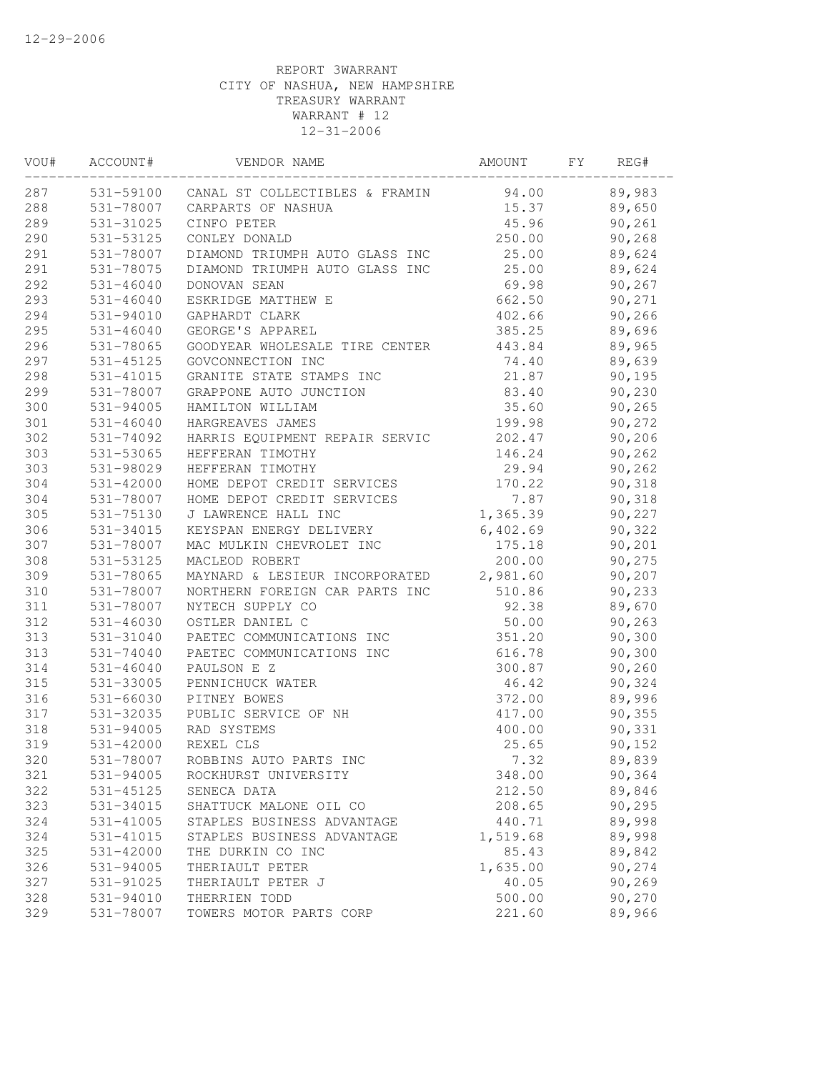12-29-2006

REPORT 3WARRANT
CITY OF NASHUA, NEW HAMPSHIRE
TREASURY WARRANT
WARRANT # 12
12-31-2006

| VOU# | ACCOUNT# | VENDOR NAME | AMOUNT | FY | REG# |
|---|---|---|---|---|---|
| 287 | 531-59100 | CANAL ST COLLECTIBLES & FRAMIN | 94.00 | | 89,983 |
| 288 | 531-78007 | CARPARTS OF NASHUA | 15.37 | | 89,650 |
| 289 | 531-31025 | CINFO PETER | 45.96 | | 90,261 |
| 290 | 531-53125 | CONLEY DONALD | 250.00 | | 90,268 |
| 291 | 531-78007 | DIAMOND TRIUMPH AUTO GLASS INC | 25.00 | | 89,624 |
| 291 | 531-78075 | DIAMOND TRIUMPH AUTO GLASS INC | 25.00 | | 89,624 |
| 292 | 531-46040 | DONOVAN SEAN | 69.98 | | 90,267 |
| 293 | 531-46040 | ESKRIDGE MATTHEW E | 662.50 | | 90,271 |
| 294 | 531-94010 | GAPHARDT CLARK | 402.66 | | 90,266 |
| 295 | 531-46040 | GEORGE'S APPAREL | 385.25 | | 89,696 |
| 296 | 531-78065 | GOODYEAR WHOLESALE TIRE CENTER | 443.84 | | 89,965 |
| 297 | 531-45125 | GOVCONNECTION INC | 74.40 | | 89,639 |
| 298 | 531-41015 | GRANITE STATE STAMPS INC | 21.87 | | 90,195 |
| 299 | 531-78007 | GRAPPONE AUTO JUNCTION | 83.40 | | 90,230 |
| 300 | 531-94005 | HAMILTON WILLIAM | 35.60 | | 90,265 |
| 301 | 531-46040 | HARGREAVES JAMES | 199.98 | | 90,272 |
| 302 | 531-74092 | HARRIS EQUIPMENT REPAIR SERVIC | 202.47 | | 90,206 |
| 303 | 531-53065 | HEFFERAN TIMOTHY | 146.24 | | 90,262 |
| 303 | 531-98029 | HEFFERAN TIMOTHY | 29.94 | | 90,262 |
| 304 | 531-42000 | HOME DEPOT CREDIT SERVICES | 170.22 | | 90,318 |
| 304 | 531-78007 | HOME DEPOT CREDIT SERVICES | 7.87 | | 90,318 |
| 305 | 531-75130 | J LAWRENCE HALL INC | 1,365.39 | | 90,227 |
| 306 | 531-34015 | KEYSPAN ENERGY DELIVERY | 6,402.69 | | 90,322 |
| 307 | 531-78007 | MAC MULKIN CHEVROLET INC | 175.18 | | 90,201 |
| 308 | 531-53125 | MACLEOD ROBERT | 200.00 | | 90,275 |
| 309 | 531-78065 | MAYNARD & LESIEUR INCORPORATED | 2,981.60 | | 90,207 |
| 310 | 531-78007 | NORTHERN FOREIGN CAR PARTS INC | 510.86 | | 90,233 |
| 311 | 531-78007 | NYTECH SUPPLY CO | 92.38 | | 89,670 |
| 312 | 531-46030 | OSTLER DANIEL C | 50.00 | | 90,263 |
| 313 | 531-31040 | PAETEC COMMUNICATIONS INC | 351.20 | | 90,300 |
| 313 | 531-74040 | PAETEC COMMUNICATIONS INC | 616.78 | | 90,300 |
| 314 | 531-46040 | PAULSON E Z | 300.87 | | 90,260 |
| 315 | 531-33005 | PENNICHUCK WATER | 46.42 | | 90,324 |
| 316 | 531-66030 | PITNEY BOWES | 372.00 | | 89,996 |
| 317 | 531-32035 | PUBLIC SERVICE OF NH | 417.00 | | 90,355 |
| 318 | 531-94005 | RAD SYSTEMS | 400.00 | | 90,331 |
| 319 | 531-42000 | REXEL CLS | 25.65 | | 90,152 |
| 320 | 531-78007 | ROBBINS AUTO PARTS INC | 7.32 | | 89,839 |
| 321 | 531-94005 | ROCKHURST UNIVERSITY | 348.00 | | 90,364 |
| 322 | 531-45125 | SENECA DATA | 212.50 | | 89,846 |
| 323 | 531-34015 | SHATTUCK MALONE OIL CO | 208.65 | | 90,295 |
| 324 | 531-41005 | STAPLES BUSINESS ADVANTAGE | 440.71 | | 89,998 |
| 324 | 531-41015 | STAPLES BUSINESS ADVANTAGE | 1,519.68 | | 89,998 |
| 325 | 531-42000 | THE DURKIN CO INC | 85.43 | | 89,842 |
| 326 | 531-94005 | THERIAULT PETER | 1,635.00 | | 90,274 |
| 327 | 531-91025 | THERIAULT PETER J | 40.05 | | 90,269 |
| 328 | 531-94010 | THERRIEN TODD | 500.00 | | 90,270 |
| 329 | 531-78007 | TOWERS MOTOR PARTS CORP | 221.60 | | 89,966 |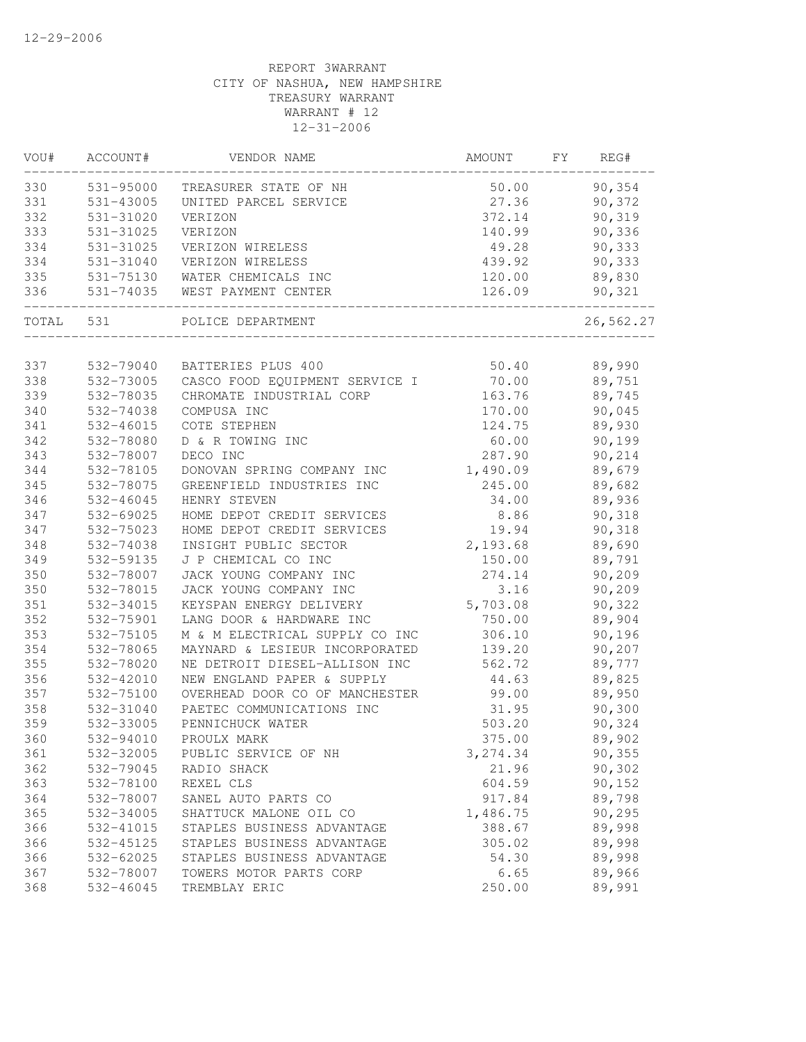REPORT 3WARRANT
CITY OF NASHUA, NEW HAMPSHIRE
TREASURY WARRANT
WARRANT # 12
12-31-2006

| VOU# | ACCOUNT# | VENDOR NAME | AMOUNT | FY | REG# |
|---|---|---|---|---|---|
| 330 | 531-95000 | TREASURER STATE OF NH | 50.00 | | 90,354 |
| 331 | 531-43005 | UNITED PARCEL SERVICE | 27.36 | | 90,372 |
| 332 | 531-31020 | VERIZON | 372.14 | | 90,319 |
| 333 | 531-31025 | VERIZON | 140.99 | | 90,336 |
| 334 | 531-31025 | VERIZON WIRELESS | 49.28 | | 90,333 |
| 334 | 531-31040 | VERIZON WIRELESS | 439.92 | | 90,333 |
| 335 | 531-75130 | WATER CHEMICALS INC | 120.00 | | 89,830 |
| 336 | 531-74035 | WEST PAYMENT CENTER | 126.09 | | 90,321 |
| TOTAL | 531 | POLICE DEPARTMENT | | | 26,562.27 |
| 337 | 532-79040 | BATTERIES PLUS 400 | 50.40 | | 89,990 |
| 338 | 532-73005 | CASCO FOOD EQUIPMENT SERVICE I | 70.00 | | 89,751 |
| 339 | 532-78035 | CHROMATE INDUSTRIAL CORP | 163.76 | | 89,745 |
| 340 | 532-74038 | COMPUSA INC | 170.00 | | 90,045 |
| 341 | 532-46015 | COTE STEPHEN | 124.75 | | 89,930 |
| 342 | 532-78080 | D & R TOWING INC | 60.00 | | 90,199 |
| 343 | 532-78007 | DECO INC | 287.90 | | 90,214 |
| 344 | 532-78105 | DONOVAN SPRING COMPANY INC | 1,490.09 | | 89,679 |
| 345 | 532-78075 | GREENFIELD INDUSTRIES INC | 245.00 | | 89,682 |
| 346 | 532-46045 | HENRY STEVEN | 34.00 | | 89,936 |
| 347 | 532-69025 | HOME DEPOT CREDIT SERVICES | 8.86 | | 90,318 |
| 347 | 532-75023 | HOME DEPOT CREDIT SERVICES | 19.94 | | 90,318 |
| 348 | 532-74038 | INSIGHT PUBLIC SECTOR | 2,193.68 | | 89,690 |
| 349 | 532-59135 | J P CHEMICAL CO INC | 150.00 | | 89,791 |
| 350 | 532-78007 | JACK YOUNG COMPANY INC | 274.14 | | 90,209 |
| 350 | 532-78015 | JACK YOUNG COMPANY INC | 3.16 | | 90,209 |
| 351 | 532-34015 | KEYSPAN ENERGY DELIVERY | 5,703.08 | | 90,322 |
| 352 | 532-75901 | LANG DOOR & HARDWARE INC | 750.00 | | 89,904 |
| 353 | 532-75105 | M & M ELECTRICAL SUPPLY CO INC | 306.10 | | 90,196 |
| 354 | 532-78065 | MAYNARD & LESIEUR INCORPORATED | 139.20 | | 90,207 |
| 355 | 532-78020 | NE DETROIT DIESEL-ALLISON INC | 562.72 | | 89,777 |
| 356 | 532-42010 | NEW ENGLAND PAPER & SUPPLY | 44.63 | | 89,825 |
| 357 | 532-75100 | OVERHEAD DOOR CO OF MANCHESTER | 99.00 | | 89,950 |
| 358 | 532-31040 | PAETEC COMMUNICATIONS INC | 31.95 | | 90,300 |
| 359 | 532-33005 | PENNICHUCK WATER | 503.20 | | 90,324 |
| 360 | 532-94010 | PROULX MARK | 375.00 | | 89,902 |
| 361 | 532-32005 | PUBLIC SERVICE OF NH | 3,274.34 | | 90,355 |
| 362 | 532-79045 | RADIO SHACK | 21.96 | | 90,302 |
| 363 | 532-78100 | REXEL CLS | 604.59 | | 90,152 |
| 364 | 532-78007 | SANEL AUTO PARTS CO | 917.84 | | 89,798 |
| 365 | 532-34005 | SHATTUCK MALONE OIL CO | 1,486.75 | | 90,295 |
| 366 | 532-41015 | STAPLES BUSINESS ADVANTAGE | 388.67 | | 89,998 |
| 366 | 532-45125 | STAPLES BUSINESS ADVANTAGE | 305.02 | | 89,998 |
| 366 | 532-62025 | STAPLES BUSINESS ADVANTAGE | 54.30 | | 89,998 |
| 367 | 532-78007 | TOWERS MOTOR PARTS CORP | 6.65 | | 89,966 |
| 368 | 532-46045 | TREMBLAY ERIC | 250.00 | | 89,991 |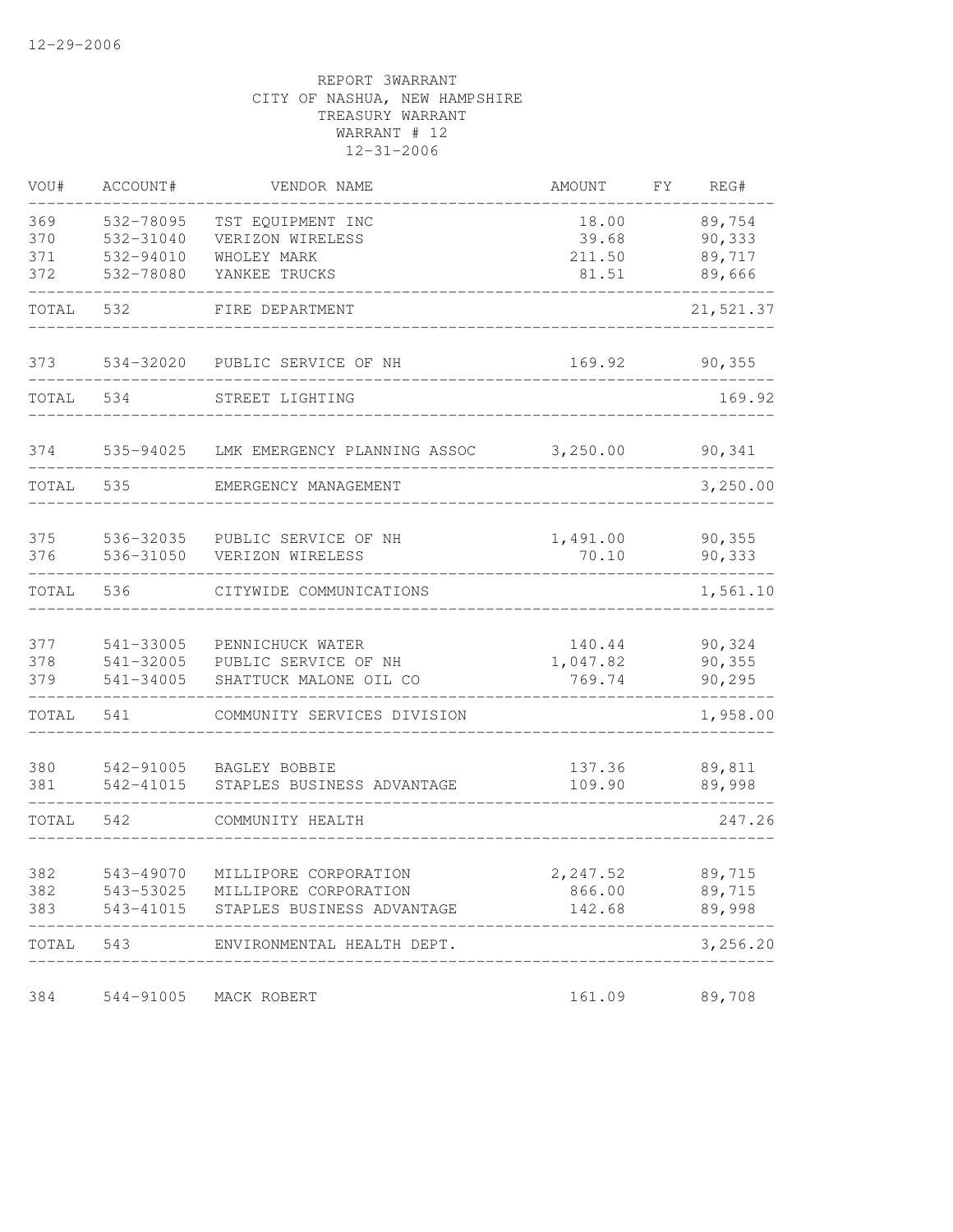12-29-2006

REPORT 3WARRANT
CITY OF NASHUA, NEW HAMPSHIRE
TREASURY WARRANT
WARRANT # 12
12-31-2006

| VOU# | ACCOUNT# | VENDOR NAME | AMOUNT | FY | REG# |
|---|---|---|---|---|---|
| 369 | 532-78095 | TST EQUIPMENT INC | 18.00 | | 89,754 |
| 370 | 532-31040 | VERIZON WIRELESS | 39.68 | | 90,333 |
| 371 | 532-94010 | WHOLEY MARK | 211.50 | | 89,717 |
| 372 | 532-78080 | YANKEE TRUCKS | 81.51 | | 89,666 |
| TOTAL | 532 | FIRE DEPARTMENT | | | 21,521.37 |
| 373 | 534-32020 | PUBLIC SERVICE OF NH | 169.92 | | 90,355 |
| TOTAL | 534 | STREET LIGHTING | | | 169.92 |
| 374 | 535-94025 | LMK EMERGENCY PLANNING ASSOC | 3,250.00 | | 90,341 |
| TOTAL | 535 | EMERGENCY MANAGEMENT | | | 3,250.00 |
| 375 | 536-32035 | PUBLIC SERVICE OF NH | 1,491.00 | | 90,355 |
| 376 | 536-31050 | VERIZON WIRELESS | 70.10 | | 90,333 |
| TOTAL | 536 | CITYWIDE COMMUNICATIONS | | | 1,561.10 |
| 377 | 541-33005 | PENNICHUCK WATER | 140.44 | | 90,324 |
| 378 | 541-32005 | PUBLIC SERVICE OF NH | 1,047.82 | | 90,355 |
| 379 | 541-34005 | SHATTUCK MALONE OIL CO | 769.74 | | 90,295 |
| TOTAL | 541 | COMMUNITY SERVICES DIVISION | | | 1,958.00 |
| 380 | 542-91005 | BAGLEY BOBBIE | 137.36 | | 89,811 |
| 381 | 542-41015 | STAPLES BUSINESS ADVANTAGE | 109.90 | | 89,998 |
| TOTAL | 542 | COMMUNITY HEALTH | | | 247.26 |
| 382 | 543-49070 | MILLIPORE CORPORATION | 2,247.52 | | 89,715 |
| 382 | 543-53025 | MILLIPORE CORPORATION | 866.00 | | 89,715 |
| 383 | 543-41015 | STAPLES BUSINESS ADVANTAGE | 142.68 | | 89,998 |
| TOTAL | 543 | ENVIRONMENTAL HEALTH DEPT. | | | 3,256.20 |
| 384 | 544-91005 | MACK ROBERT | 161.09 | | 89,708 |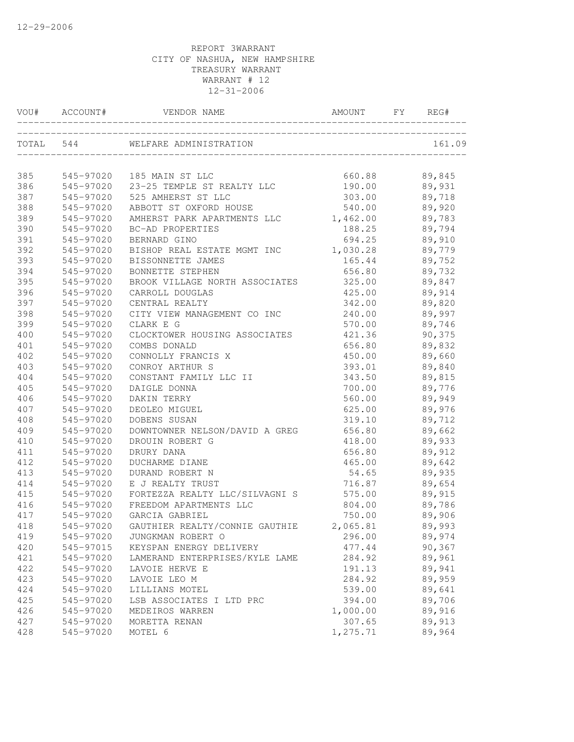REPORT 3WARRANT
CITY OF NASHUA, NEW HAMPSHIRE
TREASURY WARRANT
WARRANT # 12
12-31-2006

| VOU# | ACCOUNT# | VENDOR NAME | AMOUNT | FY | REG# |
|---|---|---|---|---|---|
| TOTAL | 544 | WELFARE ADMINISTRATION | | | 161.09 |
| 385 | 545-97020 | 185 MAIN ST LLC | 660.88 | | 89,845 |
| 386 | 545-97020 | 23-25 TEMPLE ST REALTY LLC | 190.00 | | 89,931 |
| 387 | 545-97020 | 525 AMHERST ST LLC | 303.00 | | 89,718 |
| 388 | 545-97020 | ABBOTT ST OXFORD HOUSE | 540.00 | | 89,920 |
| 389 | 545-97020 | AMHERST PARK APARTMENTS LLC | 1,462.00 | | 89,783 |
| 390 | 545-97020 | BC-AD PROPERTIES | 188.25 | | 89,794 |
| 391 | 545-97020 | BERNARD GINO | 694.25 | | 89,910 |
| 392 | 545-97020 | BISHOP REAL ESTATE MGMT INC | 1,030.28 | | 89,779 |
| 393 | 545-97020 | BISSONNETTE JAMES | 165.44 | | 89,752 |
| 394 | 545-97020 | BONNETTE STEPHEN | 656.80 | | 89,732 |
| 395 | 545-97020 | BROOK VILLAGE NORTH ASSOCIATES | 325.00 | | 89,847 |
| 396 | 545-97020 | CARROLL DOUGLAS | 425.00 | | 89,914 |
| 397 | 545-97020 | CENTRAL REALTY | 342.00 | | 89,820 |
| 398 | 545-97020 | CITY VIEW MANAGEMENT CO INC | 240.00 | | 89,997 |
| 399 | 545-97020 | CLARK E G | 570.00 | | 89,746 |
| 400 | 545-97020 | CLOCKTOWER HOUSING ASSOCIATES | 421.36 | | 90,375 |
| 401 | 545-97020 | COMBS DONALD | 656.80 | | 89,832 |
| 402 | 545-97020 | CONNOLLY FRANCIS X | 450.00 | | 89,660 |
| 403 | 545-97020 | CONROY ARTHUR S | 393.01 | | 89,840 |
| 404 | 545-97020 | CONSTANT FAMILY LLC II | 343.50 | | 89,815 |
| 405 | 545-97020 | DAIGLE DONNA | 700.00 | | 89,776 |
| 406 | 545-97020 | DAKIN TERRY | 560.00 | | 89,949 |
| 407 | 545-97020 | DEOLEO MIGUEL | 625.00 | | 89,976 |
| 408 | 545-97020 | DOBENS SUSAN | 319.10 | | 89,712 |
| 409 | 545-97020 | DOWNTOWNER NELSON/DAVID A GREG | 656.80 | | 89,662 |
| 410 | 545-97020 | DROUIN ROBERT G | 418.00 | | 89,933 |
| 411 | 545-97020 | DRURY DANA | 656.80 | | 89,912 |
| 412 | 545-97020 | DUCHARME DIANE | 465.00 | | 89,642 |
| 413 | 545-97020 | DURAND ROBERT N | 54.65 | | 89,935 |
| 414 | 545-97020 | E J REALTY TRUST | 716.87 | | 89,654 |
| 415 | 545-97020 | FORTEZZA REALTY LLC/SILVAGNI S | 575.00 | | 89,915 |
| 416 | 545-97020 | FREEDOM APARTMENTS LLC | 804.00 | | 89,786 |
| 417 | 545-97020 | GARCIA GABRIEL | 750.00 | | 89,906 |
| 418 | 545-97020 | GAUTHIER REALTY/CONNIE GAUTHIE | 2,065.81 | | 89,993 |
| 419 | 545-97020 | JUNGKMAN ROBERT O | 296.00 | | 89,974 |
| 420 | 545-97015 | KEYSPAN ENERGY DELIVERY | 477.44 | | 90,367 |
| 421 | 545-97020 | LAMERAND ENTERPRISES/KYLE LAME | 284.92 | | 89,961 |
| 422 | 545-97020 | LAVOIE HERVE E | 191.13 | | 89,941 |
| 423 | 545-97020 | LAVOIE LEO M | 284.92 | | 89,959 |
| 424 | 545-97020 | LILLIANS MOTEL | 539.00 | | 89,641 |
| 425 | 545-97020 | LSB ASSOCIATES I LTD PRC | 394.00 | | 89,706 |
| 426 | 545-97020 | MEDEIROS WARREN | 1,000.00 | | 89,916 |
| 427 | 545-97020 | MORETTA RENAN | 307.65 | | 89,913 |
| 428 | 545-97020 | MOTEL 6 | 1,275.71 | | 89,964 |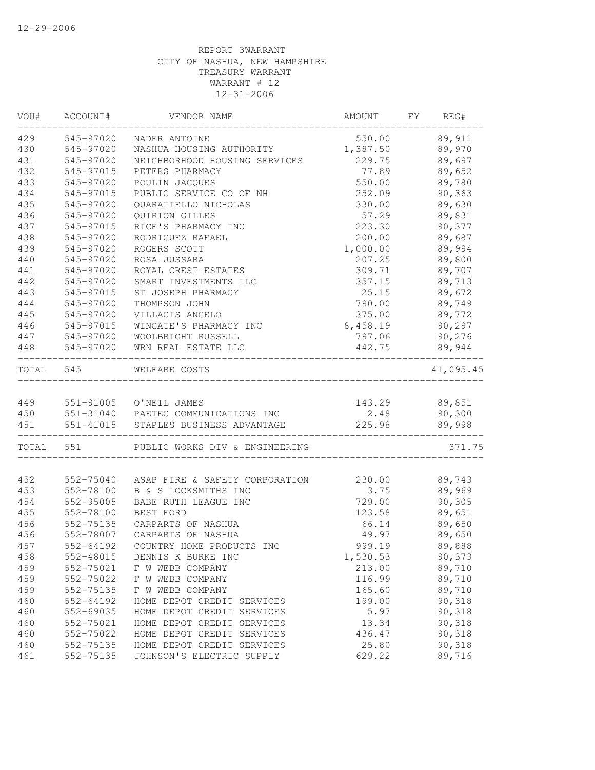12-29-2006

REPORT 3WARRANT
CITY OF NASHUA, NEW HAMPSHIRE
TREASURY WARRANT
WARRANT # 12
12-31-2006

| VOU# | ACCOUNT# | VENDOR NAME | AMOUNT | FY | REG# |
|---|---|---|---|---|---|
| 429 | 545-97020 | NADER ANTOINE | 550.00 | | 89,911 |
| 430 | 545-97020 | NASHUA HOUSING AUTHORITY | 1,387.50 | | 89,970 |
| 431 | 545-97020 | NEIGHBORHOOD HOUSING SERVICES | 229.75 | | 89,697 |
| 432 | 545-97015 | PETERS PHARMACY | 77.89 | | 89,652 |
| 433 | 545-97020 | POULIN JACQUES | 550.00 | | 89,780 |
| 434 | 545-97015 | PUBLIC SERVICE CO OF NH | 252.09 | | 90,363 |
| 435 | 545-97020 | QUARATIELLO NICHOLAS | 330.00 | | 89,630 |
| 436 | 545-97020 | QUIRION GILLES | 57.29 | | 89,831 |
| 437 | 545-97015 | RICE'S PHARMACY INC | 223.30 | | 90,377 |
| 438 | 545-97020 | RODRIGUEZ RAFAEL | 200.00 | | 89,687 |
| 439 | 545-97020 | ROGERS SCOTT | 1,000.00 | | 89,994 |
| 440 | 545-97020 | ROSA JUSSARA | 207.25 | | 89,800 |
| 441 | 545-97020 | ROYAL CREST ESTATES | 309.71 | | 89,707 |
| 442 | 545-97020 | SMART INVESTMENTS LLC | 357.15 | | 89,713 |
| 443 | 545-97015 | ST JOSEPH PHARMACY | 25.15 | | 89,672 |
| 444 | 545-97020 | THOMPSON JOHN | 790.00 | | 89,749 |
| 445 | 545-97020 | VILLACIS ANGELO | 375.00 | | 89,772 |
| 446 | 545-97015 | WINGATE'S PHARMACY INC | 8,458.19 | | 90,297 |
| 447 | 545-97020 | WOOLBRIGHT RUSSELL | 797.06 | | 90,276 |
| 448 | 545-97020 | WRN REAL ESTATE LLC | 442.75 | | 89,944 |
| TOTAL | 545 | WELFARE COSTS | | | 41,095.45 |
| 449 | 551-91005 | O'NEIL JAMES | 143.29 | | 89,851 |
| 450 | 551-31040 | PAETEC COMMUNICATIONS INC | 2.48 | | 90,300 |
| 451 | 551-41015 | STAPLES BUSINESS ADVANTAGE | 225.98 | | 89,998 |
| TOTAL | 551 | PUBLIC WORKS DIV & ENGINEERING | | | 371.75 |
| 452 | 552-75040 | ASAP FIRE & SAFETY CORPORATION | 230.00 | | 89,743 |
| 453 | 552-78100 | B & S LOCKSMITHS INC | 3.75 | | 89,969 |
| 454 | 552-95005 | BABE RUTH LEAGUE INC | 729.00 | | 90,305 |
| 455 | 552-78100 | BEST FORD | 123.58 | | 89,651 |
| 456 | 552-75135 | CARPARTS OF NASHUA | 66.14 | | 89,650 |
| 456 | 552-78007 | CARPARTS OF NASHUA | 49.97 | | 89,650 |
| 457 | 552-64192 | COUNTRY HOME PRODUCTS INC | 999.19 | | 89,888 |
| 458 | 552-48015 | DENNIS K BURKE INC | 1,530.53 | | 90,373 |
| 459 | 552-75021 | F W WEBB COMPANY | 213.00 | | 89,710 |
| 459 | 552-75022 | F W WEBB COMPANY | 116.99 | | 89,710 |
| 459 | 552-75135 | F W WEBB COMPANY | 165.60 | | 89,710 |
| 460 | 552-64192 | HOME DEPOT CREDIT SERVICES | 199.00 | | 90,318 |
| 460 | 552-69035 | HOME DEPOT CREDIT SERVICES | 5.97 | | 90,318 |
| 460 | 552-75021 | HOME DEPOT CREDIT SERVICES | 13.34 | | 90,318 |
| 460 | 552-75022 | HOME DEPOT CREDIT SERVICES | 436.47 | | 90,318 |
| 460 | 552-75135 | HOME DEPOT CREDIT SERVICES | 25.80 | | 90,318 |
| 461 | 552-75135 | JOHNSON'S ELECTRIC SUPPLY | 629.22 | | 89,716 |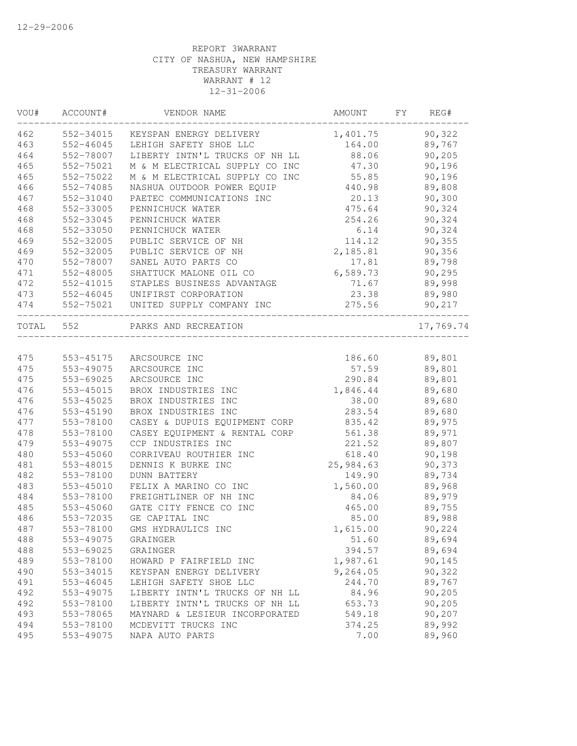12-29-2006

REPORT 3WARRANT
CITY OF NASHUA, NEW HAMPSHIRE
TREASURY WARRANT
WARRANT # 12
12-31-2006

| VOU# | ACCOUNT# | VENDOR NAME | AMOUNT | FY | REG# |
|---|---|---|---|---|---|
| 462 | 552-34015 | KEYSPAN ENERGY DELIVERY | 1,401.75 | | 90,322 |
| 463 | 552-46045 | LEHIGH SAFETY SHOE LLC | 164.00 | | 89,767 |
| 464 | 552-78007 | LIBERTY INTN'L TRUCKS OF NH LL | 88.06 | | 90,205 |
| 465 | 552-75021 | M & M ELECTRICAL SUPPLY CO INC | 47.30 | | 90,196 |
| 465 | 552-75022 | M & M ELECTRICAL SUPPLY CO INC | 55.85 | | 90,196 |
| 466 | 552-74085 | NASHUA OUTDOOR POWER EQUIP | 440.98 | | 89,808 |
| 467 | 552-31040 | PAETEC COMMUNICATIONS INC | 20.13 | | 90,300 |
| 468 | 552-33005 | PENNICHUCK WATER | 475.64 | | 90,324 |
| 468 | 552-33045 | PENNICHUCK WATER | 254.26 | | 90,324 |
| 468 | 552-33050 | PENNICHUCK WATER | 6.14 | | 90,324 |
| 469 | 552-32005 | PUBLIC SERVICE OF NH | 114.12 | | 90,355 |
| 469 | 552-32005 | PUBLIC SERVICE OF NH | 2,185.81 | | 90,356 |
| 470 | 552-78007 | SANEL AUTO PARTS CO | 17.81 | | 89,798 |
| 471 | 552-48005 | SHATTUCK MALONE OIL CO | 6,589.73 | | 90,295 |
| 472 | 552-41015 | STAPLES BUSINESS ADVANTAGE | 71.67 | | 89,998 |
| 473 | 552-46045 | UNIFIRST CORPORATION | 23.38 | | 89,980 |
| 474 | 552-75021 | UNITED SUPPLY COMPANY INC | 275.56 | | 90,217 |
| TOTAL | 552 | PARKS AND RECREATION | | | 17,769.74 |
| 475 | 553-45175 | ARCSOURCE INC | 186.60 | | 89,801 |
| 475 | 553-49075 | ARCSOURCE INC | 57.59 | | 89,801 |
| 475 | 553-69025 | ARCSOURCE INC | 290.84 | | 89,801 |
| 476 | 553-45015 | BROX INDUSTRIES INC | 1,846.44 | | 89,680 |
| 476 | 553-45025 | BROX INDUSTRIES INC | 38.00 | | 89,680 |
| 476 | 553-45190 | BROX INDUSTRIES INC | 283.54 | | 89,680 |
| 477 | 553-78100 | CASEY & DUPUIS EQUIPMENT CORP | 835.42 | | 89,975 |
| 478 | 553-78100 | CASEY EQUIPMENT & RENTAL CORP | 561.38 | | 89,971 |
| 479 | 553-49075 | CCP INDUSTRIES INC | 221.52 | | 89,807 |
| 480 | 553-45060 | CORRIVEAU ROUTHIER INC | 618.40 | | 90,198 |
| 481 | 553-48015 | DENNIS K BURKE INC | 25,984.63 | | 90,373 |
| 482 | 553-78100 | DUNN BATTERY | 149.90 | | 89,734 |
| 483 | 553-45010 | FELIX A MARINO CO INC | 1,560.00 | | 89,968 |
| 484 | 553-78100 | FREIGHTLINER OF NH INC | 84.06 | | 89,979 |
| 485 | 553-45060 | GATE CITY FENCE CO INC | 465.00 | | 89,755 |
| 486 | 553-72035 | GE CAPITAL INC | 85.00 | | 89,988 |
| 487 | 553-78100 | GMS HYDRAULICS INC | 1,615.00 | | 90,224 |
| 488 | 553-49075 | GRAINGER | 51.60 | | 89,694 |
| 488 | 553-69025 | GRAINGER | 394.57 | | 89,694 |
| 489 | 553-78100 | HOWARD P FAIRFIELD INC | 1,987.61 | | 90,145 |
| 490 | 553-34015 | KEYSPAN ENERGY DELIVERY | 9,264.05 | | 90,322 |
| 491 | 553-46045 | LEHIGH SAFETY SHOE LLC | 244.70 | | 89,767 |
| 492 | 553-49075 | LIBERTY INTN'L TRUCKS OF NH LL | 84.96 | | 90,205 |
| 492 | 553-78100 | LIBERTY INTN'L TRUCKS OF NH LL | 653.73 | | 90,205 |
| 493 | 553-78065 | MAYNARD & LESIEUR INCORPORATED | 549.18 | | 90,207 |
| 494 | 553-78100 | MCDEVITT TRUCKS INC | 374.25 | | 89,992 |
| 495 | 553-49075 | NAPA AUTO PARTS | 7.00 | | 89,960 |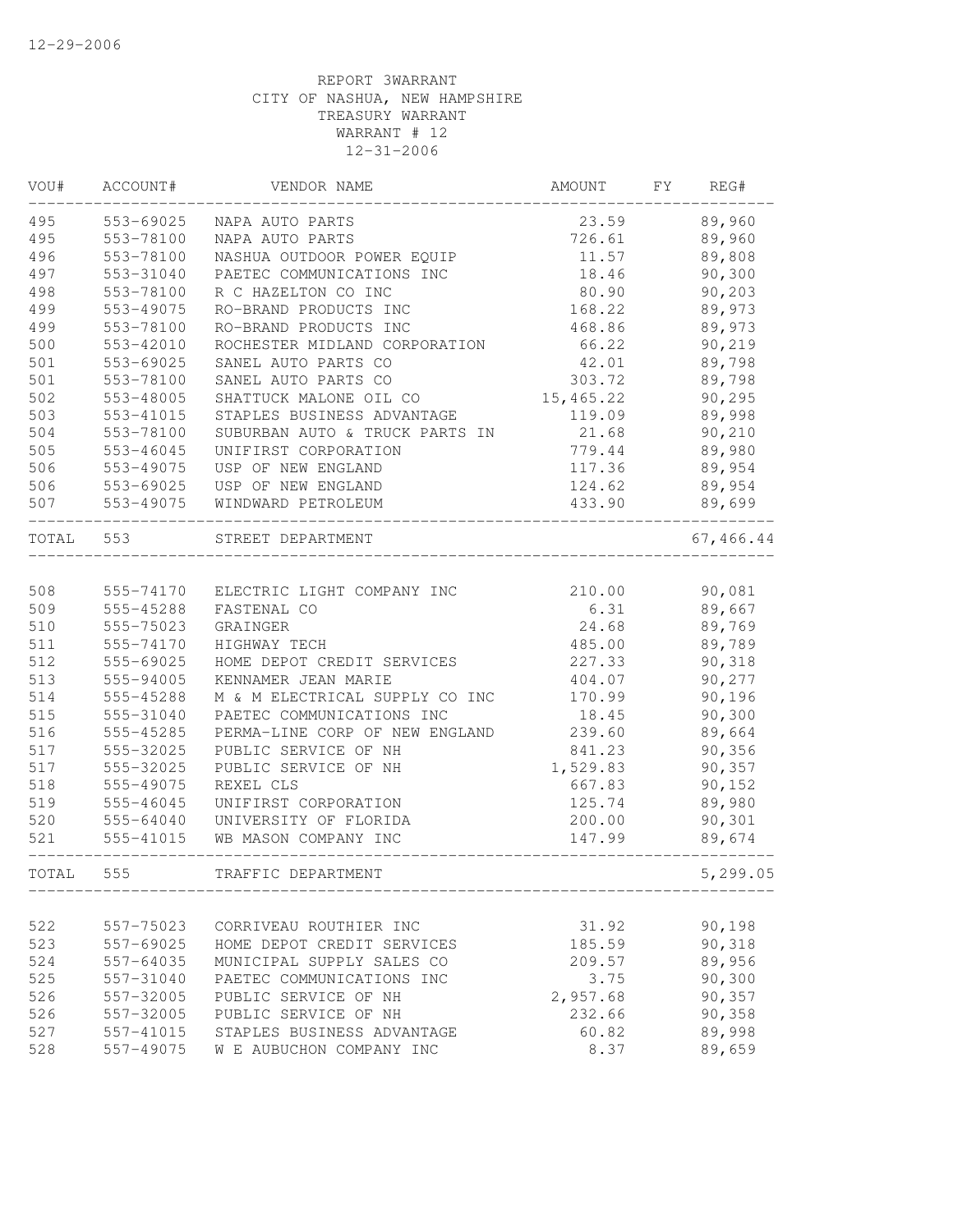12-29-2006

REPORT 3WARRANT
CITY OF NASHUA, NEW HAMPSHIRE
TREASURY WARRANT
WARRANT # 12
12-31-2006

| VOU# | ACCOUNT# | VENDOR NAME | AMOUNT | FY | REG# |
|---|---|---|---|---|---|
| 495 | 553-69025 | NAPA AUTO PARTS | 23.59 | | 89,960 |
| 495 | 553-78100 | NAPA AUTO PARTS | 726.61 | | 89,960 |
| 496 | 553-78100 | NASHUA OUTDOOR POWER EQUIP | 11.57 | | 89,808 |
| 497 | 553-31040 | PAETEC COMMUNICATIONS INC | 18.46 | | 90,300 |
| 498 | 553-78100 | R C HAZELTON CO INC | 80.90 | | 90,203 |
| 499 | 553-49075 | RO-BRAND PRODUCTS INC | 168.22 | | 89,973 |
| 499 | 553-78100 | RO-BRAND PRODUCTS INC | 468.86 | | 89,973 |
| 500 | 553-42010 | ROCHESTER MIDLAND CORPORATION | 66.22 | | 90,219 |
| 501 | 553-69025 | SANEL AUTO PARTS CO | 42.01 | | 89,798 |
| 501 | 553-78100 | SANEL AUTO PARTS CO | 303.72 | | 89,798 |
| 502 | 553-48005 | SHATTUCK MALONE OIL CO | 15,465.22 | | 90,295 |
| 503 | 553-41015 | STAPLES BUSINESS ADVANTAGE | 119.09 | | 89,998 |
| 504 | 553-78100 | SUBURBAN AUTO & TRUCK PARTS IN | 21.68 | | 90,210 |
| 505 | 553-46045 | UNIFIRST CORPORATION | 779.44 | | 89,980 |
| 506 | 553-49075 | USP OF NEW ENGLAND | 117.36 | | 89,954 |
| 506 | 553-69025 | USP OF NEW ENGLAND | 124.62 | | 89,954 |
| 507 | 553-49075 | WINDWARD PETROLEUM | 433.90 | | 89,699 |
| TOTAL | 553 | STREET DEPARTMENT | | | 67,466.44 |
| 508 | 555-74170 | ELECTRIC LIGHT COMPANY INC | 210.00 | | 90,081 |
| 509 | 555-45288 | FASTENAL CO | 6.31 | | 89,667 |
| 510 | 555-75023 | GRAINGER | 24.68 | | 89,769 |
| 511 | 555-74170 | HIGHWAY TECH | 485.00 | | 89,789 |
| 512 | 555-69025 | HOME DEPOT CREDIT SERVICES | 227.33 | | 90,318 |
| 513 | 555-94005 | KENNAMER JEAN MARIE | 404.07 | | 90,277 |
| 514 | 555-45288 | M & M ELECTRICAL SUPPLY CO INC | 170.99 | | 90,196 |
| 515 | 555-31040 | PAETEC COMMUNICATIONS INC | 18.45 | | 90,300 |
| 516 | 555-45285 | PERMA-LINE CORP OF NEW ENGLAND | 239.60 | | 89,664 |
| 517 | 555-32025 | PUBLIC SERVICE OF NH | 841.23 | | 90,356 |
| 517 | 555-32025 | PUBLIC SERVICE OF NH | 1,529.83 | | 90,357 |
| 518 | 555-49075 | REXEL CLS | 667.83 | | 90,152 |
| 519 | 555-46045 | UNIFIRST CORPORATION | 125.74 | | 89,980 |
| 520 | 555-64040 | UNIVERSITY OF FLORIDA | 200.00 | | 90,301 |
| 521 | 555-41015 | WB MASON COMPANY INC | 147.99 | | 89,674 |
| TOTAL | 555 | TRAFFIC DEPARTMENT | | | 5,299.05 |
| 522 | 557-75023 | CORRIVEAU ROUTHIER INC | 31.92 | | 90,198 |
| 523 | 557-69025 | HOME DEPOT CREDIT SERVICES | 185.59 | | 90,318 |
| 524 | 557-64035 | MUNICIPAL SUPPLY SALES CO | 209.57 | | 89,956 |
| 525 | 557-31040 | PAETEC COMMUNICATIONS INC | 3.75 | | 90,300 |
| 526 | 557-32005 | PUBLIC SERVICE OF NH | 2,957.68 | | 90,357 |
| 526 | 557-32005 | PUBLIC SERVICE OF NH | 232.66 | | 90,358 |
| 527 | 557-41015 | STAPLES BUSINESS ADVANTAGE | 60.82 | | 89,998 |
| 528 | 557-49075 | W E AUBUCHON COMPANY INC | 8.37 | | 89,659 |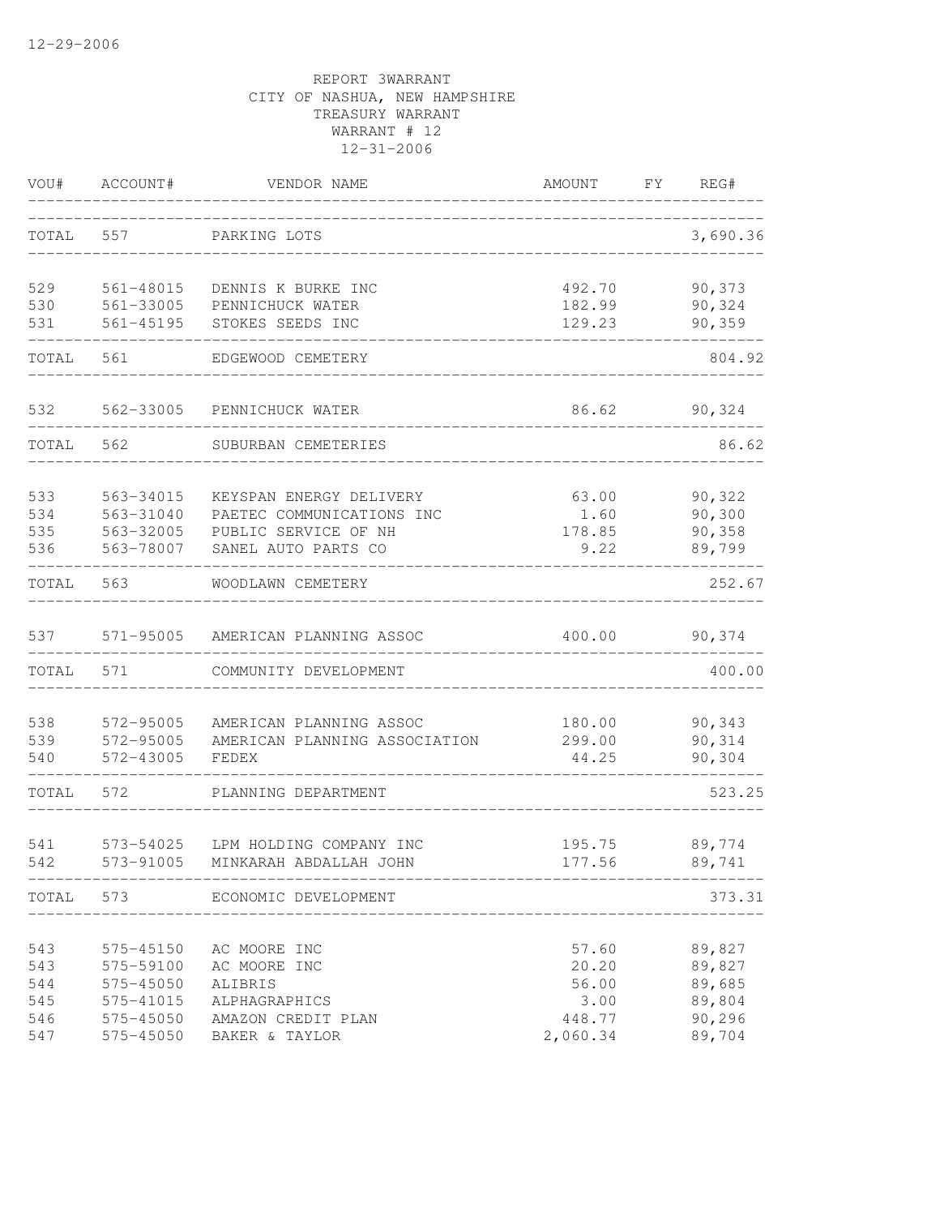12-29-2006

REPORT 3WARRANT
CITY OF NASHUA, NEW HAMPSHIRE
TREASURY WARRANT
WARRANT # 12
12-31-2006

| VOU# | ACCOUNT# | VENDOR NAME | AMOUNT | FY | REG# |
|---|---|---|---|---|---|
| TOTAL | 557 | PARKING LOTS | | | 3,690.36 |
| 529 | 561-48015 | DENNIS K BURKE INC | 492.70 | | 90,373 |
| 530 | 561-33005 | PENNICHUCK WATER | 182.99 | | 90,324 |
| 531 | 561-45195 | STOKES SEEDS INC | 129.23 | | 90,359 |
| TOTAL | 561 | EDGEWOOD CEMETERY | | | 804.92 |
| 532 | 562-33005 | PENNICHUCK WATER | 86.62 | | 90,324 |
| TOTAL | 562 | SUBURBAN CEMETERIES | | | 86.62 |
| 533 | 563-34015 | KEYSPAN ENERGY DELIVERY | 63.00 | | 90,322 |
| 534 | 563-31040 | PAETEC COMMUNICATIONS INC | 1.60 | | 90,300 |
| 535 | 563-32005 | PUBLIC SERVICE OF NH | 178.85 | | 90,358 |
| 536 | 563-78007 | SANEL AUTO PARTS CO | 9.22 | | 89,799 |
| TOTAL | 563 | WOODLAWN CEMETERY | | | 252.67 |
| 537 | 571-95005 | AMERICAN PLANNING ASSOC | 400.00 | | 90,374 |
| TOTAL | 571 | COMMUNITY DEVELOPMENT | | | 400.00 |
| 538 | 572-95005 | AMERICAN PLANNING ASSOC | 180.00 | | 90,343 |
| 539 | 572-95005 | AMERICAN PLANNING ASSOCIATION | 299.00 | | 90,314 |
| 540 | 572-43005 | FEDEX | 44.25 | | 90,304 |
| TOTAL | 572 | PLANNING DEPARTMENT | | | 523.25 |
| 541 | 573-54025 | LPM HOLDING COMPANY INC | 195.75 | | 89,774 |
| 542 | 573-91005 | MINKARAH ABDALLAH JOHN | 177.56 | | 89,741 |
| TOTAL | 573 | ECONOMIC DEVELOPMENT | | | 373.31 |
| 543 | 575-45150 | AC MOORE INC | 57.60 | | 89,827 |
| 543 | 575-59100 | AC MOORE INC | 20.20 | | 89,827 |
| 544 | 575-45050 | ALIBRIS | 56.00 | | 89,685 |
| 545 | 575-41015 | ALPHAGRAPHICS | 3.00 | | 89,804 |
| 546 | 575-45050 | AMAZON CREDIT PLAN | 448.77 | | 90,296 |
| 547 | 575-45050 | BAKER & TAYLOR | 2,060.34 | | 89,704 |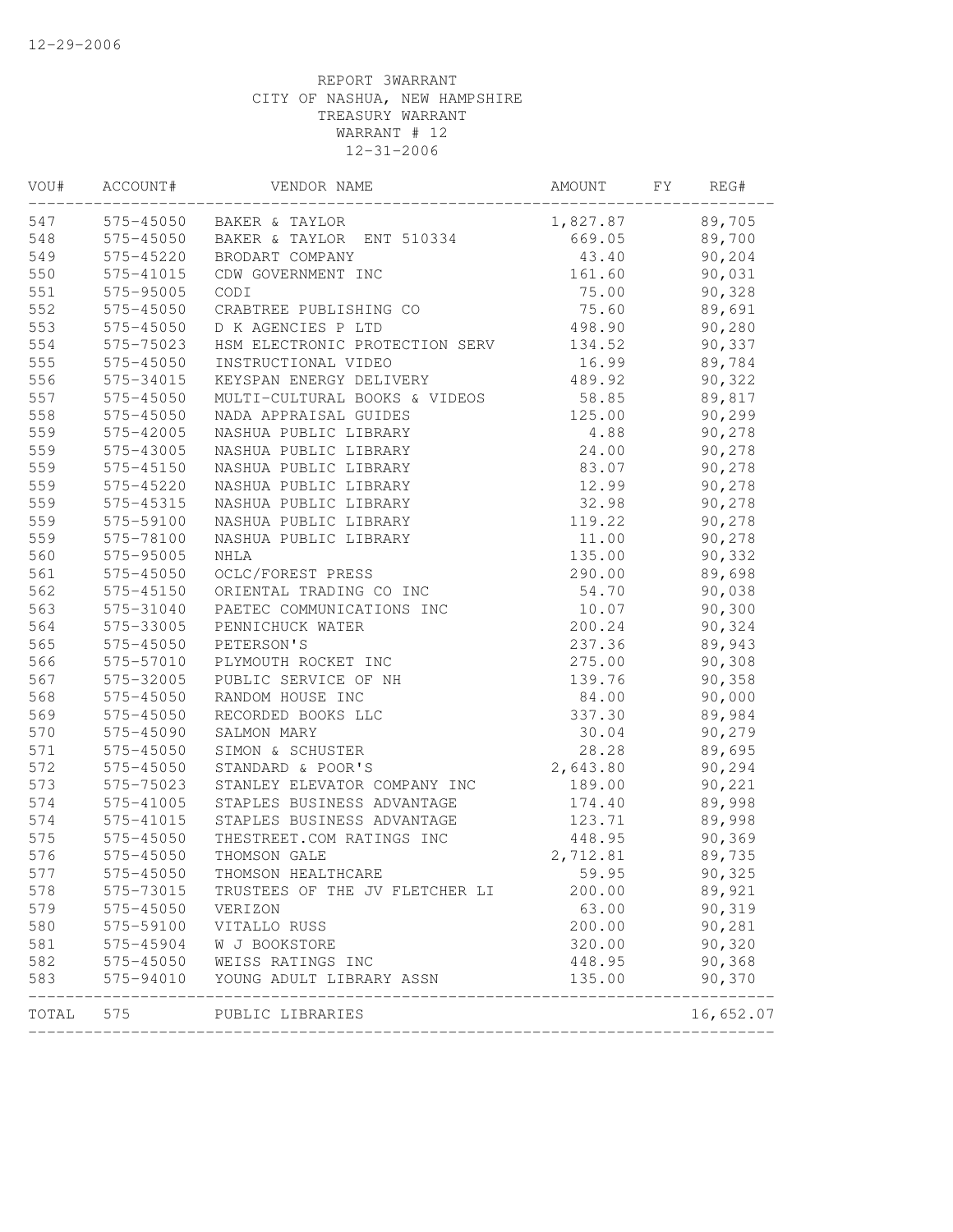12-29-2006

REPORT 3WARRANT
CITY OF NASHUA, NEW HAMPSHIRE
TREASURY WARRANT
WARRANT # 12
12-31-2006

| VOU# | ACCOUNT# | VENDOR NAME | AMOUNT | FY | REG# |
|---|---|---|---|---|---|
| 547 | 575-45050 | BAKER & TAYLOR | 1,827.87 | | 89,705 |
| 548 | 575-45050 | BAKER & TAYLOR ENT 510334 | 669.05 | | 89,700 |
| 549 | 575-45220 | BRODART COMPANY | 43.40 | | 90,204 |
| 550 | 575-41015 | CDW GOVERNMENT INC | 161.60 | | 90,031 |
| 551 | 575-95005 | CODI | 75.00 | | 90,328 |
| 552 | 575-45050 | CRABTREE PUBLISHING CO | 75.60 | | 89,691 |
| 553 | 575-45050 | D K AGENCIES P LTD | 498.90 | | 90,280 |
| 554 | 575-75023 | HSM ELECTRONIC PROTECTION SERV | 134.52 | | 90,337 |
| 555 | 575-45050 | INSTRUCTIONAL VIDEO | 16.99 | | 89,784 |
| 556 | 575-34015 | KEYSPAN ENERGY DELIVERY | 489.92 | | 90,322 |
| 557 | 575-45050 | MULTI-CULTURAL BOOKS & VIDEOS | 58.85 | | 89,817 |
| 558 | 575-45050 | NADA APPRAISAL GUIDES | 125.00 | | 90,299 |
| 559 | 575-42005 | NASHUA PUBLIC LIBRARY | 4.88 | | 90,278 |
| 559 | 575-43005 | NASHUA PUBLIC LIBRARY | 24.00 | | 90,278 |
| 559 | 575-45150 | NASHUA PUBLIC LIBRARY | 83.07 | | 90,278 |
| 559 | 575-45220 | NASHUA PUBLIC LIBRARY | 12.99 | | 90,278 |
| 559 | 575-45315 | NASHUA PUBLIC LIBRARY | 32.98 | | 90,278 |
| 559 | 575-59100 | NASHUA PUBLIC LIBRARY | 119.22 | | 90,278 |
| 559 | 575-78100 | NASHUA PUBLIC LIBRARY | 11.00 | | 90,278 |
| 560 | 575-95005 | NHLA | 135.00 | | 90,332 |
| 561 | 575-45050 | OCLC/FOREST PRESS | 290.00 | | 89,698 |
| 562 | 575-45150 | ORIENTAL TRADING CO INC | 54.70 | | 90,038 |
| 563 | 575-31040 | PAETEC COMMUNICATIONS INC | 10.07 | | 90,300 |
| 564 | 575-33005 | PENNICHUCK WATER | 200.24 | | 90,324 |
| 565 | 575-45050 | PETERSON'S | 237.36 | | 89,943 |
| 566 | 575-57010 | PLYMOUTH ROCKET INC | 275.00 | | 90,308 |
| 567 | 575-32005 | PUBLIC SERVICE OF NH | 139.76 | | 90,358 |
| 568 | 575-45050 | RANDOM HOUSE INC | 84.00 | | 90,000 |
| 569 | 575-45050 | RECORDED BOOKS LLC | 337.30 | | 89,984 |
| 570 | 575-45090 | SALMON MARY | 30.04 | | 90,279 |
| 571 | 575-45050 | SIMON & SCHUSTER | 28.28 | | 89,695 |
| 572 | 575-45050 | STANDARD & POOR'S | 2,643.80 | | 90,294 |
| 573 | 575-75023 | STANLEY ELEVATOR COMPANY INC | 189.00 | | 90,221 |
| 574 | 575-41005 | STAPLES BUSINESS ADVANTAGE | 174.40 | | 89,998 |
| 574 | 575-41015 | STAPLES BUSINESS ADVANTAGE | 123.71 | | 89,998 |
| 575 | 575-45050 | THESTREET.COM RATINGS INC | 448.95 | | 90,369 |
| 576 | 575-45050 | THOMSON GALE | 2,712.81 | | 89,735 |
| 577 | 575-45050 | THOMSON HEALTHCARE | 59.95 | | 90,325 |
| 578 | 575-73015 | TRUSTEES OF THE JV FLETCHER LI | 200.00 | | 89,921 |
| 579 | 575-45050 | VERIZON | 63.00 | | 90,319 |
| 580 | 575-59100 | VITALLO RUSS | 200.00 | | 90,281 |
| 581 | 575-45904 | W J BOOKSTORE | 320.00 | | 90,320 |
| 582 | 575-45050 | WEISS RATINGS INC | 448.95 | | 90,368 |
| 583 | 575-94010 | YOUNG ADULT LIBRARY ASSN | 135.00 | | 90,370 |
| TOTAL | 575 | PUBLIC LIBRARIES | | | 16,652.07 |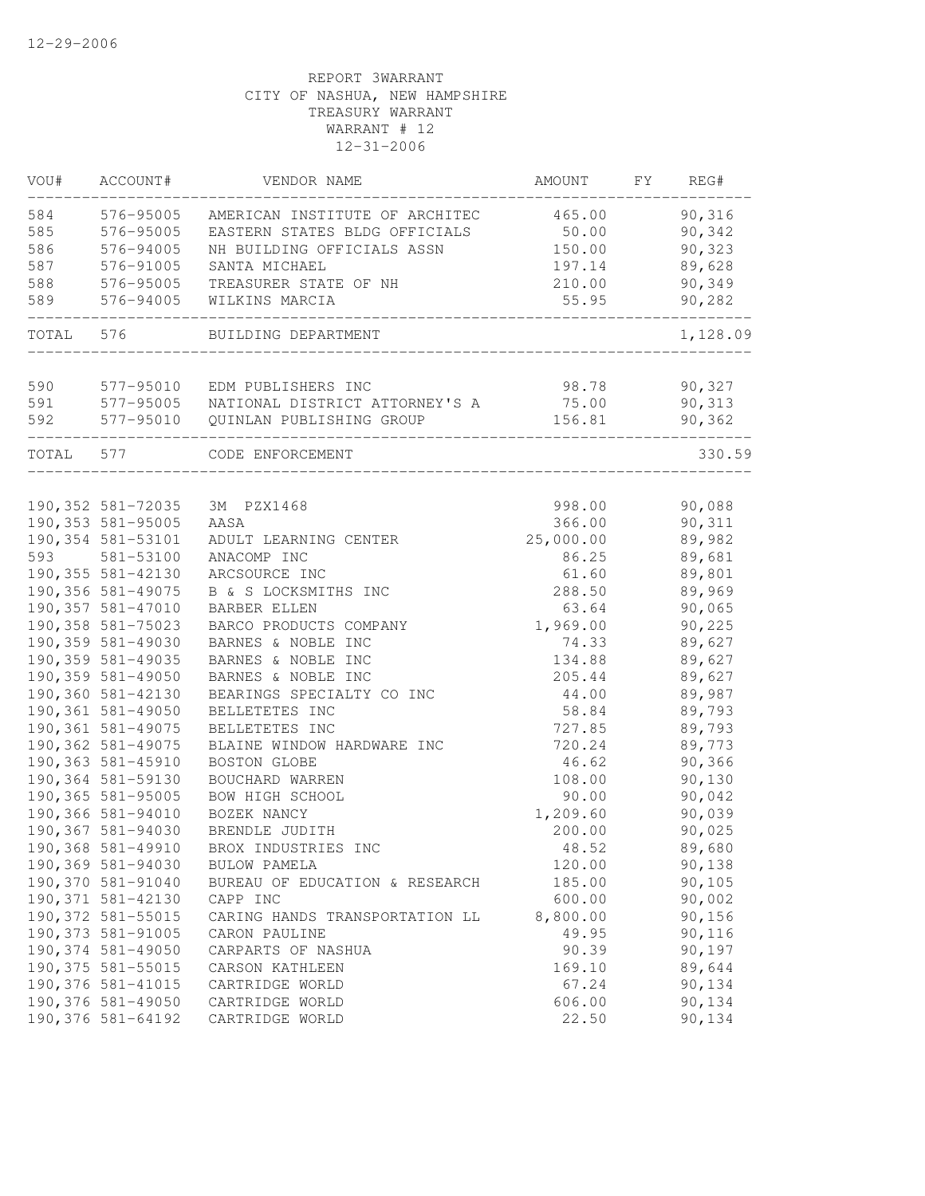12-29-2006

REPORT 3WARRANT
CITY OF NASHUA, NEW HAMPSHIRE
TREASURY WARRANT
WARRANT # 12
12-31-2006

| VOU# | ACCOUNT# | VENDOR NAME | AMOUNT | FY | REG# |
|---|---|---|---|---|---|
| 584 | 576-95005 | AMERICAN INSTITUTE OF ARCHITEC | 465.00 | | 90,316 |
| 585 | 576-95005 | EASTERN STATES BLDG OFFICIALS | 50.00 | | 90,342 |
| 586 | 576-94005 | NH BUILDING OFFICIALS ASSN | 150.00 | | 90,323 |
| 587 | 576-91005 | SANTA MICHAEL | 197.14 | | 89,628 |
| 588 | 576-95005 | TREASURER STATE OF NH | 210.00 | | 90,349 |
| 589 | 576-94005 | WILKINS MARCIA | 55.95 | | 90,282 |
| TOTAL | 576 | BUILDING DEPARTMENT | | | 1,128.09 |
| 590 | 577-95010 | EDM PUBLISHERS INC | 98.78 | | 90,327 |
| 591 | 577-95005 | NATIONAL DISTRICT ATTORNEY'S A | 75.00 | | 90,313 |
| 592 | 577-95010 | QUINLAN PUBLISHING GROUP | 156.81 | | 90,362 |
| TOTAL | 577 | CODE ENFORCEMENT | | | 330.59 |
| 190,352 | 581-72035 | 3M PZX1468 | 998.00 | | 90,088 |
| 190,353 | 581-95005 | AASA | 366.00 | | 90,311 |
| 190,354 | 581-53101 | ADULT LEARNING CENTER | 25,000.00 | | 89,982 |
| 593 | 581-53100 | ANACOMP INC | 86.25 | | 89,681 |
| 190,355 | 581-42130 | ARCSOURCE INC | 61.60 | | 89,801 |
| 190,356 | 581-49075 | B & S LOCKSMITHS INC | 288.50 | | 89,969 |
| 190,357 | 581-47010 | BARBER ELLEN | 63.64 | | 90,065 |
| 190,358 | 581-75023 | BARCO PRODUCTS COMPANY | 1,969.00 | | 90,225 |
| 190,359 | 581-49030 | BARNES & NOBLE INC | 74.33 | | 89,627 |
| 190,359 | 581-49035 | BARNES & NOBLE INC | 134.88 | | 89,627 |
| 190,359 | 581-49050 | BARNES & NOBLE INC | 205.44 | | 89,627 |
| 190,360 | 581-42130 | BEARINGS SPECIALTY CO INC | 44.00 | | 89,987 |
| 190,361 | 581-49050 | BELLETETES INC | 58.84 | | 89,793 |
| 190,361 | 581-49075 | BELLETETES INC | 727.85 | | 89,793 |
| 190,362 | 581-49075 | BLAINE WINDOW HARDWARE INC | 720.24 | | 89,773 |
| 190,363 | 581-45910 | BOSTON GLOBE | 46.62 | | 90,366 |
| 190,364 | 581-59130 | BOUCHARD WARREN | 108.00 | | 90,130 |
| 190,365 | 581-95005 | BOW HIGH SCHOOL | 90.00 | | 90,042 |
| 190,366 | 581-94010 | BOZEK NANCY | 1,209.60 | | 90,039 |
| 190,367 | 581-94030 | BRENDLE JUDITH | 200.00 | | 90,025 |
| 190,368 | 581-49910 | BROX INDUSTRIES INC | 48.52 | | 89,680 |
| 190,369 | 581-94030 | BULOW PAMELA | 120.00 | | 90,138 |
| 190,370 | 581-91040 | BUREAU OF EDUCATION & RESEARCH | 185.00 | | 90,105 |
| 190,371 | 581-42130 | CAPP INC | 600.00 | | 90,002 |
| 190,372 | 581-55015 | CARING HANDS TRANSPORTATION LL | 8,800.00 | | 90,156 |
| 190,373 | 581-91005 | CARON PAULINE | 49.95 | | 90,116 |
| 190,374 | 581-49050 | CARPARTS OF NASHUA | 90.39 | | 90,197 |
| 190,375 | 581-55015 | CARSON KATHLEEN | 169.10 | | 89,644 |
| 190,376 | 581-41015 | CARTRIDGE WORLD | 67.24 | | 90,134 |
| 190,376 | 581-49050 | CARTRIDGE WORLD | 606.00 | | 90,134 |
| 190,376 | 581-64192 | CARTRIDGE WORLD | 22.50 | | 90,134 |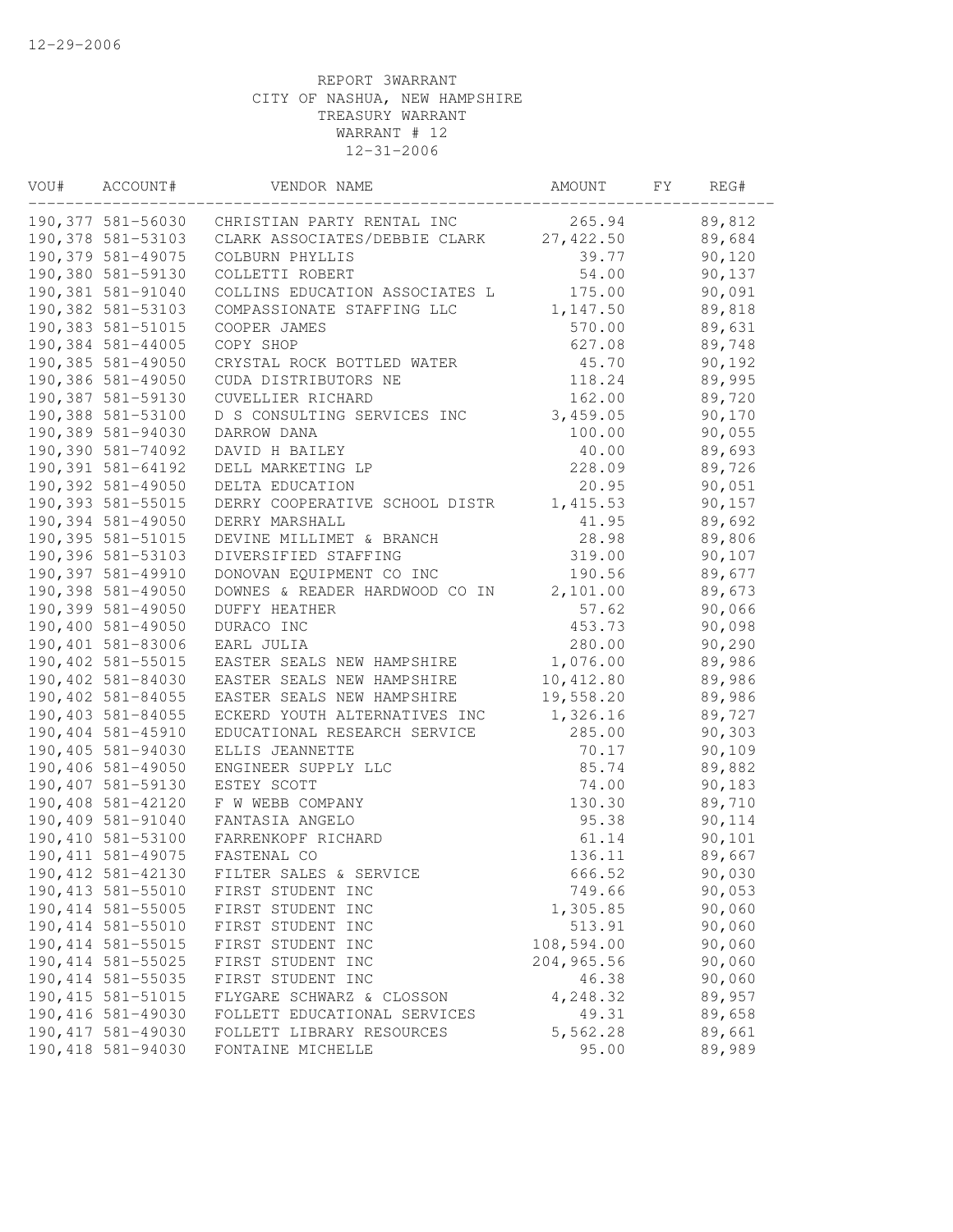12-29-2006

REPORT 3WARRANT
CITY OF NASHUA, NEW HAMPSHIRE
TREASURY WARRANT
WARRANT # 12
12-31-2006

| VOU# | ACCOUNT# | VENDOR NAME | AMOUNT | FY | REG# |
|---|---|---|---|---|---|
| 190,377 | 581-56030 | CHRISTIAN PARTY RENTAL INC | 265.94 | | 89,812 |
| 190,378 | 581-53103 | CLARK ASSOCIATES/DEBBIE CLARK | 27,422.50 | | 89,684 |
| 190,379 | 581-49075 | COLBURN PHYLLIS | 39.77 | | 90,120 |
| 190,380 | 581-59130 | COLLETTI ROBERT | 54.00 | | 90,137 |
| 190,381 | 581-91040 | COLLINS EDUCATION ASSOCIATES L | 175.00 | | 90,091 |
| 190,382 | 581-53103 | COMPASSIONATE STAFFING LLC | 1,147.50 | | 89,818 |
| 190,383 | 581-51015 | COOPER JAMES | 570.00 | | 89,631 |
| 190,384 | 581-44005 | COPY SHOP | 627.08 | | 89,748 |
| 190,385 | 581-49050 | CRYSTAL ROCK BOTTLED WATER | 45.70 | | 90,192 |
| 190,386 | 581-49050 | CUDA DISTRIBUTORS NE | 118.24 | | 89,995 |
| 190,387 | 581-59130 | CUVELLIER RICHARD | 162.00 | | 89,720 |
| 190,388 | 581-53100 | D S CONSULTING SERVICES INC | 3,459.05 | | 90,170 |
| 190,389 | 581-94030 | DARROW DANA | 100.00 | | 90,055 |
| 190,390 | 581-74092 | DAVID H BAILEY | 40.00 | | 89,693 |
| 190,391 | 581-64192 | DELL MARKETING LP | 228.09 | | 89,726 |
| 190,392 | 581-49050 | DELTA EDUCATION | 20.95 | | 90,051 |
| 190,393 | 581-55015 | DERRY COOPERATIVE SCHOOL DISTR | 1,415.53 | | 90,157 |
| 190,394 | 581-49050 | DERRY MARSHALL | 41.95 | | 89,692 |
| 190,395 | 581-51015 | DEVINE MILLIMET & BRANCH | 28.98 | | 89,806 |
| 190,396 | 581-53103 | DIVERSIFIED STAFFING | 319.00 | | 90,107 |
| 190,397 | 581-49910 | DONOVAN EQUIPMENT CO INC | 190.56 | | 89,677 |
| 190,398 | 581-49050 | DOWNES & READER HARDWOOD CO IN | 2,101.00 | | 89,673 |
| 190,399 | 581-49050 | DUFFY HEATHER | 57.62 | | 90,066 |
| 190,400 | 581-49050 | DURACO INC | 453.73 | | 90,098 |
| 190,401 | 581-83006 | EARL JULIA | 280.00 | | 90,290 |
| 190,402 | 581-55015 | EASTER SEALS NEW HAMPSHIRE | 1,076.00 | | 89,986 |
| 190,402 | 581-84030 | EASTER SEALS NEW HAMPSHIRE | 10,412.80 | | 89,986 |
| 190,402 | 581-84055 | EASTER SEALS NEW HAMPSHIRE | 19,558.20 | | 89,986 |
| 190,403 | 581-84055 | ECKERD YOUTH ALTERNATIVES INC | 1,326.16 | | 89,727 |
| 190,404 | 581-45910 | EDUCATIONAL RESEARCH SERVICE | 285.00 | | 90,303 |
| 190,405 | 581-94030 | ELLIS JEANNETTE | 70.17 | | 90,109 |
| 190,406 | 581-49050 | ENGINEER SUPPLY LLC | 85.74 | | 89,882 |
| 190,407 | 581-59130 | ESTEY SCOTT | 74.00 | | 90,183 |
| 190,408 | 581-42120 | F W WEBB COMPANY | 130.30 | | 89,710 |
| 190,409 | 581-91040 | FANTASIA ANGELO | 95.38 | | 90,114 |
| 190,410 | 581-53100 | FARRENKOPF RICHARD | 61.14 | | 90,101 |
| 190,411 | 581-49075 | FASTENAL CO | 136.11 | | 89,667 |
| 190,412 | 581-42130 | FILTER SALES & SERVICE | 666.52 | | 90,030 |
| 190,413 | 581-55010 | FIRST STUDENT INC | 749.66 | | 90,053 |
| 190,414 | 581-55005 | FIRST STUDENT INC | 1,305.85 | | 90,060 |
| 190,414 | 581-55010 | FIRST STUDENT INC | 513.91 | | 90,060 |
| 190,414 | 581-55015 | FIRST STUDENT INC | 108,594.00 | | 90,060 |
| 190,414 | 581-55025 | FIRST STUDENT INC | 204,965.56 | | 90,060 |
| 190,414 | 581-55035 | FIRST STUDENT INC | 46.38 | | 90,060 |
| 190,415 | 581-51015 | FLYGARE SCHWARZ & CLOSSON | 4,248.32 | | 89,957 |
| 190,416 | 581-49030 | FOLLETT EDUCATIONAL SERVICES | 49.31 | | 89,658 |
| 190,417 | 581-49030 | FOLLETT LIBRARY RESOURCES | 5,562.28 | | 89,661 |
| 190,418 | 581-94030 | FONTAINE MICHELLE | 95.00 | | 89,989 |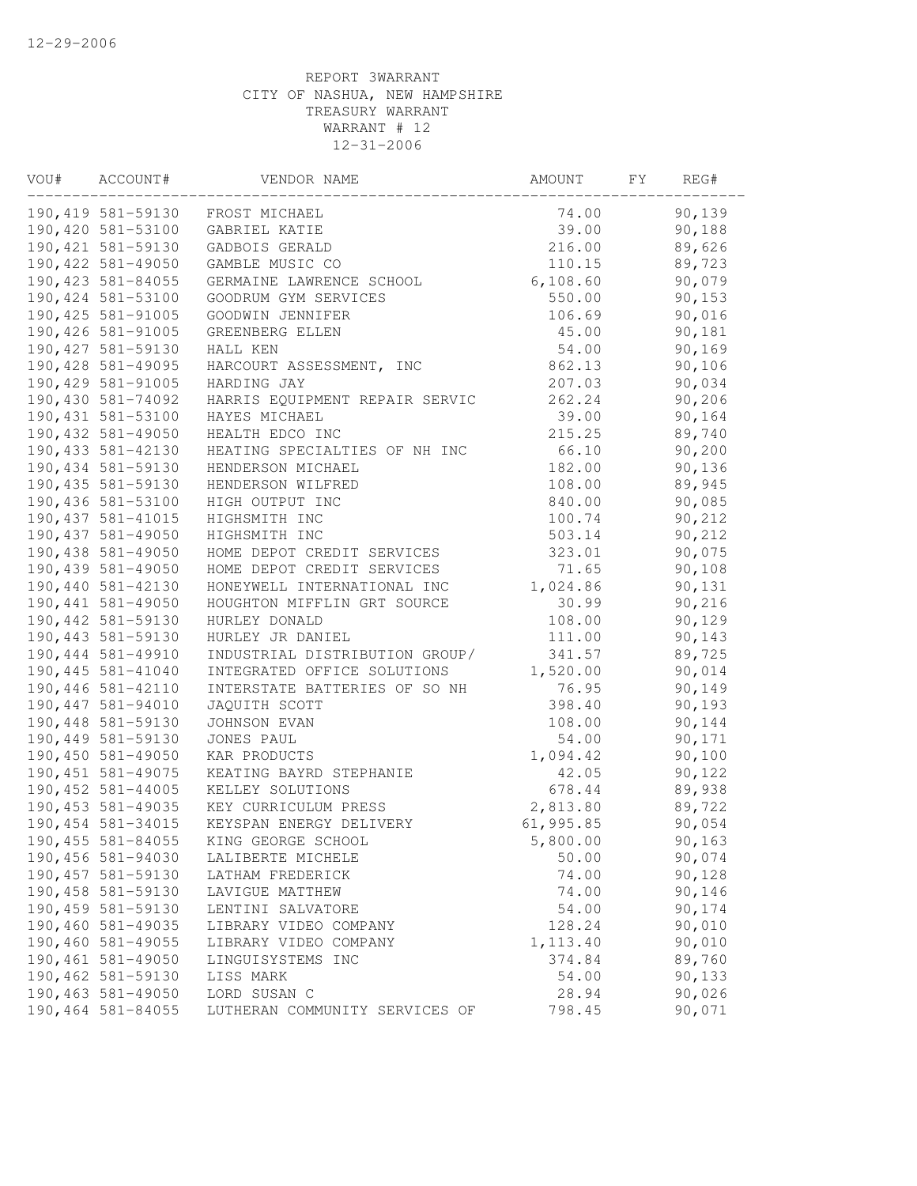REPORT 3WARRANT
CITY OF NASHUA, NEW HAMPSHIRE
TREASURY WARRANT
WARRANT # 12
12-31-2006

| VOU# | ACCOUNT# | VENDOR NAME | AMOUNT | FY | REG# |
|---|---|---|---|---|---|
| 190,419 | 581-59130 | FROST MICHAEL | 74.00 | | 90,139 |
| 190,420 | 581-53100 | GABRIEL KATIE | 39.00 | | 90,188 |
| 190,421 | 581-59130 | GADBOIS GERALD | 216.00 | | 89,626 |
| 190,422 | 581-49050 | GAMBLE MUSIC CO | 110.15 | | 89,723 |
| 190,423 | 581-84055 | GERMAINE LAWRENCE SCHOOL | 6,108.60 | | 90,079 |
| 190,424 | 581-53100 | GOODRUM GYM SERVICES | 550.00 | | 90,153 |
| 190,425 | 581-91005 | GOODWIN JENNIFER | 106.69 | | 90,016 |
| 190,426 | 581-91005 | GREENBERG ELLEN | 45.00 | | 90,181 |
| 190,427 | 581-59130 | HALL KEN | 54.00 | | 90,169 |
| 190,428 | 581-49095 | HARCOURT ASSESSMENT, INC | 862.13 | | 90,106 |
| 190,429 | 581-91005 | HARDING JAY | 207.03 | | 90,034 |
| 190,430 | 581-74092 | HARRIS EQUIPMENT REPAIR SERVIC | 262.24 | | 90,206 |
| 190,431 | 581-53100 | HAYES MICHAEL | 39.00 | | 90,164 |
| 190,432 | 581-49050 | HEALTH EDCO INC | 215.25 | | 89,740 |
| 190,433 | 581-42130 | HEATING SPECIALTIES OF NH INC | 66.10 | | 90,200 |
| 190,434 | 581-59130 | HENDERSON MICHAEL | 182.00 | | 90,136 |
| 190,435 | 581-59130 | HENDERSON WILFRED | 108.00 | | 89,945 |
| 190,436 | 581-53100 | HIGH OUTPUT INC | 840.00 | | 90,085 |
| 190,437 | 581-41015 | HIGHSMITH INC | 100.74 | | 90,212 |
| 190,437 | 581-49050 | HIGHSMITH INC | 503.14 | | 90,212 |
| 190,438 | 581-49050 | HOME DEPOT CREDIT SERVICES | 323.01 | | 90,075 |
| 190,439 | 581-49050 | HOME DEPOT CREDIT SERVICES | 71.65 | | 90,108 |
| 190,440 | 581-42130 | HONEYWELL INTERNATIONAL INC | 1,024.86 | | 90,131 |
| 190,441 | 581-49050 | HOUGHTON MIFFLIN GRT SOURCE | 30.99 | | 90,216 |
| 190,442 | 581-59130 | HURLEY DONALD | 108.00 | | 90,129 |
| 190,443 | 581-59130 | HURLEY JR DANIEL | 111.00 | | 90,143 |
| 190,444 | 581-49910 | INDUSTRIAL DISTRIBUTION GROUP/ | 341.57 | | 89,725 |
| 190,445 | 581-41040 | INTEGRATED OFFICE SOLUTIONS | 1,520.00 | | 90,014 |
| 190,446 | 581-42110 | INTERSTATE BATTERIES OF SO NH | 76.95 | | 90,149 |
| 190,447 | 581-94010 | JAQUITH SCOTT | 398.40 | | 90,193 |
| 190,448 | 581-59130 | JOHNSON EVAN | 108.00 | | 90,144 |
| 190,449 | 581-59130 | JONES PAUL | 54.00 | | 90,171 |
| 190,450 | 581-49050 | KAR PRODUCTS | 1,094.42 | | 90,100 |
| 190,451 | 581-49075 | KEATING BAYRD STEPHANIE | 42.05 | | 90,122 |
| 190,452 | 581-44005 | KELLEY SOLUTIONS | 678.44 | | 89,938 |
| 190,453 | 581-49035 | KEY CURRICULUM PRESS | 2,813.80 | | 89,722 |
| 190,454 | 581-34015 | KEYSPAN ENERGY DELIVERY | 61,995.85 | | 90,054 |
| 190,455 | 581-84055 | KING GEORGE SCHOOL | 5,800.00 | | 90,163 |
| 190,456 | 581-94030 | LALIBERTE MICHELE | 50.00 | | 90,074 |
| 190,457 | 581-59130 | LATHAM FREDERICK | 74.00 | | 90,128 |
| 190,458 | 581-59130 | LAVIGUE MATTHEW | 74.00 | | 90,146 |
| 190,459 | 581-59130 | LENTINI SALVATORE | 54.00 | | 90,174 |
| 190,460 | 581-49035 | LIBRARY VIDEO COMPANY | 128.24 | | 90,010 |
| 190,460 | 581-49055 | LIBRARY VIDEO COMPANY | 1,113.40 | | 90,010 |
| 190,461 | 581-49050 | LINGUISYSTEMS INC | 374.84 | | 89,760 |
| 190,462 | 581-59130 | LISS MARK | 54.00 | | 90,133 |
| 190,463 | 581-49050 | LORD SUSAN C | 28.94 | | 90,026 |
| 190,464 | 581-84055 | LUTHERAN COMMUNITY SERVICES OF | 798.45 | | 90,071 |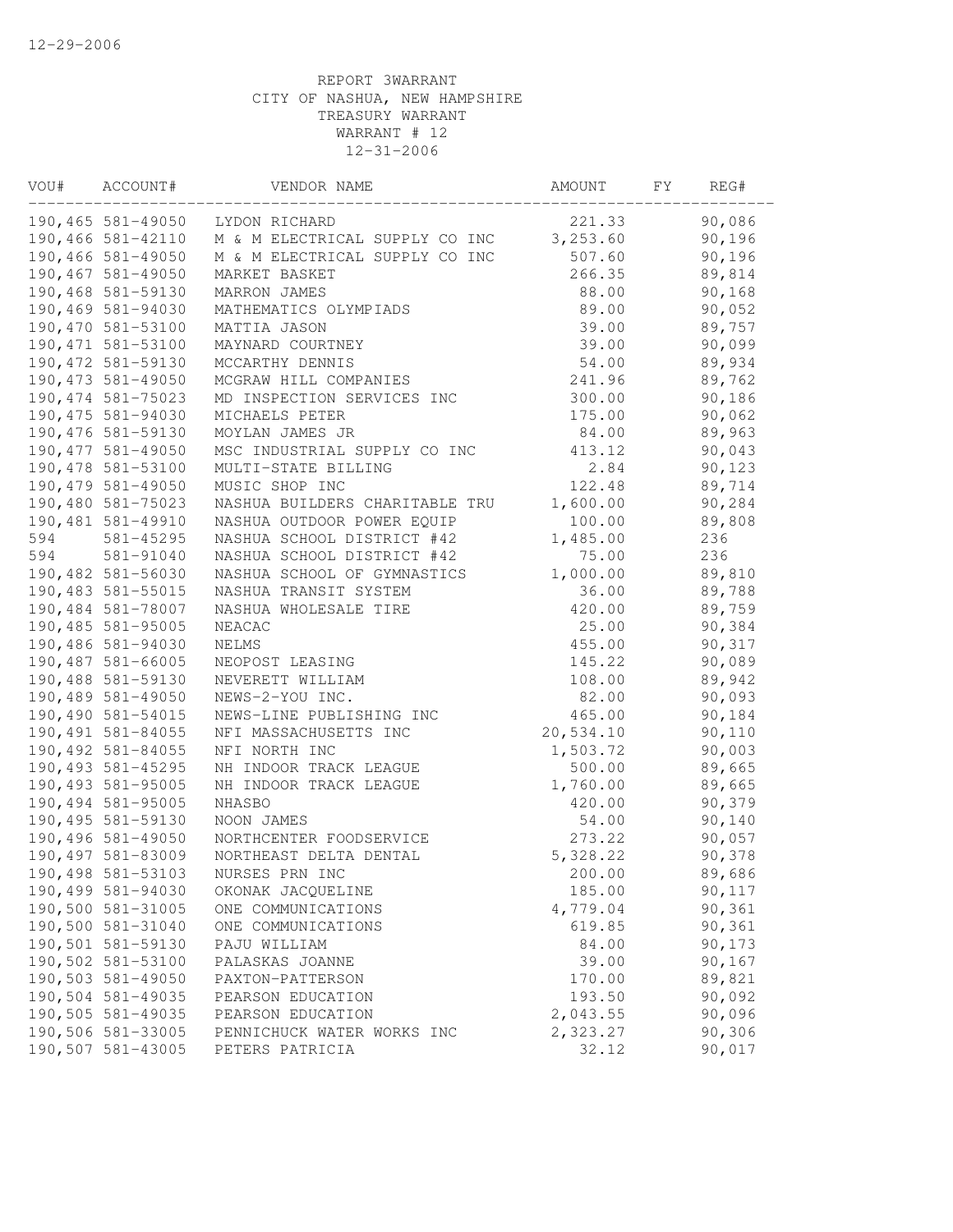12-29-2006

REPORT 3WARRANT
CITY OF NASHUA, NEW HAMPSHIRE
TREASURY WARRANT
WARRANT # 12
12-31-2006

| VOU# | ACCOUNT# | VENDOR NAME | AMOUNT | FY | REG# |
|---|---|---|---|---|---|
| 190,465 | 581-49050 | LYDON RICHARD | 221.33 | | 90,086 |
| 190,466 | 581-42110 | M & M ELECTRICAL SUPPLY CO INC | 3,253.60 | | 90,196 |
| 190,466 | 581-49050 | M & M ELECTRICAL SUPPLY CO INC | 507.60 | | 90,196 |
| 190,467 | 581-49050 | MARKET BASKET | 266.35 | | 89,814 |
| 190,468 | 581-59130 | MARRON JAMES | 88.00 | | 90,168 |
| 190,469 | 581-94030 | MATHEMATICS OLYMPIADS | 89.00 | | 90,052 |
| 190,470 | 581-53100 | MATTIA JASON | 39.00 | | 89,757 |
| 190,471 | 581-53100 | MAYNARD COURTNEY | 39.00 | | 90,099 |
| 190,472 | 581-59130 | MCCARTHY DENNIS | 54.00 | | 89,934 |
| 190,473 | 581-49050 | MCGRAW HILL COMPANIES | 241.96 | | 89,762 |
| 190,474 | 581-75023 | MD INSPECTION SERVICES INC | 300.00 | | 90,186 |
| 190,475 | 581-94030 | MICHAELS PETER | 175.00 | | 90,062 |
| 190,476 | 581-59130 | MOYLAN JAMES JR | 84.00 | | 89,963 |
| 190,477 | 581-49050 | MSC INDUSTRIAL SUPPLY CO INC | 413.12 | | 90,043 |
| 190,478 | 581-53100 | MULTI-STATE BILLING | 2.84 | | 90,123 |
| 190,479 | 581-49050 | MUSIC SHOP INC | 122.48 | | 89,714 |
| 190,480 | 581-75023 | NASHUA BUILDERS CHARITABLE TRU | 1,600.00 | | 90,284 |
| 190,481 | 581-49910 | NASHUA OUTDOOR POWER EQUIP | 100.00 | | 89,808 |
| 594 | 581-45295 | NASHUA SCHOOL DISTRICT #42 | 1,485.00 | | 236 |
| 594 | 581-91040 | NASHUA SCHOOL DISTRICT #42 | 75.00 | | 236 |
| 190,482 | 581-56030 | NASHUA SCHOOL OF GYMNASTICS | 1,000.00 | | 89,810 |
| 190,483 | 581-55015 | NASHUA TRANSIT SYSTEM | 36.00 | | 89,788 |
| 190,484 | 581-78007 | NASHUA WHOLESALE TIRE | 420.00 | | 89,759 |
| 190,485 | 581-95005 | NEACAC | 25.00 | | 90,384 |
| 190,486 | 581-94030 | NELMS | 455.00 | | 90,317 |
| 190,487 | 581-66005 | NEOPOST LEASING | 145.22 | | 90,089 |
| 190,488 | 581-59130 | NEVERETT WILLIAM | 108.00 | | 89,942 |
| 190,489 | 581-49050 | NEWS-2-YOU INC. | 82.00 | | 90,093 |
| 190,490 | 581-54015 | NEWS-LINE PUBLISHING INC | 465.00 | | 90,184 |
| 190,491 | 581-84055 | NFI MASSACHUSETTS INC | 20,534.10 | | 90,110 |
| 190,492 | 581-84055 | NFI NORTH INC | 1,503.72 | | 90,003 |
| 190,493 | 581-45295 | NH INDOOR TRACK LEAGUE | 500.00 | | 89,665 |
| 190,493 | 581-95005 | NH INDOOR TRACK LEAGUE | 1,760.00 | | 89,665 |
| 190,494 | 581-95005 | NHASBO | 420.00 | | 90,379 |
| 190,495 | 581-59130 | NOON JAMES | 54.00 | | 90,140 |
| 190,496 | 581-49050 | NORTHCENTER FOODSERVICE | 273.22 | | 90,057 |
| 190,497 | 581-83009 | NORTHEAST DELTA DENTAL | 5,328.22 | | 90,378 |
| 190,498 | 581-53103 | NURSES PRN INC | 200.00 | | 89,686 |
| 190,499 | 581-94030 | OKONAK JACQUELINE | 185.00 | | 90,117 |
| 190,500 | 581-31005 | ONE COMMUNICATIONS | 4,779.04 | | 90,361 |
| 190,500 | 581-31040 | ONE COMMUNICATIONS | 619.85 | | 90,361 |
| 190,501 | 581-59130 | PAJU WILLIAM | 84.00 | | 90,173 |
| 190,502 | 581-53100 | PALASKAS JOANNE | 39.00 | | 90,167 |
| 190,503 | 581-49050 | PAXTON-PATTERSON | 170.00 | | 89,821 |
| 190,504 | 581-49035 | PEARSON EDUCATION | 193.50 | | 90,092 |
| 190,505 | 581-49035 | PEARSON EDUCATION | 2,043.55 | | 90,096 |
| 190,506 | 581-33005 | PENNICHUCK WATER WORKS INC | 2,323.27 | | 90,306 |
| 190,507 | 581-43005 | PETERS PATRICIA | 32.12 | | 90,017 |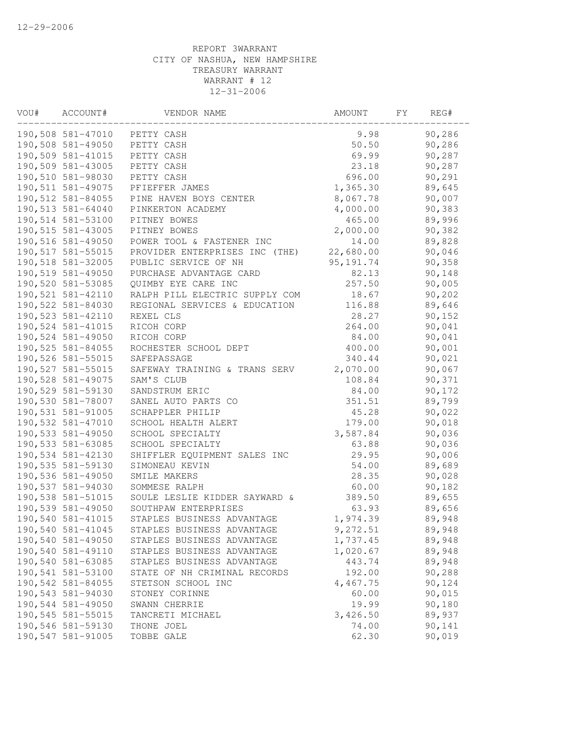12-29-2006

REPORT 3WARRANT
CITY OF NASHUA, NEW HAMPSHIRE
TREASURY WARRANT
WARRANT # 12
12-31-2006

| VOU# | ACCOUNT# | VENDOR NAME | AMOUNT | FY | REG# |
|---|---|---|---|---|---|
| 190,508 | 581-47010 | PETTY CASH | 9.98 | | 90,286 |
| 190,508 | 581-49050 | PETTY CASH | 50.50 | | 90,286 |
| 190,509 | 581-41015 | PETTY CASH | 69.99 | | 90,287 |
| 190,509 | 581-43005 | PETTY CASH | 23.18 | | 90,287 |
| 190,510 | 581-98030 | PETTY CASH | 696.00 | | 90,291 |
| 190,511 | 581-49075 | PFIEFFER JAMES | 1,365.30 | | 89,645 |
| 190,512 | 581-84055 | PINE HAVEN BOYS CENTER | 8,067.78 | | 90,007 |
| 190,513 | 581-64040 | PINKERTON ACADEMY | 4,000.00 | | 90,383 |
| 190,514 | 581-53100 | PITNEY BOWES | 465.00 | | 89,996 |
| 190,515 | 581-43005 | PITNEY BOWES | 2,000.00 | | 90,382 |
| 190,516 | 581-49050 | POWER TOOL & FASTENER INC | 14.00 | | 89,828 |
| 190,517 | 581-55015 | PROVIDER ENTERPRISES INC (THE) | 22,680.00 | | 90,046 |
| 190,518 | 581-32005 | PUBLIC SERVICE OF NH | 95,191.74 | | 90,358 |
| 190,519 | 581-49050 | PURCHASE ADVANTAGE CARD | 82.13 | | 90,148 |
| 190,520 | 581-53085 | QUIMBY EYE CARE INC | 257.50 | | 90,005 |
| 190,521 | 581-42110 | RALPH PILL ELECTRIC SUPPLY COM | 18.67 | | 90,202 |
| 190,522 | 581-84030 | REGIONAL SERVICES & EDUCATION | 116.88 | | 89,646 |
| 190,523 | 581-42110 | REXEL CLS | 28.27 | | 90,152 |
| 190,524 | 581-41015 | RICOH CORP | 264.00 | | 90,041 |
| 190,524 | 581-49050 | RICOH CORP | 84.00 | | 90,041 |
| 190,525 | 581-84055 | ROCHESTER SCHOOL DEPT | 400.00 | | 90,001 |
| 190,526 | 581-55015 | SAFEPASSAGE | 340.44 | | 90,021 |
| 190,527 | 581-55015 | SAFEWAY TRAINING & TRANS SERV | 2,070.00 | | 90,067 |
| 190,528 | 581-49075 | SAM'S CLUB | 108.84 | | 90,371 |
| 190,529 | 581-59130 | SANDSTRUM ERIC | 84.00 | | 90,172 |
| 190,530 | 581-78007 | SANEL AUTO PARTS CO | 351.51 | | 89,799 |
| 190,531 | 581-91005 | SCHAPPLER PHILIP | 45.28 | | 90,022 |
| 190,532 | 581-47010 | SCHOOL HEALTH ALERT | 179.00 | | 90,018 |
| 190,533 | 581-49050 | SCHOOL SPECIALTY | 3,587.84 | | 90,036 |
| 190,533 | 581-63085 | SCHOOL SPECIALTY | 63.88 | | 90,036 |
| 190,534 | 581-42130 | SHIFFLER EQUIPMENT SALES INC | 29.95 | | 90,006 |
| 190,535 | 581-59130 | SIMONEAU KEVIN | 54.00 | | 89,689 |
| 190,536 | 581-49050 | SMILE MAKERS | 28.35 | | 90,028 |
| 190,537 | 581-94030 | SOMMESE RALPH | 60.00 | | 90,182 |
| 190,538 | 581-51015 | SOULE LESLIE KIDDER SAYWARD & | 389.50 | | 89,655 |
| 190,539 | 581-49050 | SOUTHPAW ENTERPRISES | 63.93 | | 89,656 |
| 190,540 | 581-41015 | STAPLES BUSINESS ADVANTAGE | 1,974.39 | | 89,948 |
| 190,540 | 581-41045 | STAPLES BUSINESS ADVANTAGE | 9,272.51 | | 89,948 |
| 190,540 | 581-49050 | STAPLES BUSINESS ADVANTAGE | 1,737.45 | | 89,948 |
| 190,540 | 581-49110 | STAPLES BUSINESS ADVANTAGE | 1,020.67 | | 89,948 |
| 190,540 | 581-63085 | STAPLES BUSINESS ADVANTAGE | 443.74 | | 89,948 |
| 190,541 | 581-53100 | STATE OF NH CRIMINAL RECORDS | 192.00 | | 90,288 |
| 190,542 | 581-84055 | STETSON SCHOOL INC | 4,467.75 | | 90,124 |
| 190,543 | 581-94030 | STONEY CORINNE | 60.00 | | 90,015 |
| 190,544 | 581-49050 | SWANN CHERRIE | 19.99 | | 90,180 |
| 190,545 | 581-55015 | TANCRETI MICHAEL | 3,426.50 | | 89,937 |
| 190,546 | 581-59130 | THONE JOEL | 74.00 | | 90,141 |
| 190,547 | 581-91005 | TOBBE GALE | 62.30 | | 90,019 |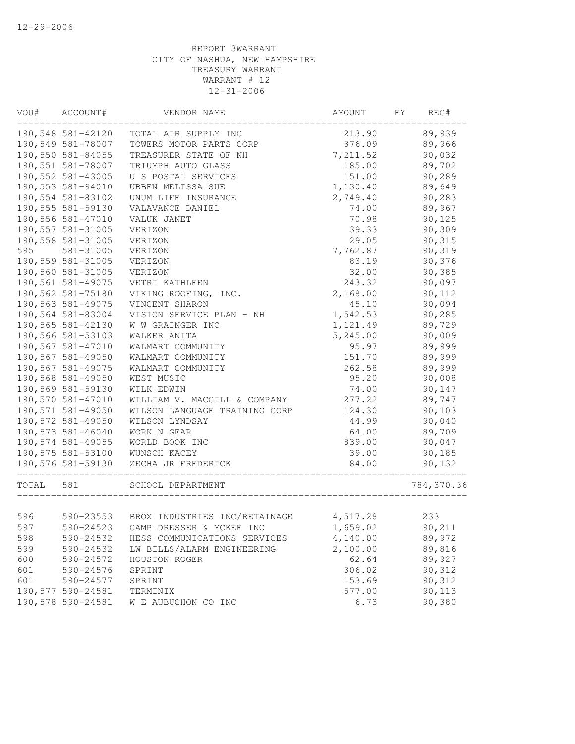12-29-2006

REPORT 3WARRANT
CITY OF NASHUA, NEW HAMPSHIRE
TREASURY WARRANT
WARRANT # 12
12-31-2006

| VOU# | ACCOUNT# | VENDOR NAME | AMOUNT | FY | REG# |
|---|---|---|---|---|---|
| 190,548 | 581-42120 | TOTAL AIR SUPPLY INC | 213.90 | | 89,939 |
| 190,549 | 581-78007 | TOWERS MOTOR PARTS CORP | 376.09 | | 89,966 |
| 190,550 | 581-84055 | TREASURER STATE OF NH | 7,211.52 | | 90,032 |
| 190,551 | 581-78007 | TRIUMPH AUTO GLASS | 185.00 | | 89,702 |
| 190,552 | 581-43005 | U S POSTAL SERVICES | 151.00 | | 90,289 |
| 190,553 | 581-94010 | UBBEN MELISSA SUE | 1,130.40 | | 89,649 |
| 190,554 | 581-83102 | UNUM LIFE INSURANCE | 2,749.40 | | 90,283 |
| 190,555 | 581-59130 | VALAVANCE DANIEL | 74.00 | | 89,967 |
| 190,556 | 581-47010 | VALUK JANET | 70.98 | | 90,125 |
| 190,557 | 581-31005 | VERIZON | 39.33 | | 90,309 |
| 190,558 | 581-31005 | VERIZON | 29.05 | | 90,315 |
| 595 | 581-31005 | VERIZON | 7,762.87 | | 90,319 |
| 190,559 | 581-31005 | VERIZON | 83.19 | | 90,376 |
| 190,560 | 581-31005 | VERIZON | 32.00 | | 90,385 |
| 190,561 | 581-49075 | VETRI KATHLEEN | 243.32 | | 90,097 |
| 190,562 | 581-75180 | VIKING ROOFING, INC. | 2,168.00 | | 90,112 |
| 190,563 | 581-49075 | VINCENT SHARON | 45.10 | | 90,094 |
| 190,564 | 581-83004 | VISION SERVICE PLAN - NH | 1,542.53 | | 90,285 |
| 190,565 | 581-42130 | W W GRAINGER INC | 1,121.49 | | 89,729 |
| 190,566 | 581-53103 | WALKER ANITA | 5,245.00 | | 90,009 |
| 190,567 | 581-47010 | WALMART COMMUNITY | 95.97 | | 89,999 |
| 190,567 | 581-49050 | WALMART COMMUNITY | 151.70 | | 89,999 |
| 190,567 | 581-49075 | WALMART COMMUNITY | 262.58 | | 89,999 |
| 190,568 | 581-49050 | WEST MUSIC | 95.20 | | 90,008 |
| 190,569 | 581-59130 | WILK EDWIN | 74.00 | | 90,147 |
| 190,570 | 581-47010 | WILLIAM V. MACGILL & COMPANY | 277.22 | | 89,747 |
| 190,571 | 581-49050 | WILSON LANGUAGE TRAINING CORP | 124.30 | | 90,103 |
| 190,572 | 581-49050 | WILSON LYNDSAY | 44.99 | | 90,040 |
| 190,573 | 581-46040 | WORK N GEAR | 64.00 | | 89,709 |
| 190,574 | 581-49055 | WORLD BOOK INC | 839.00 | | 90,047 |
| 190,575 | 581-53100 | WUNSCH KACEY | 39.00 | | 90,185 |
| 190,576 | 581-59130 | ZECHA JR FREDERICK | 84.00 | | 90,132 |
| TOTAL | 581 | SCHOOL DEPARTMENT | | | 784,370.36 |

| VOU# | ACCOUNT# | VENDOR NAME | AMOUNT | FY | REG# |
|---|---|---|---|---|---|
| 596 | 590-23553 | BROX INDUSTRIES INC/RETAINAGE | 4,517.28 | | 233 |
| 597 | 590-24523 | CAMP DRESSER & MCKEE INC | 1,659.02 | | 90,211 |
| 598 | 590-24532 | HESS COMMUNICATIONS SERVICES | 4,140.00 | | 89,972 |
| 599 | 590-24532 | LW BILLS/ALARM ENGINEERING | 2,100.00 | | 89,816 |
| 600 | 590-24572 | HOUSTON ROGER | 62.64 | | 89,927 |
| 601 | 590-24576 | SPRINT | 306.02 | | 90,312 |
| 601 | 590-24577 | SPRINT | 153.69 | | 90,312 |
| 190,577 | 590-24581 | TERMINIX | 577.00 | | 90,113 |
| 190,578 | 590-24581 | W E AUBUCHON CO INC | 6.73 | | 90,380 |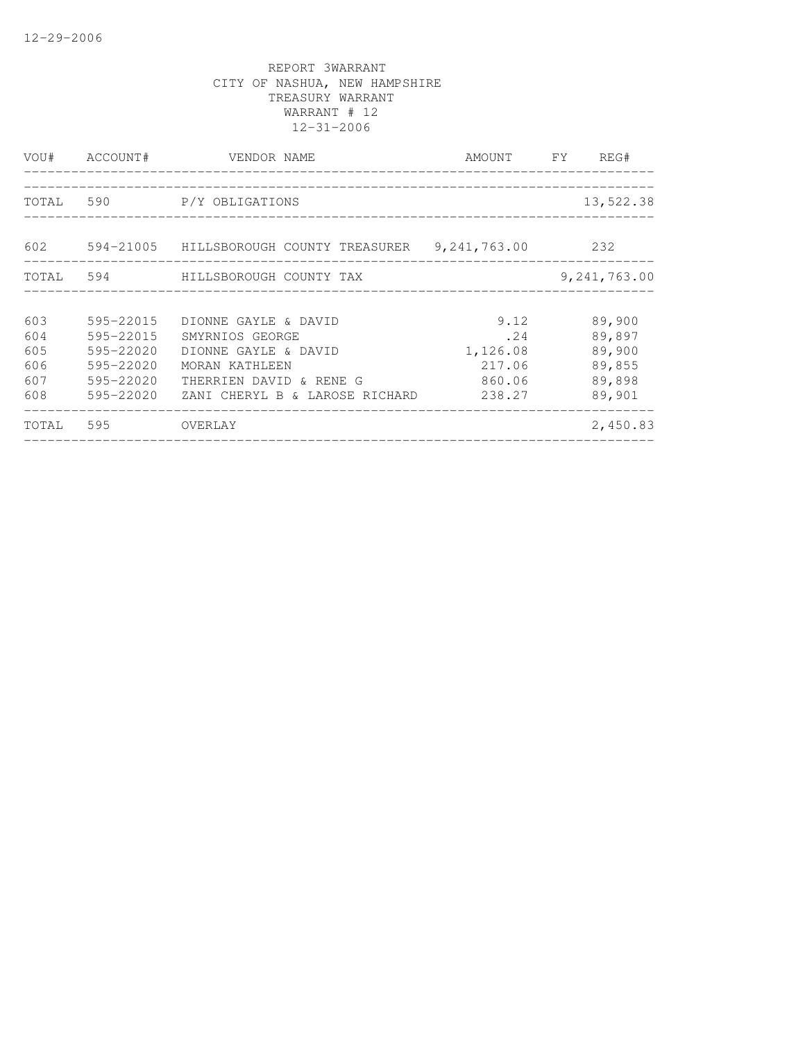12-29-2006

REPORT 3WARRANT
CITY OF NASHUA, NEW HAMPSHIRE
TREASURY WARRANT
WARRANT # 12
12-31-2006

| VOU# | ACCOUNT# | VENDOR NAME | AMOUNT | FY | REG# |
|---|---|---|---|---|---|
| TOTAL | 590 | P/Y OBLIGATIONS | | | 13,522.38 |
| 602 | 594-21005 | HILLSBOROUGH COUNTY TREASURER | 9,241,763.00 | | 232 |
| TOTAL | 594 | HILLSBOROUGH COUNTY TAX | | | 9,241,763.00 |
| 603 | 595-22015 | DIONNE GAYLE & DAVID | 9.12 | | 89,900 |
| 604 | 595-22015 | SMYRNIOS GEORGE | .24 | | 89,897 |
| 605 | 595-22020 | DIONNE GAYLE & DAVID | 1,126.08 | | 89,900 |
| 606 | 595-22020 | MORAN KATHLEEN | 217.06 | | 89,855 |
| 607 | 595-22020 | THERRIEN DAVID & RENE G | 860.06 | | 89,898 |
| 608 | 595-22020 | ZANI CHERYL B & LAROSE RICHARD | 238.27 | | 89,901 |
| TOTAL | 595 | OVERLAY | | | 2,450.83 |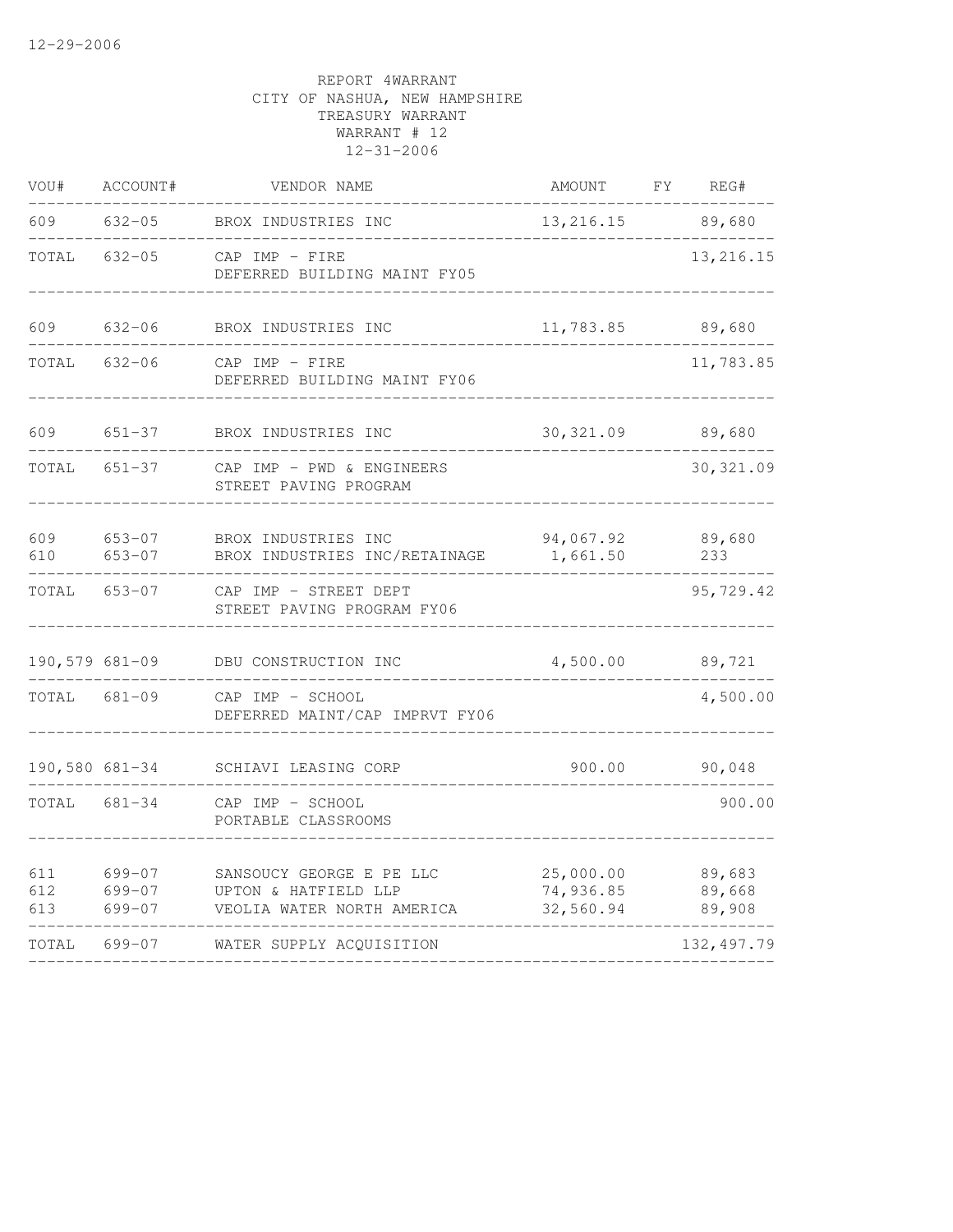12-29-2006

REPORT 4WARRANT
CITY OF NASHUA, NEW HAMPSHIRE
TREASURY WARRANT
WARRANT # 12
12-31-2006

| VOU# | ACCOUNT# | VENDOR NAME | AMOUNT | FY | REG# |
|---|---|---|---|---|---|
| 609 | 632-05 | BROX INDUSTRIES INC | 13,216.15 | | 89,680 |
| TOTAL | 632-05 | CAP IMP - FIRE<br>DEFERRED BUILDING MAINT FY05 | | | 13,216.15 |
| 609 | 632-06 | BROX INDUSTRIES INC | 11,783.85 | | 89,680 |
| TOTAL | 632-06 | CAP IMP - FIRE<br>DEFERRED BUILDING MAINT FY06 | | | 11,783.85 |
| 609 | 651-37 | BROX INDUSTRIES INC | 30,321.09 | | 89,680 |
| TOTAL | 651-37 | CAP IMP - PWD & ENGINEERS<br>STREET PAVING PROGRAM | | | 30,321.09 |
| 609 | 653-07 | BROX INDUSTRIES INC | 94,067.92 | | 89,680 |
| 610 | 653-07 | BROX INDUSTRIES INC/RETAINAGE | 1,661.50 | | 233 |
| TOTAL | 653-07 | CAP IMP - STREET DEPT<br>STREET PAVING PROGRAM FY06 | | | 95,729.42 |
| 190,579 | 681-09 | DBU CONSTRUCTION INC | 4,500.00 | | 89,721 |
| TOTAL | 681-09 | CAP IMP - SCHOOL<br>DEFERRED MAINT/CAP IMPRVT FY06 | | | 4,500.00 |
| 190,580 | 681-34 | SCHIAVI LEASING CORP | 900.00 | | 90,048 |
| TOTAL | 681-34 | CAP IMP - SCHOOL<br>PORTABLE CLASSROOMS | | | 900.00 |
| 611 | 699-07 | SANSOUCY GEORGE E PE LLC | 25,000.00 | | 89,683 |
| 612 | 699-07 | UPTON & HATFIELD LLP | 74,936.85 | | 89,668 |
| 613 | 699-07 | VEOLIA WATER NORTH AMERICA | 32,560.94 | | 89,908 |
| TOTAL | 699-07 | WATER SUPPLY ACQUISITION | | | 132,497.79 |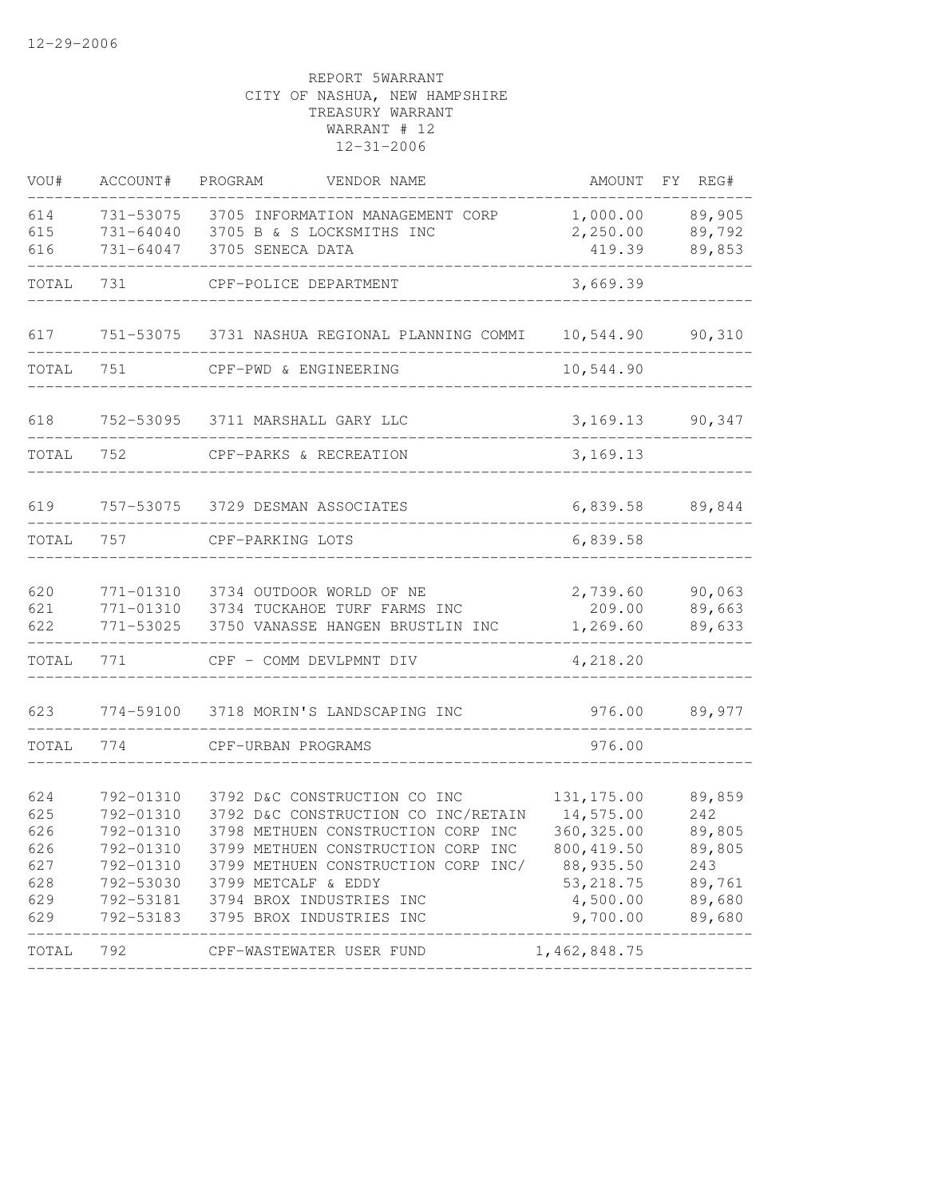12-29-2006

REPORT 5WARRANT
CITY OF NASHUA, NEW HAMPSHIRE
TREASURY WARRANT
WARRANT # 12
12-31-2006

| VOU# | ACCOUNT# | PROGRAM | VENDOR NAME | AMOUNT | FY | REG# |
|---|---|---|---|---|---|---|
| 614 | 731-53075 | 3705 | INFORMATION MANAGEMENT CORP | 1,000.00 | | 89,905 |
| 615 | 731-64040 | 3705 | B & S LOCKSMITHS INC | 2,250.00 | | 89,792 |
| 616 | 731-64047 | 3705 | SENECA DATA | 419.39 | | 89,853 |
| TOTAL | 731 | | CPF-POLICE DEPARTMENT | 3,669.39 | | |
| 617 | 751-53075 | 3731 | NASHUA REGIONAL PLANNING COMMI | 10,544.90 | | 90,310 |
| TOTAL | 751 | | CPF-PWD & ENGINEERING | 10,544.90 | | |
| 618 | 752-53095 | 3711 | MARSHALL GARY LLC | 3,169.13 | | 90,347 |
| TOTAL | 752 | | CPF-PARKS & RECREATION | 3,169.13 | | |
| 619 | 757-53075 | 3729 | DESMAN ASSOCIATES | 6,839.58 | | 89,844 |
| TOTAL | 757 | | CPF-PARKING LOTS | 6,839.58 | | |
| 620 | 771-01310 | 3734 | OUTDOOR WORLD OF NE | 2,739.60 | | 90,063 |
| 621 | 771-01310 | 3734 | TUCKAHOE TURF FARMS INC | 209.00 | | 89,663 |
| 622 | 771-53025 | 3750 | VANASSE HANGEN BRUSTLIN INC | 1,269.60 | | 89,633 |
| TOTAL | 771 | | CPF - COMM DEVLPMNT DIV | 4,218.20 | | |
| 623 | 774-59100 | 3718 | MORIN'S LANDSCAPING INC | 976.00 | | 89,977 |
| TOTAL | 774 | | CPF-URBAN PROGRAMS | 976.00 | | |
| 624 | 792-01310 | 3792 | D&C CONSTRUCTION CO INC | 131,175.00 | | 89,859 |
| 625 | 792-01310 | 3792 | D&C CONSTRUCTION CO INC/RETAIN | 14,575.00 | | 242 |
| 626 | 792-01310 | 3798 | METHUEN CONSTRUCTION CORP INC | 360,325.00 | | 89,805 |
| 626 | 792-01310 | 3799 | METHUEN CONSTRUCTION CORP INC | 800,419.50 | | 89,805 |
| 627 | 792-01310 | 3799 | METHUEN CONSTRUCTION CORP INC/ | 88,935.50 | | 243 |
| 628 | 792-53030 | 3799 | METCALF & EDDY | 53,218.75 | | 89,761 |
| 629 | 792-53181 | 3794 | BROX INDUSTRIES INC | 4,500.00 | | 89,680 |
| 629 | 792-53183 | 3795 | BROX INDUSTRIES INC | 9,700.00 | | 89,680 |
| TOTAL | 792 | | CPF-WASTEWATER USER FUND | 1,462,848.75 | | |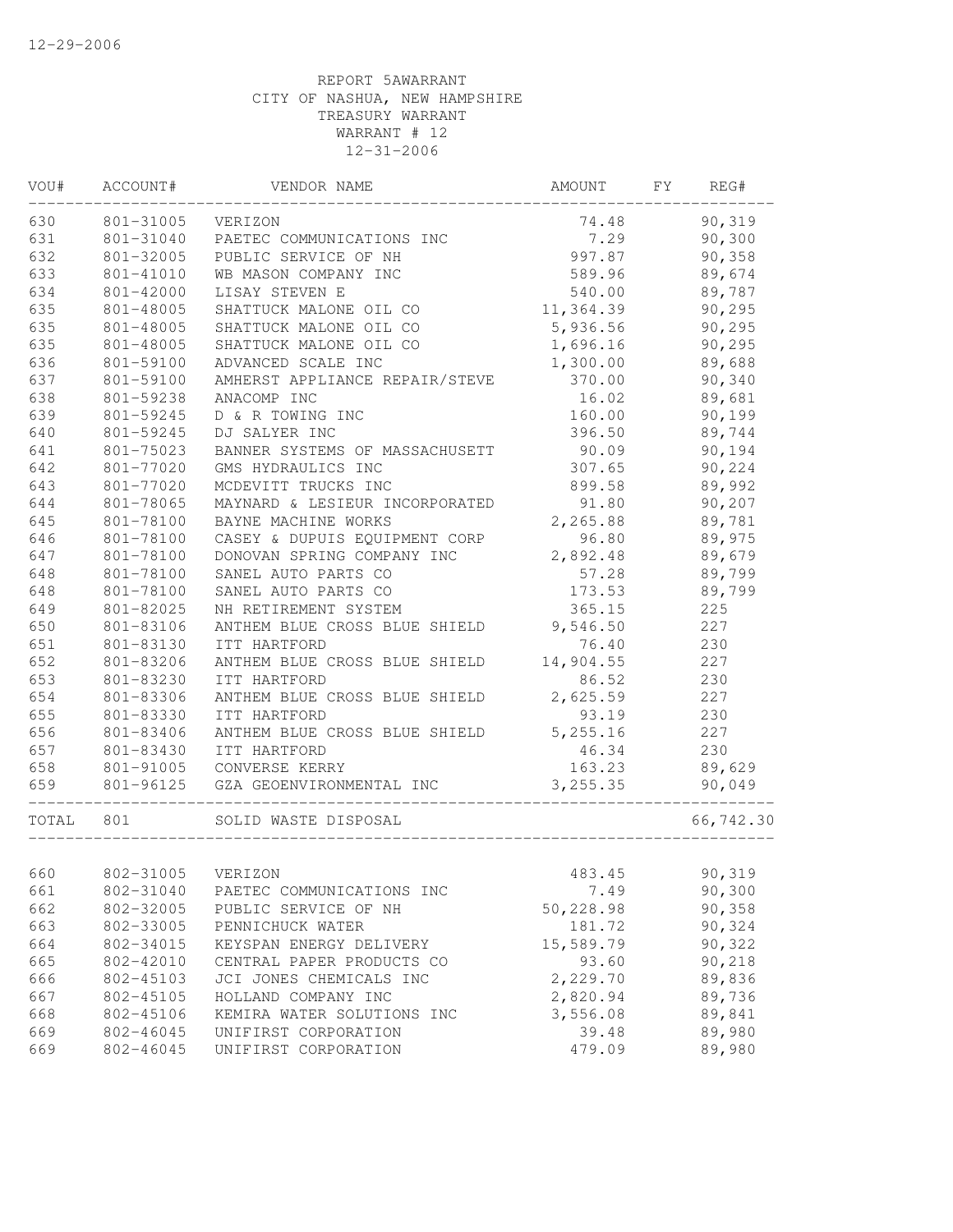12-29-2006

REPORT 5AWARRANT
CITY OF NASHUA, NEW HAMPSHIRE
TREASURY WARRANT
WARRANT # 12
12-31-2006

| VOU# | ACCOUNT# | VENDOR NAME | AMOUNT | FY | REG# |
|---|---|---|---|---|---|
| 630 | 801-31005 | VERIZON | 74.48 | | 90,319 |
| 631 | 801-31040 | PAETEC COMMUNICATIONS INC | 7.29 | | 90,300 |
| 632 | 801-32005 | PUBLIC SERVICE OF NH | 997.87 | | 90,358 |
| 633 | 801-41010 | WB MASON COMPANY INC | 589.96 | | 89,674 |
| 634 | 801-42000 | LISAY STEVEN E | 540.00 | | 89,787 |
| 635 | 801-48005 | SHATTUCK MALONE OIL CO | 11,364.39 | | 90,295 |
| 635 | 801-48005 | SHATTUCK MALONE OIL CO | 5,936.56 | | 90,295 |
| 635 | 801-48005 | SHATTUCK MALONE OIL CO | 1,696.16 | | 90,295 |
| 636 | 801-59100 | ADVANCED SCALE INC | 1,300.00 | | 89,688 |
| 637 | 801-59100 | AMHERST APPLIANCE REPAIR/STEVE | 370.00 | | 90,340 |
| 638 | 801-59238 | ANACOMP INC | 16.02 | | 89,681 |
| 639 | 801-59245 | D & R TOWING INC | 160.00 | | 90,199 |
| 640 | 801-59245 | DJ SALYER INC | 396.50 | | 89,744 |
| 641 | 801-75023 | BANNER SYSTEMS OF MASSACHUSETT | 90.09 | | 90,194 |
| 642 | 801-77020 | GMS HYDRAULICS INC | 307.65 | | 90,224 |
| 643 | 801-77020 | MCDEVITT TRUCKS INC | 899.58 | | 89,992 |
| 644 | 801-78065 | MAYNARD & LESIEUR INCORPORATED | 91.80 | | 90,207 |
| 645 | 801-78100 | BAYNE MACHINE WORKS | 2,265.88 | | 89,781 |
| 646 | 801-78100 | CASEY & DUPUIS EQUIPMENT CORP | 96.80 | | 89,975 |
| 647 | 801-78100 | DONOVAN SPRING COMPANY INC | 2,892.48 | | 89,679 |
| 648 | 801-78100 | SANEL AUTO PARTS CO | 57.28 | | 89,799 |
| 648 | 801-78100 | SANEL AUTO PARTS CO | 173.53 | | 89,799 |
| 649 | 801-82025 | NH RETIREMENT SYSTEM | 365.15 | | 225 |
| 650 | 801-83106 | ANTHEM BLUE CROSS BLUE SHIELD | 9,546.50 | | 227 |
| 651 | 801-83130 | ITT HARTFORD | 76.40 | | 230 |
| 652 | 801-83206 | ANTHEM BLUE CROSS BLUE SHIELD | 14,904.55 | | 227 |
| 653 | 801-83230 | ITT HARTFORD | 86.52 | | 230 |
| 654 | 801-83306 | ANTHEM BLUE CROSS BLUE SHIELD | 2,625.59 | | 227 |
| 655 | 801-83330 | ITT HARTFORD | 93.19 | | 230 |
| 656 | 801-83406 | ANTHEM BLUE CROSS BLUE SHIELD | 5,255.16 | | 227 |
| 657 | 801-83430 | ITT HARTFORD | 46.34 | | 230 |
| 658 | 801-91005 | CONVERSE KERRY | 163.23 | | 89,629 |
| 659 | 801-96125 | GZA GEOENVIRONMENTAL INC | 3,255.35 | | 90,049 |
| TOTAL | 801 | SOLID WASTE DISPOSAL | | | 66,742.30 |

| VOU# | ACCOUNT# | VENDOR NAME | AMOUNT | FY | REG# |
|---|---|---|---|---|---|
| 660 | 802-31005 | VERIZON | 483.45 | | 90,319 |
| 661 | 802-31040 | PAETEC COMMUNICATIONS INC | 7.49 | | 90,300 |
| 662 | 802-32005 | PUBLIC SERVICE OF NH | 50,228.98 | | 90,358 |
| 663 | 802-33005 | PENNICHUCK WATER | 181.72 | | 90,324 |
| 664 | 802-34015 | KEYSPAN ENERGY DELIVERY | 15,589.79 | | 90,322 |
| 665 | 802-42010 | CENTRAL PAPER PRODUCTS CO | 93.60 | | 90,218 |
| 666 | 802-45103 | JCI JONES CHEMICALS INC | 2,229.70 | | 89,836 |
| 667 | 802-45105 | HOLLAND COMPANY INC | 2,820.94 | | 89,736 |
| 668 | 802-45106 | KEMIRA WATER SOLUTIONS INC | 3,556.08 | | 89,841 |
| 669 | 802-46045 | UNIFIRST CORPORATION | 39.48 | | 89,980 |
| 669 | 802-46045 | UNIFIRST CORPORATION | 479.09 | | 89,980 |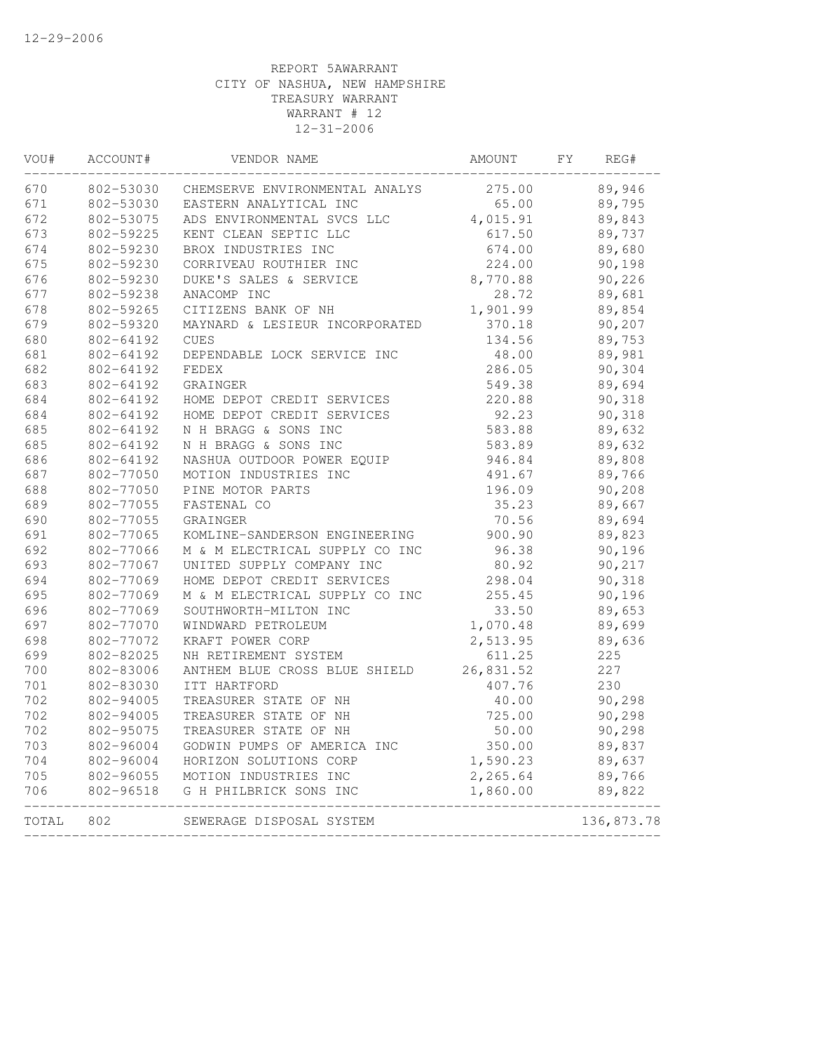12-29-2006

REPORT 5AWARRANT
CITY OF NASHUA, NEW HAMPSHIRE
TREASURY WARRANT
WARRANT # 12
12-31-2006

| VOU# | ACCOUNT# | VENDOR NAME | AMOUNT | FY | REG# |
|---|---|---|---|---|---|
| 670 | 802-53030 | CHEMSERVE ENVIRONMENTAL ANALYS | 275.00 | | 89,946 |
| 671 | 802-53030 | EASTERN ANALYTICAL INC | 65.00 | | 89,795 |
| 672 | 802-53075 | ADS ENVIRONMENTAL SVCS LLC | 4,015.91 | | 89,843 |
| 673 | 802-59225 | KENT CLEAN SEPTIC LLC | 617.50 | | 89,737 |
| 674 | 802-59230 | BROX INDUSTRIES INC | 674.00 | | 89,680 |
| 675 | 802-59230 | CORRIVEAU ROUTHIER INC | 224.00 | | 90,198 |
| 676 | 802-59230 | DUKE'S SALES & SERVICE | 8,770.88 | | 90,226 |
| 677 | 802-59238 | ANACOMP INC | 28.72 | | 89,681 |
| 678 | 802-59265 | CITIZENS BANK OF NH | 1,901.99 | | 89,854 |
| 679 | 802-59320 | MAYNARD & LESIEUR INCORPORATED | 370.18 | | 90,207 |
| 680 | 802-64192 | CUES | 134.56 | | 89,753 |
| 681 | 802-64192 | DEPENDABLE LOCK SERVICE INC | 48.00 | | 89,981 |
| 682 | 802-64192 | FEDEX | 286.05 | | 90,304 |
| 683 | 802-64192 | GRAINGER | 549.38 | | 89,694 |
| 684 | 802-64192 | HOME DEPOT CREDIT SERVICES | 220.88 | | 90,318 |
| 684 | 802-64192 | HOME DEPOT CREDIT SERVICES | 92.23 | | 90,318 |
| 685 | 802-64192 | N H BRAGG & SONS INC | 583.88 | | 89,632 |
| 685 | 802-64192 | N H BRAGG & SONS INC | 583.89 | | 89,632 |
| 686 | 802-64192 | NASHUA OUTDOOR POWER EQUIP | 946.84 | | 89,808 |
| 687 | 802-77050 | MOTION INDUSTRIES INC | 491.67 | | 89,766 |
| 688 | 802-77050 | PINE MOTOR PARTS | 196.09 | | 90,208 |
| 689 | 802-77055 | FASTENAL CO | 35.23 | | 89,667 |
| 690 | 802-77055 | GRAINGER | 70.56 | | 89,694 |
| 691 | 802-77065 | KOMLINE-SANDERSON ENGINEERING | 900.90 | | 89,823 |
| 692 | 802-77066 | M & M ELECTRICAL SUPPLY CO INC | 96.38 | | 90,196 |
| 693 | 802-77067 | UNITED SUPPLY COMPANY INC | 80.92 | | 90,217 |
| 694 | 802-77069 | HOME DEPOT CREDIT SERVICES | 298.04 | | 90,318 |
| 695 | 802-77069 | M & M ELECTRICAL SUPPLY CO INC | 255.45 | | 90,196 |
| 696 | 802-77069 | SOUTHWORTH-MILTON INC | 33.50 | | 89,653 |
| 697 | 802-77070 | WINDWARD PETROLEUM | 1,070.48 | | 89,699 |
| 698 | 802-77072 | KRAFT POWER CORP | 2,513.95 | | 89,636 |
| 699 | 802-82025 | NH RETIREMENT SYSTEM | 611.25 | | 225 |
| 700 | 802-83006 | ANTHEM BLUE CROSS BLUE SHIELD | 26,831.52 | | 227 |
| 701 | 802-83030 | ITT HARTFORD | 407.76 | | 230 |
| 702 | 802-94005 | TREASURER STATE OF NH | 40.00 | | 90,298 |
| 702 | 802-94005 | TREASURER STATE OF NH | 725.00 | | 90,298 |
| 702 | 802-95075 | TREASURER STATE OF NH | 50.00 | | 90,298 |
| 703 | 802-96004 | GODWIN PUMPS OF AMERICA INC | 350.00 | | 89,837 |
| 704 | 802-96004 | HORIZON SOLUTIONS CORP | 1,590.23 | | 89,637 |
| 705 | 802-96055 | MOTION INDUSTRIES INC | 2,265.64 | | 89,766 |
| 706 | 802-96518 | G H PHILBRICK SONS INC | 1,860.00 | | 89,822 |
| TOTAL | 802 | SEWERAGE DISPOSAL SYSTEM | | | 136,873.78 |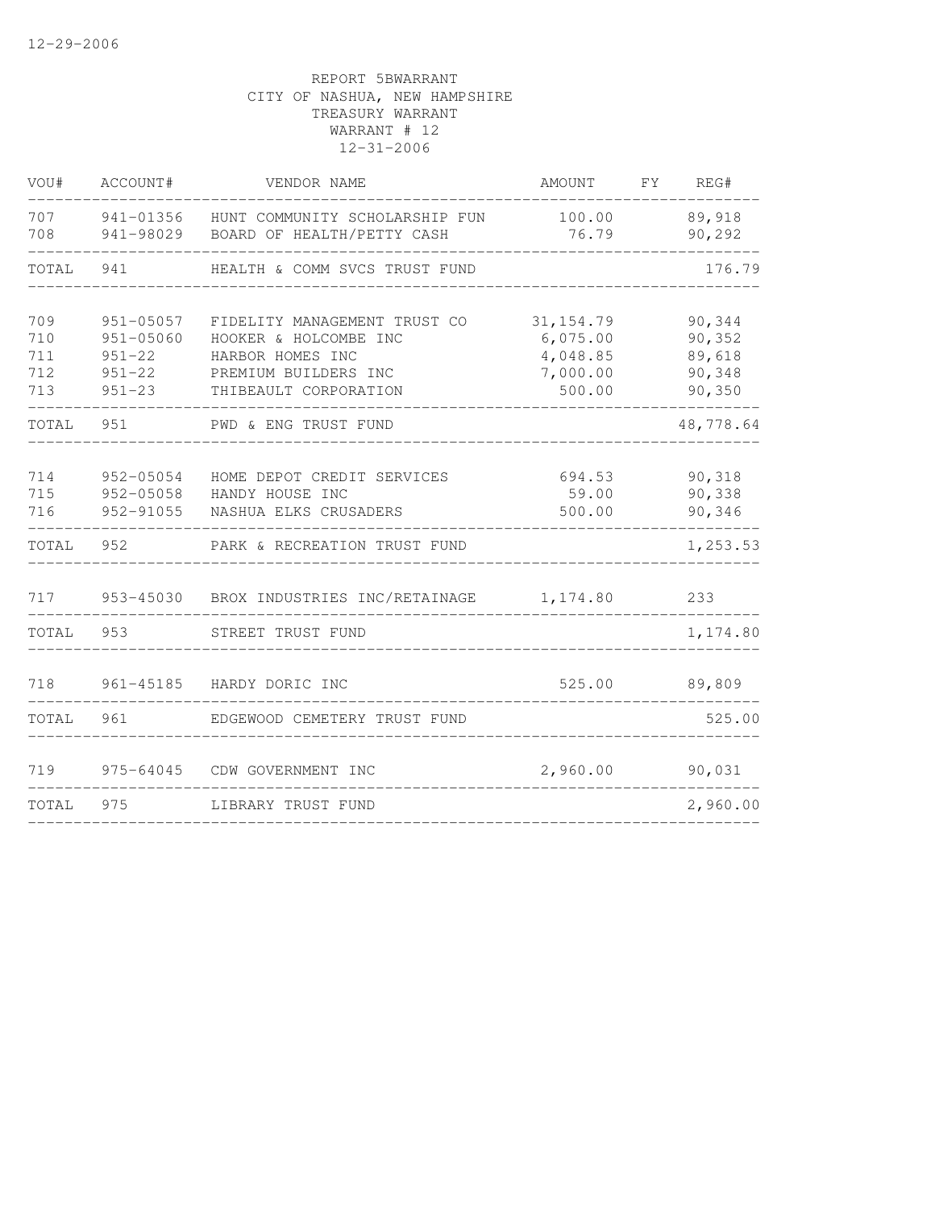12-29-2006

REPORT 5BWARRANT
CITY OF NASHUA, NEW HAMPSHIRE
TREASURY WARRANT
WARRANT # 12
12-31-2006

| VOU# | ACCOUNT# | VENDOR NAME | AMOUNT | FY | REG# |
|---|---|---|---|---|---|
| 707 | 941-01356 | HUNT COMMUNITY SCHOLARSHIP FUN | 100.00 | | 89,918 |
| 708 | 941-98029 | BOARD OF HEALTH/PETTY CASH | 76.79 | | 90,292 |
| TOTAL | 941 | HEALTH & COMM SVCS TRUST FUND | | | 176.79 |
| 709 | 951-05057 | FIDELITY MANAGEMENT TRUST CO | 31,154.79 | | 90,344 |
| 710 | 951-05060 | HOOKER & HOLCOMBE INC | 6,075.00 | | 90,352 |
| 711 | 951-22 | HARBOR HOMES INC | 4,048.85 | | 89,618 |
| 712 | 951-22 | PREMIUM BUILDERS INC | 7,000.00 | | 90,348 |
| 713 | 951-23 | THIBEAULT CORPORATION | 500.00 | | 90,350 |
| TOTAL | 951 | PWD & ENG TRUST FUND | | | 48,778.64 |
| 714 | 952-05054 | HOME DEPOT CREDIT SERVICES | 694.53 | | 90,318 |
| 715 | 952-05058 | HANDY HOUSE INC | 59.00 | | 90,338 |
| 716 | 952-91055 | NASHUA ELKS CRUSADERS | 500.00 | | 90,346 |
| TOTAL | 952 | PARK & RECREATION TRUST FUND | | | 1,253.53 |
| 717 | 953-45030 | BROX INDUSTRIES INC/RETAINAGE | 1,174.80 | | 233 |
| TOTAL | 953 | STREET TRUST FUND | | | 1,174.80 |
| 718 | 961-45185 | HARDY DORIC INC | 525.00 | | 89,809 |
| TOTAL | 961 | EDGEWOOD CEMETERY TRUST FUND | | | 525.00 |
| 719 | 975-64045 | CDW GOVERNMENT INC | 2,960.00 | | 90,031 |
| TOTAL | 975 | LIBRARY TRUST FUND | | | 2,960.00 |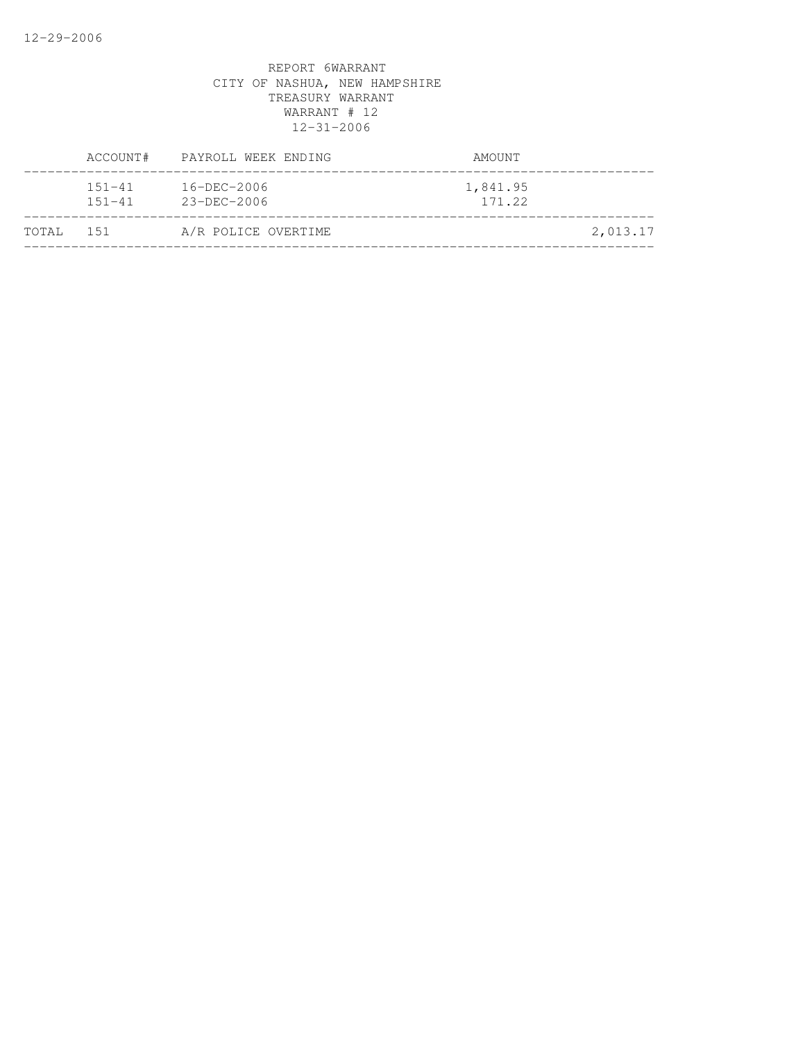REPORT 6WARRANT
CITY OF NASHUA, NEW HAMPSHIRE
TREASURY WARRANT
WARRANT # 12
12-31-2006

| | ACCOUNT# | PAYROLL WEEK ENDING | AMOUNT | |
|---|---|---|---|---|
| | 151-41 | 16-DEC-2006 | 1,841.95 | |
| | 151-41 | 23-DEC-2006 | 171.22 | |
| TOTAL | 151 | A/R POLICE OVERTIME | | 2,013.17 |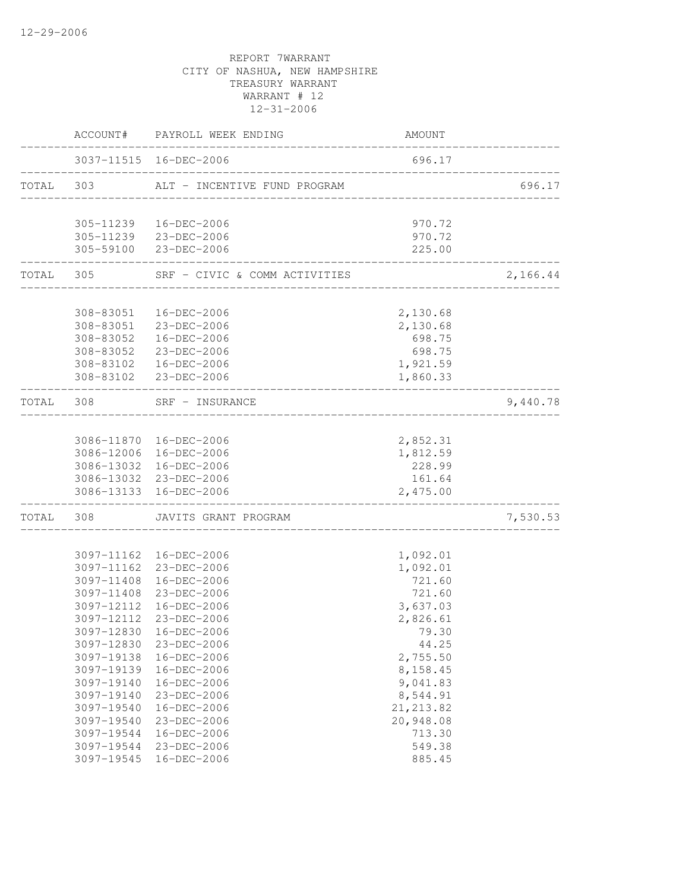12-29-2006

REPORT 7WARRANT
CITY OF NASHUA, NEW HAMPSHIRE
TREASURY WARRANT
WARRANT # 12
12-31-2006

| | ACCOUNT# | PAYROLL WEEK ENDING | AMOUNT | |
|---|---|---|---|---|
| | 3037-11515 | 16-DEC-2006 | 696.17 | |
| TOTAL | 303 | ALT - INCENTIVE FUND PROGRAM | | 696.17 |
| | 305-11239 | 16-DEC-2006 | 970.72 | |
| | 305-11239 | 23-DEC-2006 | 970.72 | |
| | 305-59100 | 23-DEC-2006 | 225.00 | |
| TOTAL | 305 | SRF - CIVIC & COMM ACTIVITIES | | 2,166.44 |
| | 308-83051 | 16-DEC-2006 | 2,130.68 | |
| | 308-83051 | 23-DEC-2006 | 2,130.68 | |
| | 308-83052 | 16-DEC-2006 | 698.75 | |
| | 308-83052 | 23-DEC-2006 | 698.75 | |
| | 308-83102 | 16-DEC-2006 | 1,921.59 | |
| | 308-83102 | 23-DEC-2006 | 1,860.33 | |
| TOTAL | 308 | SRF - INSURANCE | | 9,440.78 |
| | 3086-11870 | 16-DEC-2006 | 2,852.31 | |
| | 3086-12006 | 16-DEC-2006 | 1,812.59 | |
| | 3086-13032 | 16-DEC-2006 | 228.99 | |
| | 3086-13032 | 23-DEC-2006 | 161.64 | |
| | 3086-13133 | 16-DEC-2006 | 2,475.00 | |
| TOTAL | 308 | JAVITS GRANT PROGRAM | | 7,530.53 |
| | 3097-11162 | 16-DEC-2006 | 1,092.01 | |
| | 3097-11162 | 23-DEC-2006 | 1,092.01 | |
| | 3097-11408 | 16-DEC-2006 | 721.60 | |
| | 3097-11408 | 23-DEC-2006 | 721.60 | |
| | 3097-12112 | 16-DEC-2006 | 3,637.03 | |
| | 3097-12112 | 23-DEC-2006 | 2,826.61 | |
| | 3097-12830 | 16-DEC-2006 | 79.30 | |
| | 3097-12830 | 23-DEC-2006 | 44.25 | |
| | 3097-19138 | 16-DEC-2006 | 2,755.50 | |
| | 3097-19139 | 16-DEC-2006 | 8,158.45 | |
| | 3097-19140 | 16-DEC-2006 | 9,041.83 | |
| | 3097-19140 | 23-DEC-2006 | 8,544.91 | |
| | 3097-19540 | 16-DEC-2006 | 21,213.82 | |
| | 3097-19540 | 23-DEC-2006 | 20,948.08 | |
| | 3097-19544 | 16-DEC-2006 | 713.30 | |
| | 3097-19544 | 23-DEC-2006 | 549.38 | |
| | 3097-19545 | 16-DEC-2006 | 885.45 | |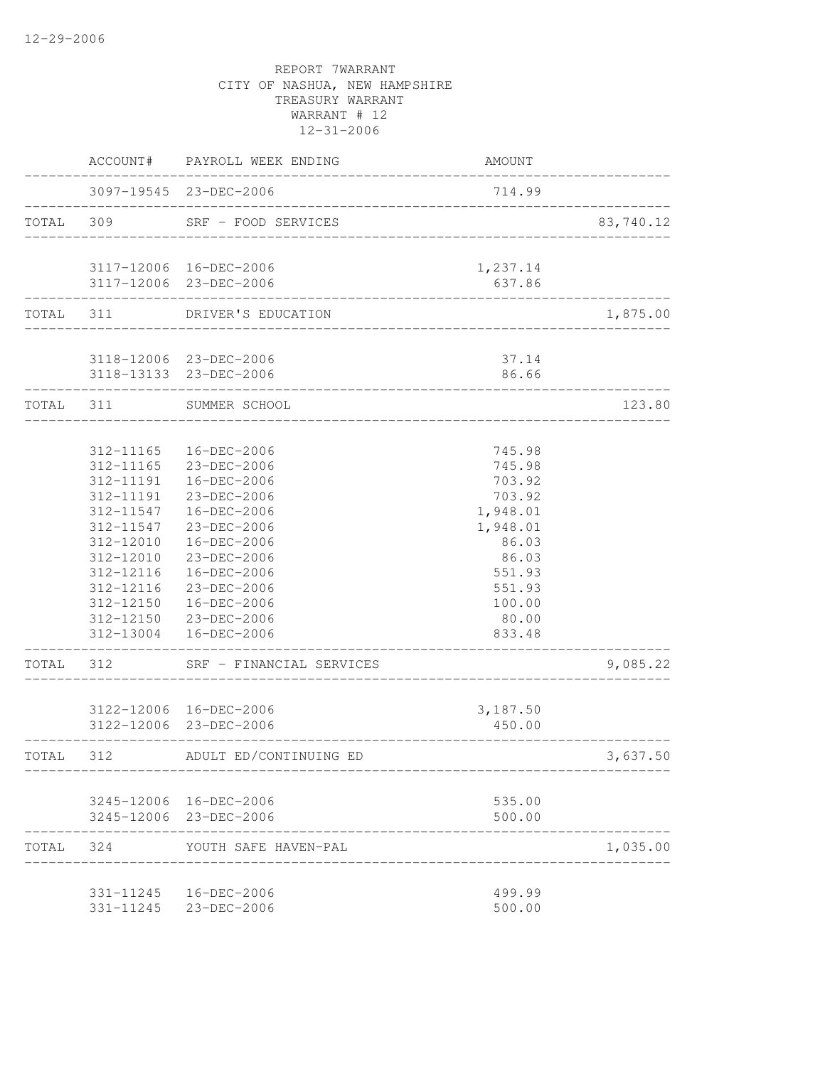12-29-2006

REPORT 7WARRANT
CITY OF NASHUA, NEW HAMPSHIRE
TREASURY WARRANT
WARRANT # 12
12-31-2006

| | ACCOUNT# | PAYROLL WEEK ENDING | AMOUNT | |
|---|---|---|---|---|
| | 3097-19545 | 23-DEC-2006 | 714.99 | |
| TOTAL | 309 | SRF - FOOD SERVICES | | 83,740.12 |
| | 3117-12006 | 16-DEC-2006 | 1,237.14 | |
| | 3117-12006 | 23-DEC-2006 | 637.86 | |
| TOTAL | 311 | DRIVER'S EDUCATION | | 1,875.00 |
| | 3118-12006 | 23-DEC-2006 | 37.14 | |
| | 3118-13133 | 23-DEC-2006 | 86.66 | |
| TOTAL | 311 | SUMMER SCHOOL | | 123.80 |
| | 312-11165 | 16-DEC-2006 | 745.98 | |
| | 312-11165 | 23-DEC-2006 | 745.98 | |
| | 312-11191 | 16-DEC-2006 | 703.92 | |
| | 312-11191 | 23-DEC-2006 | 703.92 | |
| | 312-11547 | 16-DEC-2006 | 1,948.01 | |
| | 312-11547 | 23-DEC-2006 | 1,948.01 | |
| | 312-12010 | 16-DEC-2006 | 86.03 | |
| | 312-12010 | 23-DEC-2006 | 86.03 | |
| | 312-12116 | 16-DEC-2006 | 551.93 | |
| | 312-12116 | 23-DEC-2006 | 551.93 | |
| | 312-12150 | 16-DEC-2006 | 100.00 | |
| | 312-12150 | 23-DEC-2006 | 80.00 | |
| | 312-13004 | 16-DEC-2006 | 833.48 | |
| TOTAL | 312 | SRF - FINANCIAL SERVICES | | 9,085.22 |
| | 3122-12006 | 16-DEC-2006 | 3,187.50 | |
| | 3122-12006 | 23-DEC-2006 | 450.00 | |
| TOTAL | 312 | ADULT ED/CONTINUING ED | | 3,637.50 |
| | 3245-12006 | 16-DEC-2006 | 535.00 | |
| | 3245-12006 | 23-DEC-2006 | 500.00 | |
| TOTAL | 324 | YOUTH SAFE HAVEN-PAL | | 1,035.00 |
| | 331-11245 | 16-DEC-2006 | 499.99 | |
| | 331-11245 | 23-DEC-2006 | 500.00 | |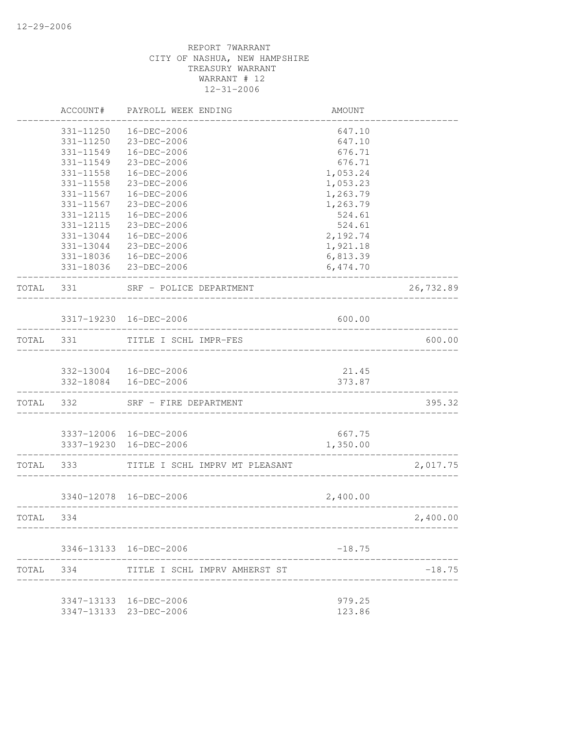12-29-2006

REPORT 7WARRANT
CITY OF NASHUA, NEW HAMPSHIRE
TREASURY WARRANT
WARRANT # 12
12-31-2006

| | ACCOUNT# | PAYROLL WEEK ENDING | AMOUNT | |
|---|---|---|---|---|
| | 331-11250 | 16-DEC-2006 | 647.10 | |
| | 331-11250 | 23-DEC-2006 | 647.10 | |
| | 331-11549 | 16-DEC-2006 | 676.71 | |
| | 331-11549 | 23-DEC-2006 | 676.71 | |
| | 331-11558 | 16-DEC-2006 | 1,053.24 | |
| | 331-11558 | 23-DEC-2006 | 1,053.23 | |
| | 331-11567 | 16-DEC-2006 | 1,263.79 | |
| | 331-11567 | 23-DEC-2006 | 1,263.79 | |
| | 331-12115 | 16-DEC-2006 | 524.61 | |
| | 331-12115 | 23-DEC-2006 | 524.61 | |
| | 331-13044 | 16-DEC-2006 | 2,192.74 | |
| | 331-13044 | 23-DEC-2006 | 1,921.18 | |
| | 331-18036 | 16-DEC-2006 | 6,813.39 | |
| | 331-18036 | 23-DEC-2006 | 6,474.70 | |
| TOTAL | 331 | SRF - POLICE DEPARTMENT | | 26,732.89 |
| | 3317-19230 | 16-DEC-2006 | 600.00 | |
| TOTAL | 331 | TITLE I SCHL IMPR-FES | | 600.00 |
| | 332-13004 | 16-DEC-2006 | 21.45 | |
| | 332-18084 | 16-DEC-2006 | 373.87 | |
| TOTAL | 332 | SRF - FIRE DEPARTMENT | | 395.32 |
| | 3337-12006 | 16-DEC-2006 | 667.75 | |
| | 3337-19230 | 16-DEC-2006 | 1,350.00 | |
| TOTAL | 333 | TITLE I SCHL IMPRV MT PLEASANT | | 2,017.75 |
| | 3340-12078 | 16-DEC-2006 | 2,400.00 | |
| TOTAL | 334 | | | 2,400.00 |
| | 3346-13133 | 16-DEC-2006 | -18.75 | |
| TOTAL | 334 | TITLE I SCHL IMPRV AMHERST ST | | -18.75 |
| | 3347-13133 | 16-DEC-2006 | 979.25 | |
| | 3347-13133 | 23-DEC-2006 | 123.86 | |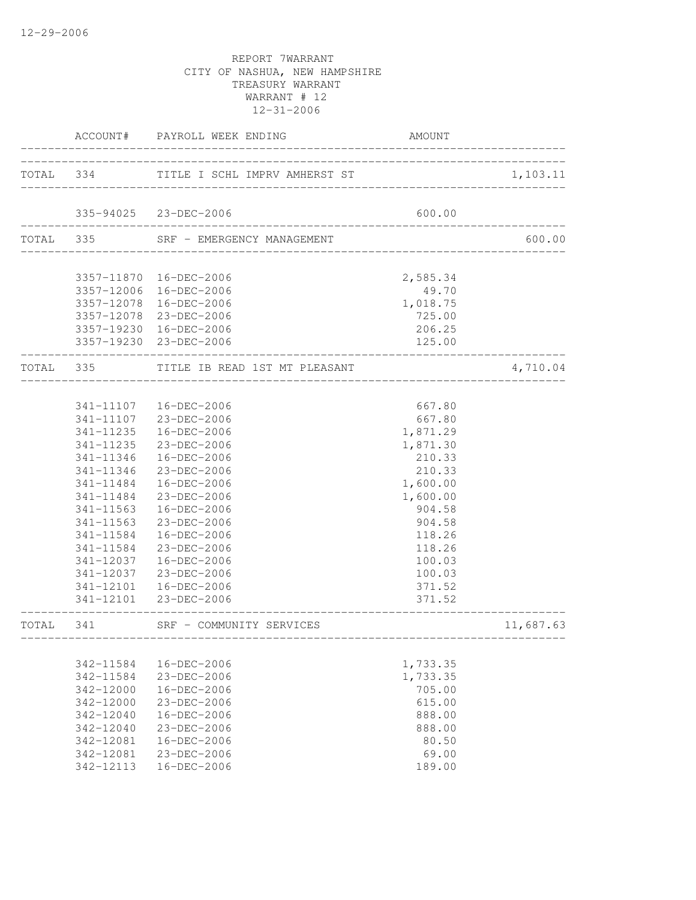12-29-2006

REPORT 7WARRANT
CITY OF NASHUA, NEW HAMPSHIRE
TREASURY WARRANT
WARRANT # 12
12-31-2006

| | ACCOUNT# | PAYROLL WEEK ENDING | AMOUNT | |
|---|---|---|---|---|
| TOTAL | 334 | TITLE I SCHL IMPRV AMHERST ST | | 1,103.11 |
| | 335-94025 | 23-DEC-2006 | 600.00 | |
| TOTAL | 335 | SRF - EMERGENCY MANAGEMENT | | 600.00 |
| | 3357-11870 | 16-DEC-2006 | 2,585.34 | |
| | 3357-12006 | 16-DEC-2006 | 49.70 | |
| | 3357-12078 | 16-DEC-2006 | 1,018.75 | |
| | 3357-12078 | 23-DEC-2006 | 725.00 | |
| | 3357-19230 | 16-DEC-2006 | 206.25 | |
| | 3357-19230 | 23-DEC-2006 | 125.00 | |
| TOTAL | 335 | TITLE IB READ 1ST MT PLEASANT | | 4,710.04 |
| | 341-11107 | 16-DEC-2006 | 667.80 | |
| | 341-11107 | 23-DEC-2006 | 667.80 | |
| | 341-11235 | 16-DEC-2006 | 1,871.29 | |
| | 341-11235 | 23-DEC-2006 | 1,871.30 | |
| | 341-11346 | 16-DEC-2006 | 210.33 | |
| | 341-11346 | 23-DEC-2006 | 210.33 | |
| | 341-11484 | 16-DEC-2006 | 1,600.00 | |
| | 341-11484 | 23-DEC-2006 | 1,600.00 | |
| | 341-11563 | 16-DEC-2006 | 904.58 | |
| | 341-11563 | 23-DEC-2006 | 904.58 | |
| | 341-11584 | 16-DEC-2006 | 118.26 | |
| | 341-11584 | 23-DEC-2006 | 118.26 | |
| | 341-12037 | 16-DEC-2006 | 100.03 | |
| | 341-12037 | 23-DEC-2006 | 100.03 | |
| | 341-12101 | 16-DEC-2006 | 371.52 | |
| | 341-12101 | 23-DEC-2006 | 371.52 | |
| TOTAL | 341 | SRF - COMMUNITY SERVICES | | 11,687.63 |
| | 342-11584 | 16-DEC-2006 | 1,733.35 | |
| | 342-11584 | 23-DEC-2006 | 1,733.35 | |
| | 342-12000 | 16-DEC-2006 | 705.00 | |
| | 342-12000 | 23-DEC-2006 | 615.00 | |
| | 342-12040 | 16-DEC-2006 | 888.00 | |
| | 342-12040 | 23-DEC-2006 | 888.00 | |
| | 342-12081 | 16-DEC-2006 | 80.50 | |
| | 342-12081 | 23-DEC-2006 | 69.00 | |
| | 342-12113 | 16-DEC-2006 | 189.00 | |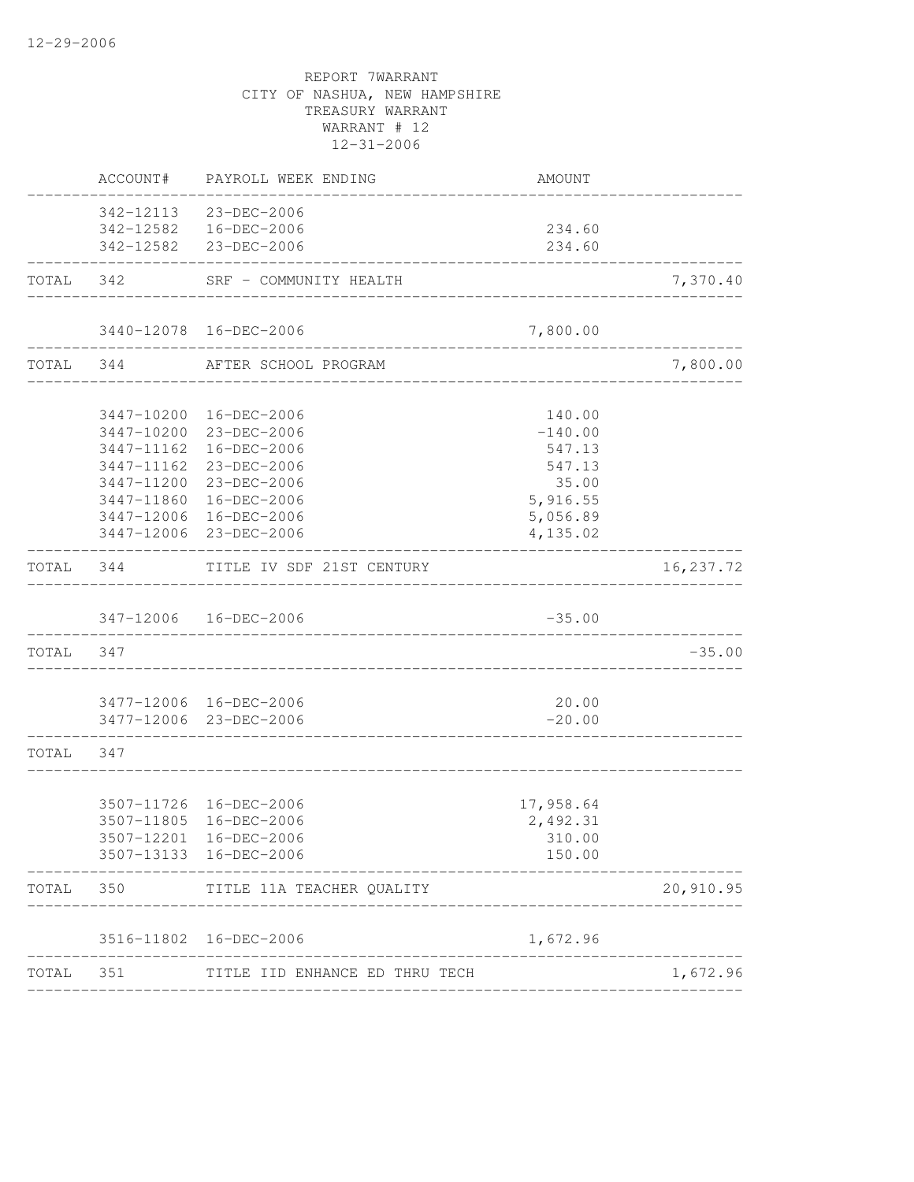REPORT 7WARRANT
CITY OF NASHUA, NEW HAMPSHIRE
TREASURY WARRANT
WARRANT # 12
12-31-2006

| | ACCOUNT# | PAYROLL WEEK ENDING | AMOUNT | |
|---|---|---|---|---|
| | 342-12113 | 23-DEC-2006 | | |
| | 342-12582 | 16-DEC-2006 | 234.60 | |
| | 342-12582 | 23-DEC-2006 | 234.60 | |
| TOTAL | 342 | SRF - COMMUNITY HEALTH | | 7,370.40 |
| | 3440-12078 | 16-DEC-2006 | 7,800.00 | |
| TOTAL | 344 | AFTER SCHOOL PROGRAM | | 7,800.00 |
| | 3447-10200 | 16-DEC-2006 | 140.00 | |
| | 3447-10200 | 23-DEC-2006 | -140.00 | |
| | 3447-11162 | 16-DEC-2006 | 547.13 | |
| | 3447-11162 | 23-DEC-2006 | 547.13 | |
| | 3447-11200 | 23-DEC-2006 | 35.00 | |
| | 3447-11860 | 16-DEC-2006 | 5,916.55 | |
| | 3447-12006 | 16-DEC-2006 | 5,056.89 | |
| | 3447-12006 | 23-DEC-2006 | 4,135.02 | |
| TOTAL | 344 | TITLE IV SDF 21ST CENTURY | | 16,237.72 |
| | 347-12006 | 16-DEC-2006 | -35.00 | |
| TOTAL | 347 | | | -35.00 |
| | 3477-12006 | 16-DEC-2006 | 20.00 | |
| | 3477-12006 | 23-DEC-2006 | -20.00 | |
| TOTAL | 347 | | | |
| | 3507-11726 | 16-DEC-2006 | 17,958.64 | |
| | 3507-11805 | 16-DEC-2006 | 2,492.31 | |
| | 3507-12201 | 16-DEC-2006 | 310.00 | |
| | 3507-13133 | 16-DEC-2006 | 150.00 | |
| TOTAL | 350 | TITLE 11A TEACHER QUALITY | | 20,910.95 |
| | 3516-11802 | 16-DEC-2006 | 1,672.96 | |
| TOTAL | 351 | TITLE IID ENHANCE ED THRU TECH | | 1,672.96 |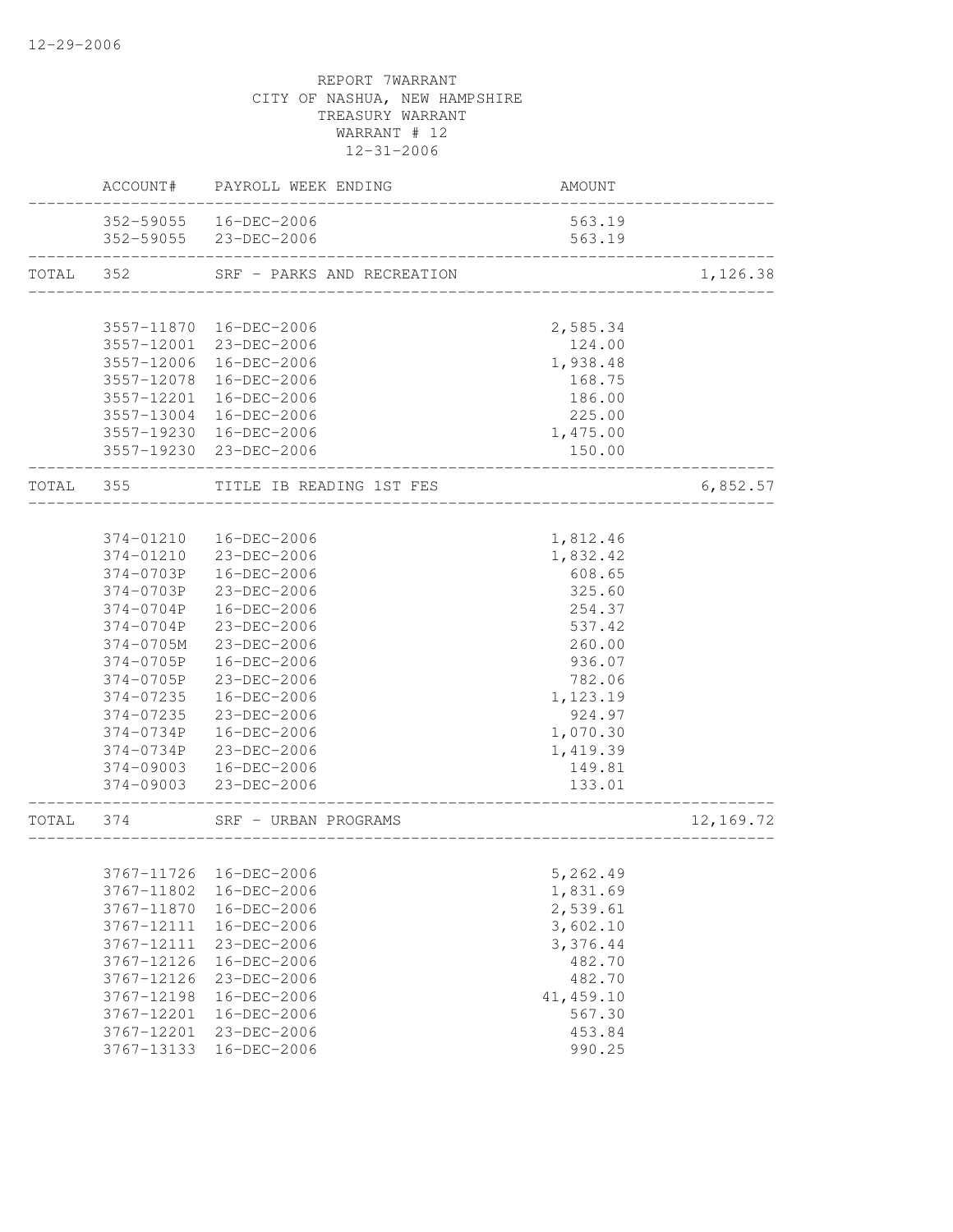12-29-2006

REPORT 7WARRANT
CITY OF NASHUA, NEW HAMPSHIRE
TREASURY WARRANT
WARRANT # 12
12-31-2006

| | ACCOUNT# | PAYROLL WEEK ENDING | AMOUNT | |
|---|---|---|---|---|
| | 352-59055 | 16-DEC-2006 | 563.19 | |
| | 352-59055 | 23-DEC-2006 | 563.19 | |
| TOTAL | 352 | SRF - PARKS AND RECREATION | | 1,126.38 |
| | 3557-11870 | 16-DEC-2006 | 2,585.34 | |
| | 3557-12001 | 23-DEC-2006 | 124.00 | |
| | 3557-12006 | 16-DEC-2006 | 1,938.48 | |
| | 3557-12078 | 16-DEC-2006 | 168.75 | |
| | 3557-12201 | 16-DEC-2006 | 186.00 | |
| | 3557-13004 | 16-DEC-2006 | 225.00 | |
| | 3557-19230 | 16-DEC-2006 | 1,475.00 | |
| | 3557-19230 | 23-DEC-2006 | 150.00 | |
| TOTAL | 355 | TITLE IB READING 1ST FES | | 6,852.57 |
| | 374-01210 | 16-DEC-2006 | 1,812.46 | |
| | 374-01210 | 23-DEC-2006 | 1,832.42 | |
| | 374-0703P | 16-DEC-2006 | 608.65 | |
| | 374-0703P | 23-DEC-2006 | 325.60 | |
| | 374-0704P | 16-DEC-2006 | 254.37 | |
| | 374-0704P | 23-DEC-2006 | 537.42 | |
| | 374-0705M | 23-DEC-2006 | 260.00 | |
| | 374-0705P | 16-DEC-2006 | 936.07 | |
| | 374-0705P | 23-DEC-2006 | 782.06 | |
| | 374-07235 | 16-DEC-2006 | 1,123.19 | |
| | 374-07235 | 23-DEC-2006 | 924.97 | |
| | 374-0734P | 16-DEC-2006 | 1,070.30 | |
| | 374-0734P | 23-DEC-2006 | 1,419.39 | |
| | 374-09003 | 16-DEC-2006 | 149.81 | |
| | 374-09003 | 23-DEC-2006 | 133.01 | |
| TOTAL | 374 | SRF - URBAN PROGRAMS | | 12,169.72 |
| | 3767-11726 | 16-DEC-2006 | 5,262.49 | |
| | 3767-11802 | 16-DEC-2006 | 1,831.69 | |
| | 3767-11870 | 16-DEC-2006 | 2,539.61 | |
| | 3767-12111 | 16-DEC-2006 | 3,602.10 | |
| | 3767-12111 | 23-DEC-2006 | 3,376.44 | |
| | 3767-12126 | 16-DEC-2006 | 482.70 | |
| | 3767-12126 | 23-DEC-2006 | 482.70 | |
| | 3767-12198 | 16-DEC-2006 | 41,459.10 | |
| | 3767-12201 | 16-DEC-2006 | 567.30 | |
| | 3767-12201 | 23-DEC-2006 | 453.84 | |
| | 3767-13133 | 16-DEC-2006 | 990.25 | |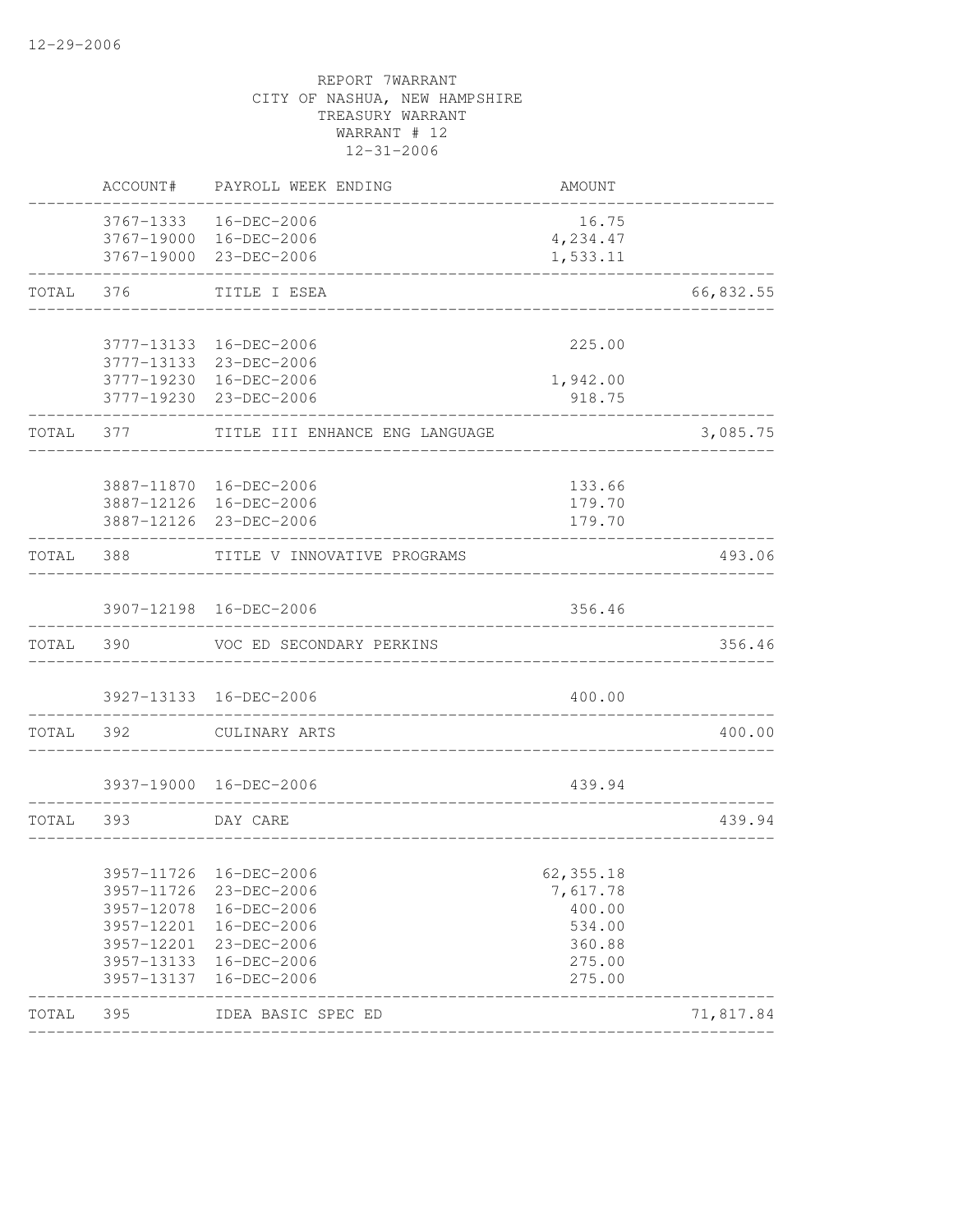12-29-2006

REPORT 7WARRANT
CITY OF NASHUA, NEW HAMPSHIRE
TREASURY WARRANT
WARRANT # 12
12-31-2006

| | ACCOUNT# | PAYROLL WEEK ENDING | AMOUNT | |
|---|---|---|---|---|
| | 3767-1333 | 16-DEC-2006 | 16.75 | |
| | 3767-19000 | 16-DEC-2006 | 4,234.47 | |
| | 3767-19000 | 23-DEC-2006 | 1,533.11 | |
| TOTAL | 376 | TITLE I ESEA | | 66,832.55 |
| | 3777-13133 | 16-DEC-2006 | 225.00 | |
| | 3777-13133 | 23-DEC-2006 | | |
| | 3777-19230 | 16-DEC-2006 | 1,942.00 | |
| | 3777-19230 | 23-DEC-2006 | 918.75 | |
| TOTAL | 377 | TITLE III ENHANCE ENG LANGUAGE | | 3,085.75 |
| | 3887-11870 | 16-DEC-2006 | 133.66 | |
| | 3887-12126 | 16-DEC-2006 | 179.70 | |
| | 3887-12126 | 23-DEC-2006 | 179.70 | |
| TOTAL | 388 | TITLE V INNOVATIVE PROGRAMS | | 493.06 |
| | 3907-12198 | 16-DEC-2006 | 356.46 | |
| TOTAL | 390 | VOC ED SECONDARY PERKINS | | 356.46 |
| | 3927-13133 | 16-DEC-2006 | 400.00 | |
| TOTAL | 392 | CULINARY ARTS | | 400.00 |
| | 3937-19000 | 16-DEC-2006 | 439.94 | |
| TOTAL | 393 | DAY CARE | | 439.94 |
| | 3957-11726 | 16-DEC-2006 | 62,355.18 | |
| | 3957-11726 | 23-DEC-2006 | 7,617.78 | |
| | 3957-12078 | 16-DEC-2006 | 400.00 | |
| | 3957-12201 | 16-DEC-2006 | 534.00 | |
| | 3957-12201 | 23-DEC-2006 | 360.88 | |
| | 3957-13133 | 16-DEC-2006 | 275.00 | |
| | 3957-13137 | 16-DEC-2006 | 275.00 | |
| TOTAL | 395 | IDEA BASIC SPEC ED | | 71,817.84 |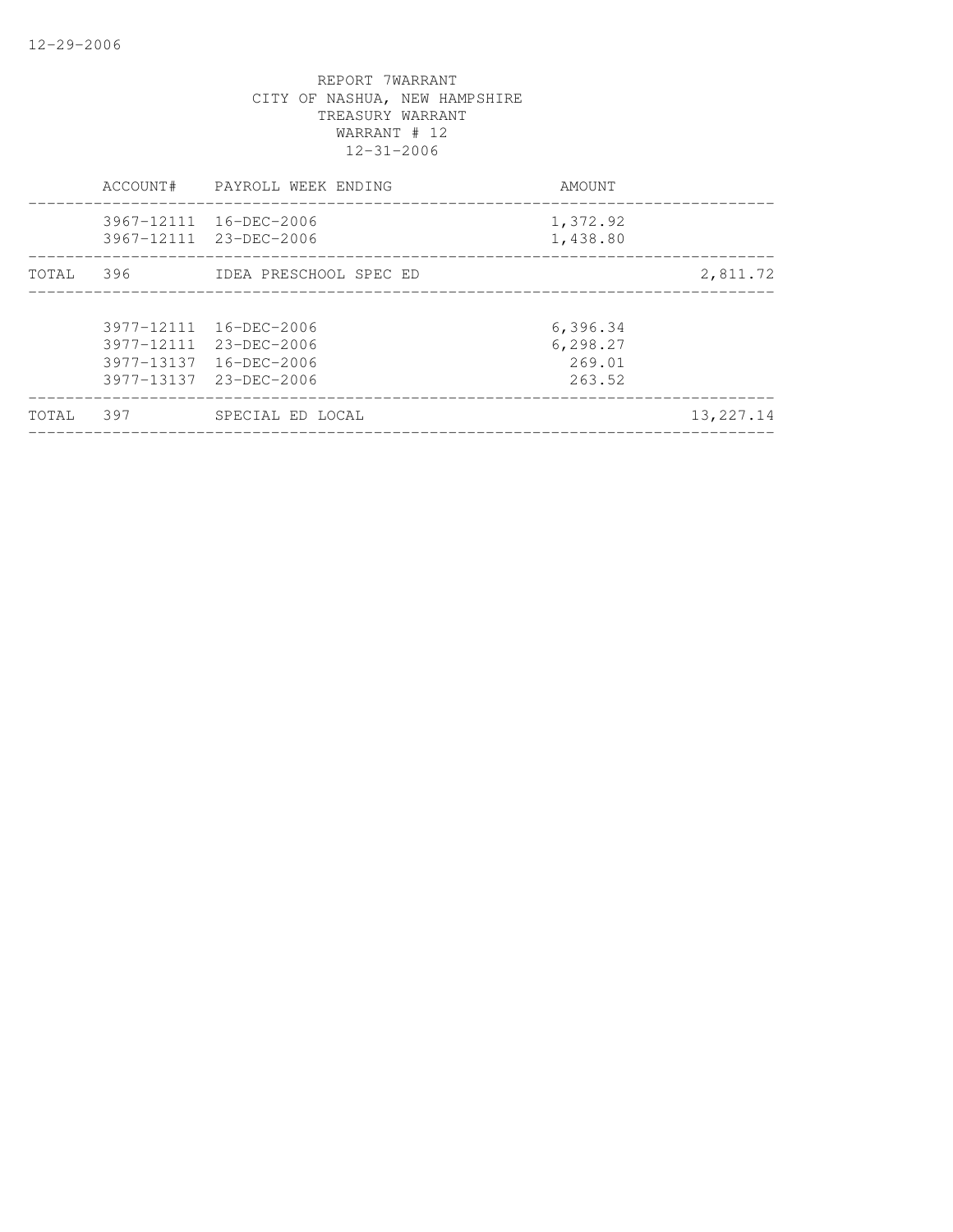REPORT 7WARRANT
CITY OF NASHUA, NEW HAMPSHIRE
TREASURY WARRANT
WARRANT # 12
12-31-2006

| | ACCOUNT# | PAYROLL WEEK ENDING | AMOUNT | |
|---|---|---|---|---|
| | 3967-12111 | 16-DEC-2006 | 1,372.92 | |
| | 3967-12111 | 23-DEC-2006 | 1,438.80 | |
| TOTAL | 396 | IDEA PRESCHOOL SPEC ED | | 2,811.72 |
| | 3977-12111 | 16-DEC-2006 | 6,396.34 | |
| | 3977-12111 | 23-DEC-2006 | 6,298.27 | |
| | 3977-13137 | 16-DEC-2006 | 269.01 | |
| | 3977-13137 | 23-DEC-2006 | 263.52 | |
| TOTAL | 397 | SPECIAL ED LOCAL | | 13,227.14 |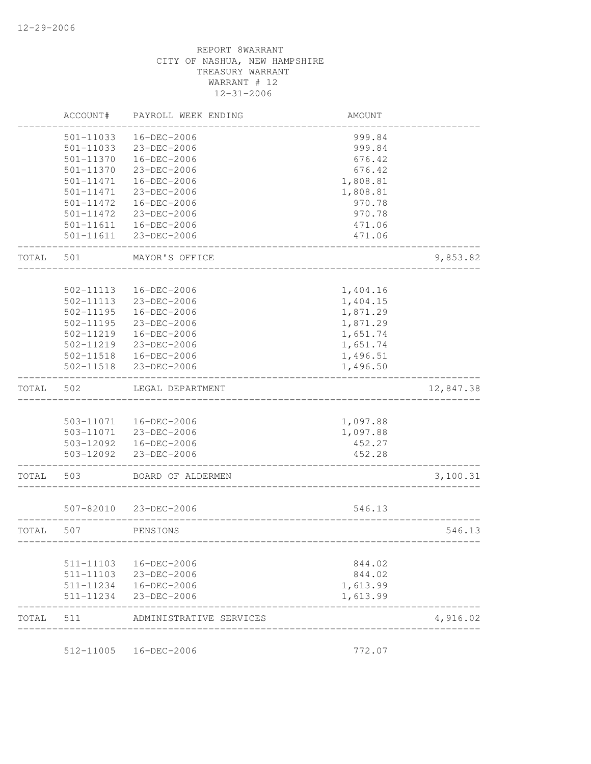12-29-2006

REPORT 8WARRANT
CITY OF NASHUA, NEW HAMPSHIRE
TREASURY WARRANT
WARRANT # 12
12-31-2006

| | ACCOUNT# | PAYROLL WEEK ENDING | AMOUNT | |
|---|---|---|---|---|
| | 501-11033 | 16-DEC-2006 | 999.84 | |
| | 501-11033 | 23-DEC-2006 | 999.84 | |
| | 501-11370 | 16-DEC-2006 | 676.42 | |
| | 501-11370 | 23-DEC-2006 | 676.42 | |
| | 501-11471 | 16-DEC-2006 | 1,808.81 | |
| | 501-11471 | 23-DEC-2006 | 1,808.81 | |
| | 501-11472 | 16-DEC-2006 | 970.78 | |
| | 501-11472 | 23-DEC-2006 | 970.78 | |
| | 501-11611 | 16-DEC-2006 | 471.06 | |
| | 501-11611 | 23-DEC-2006 | 471.06 | |
| TOTAL | 501 | MAYOR'S OFFICE | | 9,853.82 |
| | 502-11113 | 16-DEC-2006 | 1,404.16 | |
| | 502-11113 | 23-DEC-2006 | 1,404.15 | |
| | 502-11195 | 16-DEC-2006 | 1,871.29 | |
| | 502-11195 | 23-DEC-2006 | 1,871.29 | |
| | 502-11219 | 16-DEC-2006 | 1,651.74 | |
| | 502-11219 | 23-DEC-2006 | 1,651.74 | |
| | 502-11518 | 16-DEC-2006 | 1,496.51 | |
| | 502-11518 | 23-DEC-2006 | 1,496.50 | |
| TOTAL | 502 | LEGAL DEPARTMENT | | 12,847.38 |
| | 503-11071 | 16-DEC-2006 | 1,097.88 | |
| | 503-11071 | 23-DEC-2006 | 1,097.88 | |
| | 503-12092 | 16-DEC-2006 | 452.27 | |
| | 503-12092 | 23-DEC-2006 | 452.28 | |
| TOTAL | 503 | BOARD OF ALDERMEN | | 3,100.31 |
| | 507-82010 | 23-DEC-2006 | 546.13 | |
| TOTAL | 507 | PENSIONS | | 546.13 |
| | 511-11103 | 16-DEC-2006 | 844.02 | |
| | 511-11103 | 23-DEC-2006 | 844.02 | |
| | 511-11234 | 16-DEC-2006 | 1,613.99 | |
| | 511-11234 | 23-DEC-2006 | 1,613.99 | |
| TOTAL | 511 | ADMINISTRATIVE SERVICES | | 4,916.02 |
| | 512-11005 | 16-DEC-2006 | 772.07 | |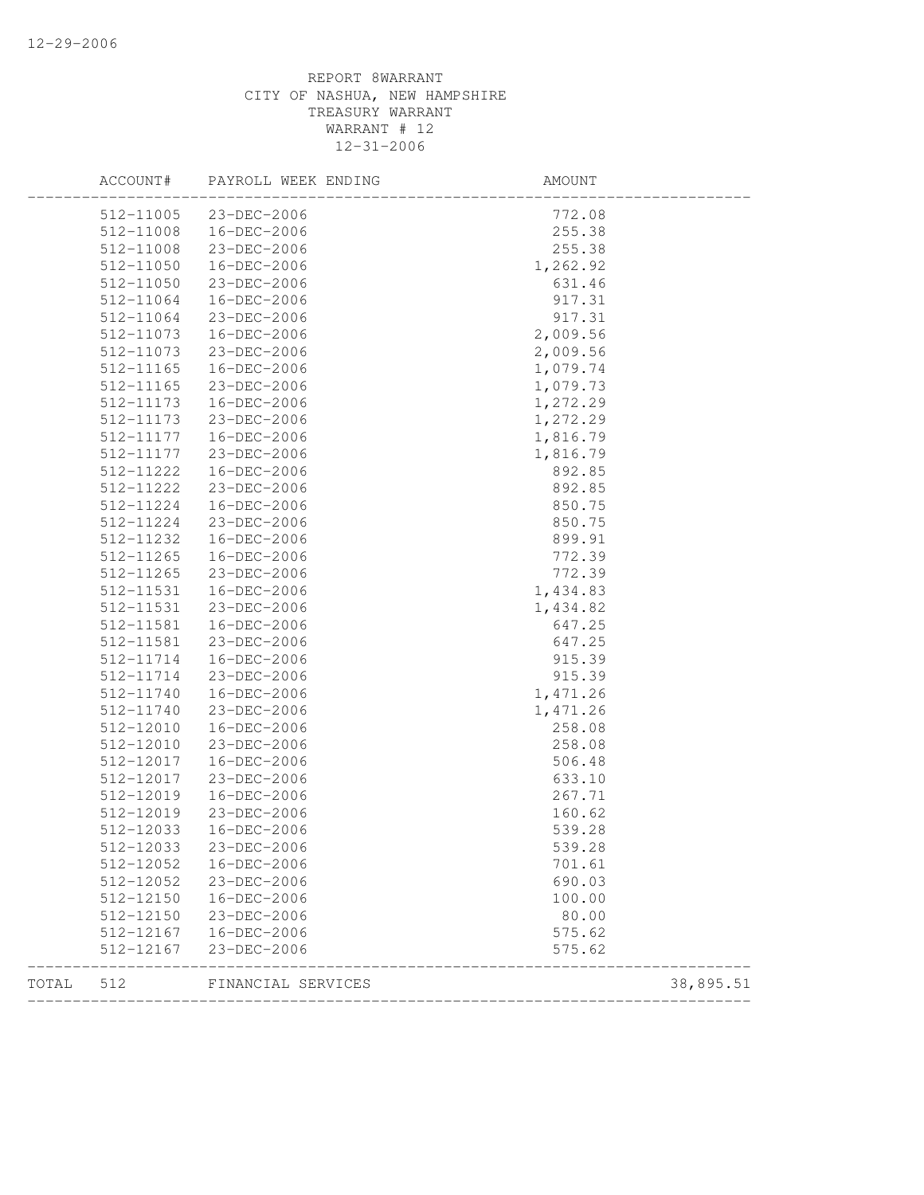REPORT 8WARRANT
CITY OF NASHUA, NEW HAMPSHIRE
TREASURY WARRANT
WARRANT # 12
12-31-2006

| ACCOUNT# | PAYROLL WEEK ENDING | AMOUNT | |
|---|---|---|---|
| 512-11005 | 23-DEC-2006 | 772.08 | |
| 512-11008 | 16-DEC-2006 | 255.38 | |
| 512-11008 | 23-DEC-2006 | 255.38 | |
| 512-11050 | 16-DEC-2006 | 1,262.92 | |
| 512-11050 | 23-DEC-2006 | 631.46 | |
| 512-11064 | 16-DEC-2006 | 917.31 | |
| 512-11064 | 23-DEC-2006 | 917.31 | |
| 512-11073 | 16-DEC-2006 | 2,009.56 | |
| 512-11073 | 23-DEC-2006 | 2,009.56 | |
| 512-11165 | 16-DEC-2006 | 1,079.74 | |
| 512-11165 | 23-DEC-2006 | 1,079.73 | |
| 512-11173 | 16-DEC-2006 | 1,272.29 | |
| 512-11173 | 23-DEC-2006 | 1,272.29 | |
| 512-11177 | 16-DEC-2006 | 1,816.79 | |
| 512-11177 | 23-DEC-2006 | 1,816.79 | |
| 512-11222 | 16-DEC-2006 | 892.85 | |
| 512-11222 | 23-DEC-2006 | 892.85 | |
| 512-11224 | 16-DEC-2006 | 850.75 | |
| 512-11224 | 23-DEC-2006 | 850.75 | |
| 512-11232 | 16-DEC-2006 | 899.91 | |
| 512-11265 | 16-DEC-2006 | 772.39 | |
| 512-11265 | 23-DEC-2006 | 772.39 | |
| 512-11531 | 16-DEC-2006 | 1,434.83 | |
| 512-11531 | 23-DEC-2006 | 1,434.82 | |
| 512-11581 | 16-DEC-2006 | 647.25 | |
| 512-11581 | 23-DEC-2006 | 647.25 | |
| 512-11714 | 16-DEC-2006 | 915.39 | |
| 512-11714 | 23-DEC-2006 | 915.39 | |
| 512-11740 | 16-DEC-2006 | 1,471.26 | |
| 512-11740 | 23-DEC-2006 | 1,471.26 | |
| 512-12010 | 16-DEC-2006 | 258.08 | |
| 512-12010 | 23-DEC-2006 | 258.08 | |
| 512-12017 | 16-DEC-2006 | 506.48 | |
| 512-12017 | 23-DEC-2006 | 633.10 | |
| 512-12019 | 16-DEC-2006 | 267.71 | |
| 512-12019 | 23-DEC-2006 | 160.62 | |
| 512-12033 | 16-DEC-2006 | 539.28 | |
| 512-12033 | 23-DEC-2006 | 539.28 | |
| 512-12052 | 16-DEC-2006 | 701.61 | |
| 512-12052 | 23-DEC-2006 | 690.03 | |
| 512-12150 | 16-DEC-2006 | 100.00 | |
| 512-12150 | 23-DEC-2006 | 80.00 | |
| 512-12167 | 16-DEC-2006 | 575.62 | |
| 512-12167 | 23-DEC-2006 | 575.62 | |
| TOTAL 512 | FINANCIAL SERVICES | | 38,895.51 |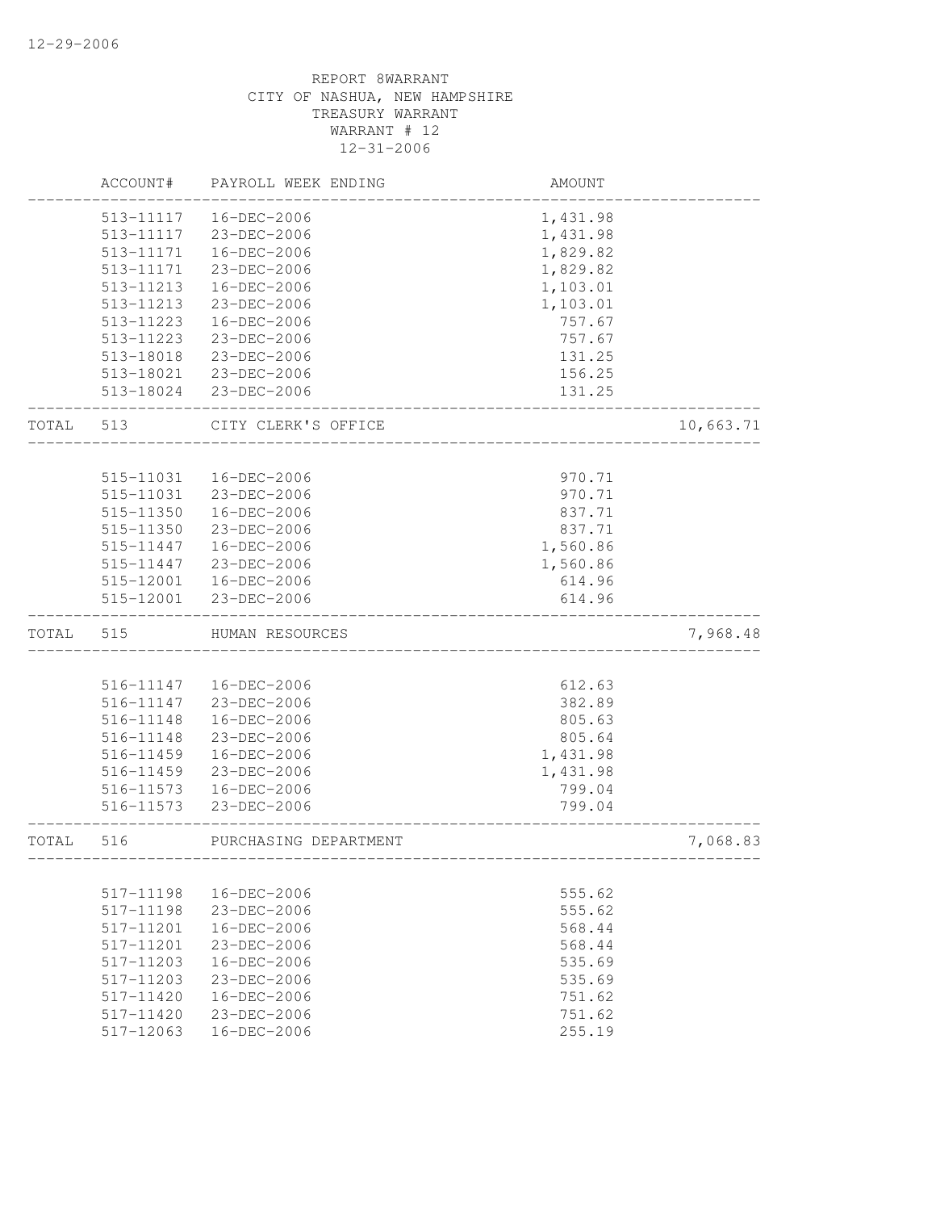REPORT 8WARRANT
CITY OF NASHUA, NEW HAMPSHIRE
TREASURY WARRANT
WARRANT # 12
12-31-2006

| | ACCOUNT# | PAYROLL WEEK ENDING | AMOUNT | |
|---|---|---|---|---|
| | 513-11117 | 16-DEC-2006 | 1,431.98 | |
| | 513-11117 | 23-DEC-2006 | 1,431.98 | |
| | 513-11171 | 16-DEC-2006 | 1,829.82 | |
| | 513-11171 | 23-DEC-2006 | 1,829.82 | |
| | 513-11213 | 16-DEC-2006 | 1,103.01 | |
| | 513-11213 | 23-DEC-2006 | 1,103.01 | |
| | 513-11223 | 16-DEC-2006 | 757.67 | |
| | 513-11223 | 23-DEC-2006 | 757.67 | |
| | 513-18018 | 23-DEC-2006 | 131.25 | |
| | 513-18021 | 23-DEC-2006 | 156.25 | |
| | 513-18024 | 23-DEC-2006 | 131.25 | |
| TOTAL | 513 | CITY CLERK'S OFFICE | | 10,663.71 |
| | 515-11031 | 16-DEC-2006 | 970.71 | |
| | 515-11031 | 23-DEC-2006 | 970.71 | |
| | 515-11350 | 16-DEC-2006 | 837.71 | |
| | 515-11350 | 23-DEC-2006 | 837.71 | |
| | 515-11447 | 16-DEC-2006 | 1,560.86 | |
| | 515-11447 | 23-DEC-2006 | 1,560.86 | |
| | 515-12001 | 16-DEC-2006 | 614.96 | |
| | 515-12001 | 23-DEC-2006 | 614.96 | |
| TOTAL | 515 | HUMAN RESOURCES | | 7,968.48 |
| | 516-11147 | 16-DEC-2006 | 612.63 | |
| | 516-11147 | 23-DEC-2006 | 382.89 | |
| | 516-11148 | 16-DEC-2006 | 805.63 | |
| | 516-11148 | 23-DEC-2006 | 805.64 | |
| | 516-11459 | 16-DEC-2006 | 1,431.98 | |
| | 516-11459 | 23-DEC-2006 | 1,431.98 | |
| | 516-11573 | 16-DEC-2006 | 799.04 | |
| | 516-11573 | 23-DEC-2006 | 799.04 | |
| TOTAL | 516 | PURCHASING DEPARTMENT | | 7,068.83 |
| | 517-11198 | 16-DEC-2006 | 555.62 | |
| | 517-11198 | 23-DEC-2006 | 555.62 | |
| | 517-11201 | 16-DEC-2006 | 568.44 | |
| | 517-11201 | 23-DEC-2006 | 568.44 | |
| | 517-11203 | 16-DEC-2006 | 535.69 | |
| | 517-11203 | 23-DEC-2006 | 535.69 | |
| | 517-11420 | 16-DEC-2006 | 751.62 | |
| | 517-11420 | 23-DEC-2006 | 751.62 | |
| | 517-12063 | 16-DEC-2006 | 255.19 | |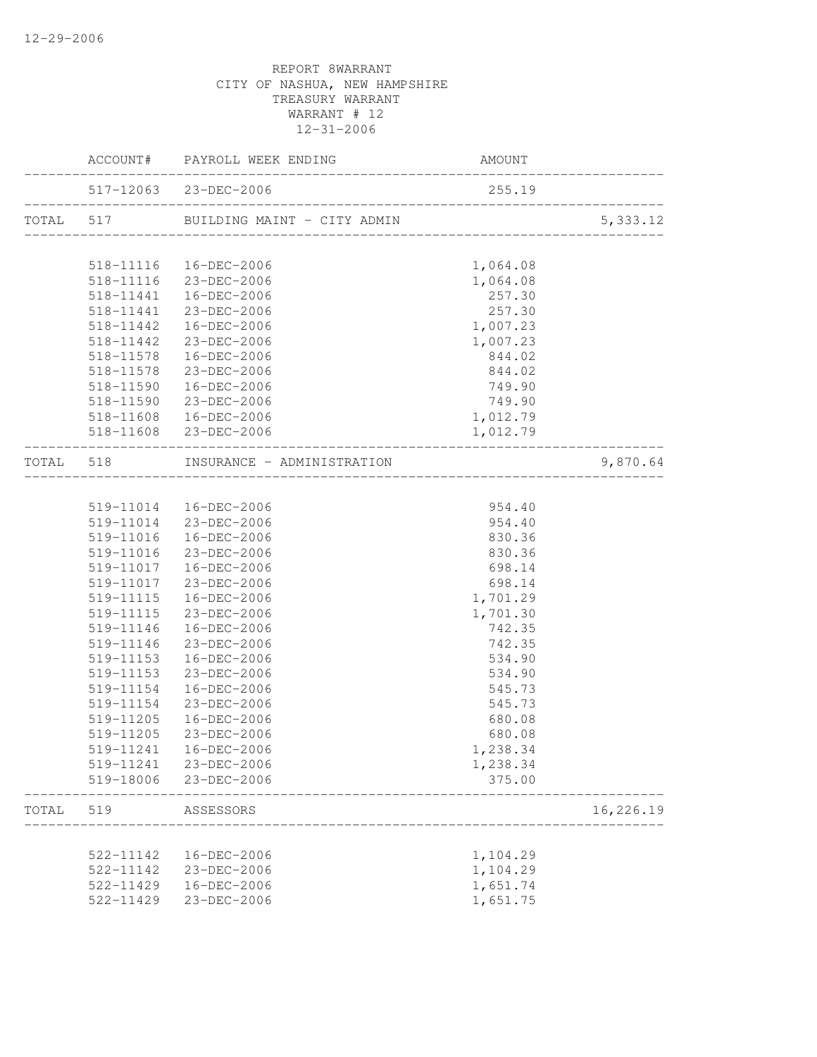12-29-2006

REPORT 8WARRANT
CITY OF NASHUA, NEW HAMPSHIRE
TREASURY WARRANT
WARRANT # 12
12-31-2006

| | ACCOUNT# | PAYROLL WEEK ENDING | AMOUNT | |
|---|---|---|---|---|
| | 517-12063 | 23-DEC-2006 | 255.19 | |
| TOTAL | 517 | BUILDING MAINT - CITY ADMIN | | 5,333.12 |
| | 518-11116 | 16-DEC-2006 | 1,064.08 | |
| | 518-11116 | 23-DEC-2006 | 1,064.08 | |
| | 518-11441 | 16-DEC-2006 | 257.30 | |
| | 518-11441 | 23-DEC-2006 | 257.30 | |
| | 518-11442 | 16-DEC-2006 | 1,007.23 | |
| | 518-11442 | 23-DEC-2006 | 1,007.23 | |
| | 518-11578 | 16-DEC-2006 | 844.02 | |
| | 518-11578 | 23-DEC-2006 | 844.02 | |
| | 518-11590 | 16-DEC-2006 | 749.90 | |
| | 518-11590 | 23-DEC-2006 | 749.90 | |
| | 518-11608 | 16-DEC-2006 | 1,012.79 | |
| | 518-11608 | 23-DEC-2006 | 1,012.79 | |
| TOTAL | 518 | INSURANCE - ADMINISTRATION | | 9,870.64 |
| | 519-11014 | 16-DEC-2006 | 954.40 | |
| | 519-11014 | 23-DEC-2006 | 954.40 | |
| | 519-11016 | 16-DEC-2006 | 830.36 | |
| | 519-11016 | 23-DEC-2006 | 830.36 | |
| | 519-11017 | 16-DEC-2006 | 698.14 | |
| | 519-11017 | 23-DEC-2006 | 698.14 | |
| | 519-11115 | 16-DEC-2006 | 1,701.29 | |
| | 519-11115 | 23-DEC-2006 | 1,701.30 | |
| | 519-11146 | 16-DEC-2006 | 742.35 | |
| | 519-11146 | 23-DEC-2006 | 742.35 | |
| | 519-11153 | 16-DEC-2006 | 534.90 | |
| | 519-11153 | 23-DEC-2006 | 534.90 | |
| | 519-11154 | 16-DEC-2006 | 545.73 | |
| | 519-11154 | 23-DEC-2006 | 545.73 | |
| | 519-11205 | 16-DEC-2006 | 680.08 | |
| | 519-11205 | 23-DEC-2006 | 680.08 | |
| | 519-11241 | 16-DEC-2006 | 1,238.34 | |
| | 519-11241 | 23-DEC-2006 | 1,238.34 | |
| | 519-18006 | 23-DEC-2006 | 375.00 | |
| TOTAL | 519 | ASSESSORS | | 16,226.19 |
| | 522-11142 | 16-DEC-2006 | 1,104.29 | |
| | 522-11142 | 23-DEC-2006 | 1,104.29 | |
| | 522-11429 | 16-DEC-2006 | 1,651.74 | |
| | 522-11429 | 23-DEC-2006 | 1,651.75 | |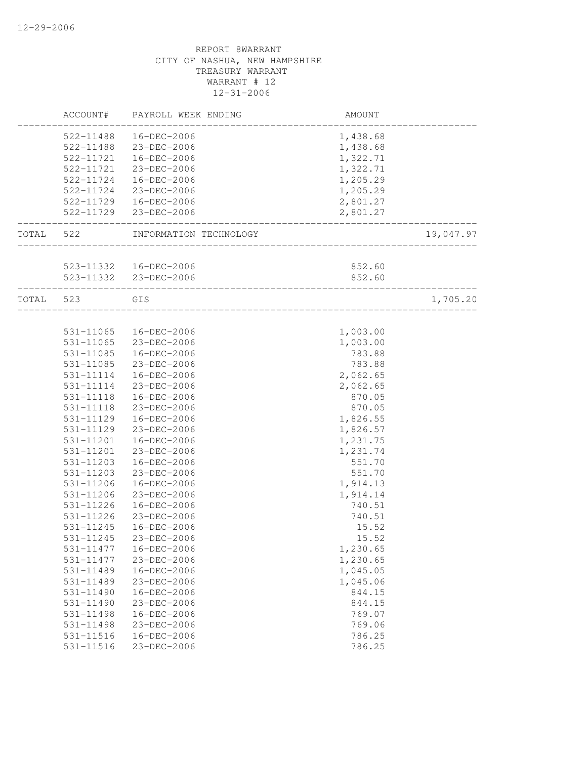REPORT 8WARRANT
CITY OF NASHUA, NEW HAMPSHIRE
TREASURY WARRANT
WARRANT # 12
12-31-2006

| | ACCOUNT# | PAYROLL WEEK ENDING | AMOUNT | |
|---|---|---|---|---|
| | 522-11488 | 16-DEC-2006 | 1,438.68 | |
| | 522-11488 | 23-DEC-2006 | 1,438.68 | |
| | 522-11721 | 16-DEC-2006 | 1,322.71 | |
| | 522-11721 | 23-DEC-2006 | 1,322.71 | |
| | 522-11724 | 16-DEC-2006 | 1,205.29 | |
| | 522-11724 | 23-DEC-2006 | 1,205.29 | |
| | 522-11729 | 16-DEC-2006 | 2,801.27 | |
| | 522-11729 | 23-DEC-2006 | 2,801.27 | |
| TOTAL | 522 | INFORMATION TECHNOLOGY | | 19,047.97 |
| | 523-11332 | 16-DEC-2006 | 852.60 | |
| | 523-11332 | 23-DEC-2006 | 852.60 | |
| TOTAL | 523 | GIS | | 1,705.20 |
| | 531-11065 | 16-DEC-2006 | 1,003.00 | |
| | 531-11065 | 23-DEC-2006 | 1,003.00 | |
| | 531-11085 | 16-DEC-2006 | 783.88 | |
| | 531-11085 | 23-DEC-2006 | 783.88 | |
| | 531-11114 | 16-DEC-2006 | 2,062.65 | |
| | 531-11114 | 23-DEC-2006 | 2,062.65 | |
| | 531-11118 | 16-DEC-2006 | 870.05 | |
| | 531-11118 | 23-DEC-2006 | 870.05 | |
| | 531-11129 | 16-DEC-2006 | 1,826.55 | |
| | 531-11129 | 23-DEC-2006 | 1,826.57 | |
| | 531-11201 | 16-DEC-2006 | 1,231.75 | |
| | 531-11201 | 23-DEC-2006 | 1,231.74 | |
| | 531-11203 | 16-DEC-2006 | 551.70 | |
| | 531-11203 | 23-DEC-2006 | 551.70 | |
| | 531-11206 | 16-DEC-2006 | 1,914.13 | |
| | 531-11206 | 23-DEC-2006 | 1,914.14 | |
| | 531-11226 | 16-DEC-2006 | 740.51 | |
| | 531-11226 | 23-DEC-2006 | 740.51 | |
| | 531-11245 | 16-DEC-2006 | 15.52 | |
| | 531-11245 | 23-DEC-2006 | 15.52 | |
| | 531-11477 | 16-DEC-2006 | 1,230.65 | |
| | 531-11477 | 23-DEC-2006 | 1,230.65 | |
| | 531-11489 | 16-DEC-2006 | 1,045.05 | |
| | 531-11489 | 23-DEC-2006 | 1,045.06 | |
| | 531-11490 | 16-DEC-2006 | 844.15 | |
| | 531-11490 | 23-DEC-2006 | 844.15 | |
| | 531-11498 | 16-DEC-2006 | 769.07 | |
| | 531-11498 | 23-DEC-2006 | 769.06 | |
| | 531-11516 | 16-DEC-2006 | 786.25 | |
| | 531-11516 | 23-DEC-2006 | 786.25 | |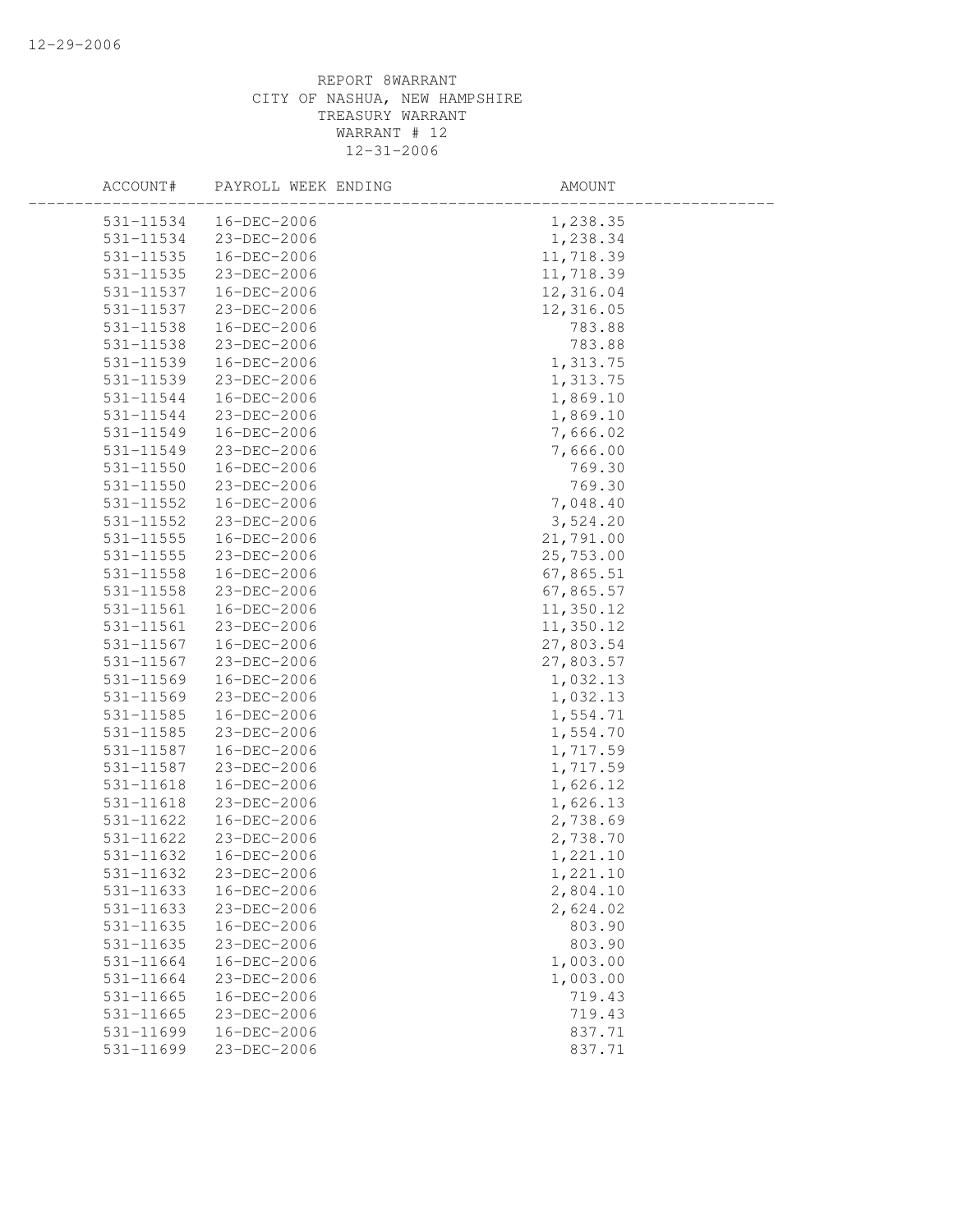REPORT 8WARRANT
CITY OF NASHUA, NEW HAMPSHIRE
TREASURY WARRANT
WARRANT # 12
12-31-2006

| ACCOUNT# | PAYROLL WEEK ENDING | AMOUNT |
|---|---|---|
| 531-11534 | 16-DEC-2006 | 1,238.35 |
| 531-11534 | 23-DEC-2006 | 1,238.34 |
| 531-11535 | 16-DEC-2006 | 11,718.39 |
| 531-11535 | 23-DEC-2006 | 11,718.39 |
| 531-11537 | 16-DEC-2006 | 12,316.04 |
| 531-11537 | 23-DEC-2006 | 12,316.05 |
| 531-11538 | 16-DEC-2006 | 783.88 |
| 531-11538 | 23-DEC-2006 | 783.88 |
| 531-11539 | 16-DEC-2006 | 1,313.75 |
| 531-11539 | 23-DEC-2006 | 1,313.75 |
| 531-11544 | 16-DEC-2006 | 1,869.10 |
| 531-11544 | 23-DEC-2006 | 1,869.10 |
| 531-11549 | 16-DEC-2006 | 7,666.02 |
| 531-11549 | 23-DEC-2006 | 7,666.00 |
| 531-11550 | 16-DEC-2006 | 769.30 |
| 531-11550 | 23-DEC-2006 | 769.30 |
| 531-11552 | 16-DEC-2006 | 7,048.40 |
| 531-11552 | 23-DEC-2006 | 3,524.20 |
| 531-11555 | 16-DEC-2006 | 21,791.00 |
| 531-11555 | 23-DEC-2006 | 25,753.00 |
| 531-11558 | 16-DEC-2006 | 67,865.51 |
| 531-11558 | 23-DEC-2006 | 67,865.57 |
| 531-11561 | 16-DEC-2006 | 11,350.12 |
| 531-11561 | 23-DEC-2006 | 11,350.12 |
| 531-11567 | 16-DEC-2006 | 27,803.54 |
| 531-11567 | 23-DEC-2006 | 27,803.57 |
| 531-11569 | 16-DEC-2006 | 1,032.13 |
| 531-11569 | 23-DEC-2006 | 1,032.13 |
| 531-11585 | 16-DEC-2006 | 1,554.71 |
| 531-11585 | 23-DEC-2006 | 1,554.70 |
| 531-11587 | 16-DEC-2006 | 1,717.59 |
| 531-11587 | 23-DEC-2006 | 1,717.59 |
| 531-11618 | 16-DEC-2006 | 1,626.12 |
| 531-11618 | 23-DEC-2006 | 1,626.13 |
| 531-11622 | 16-DEC-2006 | 2,738.69 |
| 531-11622 | 23-DEC-2006 | 2,738.70 |
| 531-11632 | 16-DEC-2006 | 1,221.10 |
| 531-11632 | 23-DEC-2006 | 1,221.10 |
| 531-11633 | 16-DEC-2006 | 2,804.10 |
| 531-11633 | 23-DEC-2006 | 2,624.02 |
| 531-11635 | 16-DEC-2006 | 803.90 |
| 531-11635 | 23-DEC-2006 | 803.90 |
| 531-11664 | 16-DEC-2006 | 1,003.00 |
| 531-11664 | 23-DEC-2006 | 1,003.00 |
| 531-11665 | 16-DEC-2006 | 719.43 |
| 531-11665 | 23-DEC-2006 | 719.43 |
| 531-11699 | 16-DEC-2006 | 837.71 |
| 531-11699 | 23-DEC-2006 | 837.71 |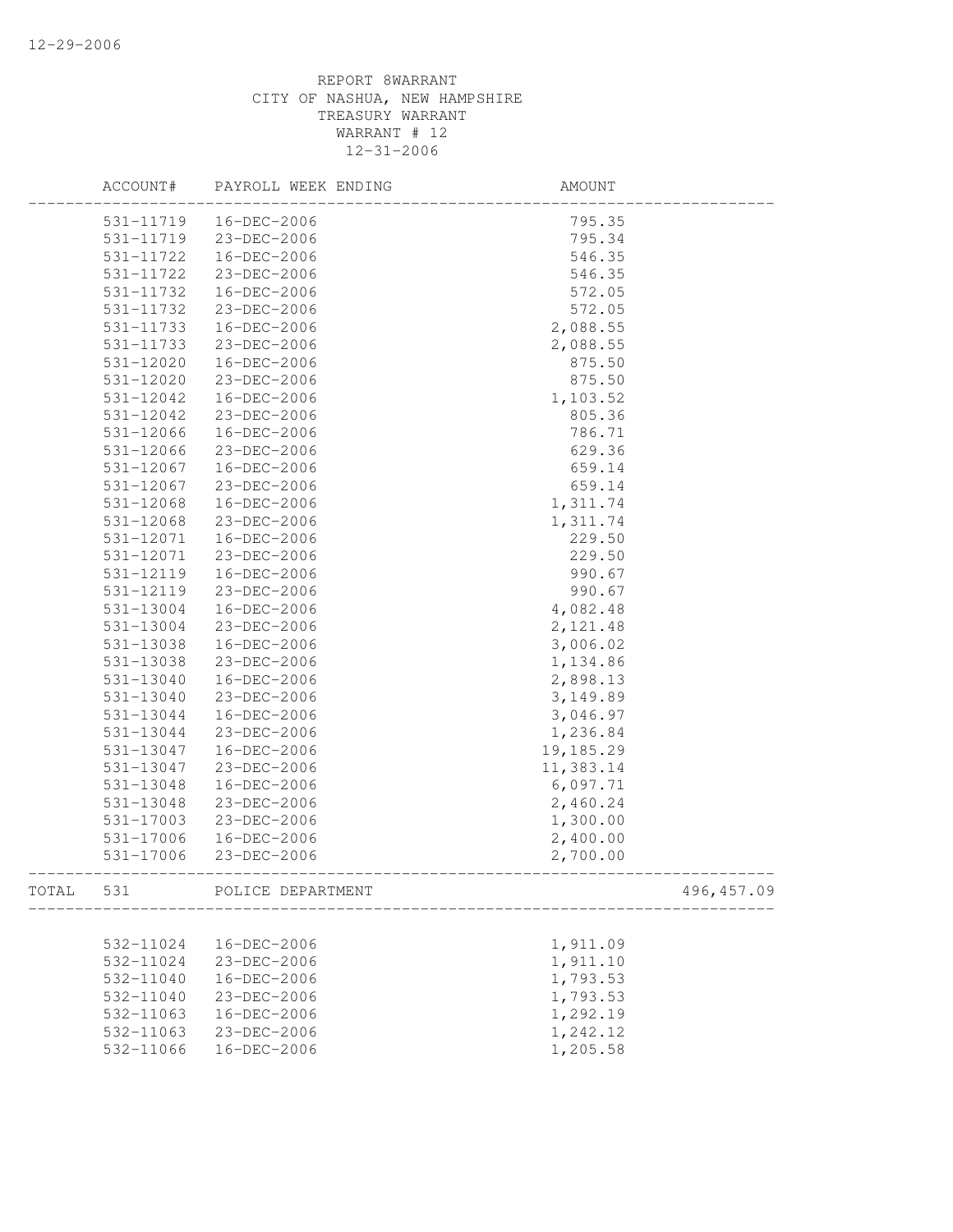12-29-2006

REPORT 8WARRANT
CITY OF NASHUA, NEW HAMPSHIRE
TREASURY WARRANT
WARRANT # 12
12-31-2006

| | ACCOUNT# | PAYROLL WEEK ENDING | AMOUNT | |
|---|---|---|---|---|
| | 531-11719 | 16-DEC-2006 | 795.35 | |
| | 531-11719 | 23-DEC-2006 | 795.34 | |
| | 531-11722 | 16-DEC-2006 | 546.35 | |
| | 531-11722 | 23-DEC-2006 | 546.35 | |
| | 531-11732 | 16-DEC-2006 | 572.05 | |
| | 531-11732 | 23-DEC-2006 | 572.05 | |
| | 531-11733 | 16-DEC-2006 | 2,088.55 | |
| | 531-11733 | 23-DEC-2006 | 2,088.55 | |
| | 531-12020 | 16-DEC-2006 | 875.50 | |
| | 531-12020 | 23-DEC-2006 | 875.50 | |
| | 531-12042 | 16-DEC-2006 | 1,103.52 | |
| | 531-12042 | 23-DEC-2006 | 805.36 | |
| | 531-12066 | 16-DEC-2006 | 786.71 | |
| | 531-12066 | 23-DEC-2006 | 629.36 | |
| | 531-12067 | 16-DEC-2006 | 659.14 | |
| | 531-12067 | 23-DEC-2006 | 659.14 | |
| | 531-12068 | 16-DEC-2006 | 1,311.74 | |
| | 531-12068 | 23-DEC-2006 | 1,311.74 | |
| | 531-12071 | 16-DEC-2006 | 229.50 | |
| | 531-12071 | 23-DEC-2006 | 229.50 | |
| | 531-12119 | 16-DEC-2006 | 990.67 | |
| | 531-12119 | 23-DEC-2006 | 990.67 | |
| | 531-13004 | 16-DEC-2006 | 4,082.48 | |
| | 531-13004 | 23-DEC-2006 | 2,121.48 | |
| | 531-13038 | 16-DEC-2006 | 3,006.02 | |
| | 531-13038 | 23-DEC-2006 | 1,134.86 | |
| | 531-13040 | 16-DEC-2006 | 2,898.13 | |
| | 531-13040 | 23-DEC-2006 | 3,149.89 | |
| | 531-13044 | 16-DEC-2006 | 3,046.97 | |
| | 531-13044 | 23-DEC-2006 | 1,236.84 | |
| | 531-13047 | 16-DEC-2006 | 19,185.29 | |
| | 531-13047 | 23-DEC-2006 | 11,383.14 | |
| | 531-13048 | 16-DEC-2006 | 6,097.71 | |
| | 531-13048 | 23-DEC-2006 | 2,460.24 | |
| | 531-17003 | 23-DEC-2006 | 1,300.00 | |
| | 531-17006 | 16-DEC-2006 | 2,400.00 | |
| | 531-17006 | 23-DEC-2006 | 2,700.00 | |
| TOTAL | 531 | POLICE DEPARTMENT | | 496,457.09 |
| | 532-11024 | 16-DEC-2006 | 1,911.09 | |
| | 532-11024 | 23-DEC-2006 | 1,911.10 | |
| | 532-11040 | 16-DEC-2006 | 1,793.53 | |
| | 532-11040 | 23-DEC-2006 | 1,793.53 | |
| | 532-11063 | 16-DEC-2006 | 1,292.19 | |
| | 532-11063 | 23-DEC-2006 | 1,242.12 | |
| | 532-11066 | 16-DEC-2006 | 1,205.58 | |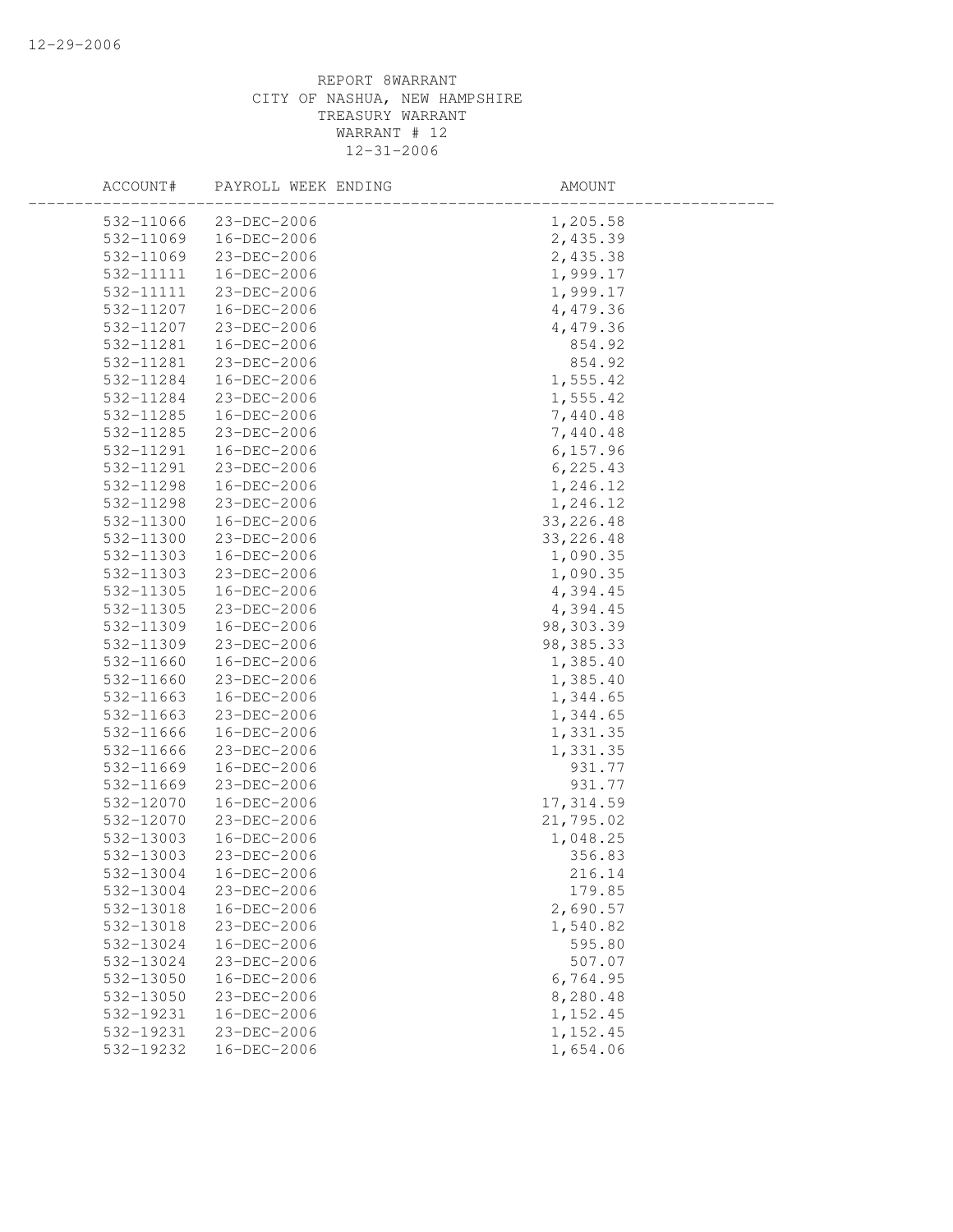REPORT 8WARRANT
CITY OF NASHUA, NEW HAMPSHIRE
TREASURY WARRANT
WARRANT # 12
12-31-2006

| ACCOUNT# | PAYROLL WEEK ENDING | AMOUNT |
|---|---|---|
| 532-11066 | 23-DEC-2006 | 1,205.58 |
| 532-11069 | 16-DEC-2006 | 2,435.39 |
| 532-11069 | 23-DEC-2006 | 2,435.38 |
| 532-11111 | 16-DEC-2006 | 1,999.17 |
| 532-11111 | 23-DEC-2006 | 1,999.17 |
| 532-11207 | 16-DEC-2006 | 4,479.36 |
| 532-11207 | 23-DEC-2006 | 4,479.36 |
| 532-11281 | 16-DEC-2006 | 854.92 |
| 532-11281 | 23-DEC-2006 | 854.92 |
| 532-11284 | 16-DEC-2006 | 1,555.42 |
| 532-11284 | 23-DEC-2006 | 1,555.42 |
| 532-11285 | 16-DEC-2006 | 7,440.48 |
| 532-11285 | 23-DEC-2006 | 7,440.48 |
| 532-11291 | 16-DEC-2006 | 6,157.96 |
| 532-11291 | 23-DEC-2006 | 6,225.43 |
| 532-11298 | 16-DEC-2006 | 1,246.12 |
| 532-11298 | 23-DEC-2006 | 1,246.12 |
| 532-11300 | 16-DEC-2006 | 33,226.48 |
| 532-11300 | 23-DEC-2006 | 33,226.48 |
| 532-11303 | 16-DEC-2006 | 1,090.35 |
| 532-11303 | 23-DEC-2006 | 1,090.35 |
| 532-11305 | 16-DEC-2006 | 4,394.45 |
| 532-11305 | 23-DEC-2006 | 4,394.45 |
| 532-11309 | 16-DEC-2006 | 98,303.39 |
| 532-11309 | 23-DEC-2006 | 98,385.33 |
| 532-11660 | 16-DEC-2006 | 1,385.40 |
| 532-11660 | 23-DEC-2006 | 1,385.40 |
| 532-11663 | 16-DEC-2006 | 1,344.65 |
| 532-11663 | 23-DEC-2006 | 1,344.65 |
| 532-11666 | 16-DEC-2006 | 1,331.35 |
| 532-11666 | 23-DEC-2006 | 1,331.35 |
| 532-11669 | 16-DEC-2006 | 931.77 |
| 532-11669 | 23-DEC-2006 | 931.77 |
| 532-12070 | 16-DEC-2006 | 17,314.59 |
| 532-12070 | 23-DEC-2006 | 21,795.02 |
| 532-13003 | 16-DEC-2006 | 1,048.25 |
| 532-13003 | 23-DEC-2006 | 356.83 |
| 532-13004 | 16-DEC-2006 | 216.14 |
| 532-13004 | 23-DEC-2006 | 179.85 |
| 532-13018 | 16-DEC-2006 | 2,690.57 |
| 532-13018 | 23-DEC-2006 | 1,540.82 |
| 532-13024 | 16-DEC-2006 | 595.80 |
| 532-13024 | 23-DEC-2006 | 507.07 |
| 532-13050 | 16-DEC-2006 | 6,764.95 |
| 532-13050 | 23-DEC-2006 | 8,280.48 |
| 532-19231 | 16-DEC-2006 | 1,152.45 |
| 532-19231 | 23-DEC-2006 | 1,152.45 |
| 532-19232 | 16-DEC-2006 | 1,654.06 |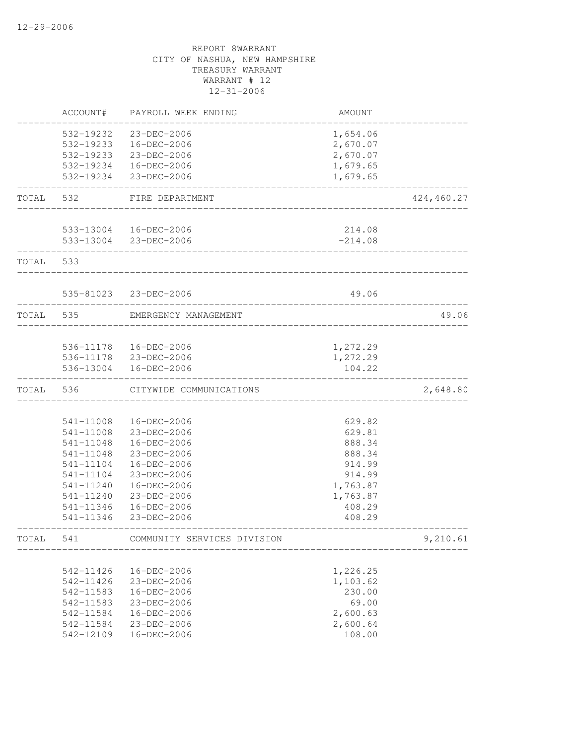12-29-2006

REPORT 8WARRANT
CITY OF NASHUA, NEW HAMPSHIRE
TREASURY WARRANT
WARRANT # 12
12-31-2006

| | ACCOUNT# | PAYROLL WEEK ENDING | AMOUNT | |
|---|---|---|---|---|
| | 532-19232 | 23-DEC-2006 | 1,654.06 | |
| | 532-19233 | 16-DEC-2006 | 2,670.07 | |
| | 532-19233 | 23-DEC-2006 | 2,670.07 | |
| | 532-19234 | 16-DEC-2006 | 1,679.65 | |
| | 532-19234 | 23-DEC-2006 | 1,679.65 | |
| TOTAL | 532 | FIRE DEPARTMENT | | 424,460.27 |
| | 533-13004 | 16-DEC-2006 | 214.08 | |
| | 533-13004 | 23-DEC-2006 | -214.08 | |
| TOTAL | 533 | | | |
| | 535-81023 | 23-DEC-2006 | 49.06 | |
| TOTAL | 535 | EMERGENCY MANAGEMENT | | 49.06 |
| | 536-11178 | 16-DEC-2006 | 1,272.29 | |
| | 536-11178 | 23-DEC-2006 | 1,272.29 | |
| | 536-13004 | 16-DEC-2006 | 104.22 | |
| TOTAL | 536 | CITYWIDE COMMUNICATIONS | | 2,648.80 |
| | 541-11008 | 16-DEC-2006 | 629.82 | |
| | 541-11008 | 23-DEC-2006 | 629.81 | |
| | 541-11048 | 16-DEC-2006 | 888.34 | |
| | 541-11048 | 23-DEC-2006 | 888.34 | |
| | 541-11104 | 16-DEC-2006 | 914.99 | |
| | 541-11104 | 23-DEC-2006 | 914.99 | |
| | 541-11240 | 16-DEC-2006 | 1,763.87 | |
| | 541-11240 | 23-DEC-2006 | 1,763.87 | |
| | 541-11346 | 16-DEC-2006 | 408.29 | |
| | 541-11346 | 23-DEC-2006 | 408.29 | |
| TOTAL | 541 | COMMUNITY SERVICES DIVISION | | 9,210.61 |
| | 542-11426 | 16-DEC-2006 | 1,226.25 | |
| | 542-11426 | 23-DEC-2006 | 1,103.62 | |
| | 542-11583 | 16-DEC-2006 | 230.00 | |
| | 542-11583 | 23-DEC-2006 | 69.00 | |
| | 542-11584 | 16-DEC-2006 | 2,600.63 | |
| | 542-11584 | 23-DEC-2006 | 2,600.64 | |
| | 542-12109 | 16-DEC-2006 | 108.00 | |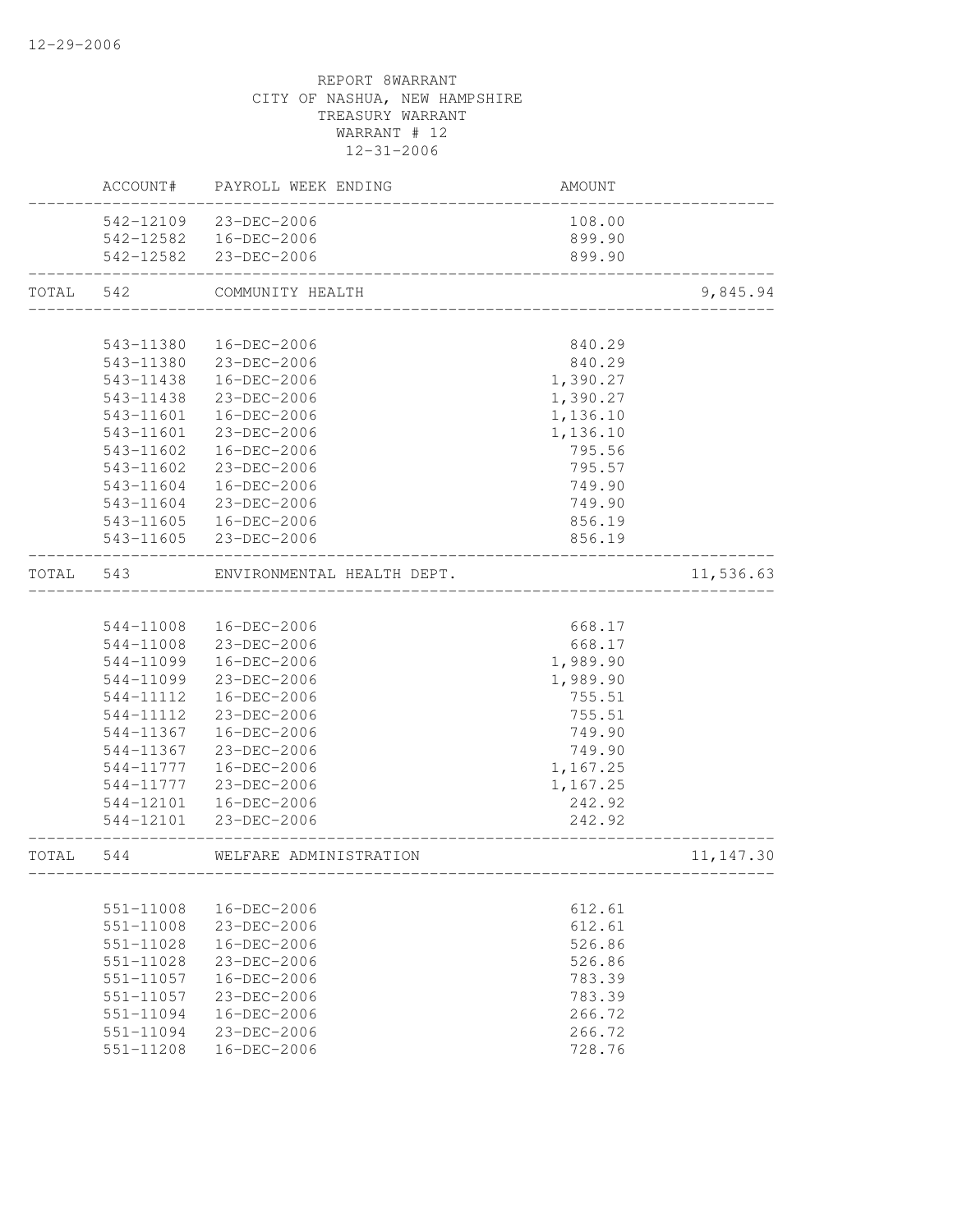12-29-2006

REPORT 8WARRANT
CITY OF NASHUA, NEW HAMPSHIRE
TREASURY WARRANT
WARRANT # 12
12-31-2006

| | ACCOUNT# | PAYROLL WEEK ENDING | AMOUNT | |
|---|---|---|---|---|
| | 542-12109 | 23-DEC-2006 | 108.00 | |
| | 542-12582 | 16-DEC-2006 | 899.90 | |
| | 542-12582 | 23-DEC-2006 | 899.90 | |
| TOTAL | 542 | COMMUNITY HEALTH | | 9,845.94 |
| | 543-11380 | 16-DEC-2006 | 840.29 | |
| | 543-11380 | 23-DEC-2006 | 840.29 | |
| | 543-11438 | 16-DEC-2006 | 1,390.27 | |
| | 543-11438 | 23-DEC-2006 | 1,390.27 | |
| | 543-11601 | 16-DEC-2006 | 1,136.10 | |
| | 543-11601 | 23-DEC-2006 | 1,136.10 | |
| | 543-11602 | 16-DEC-2006 | 795.56 | |
| | 543-11602 | 23-DEC-2006 | 795.57 | |
| | 543-11604 | 16-DEC-2006 | 749.90 | |
| | 543-11604 | 23-DEC-2006 | 749.90 | |
| | 543-11605 | 16-DEC-2006 | 856.19 | |
| | 543-11605 | 23-DEC-2006 | 856.19 | |
| TOTAL | 543 | ENVIRONMENTAL HEALTH DEPT. | | 11,536.63 |
| | 544-11008 | 16-DEC-2006 | 668.17 | |
| | 544-11008 | 23-DEC-2006 | 668.17 | |
| | 544-11099 | 16-DEC-2006 | 1,989.90 | |
| | 544-11099 | 23-DEC-2006 | 1,989.90 | |
| | 544-11112 | 16-DEC-2006 | 755.51 | |
| | 544-11112 | 23-DEC-2006 | 755.51 | |
| | 544-11367 | 16-DEC-2006 | 749.90 | |
| | 544-11367 | 23-DEC-2006 | 749.90 | |
| | 544-11777 | 16-DEC-2006 | 1,167.25 | |
| | 544-11777 | 23-DEC-2006 | 1,167.25 | |
| | 544-12101 | 16-DEC-2006 | 242.92 | |
| | 544-12101 | 23-DEC-2006 | 242.92 | |
| TOTAL | 544 | WELFARE ADMINISTRATION | | 11,147.30 |
| | 551-11008 | 16-DEC-2006 | 612.61 | |
| | 551-11008 | 23-DEC-2006 | 612.61 | |
| | 551-11028 | 16-DEC-2006 | 526.86 | |
| | 551-11028 | 23-DEC-2006 | 526.86 | |
| | 551-11057 | 16-DEC-2006 | 783.39 | |
| | 551-11057 | 23-DEC-2006 | 783.39 | |
| | 551-11094 | 16-DEC-2006 | 266.72 | |
| | 551-11094 | 23-DEC-2006 | 266.72 | |
| | 551-11208 | 16-DEC-2006 | 728.76 | |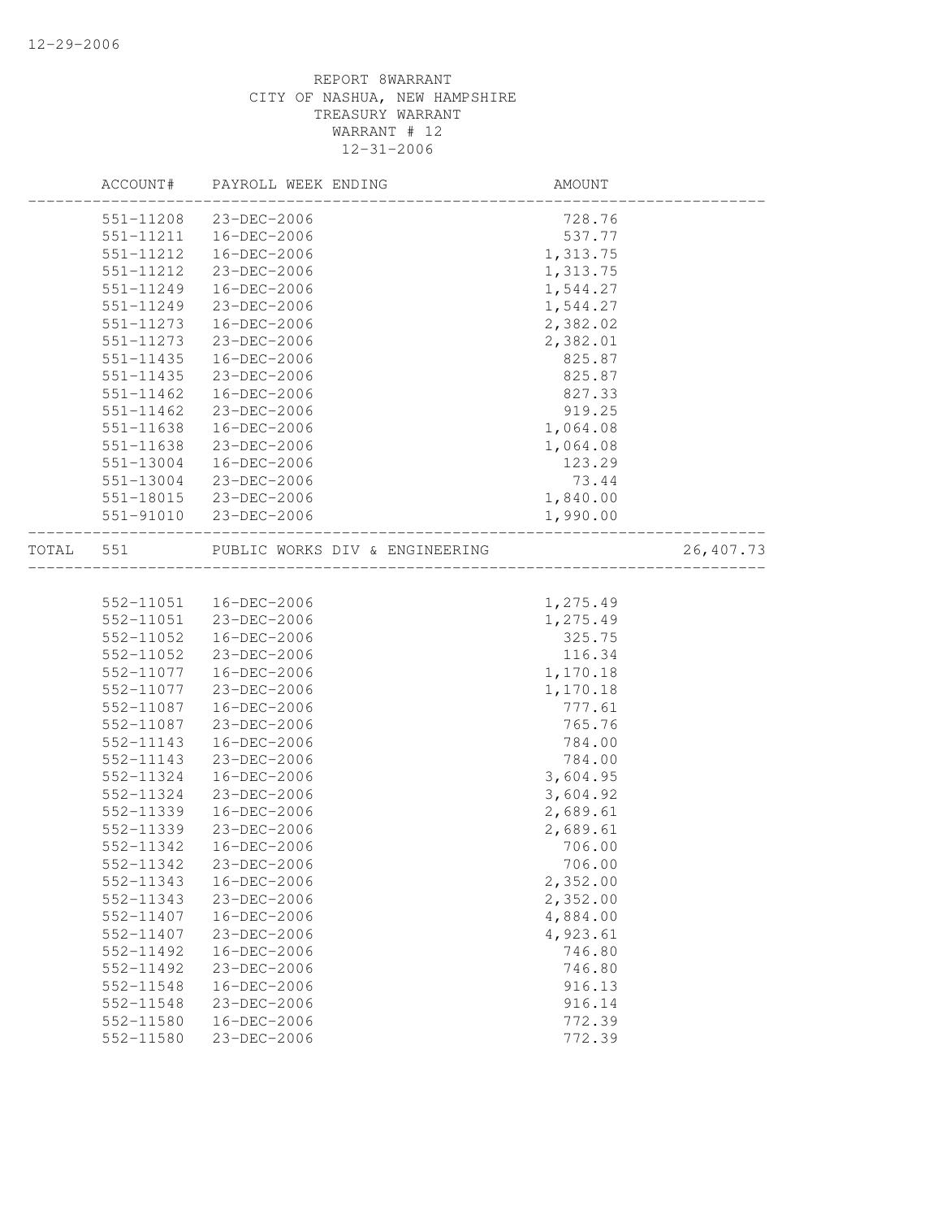REPORT 8WARRANT
CITY OF NASHUA, NEW HAMPSHIRE
TREASURY WARRANT
WARRANT # 12
12-31-2006

| | ACCOUNT# | PAYROLL WEEK ENDING | AMOUNT | |
|---|---|---|---|---|
| | 551-11208 | 23-DEC-2006 | 728.76 | |
| | 551-11211 | 16-DEC-2006 | 537.77 | |
| | 551-11212 | 16-DEC-2006 | 1,313.75 | |
| | 551-11212 | 23-DEC-2006 | 1,313.75 | |
| | 551-11249 | 16-DEC-2006 | 1,544.27 | |
| | 551-11249 | 23-DEC-2006 | 1,544.27 | |
| | 551-11273 | 16-DEC-2006 | 2,382.02 | |
| | 551-11273 | 23-DEC-2006 | 2,382.01 | |
| | 551-11435 | 16-DEC-2006 | 825.87 | |
| | 551-11435 | 23-DEC-2006 | 825.87 | |
| | 551-11462 | 16-DEC-2006 | 827.33 | |
| | 551-11462 | 23-DEC-2006 | 919.25 | |
| | 551-11638 | 16-DEC-2006 | 1,064.08 | |
| | 551-11638 | 23-DEC-2006 | 1,064.08 | |
| | 551-13004 | 16-DEC-2006 | 123.29 | |
| | 551-13004 | 23-DEC-2006 | 73.44 | |
| | 551-18015 | 23-DEC-2006 | 1,840.00 | |
| | 551-91010 | 23-DEC-2006 | 1,990.00 | |
| TOTAL | 551 | PUBLIC WORKS DIV & ENGINEERING | | 26,407.73 |
| | 552-11051 | 16-DEC-2006 | 1,275.49 | |
| | 552-11051 | 23-DEC-2006 | 1,275.49 | |
| | 552-11052 | 16-DEC-2006 | 325.75 | |
| | 552-11052 | 23-DEC-2006 | 116.34 | |
| | 552-11077 | 16-DEC-2006 | 1,170.18 | |
| | 552-11077 | 23-DEC-2006 | 1,170.18 | |
| | 552-11087 | 16-DEC-2006 | 777.61 | |
| | 552-11087 | 23-DEC-2006 | 765.76 | |
| | 552-11143 | 16-DEC-2006 | 784.00 | |
| | 552-11143 | 23-DEC-2006 | 784.00 | |
| | 552-11324 | 16-DEC-2006 | 3,604.95 | |
| | 552-11324 | 23-DEC-2006 | 3,604.92 | |
| | 552-11339 | 16-DEC-2006 | 2,689.61 | |
| | 552-11339 | 23-DEC-2006 | 2,689.61 | |
| | 552-11342 | 16-DEC-2006 | 706.00 | |
| | 552-11342 | 23-DEC-2006 | 706.00 | |
| | 552-11343 | 16-DEC-2006 | 2,352.00 | |
| | 552-11343 | 23-DEC-2006 | 2,352.00 | |
| | 552-11407 | 16-DEC-2006 | 4,884.00 | |
| | 552-11407 | 23-DEC-2006 | 4,923.61 | |
| | 552-11492 | 16-DEC-2006 | 746.80 | |
| | 552-11492 | 23-DEC-2006 | 746.80 | |
| | 552-11548 | 16-DEC-2006 | 916.13 | |
| | 552-11548 | 23-DEC-2006 | 916.14 | |
| | 552-11580 | 16-DEC-2006 | 772.39 | |
| | 552-11580 | 23-DEC-2006 | 772.39 | |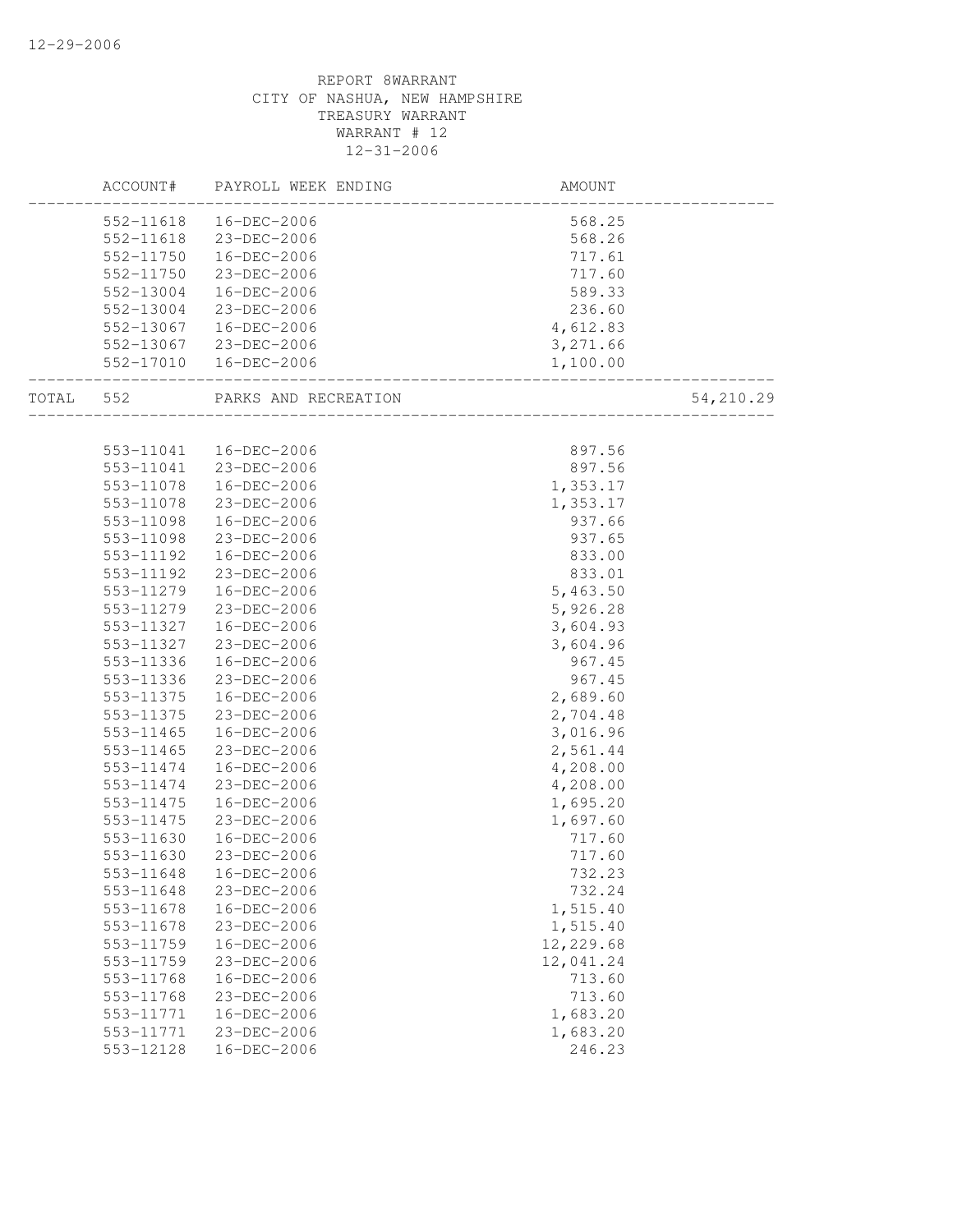REPORT 8WARRANT
CITY OF NASHUA, NEW HAMPSHIRE
TREASURY WARRANT
WARRANT # 12
12-31-2006

| ACCOUNT# | PAYROLL WEEK ENDING | AMOUNT | |
|---|---|---|---|
| 552-11618 | 16-DEC-2006 | 568.25 | |
| 552-11618 | 23-DEC-2006 | 568.26 | |
| 552-11750 | 16-DEC-2006 | 717.61 | |
| 552-11750 | 23-DEC-2006 | 717.60 | |
| 552-13004 | 16-DEC-2006 | 589.33 | |
| 552-13004 | 23-DEC-2006 | 236.60 | |
| 552-13067 | 16-DEC-2006 | 4,612.83 | |
| 552-13067 | 23-DEC-2006 | 3,271.66 | |
| 552-17010 | 16-DEC-2006 | 1,100.00 | |
| TOTAL 552 | PARKS AND RECREATION | | 54,210.29 |
| 553-11041 | 16-DEC-2006 | 897.56 | |
| 553-11041 | 23-DEC-2006 | 897.56 | |
| 553-11078 | 16-DEC-2006 | 1,353.17 | |
| 553-11078 | 23-DEC-2006 | 1,353.17 | |
| 553-11098 | 16-DEC-2006 | 937.66 | |
| 553-11098 | 23-DEC-2006 | 937.65 | |
| 553-11192 | 16-DEC-2006 | 833.00 | |
| 553-11192 | 23-DEC-2006 | 833.01 | |
| 553-11279 | 16-DEC-2006 | 5,463.50 | |
| 553-11279 | 23-DEC-2006 | 5,926.28 | |
| 553-11327 | 16-DEC-2006 | 3,604.93 | |
| 553-11327 | 23-DEC-2006 | 3,604.96 | |
| 553-11336 | 16-DEC-2006 | 967.45 | |
| 553-11336 | 23-DEC-2006 | 967.45 | |
| 553-11375 | 16-DEC-2006 | 2,689.60 | |
| 553-11375 | 23-DEC-2006 | 2,704.48 | |
| 553-11465 | 16-DEC-2006 | 3,016.96 | |
| 553-11465 | 23-DEC-2006 | 2,561.44 | |
| 553-11474 | 16-DEC-2006 | 4,208.00 | |
| 553-11474 | 23-DEC-2006 | 4,208.00 | |
| 553-11475 | 16-DEC-2006 | 1,695.20 | |
| 553-11475 | 23-DEC-2006 | 1,697.60 | |
| 553-11630 | 16-DEC-2006 | 717.60 | |
| 553-11630 | 23-DEC-2006 | 717.60 | |
| 553-11648 | 16-DEC-2006 | 732.23 | |
| 553-11648 | 23-DEC-2006 | 732.24 | |
| 553-11678 | 16-DEC-2006 | 1,515.40 | |
| 553-11678 | 23-DEC-2006 | 1,515.40 | |
| 553-11759 | 16-DEC-2006 | 12,229.68 | |
| 553-11759 | 23-DEC-2006 | 12,041.24 | |
| 553-11768 | 16-DEC-2006 | 713.60 | |
| 553-11768 | 23-DEC-2006 | 713.60 | |
| 553-11771 | 16-DEC-2006 | 1,683.20 | |
| 553-11771 | 23-DEC-2006 | 1,683.20 | |
| 553-12128 | 16-DEC-2006 | 246.23 | |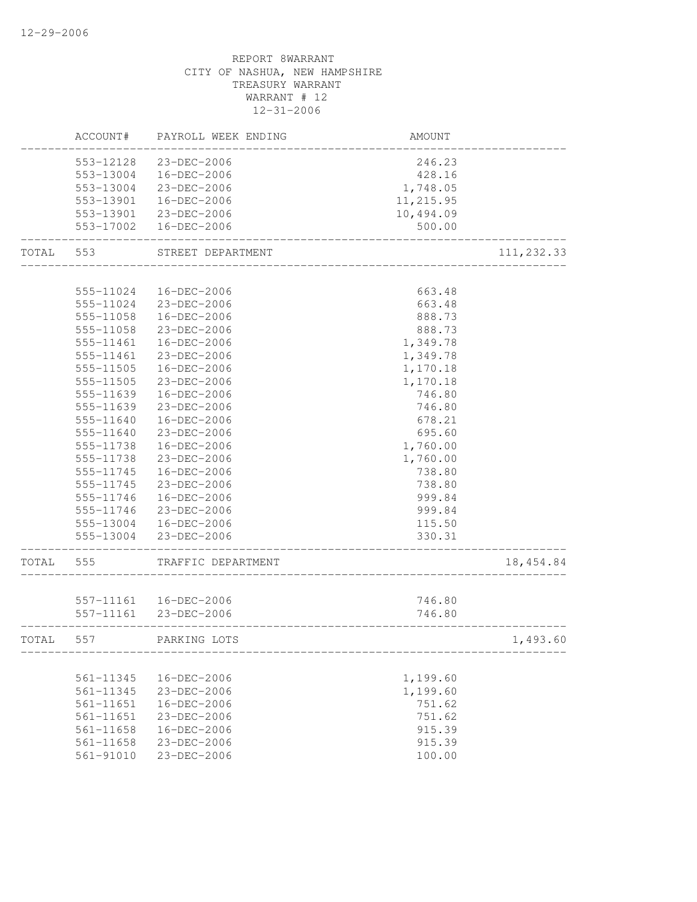REPORT 8WARRANT
CITY OF NASHUA, NEW HAMPSHIRE
TREASURY WARRANT
WARRANT # 12
12-31-2006

| | ACCOUNT# | PAYROLL WEEK ENDING | AMOUNT | |
|---|---|---|---|---|
| | 553-12128 | 23-DEC-2006 | 246.23 | |
| | 553-13004 | 16-DEC-2006 | 428.16 | |
| | 553-13004 | 23-DEC-2006 | 1,748.05 | |
| | 553-13901 | 16-DEC-2006 | 11,215.95 | |
| | 553-13901 | 23-DEC-2006 | 10,494.09 | |
| | 553-17002 | 16-DEC-2006 | 500.00 | |
| TOTAL | 553 | STREET DEPARTMENT | | 111,232.33 |
| | 555-11024 | 16-DEC-2006 | 663.48 | |
| | 555-11024 | 23-DEC-2006 | 663.48 | |
| | 555-11058 | 16-DEC-2006 | 888.73 | |
| | 555-11058 | 23-DEC-2006 | 888.73 | |
| | 555-11461 | 16-DEC-2006 | 1,349.78 | |
| | 555-11461 | 23-DEC-2006 | 1,349.78 | |
| | 555-11505 | 16-DEC-2006 | 1,170.18 | |
| | 555-11505 | 23-DEC-2006 | 1,170.18 | |
| | 555-11639 | 16-DEC-2006 | 746.80 | |
| | 555-11639 | 23-DEC-2006 | 746.80 | |
| | 555-11640 | 16-DEC-2006 | 678.21 | |
| | 555-11640 | 23-DEC-2006 | 695.60 | |
| | 555-11738 | 16-DEC-2006 | 1,760.00 | |
| | 555-11738 | 23-DEC-2006 | 1,760.00 | |
| | 555-11745 | 16-DEC-2006 | 738.80 | |
| | 555-11745 | 23-DEC-2006 | 738.80 | |
| | 555-11746 | 16-DEC-2006 | 999.84 | |
| | 555-11746 | 23-DEC-2006 | 999.84 | |
| | 555-13004 | 16-DEC-2006 | 115.50 | |
| | 555-13004 | 23-DEC-2006 | 330.31 | |
| TOTAL | 555 | TRAFFIC DEPARTMENT | | 18,454.84 |
| | 557-11161 | 16-DEC-2006 | 746.80 | |
| | 557-11161 | 23-DEC-2006 | 746.80 | |
| TOTAL | 557 | PARKING LOTS | | 1,493.60 |
| | 561-11345 | 16-DEC-2006 | 1,199.60 | |
| | 561-11345 | 23-DEC-2006 | 1,199.60 | |
| | 561-11651 | 16-DEC-2006 | 751.62 | |
| | 561-11651 | 23-DEC-2006 | 751.62 | |
| | 561-11658 | 16-DEC-2006 | 915.39 | |
| | 561-11658 | 23-DEC-2006 | 915.39 | |
| | 561-91010 | 23-DEC-2006 | 100.00 | |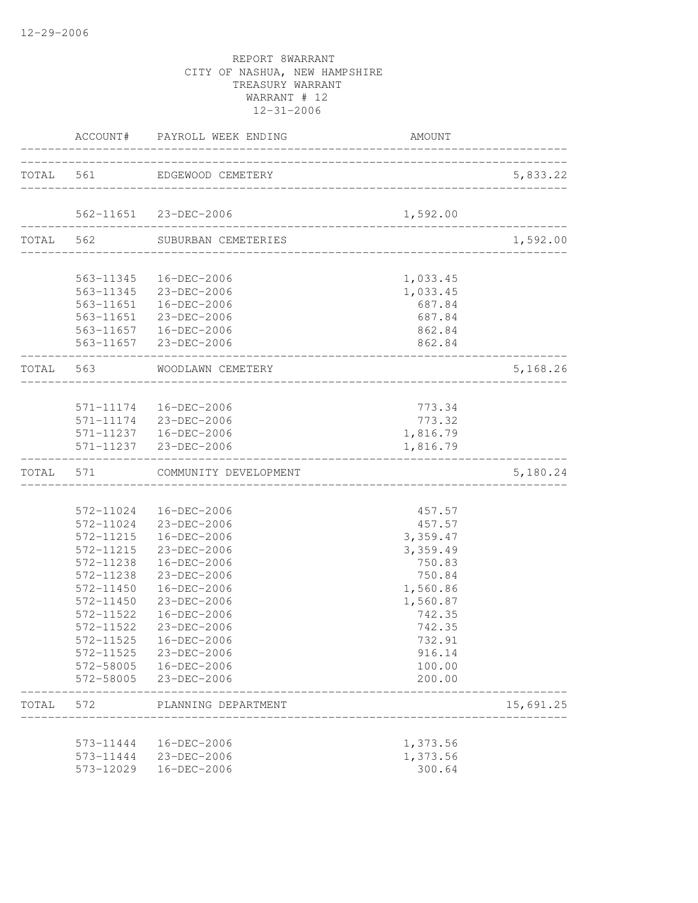12-29-2006

REPORT 8WARRANT
CITY OF NASHUA, NEW HAMPSHIRE
TREASURY WARRANT
WARRANT # 12
12-31-2006

| | ACCOUNT# | PAYROLL WEEK ENDING | AMOUNT | |
|---|---|---|---|---|
| TOTAL | 561 | EDGEWOOD CEMETERY | | 5,833.22 |
| | 562-11651 | 23-DEC-2006 | 1,592.00 | |
| TOTAL | 562 | SUBURBAN CEMETERIES | | 1,592.00 |
| | 563-11345 | 16-DEC-2006 | 1,033.45 | |
| | 563-11345 | 23-DEC-2006 | 1,033.45 | |
| | 563-11651 | 16-DEC-2006 | 687.84 | |
| | 563-11651 | 23-DEC-2006 | 687.84 | |
| | 563-11657 | 16-DEC-2006 | 862.84 | |
| | 563-11657 | 23-DEC-2006 | 862.84 | |
| TOTAL | 563 | WOODLAWN CEMETERY | | 5,168.26 |
| | 571-11174 | 16-DEC-2006 | 773.34 | |
| | 571-11174 | 23-DEC-2006 | 773.32 | |
| | 571-11237 | 16-DEC-2006 | 1,816.79 | |
| | 571-11237 | 23-DEC-2006 | 1,816.79 | |
| TOTAL | 571 | COMMUNITY DEVELOPMENT | | 5,180.24 |
| | 572-11024 | 16-DEC-2006 | 457.57 | |
| | 572-11024 | 23-DEC-2006 | 457.57 | |
| | 572-11215 | 16-DEC-2006 | 3,359.47 | |
| | 572-11215 | 23-DEC-2006 | 3,359.49 | |
| | 572-11238 | 16-DEC-2006 | 750.83 | |
| | 572-11238 | 23-DEC-2006 | 750.84 | |
| | 572-11450 | 16-DEC-2006 | 1,560.86 | |
| | 572-11450 | 23-DEC-2006 | 1,560.87 | |
| | 572-11522 | 16-DEC-2006 | 742.35 | |
| | 572-11522 | 23-DEC-2006 | 742.35 | |
| | 572-11525 | 16-DEC-2006 | 732.91 | |
| | 572-11525 | 23-DEC-2006 | 916.14 | |
| | 572-58005 | 16-DEC-2006 | 100.00 | |
| | 572-58005 | 23-DEC-2006 | 200.00 | |
| TOTAL | 572 | PLANNING DEPARTMENT | | 15,691.25 |
| | 573-11444 | 16-DEC-2006 | 1,373.56 | |
| | 573-11444 | 23-DEC-2006 | 1,373.56 | |
| | 573-12029 | 16-DEC-2006 | 300.64 | |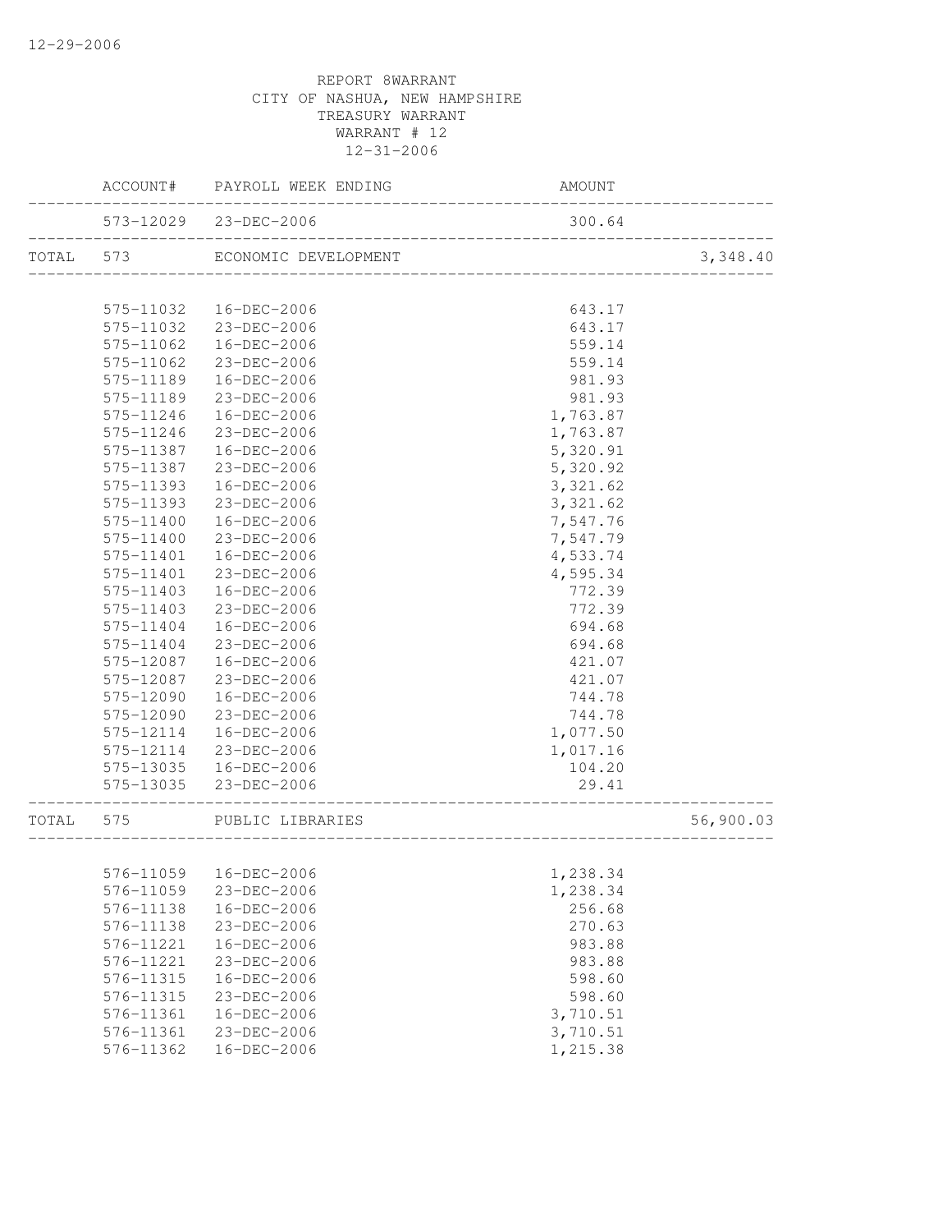REPORT 8WARRANT
CITY OF NASHUA, NEW HAMPSHIRE
TREASURY WARRANT
WARRANT # 12
12-31-2006

| | ACCOUNT# | PAYROLL WEEK ENDING | AMOUNT | |
|---|---|---|---|---|
| | 573-12029 | 23-DEC-2006 | 300.64 | |
| TOTAL | 573 | ECONOMIC DEVELOPMENT | | 3,348.40 |
| | 575-11032 | 16-DEC-2006 | 643.17 | |
| | 575-11032 | 23-DEC-2006 | 643.17 | |
| | 575-11062 | 16-DEC-2006 | 559.14 | |
| | 575-11062 | 23-DEC-2006 | 559.14 | |
| | 575-11189 | 16-DEC-2006 | 981.93 | |
| | 575-11189 | 23-DEC-2006 | 981.93 | |
| | 575-11246 | 16-DEC-2006 | 1,763.87 | |
| | 575-11246 | 23-DEC-2006 | 1,763.87 | |
| | 575-11387 | 16-DEC-2006 | 5,320.91 | |
| | 575-11387 | 23-DEC-2006 | 5,320.92 | |
| | 575-11393 | 16-DEC-2006 | 3,321.62 | |
| | 575-11393 | 23-DEC-2006 | 3,321.62 | |
| | 575-11400 | 16-DEC-2006 | 7,547.76 | |
| | 575-11400 | 23-DEC-2006 | 7,547.79 | |
| | 575-11401 | 16-DEC-2006 | 4,533.74 | |
| | 575-11401 | 23-DEC-2006 | 4,595.34 | |
| | 575-11403 | 16-DEC-2006 | 772.39 | |
| | 575-11403 | 23-DEC-2006 | 772.39 | |
| | 575-11404 | 16-DEC-2006 | 694.68 | |
| | 575-11404 | 23-DEC-2006 | 694.68 | |
| | 575-12087 | 16-DEC-2006 | 421.07 | |
| | 575-12087 | 23-DEC-2006 | 421.07 | |
| | 575-12090 | 16-DEC-2006 | 744.78 | |
| | 575-12090 | 23-DEC-2006 | 744.78 | |
| | 575-12114 | 16-DEC-2006 | 1,077.50 | |
| | 575-12114 | 23-DEC-2006 | 1,017.16 | |
| | 575-13035 | 16-DEC-2006 | 104.20 | |
| | 575-13035 | 23-DEC-2006 | 29.41 | |
| TOTAL | 575 | PUBLIC LIBRARIES | | 56,900.03 |
| | 576-11059 | 16-DEC-2006 | 1,238.34 | |
| | 576-11059 | 23-DEC-2006 | 1,238.34 | |
| | 576-11138 | 16-DEC-2006 | 256.68 | |
| | 576-11138 | 23-DEC-2006 | 270.63 | |
| | 576-11221 | 16-DEC-2006 | 983.88 | |
| | 576-11221 | 23-DEC-2006 | 983.88 | |
| | 576-11315 | 16-DEC-2006 | 598.60 | |
| | 576-11315 | 23-DEC-2006 | 598.60 | |
| | 576-11361 | 16-DEC-2006 | 3,710.51 | |
| | 576-11361 | 23-DEC-2006 | 3,710.51 | |
| | 576-11362 | 16-DEC-2006 | 1,215.38 | |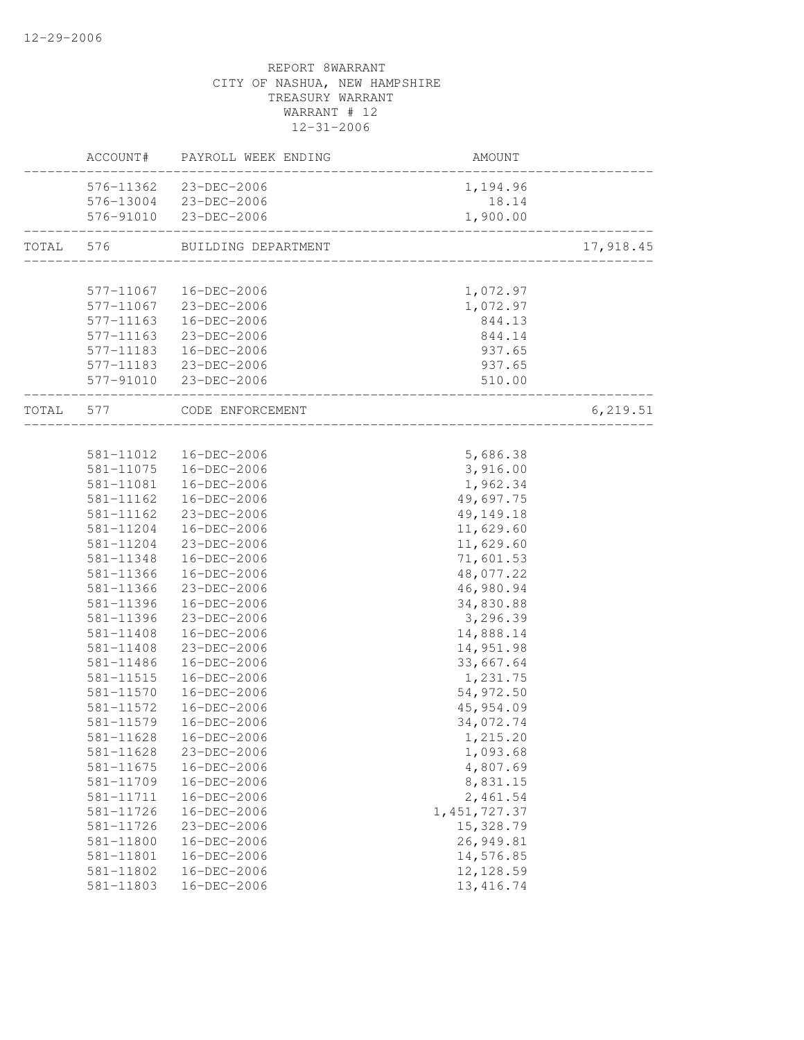REPORT 8WARRANT
CITY OF NASHUA, NEW HAMPSHIRE
TREASURY WARRANT
WARRANT # 12
12-31-2006

| | ACCOUNT# | PAYROLL WEEK ENDING | AMOUNT | |
|---|---|---|---|---|
| | 576-11362 | 23-DEC-2006 | 1,194.96 | |
| | 576-13004 | 23-DEC-2006 | 18.14 | |
| | 576-91010 | 23-DEC-2006 | 1,900.00 | |
| TOTAL | 576 | BUILDING DEPARTMENT | | 17,918.45 |
| | 577-11067 | 16-DEC-2006 | 1,072.97 | |
| | 577-11067 | 23-DEC-2006 | 1,072.97 | |
| | 577-11163 | 16-DEC-2006 | 844.13 | |
| | 577-11163 | 23-DEC-2006 | 844.14 | |
| | 577-11183 | 16-DEC-2006 | 937.65 | |
| | 577-11183 | 23-DEC-2006 | 937.65 | |
| | 577-91010 | 23-DEC-2006 | 510.00 | |
| TOTAL | 577 | CODE ENFORCEMENT | | 6,219.51 |
| | 581-11012 | 16-DEC-2006 | 5,686.38 | |
| | 581-11075 | 16-DEC-2006 | 3,916.00 | |
| | 581-11081 | 16-DEC-2006 | 1,962.34 | |
| | 581-11162 | 16-DEC-2006 | 49,697.75 | |
| | 581-11162 | 23-DEC-2006 | 49,149.18 | |
| | 581-11204 | 16-DEC-2006 | 11,629.60 | |
| | 581-11204 | 23-DEC-2006 | 11,629.60 | |
| | 581-11348 | 16-DEC-2006 | 71,601.53 | |
| | 581-11366 | 16-DEC-2006 | 48,077.22 | |
| | 581-11366 | 23-DEC-2006 | 46,980.94 | |
| | 581-11396 | 16-DEC-2006 | 34,830.88 | |
| | 581-11396 | 23-DEC-2006 | 3,296.39 | |
| | 581-11408 | 16-DEC-2006 | 14,888.14 | |
| | 581-11408 | 23-DEC-2006 | 14,951.98 | |
| | 581-11486 | 16-DEC-2006 | 33,667.64 | |
| | 581-11515 | 16-DEC-2006 | 1,231.75 | |
| | 581-11570 | 16-DEC-2006 | 54,972.50 | |
| | 581-11572 | 16-DEC-2006 | 45,954.09 | |
| | 581-11579 | 16-DEC-2006 | 34,072.74 | |
| | 581-11628 | 16-DEC-2006 | 1,215.20 | |
| | 581-11628 | 23-DEC-2006 | 1,093.68 | |
| | 581-11675 | 16-DEC-2006 | 4,807.69 | |
| | 581-11709 | 16-DEC-2006 | 8,831.15 | |
| | 581-11711 | 16-DEC-2006 | 2,461.54 | |
| | 581-11726 | 16-DEC-2006 | 1,451,727.37 | |
| | 581-11726 | 23-DEC-2006 | 15,328.79 | |
| | 581-11800 | 16-DEC-2006 | 26,949.81 | |
| | 581-11801 | 16-DEC-2006 | 14,576.85 | |
| | 581-11802 | 16-DEC-2006 | 12,128.59 | |
| | 581-11803 | 16-DEC-2006 | 13,416.74 | |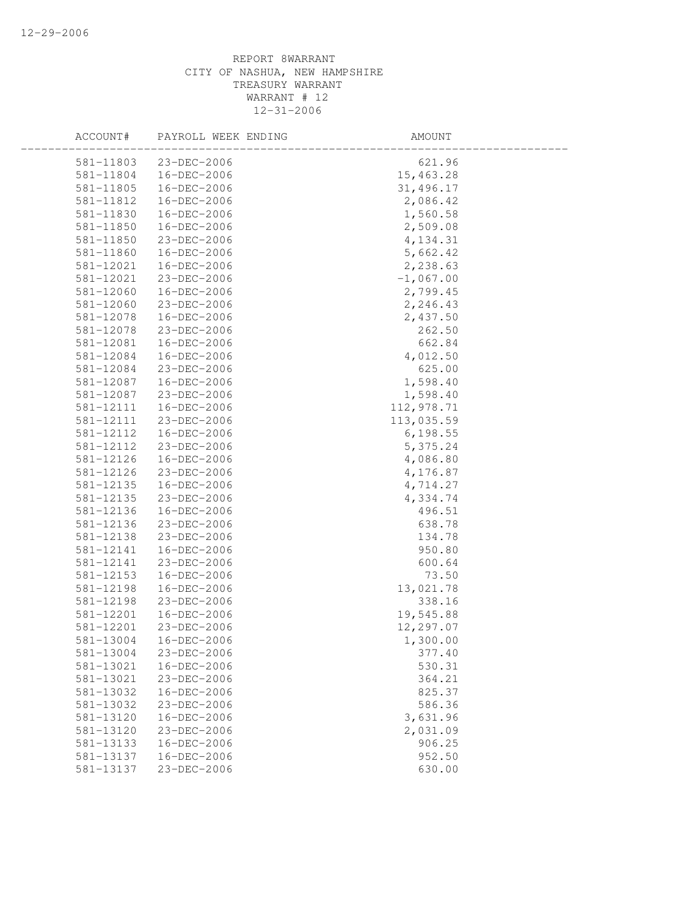REPORT 8WARRANT
CITY OF NASHUA, NEW HAMPSHIRE
TREASURY WARRANT
WARRANT # 12
12-31-2006

| ACCOUNT# | PAYROLL WEEK ENDING | AMOUNT |
|---|---|---|
| 581-11803 | 23-DEC-2006 | 621.96 |
| 581-11804 | 16-DEC-2006 | 15,463.28 |
| 581-11805 | 16-DEC-2006 | 31,496.17 |
| 581-11812 | 16-DEC-2006 | 2,086.42 |
| 581-11830 | 16-DEC-2006 | 1,560.58 |
| 581-11850 | 16-DEC-2006 | 2,509.08 |
| 581-11850 | 23-DEC-2006 | 4,134.31 |
| 581-11860 | 16-DEC-2006 | 5,662.42 |
| 581-12021 | 16-DEC-2006 | 2,238.63 |
| 581-12021 | 23-DEC-2006 | -1,067.00 |
| 581-12060 | 16-DEC-2006 | 2,799.45 |
| 581-12060 | 23-DEC-2006 | 2,246.43 |
| 581-12078 | 16-DEC-2006 | 2,437.50 |
| 581-12078 | 23-DEC-2006 | 262.50 |
| 581-12081 | 16-DEC-2006 | 662.84 |
| 581-12084 | 16-DEC-2006 | 4,012.50 |
| 581-12084 | 23-DEC-2006 | 625.00 |
| 581-12087 | 16-DEC-2006 | 1,598.40 |
| 581-12087 | 23-DEC-2006 | 1,598.40 |
| 581-12111 | 16-DEC-2006 | 112,978.71 |
| 581-12111 | 23-DEC-2006 | 113,035.59 |
| 581-12112 | 16-DEC-2006 | 6,198.55 |
| 581-12112 | 23-DEC-2006 | 5,375.24 |
| 581-12126 | 16-DEC-2006 | 4,086.80 |
| 581-12126 | 23-DEC-2006 | 4,176.87 |
| 581-12135 | 16-DEC-2006 | 4,714.27 |
| 581-12135 | 23-DEC-2006 | 4,334.74 |
| 581-12136 | 16-DEC-2006 | 496.51 |
| 581-12136 | 23-DEC-2006 | 638.78 |
| 581-12138 | 23-DEC-2006 | 134.78 |
| 581-12141 | 16-DEC-2006 | 950.80 |
| 581-12141 | 23-DEC-2006 | 600.64 |
| 581-12153 | 16-DEC-2006 | 73.50 |
| 581-12198 | 16-DEC-2006 | 13,021.78 |
| 581-12198 | 23-DEC-2006 | 338.16 |
| 581-12201 | 16-DEC-2006 | 19,545.88 |
| 581-12201 | 23-DEC-2006 | 12,297.07 |
| 581-13004 | 16-DEC-2006 | 1,300.00 |
| 581-13004 | 23-DEC-2006 | 377.40 |
| 581-13021 | 16-DEC-2006 | 530.31 |
| 581-13021 | 23-DEC-2006 | 364.21 |
| 581-13032 | 16-DEC-2006 | 825.37 |
| 581-13032 | 23-DEC-2006 | 586.36 |
| 581-13120 | 16-DEC-2006 | 3,631.96 |
| 581-13120 | 23-DEC-2006 | 2,031.09 |
| 581-13133 | 16-DEC-2006 | 906.25 |
| 581-13137 | 16-DEC-2006 | 952.50 |
| 581-13137 | 23-DEC-2006 | 630.00 |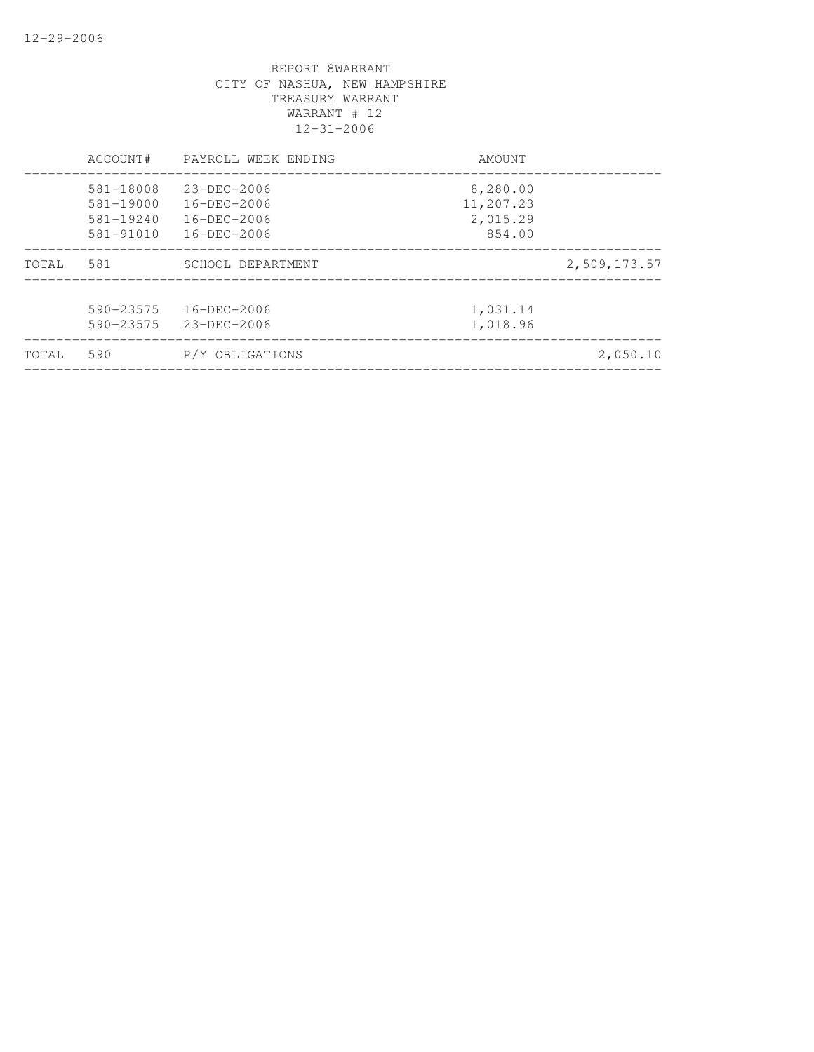REPORT 8WARRANT
CITY OF NASHUA, NEW HAMPSHIRE
TREASURY WARRANT
WARRANT # 12
12-31-2006

| | ACCOUNT# | PAYROLL WEEK ENDING | AMOUNT | |
|---|---|---|---|---|
| | 581-18008 | 23-DEC-2006 | 8,280.00 | |
| | 581-19000 | 16-DEC-2006 | 11,207.23 | |
| | 581-19240 | 16-DEC-2006 | 2,015.29 | |
| | 581-91010 | 16-DEC-2006 | 854.00 | |
| TOTAL | 581 | SCHOOL DEPARTMENT | | 2,509,173.57 |
| | 590-23575 | 16-DEC-2006 | 1,031.14 | |
| | 590-23575 | 23-DEC-2006 | 1,018.96 | |
| TOTAL | 590 | P/Y OBLIGATIONS | | 2,050.10 |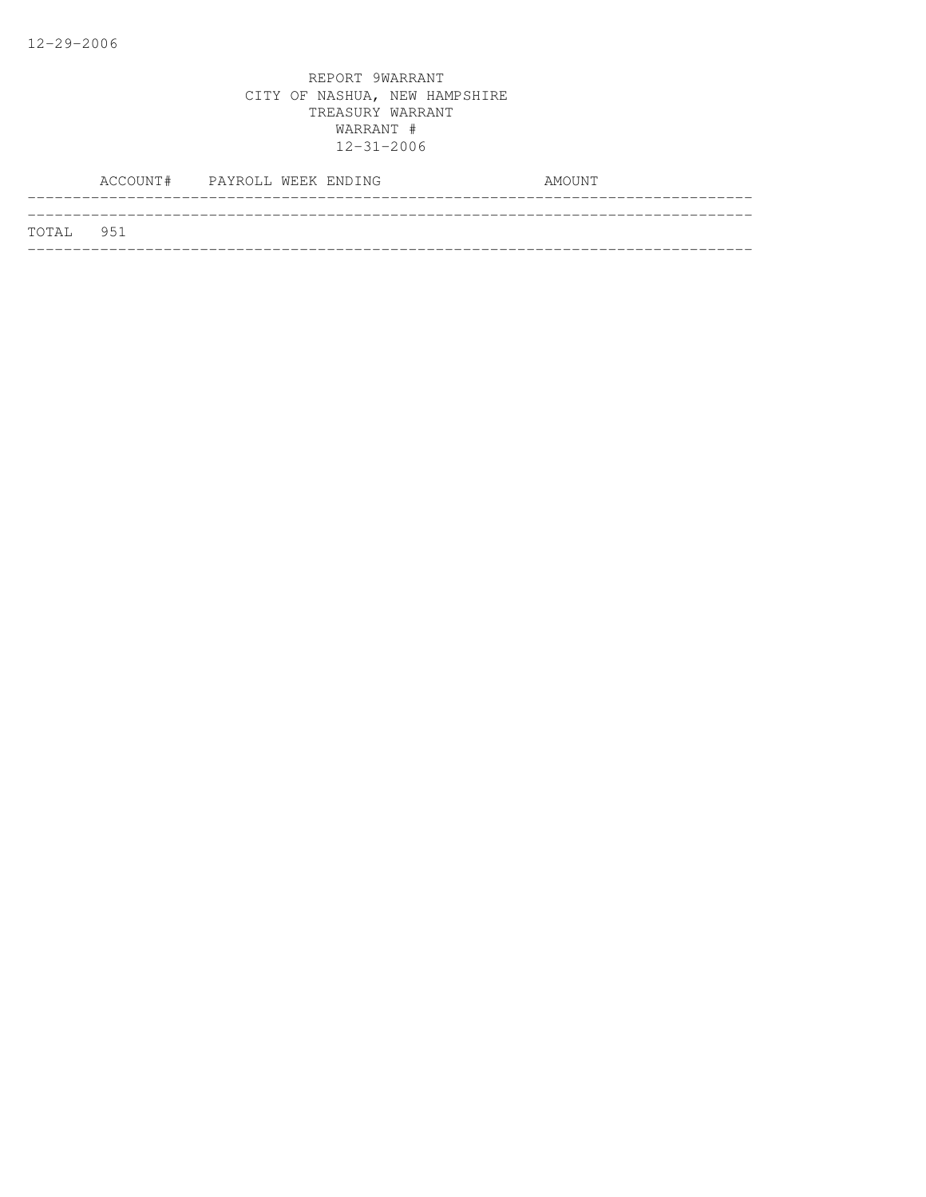12-29-2006

REPORT 9WARRANT
CITY OF NASHUA, NEW HAMPSHIRE
TREASURY WARRANT
WARRANT #
12-31-2006

| ACCOUNT# | PAYROLL WEEK ENDING | AMOUNT |
|---|---|---|
| TOTAL 951 | | |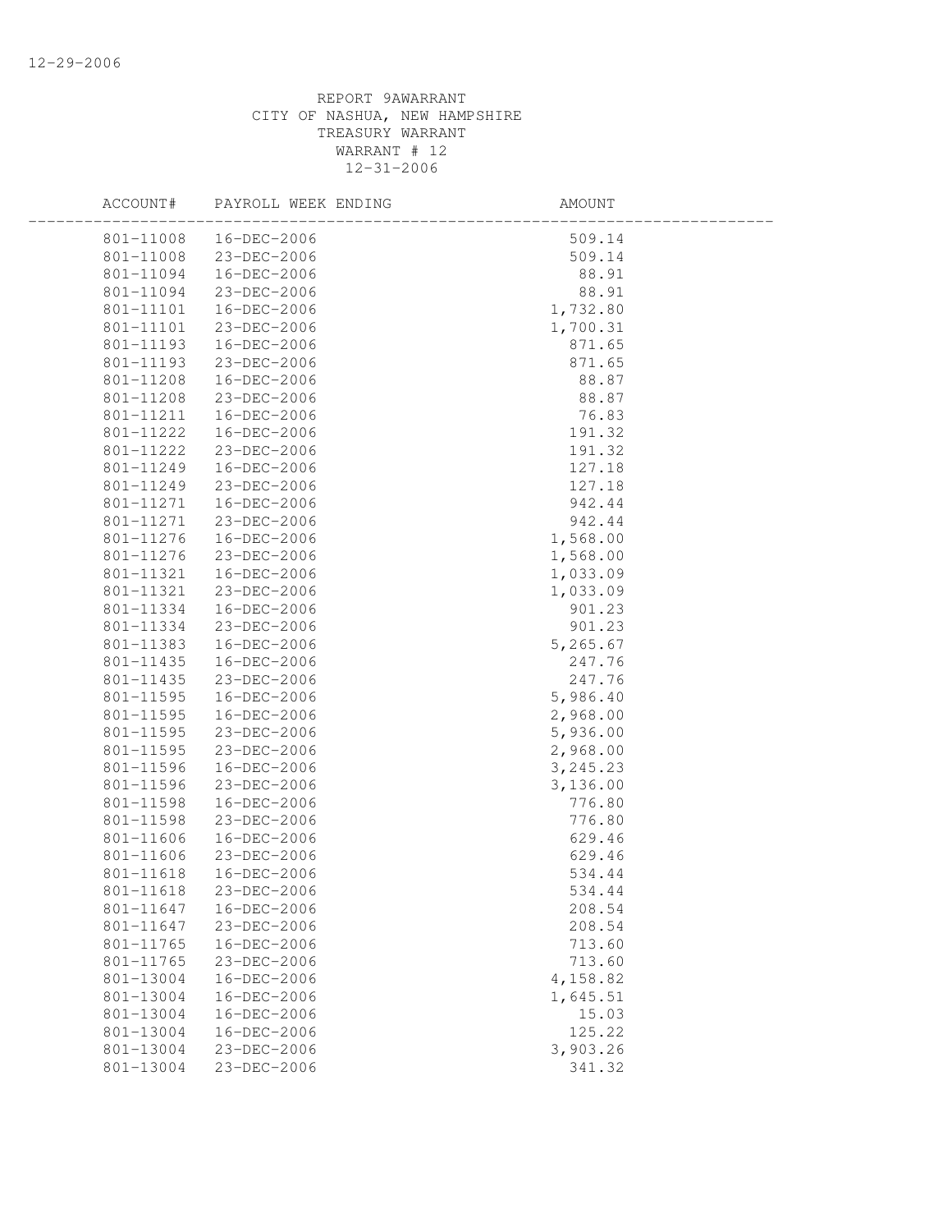REPORT 9AWARRANT
CITY OF NASHUA, NEW HAMPSHIRE
TREASURY WARRANT
WARRANT # 12
12-31-2006

| ACCOUNT# | PAYROLL WEEK ENDING | AMOUNT |
|---|---|---|
| 801-11008 | 16-DEC-2006 | 509.14 |
| 801-11008 | 23-DEC-2006 | 509.14 |
| 801-11094 | 16-DEC-2006 | 88.91 |
| 801-11094 | 23-DEC-2006 | 88.91 |
| 801-11101 | 16-DEC-2006 | 1,732.80 |
| 801-11101 | 23-DEC-2006 | 1,700.31 |
| 801-11193 | 16-DEC-2006 | 871.65 |
| 801-11193 | 23-DEC-2006 | 871.65 |
| 801-11208 | 16-DEC-2006 | 88.87 |
| 801-11208 | 23-DEC-2006 | 88.87 |
| 801-11211 | 16-DEC-2006 | 76.83 |
| 801-11222 | 16-DEC-2006 | 191.32 |
| 801-11222 | 23-DEC-2006 | 191.32 |
| 801-11249 | 16-DEC-2006 | 127.18 |
| 801-11249 | 23-DEC-2006 | 127.18 |
| 801-11271 | 16-DEC-2006 | 942.44 |
| 801-11271 | 23-DEC-2006 | 942.44 |
| 801-11276 | 16-DEC-2006 | 1,568.00 |
| 801-11276 | 23-DEC-2006 | 1,568.00 |
| 801-11321 | 16-DEC-2006 | 1,033.09 |
| 801-11321 | 23-DEC-2006 | 1,033.09 |
| 801-11334 | 16-DEC-2006 | 901.23 |
| 801-11334 | 23-DEC-2006 | 901.23 |
| 801-11383 | 16-DEC-2006 | 5,265.67 |
| 801-11435 | 16-DEC-2006 | 247.76 |
| 801-11435 | 23-DEC-2006 | 247.76 |
| 801-11595 | 16-DEC-2006 | 5,986.40 |
| 801-11595 | 16-DEC-2006 | 2,968.00 |
| 801-11595 | 23-DEC-2006 | 5,936.00 |
| 801-11595 | 23-DEC-2006 | 2,968.00 |
| 801-11596 | 16-DEC-2006 | 3,245.23 |
| 801-11596 | 23-DEC-2006 | 3,136.00 |
| 801-11598 | 16-DEC-2006 | 776.80 |
| 801-11598 | 23-DEC-2006 | 776.80 |
| 801-11606 | 16-DEC-2006 | 629.46 |
| 801-11606 | 23-DEC-2006 | 629.46 |
| 801-11618 | 16-DEC-2006 | 534.44 |
| 801-11618 | 23-DEC-2006 | 534.44 |
| 801-11647 | 16-DEC-2006 | 208.54 |
| 801-11647 | 23-DEC-2006 | 208.54 |
| 801-11765 | 16-DEC-2006 | 713.60 |
| 801-11765 | 23-DEC-2006 | 713.60 |
| 801-13004 | 16-DEC-2006 | 4,158.82 |
| 801-13004 | 16-DEC-2006 | 1,645.51 |
| 801-13004 | 16-DEC-2006 | 15.03 |
| 801-13004 | 16-DEC-2006 | 125.22 |
| 801-13004 | 23-DEC-2006 | 3,903.26 |
| 801-13004 | 23-DEC-2006 | 341.32 |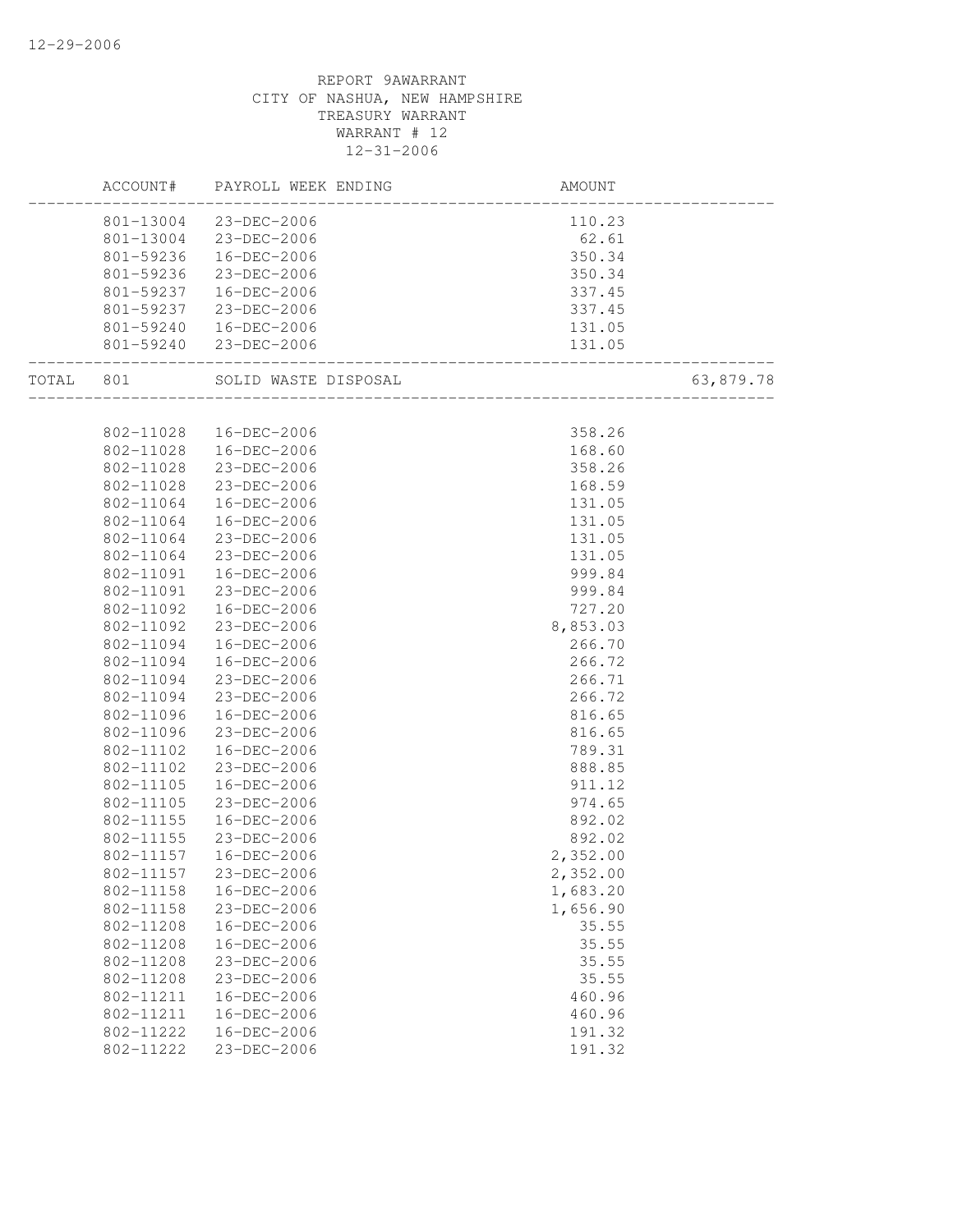REPORT 9AWARRANT
CITY OF NASHUA, NEW HAMPSHIRE
TREASURY WARRANT
WARRANT # 12
12-31-2006

| ACCOUNT# | PAYROLL WEEK ENDING | AMOUNT | |
|---|---|---|---|
| 801-13004 | 23-DEC-2006 | 110.23 | |
| 801-13004 | 23-DEC-2006 | 62.61 | |
| 801-59236 | 16-DEC-2006 | 350.34 | |
| 801-59236 | 23-DEC-2006 | 350.34 | |
| 801-59237 | 16-DEC-2006 | 337.45 | |
| 801-59237 | 23-DEC-2006 | 337.45 | |
| 801-59240 | 16-DEC-2006 | 131.05 | |
| 801-59240 | 23-DEC-2006 | 131.05 | |
| TOTAL 801 | SOLID WASTE DISPOSAL | | 63,879.78 |
| 802-11028 | 16-DEC-2006 | 358.26 | |
| 802-11028 | 16-DEC-2006 | 168.60 | |
| 802-11028 | 23-DEC-2006 | 358.26 | |
| 802-11028 | 23-DEC-2006 | 168.59 | |
| 802-11064 | 16-DEC-2006 | 131.05 | |
| 802-11064 | 16-DEC-2006 | 131.05 | |
| 802-11064 | 23-DEC-2006 | 131.05 | |
| 802-11064 | 23-DEC-2006 | 131.05 | |
| 802-11091 | 16-DEC-2006 | 999.84 | |
| 802-11091 | 23-DEC-2006 | 999.84 | |
| 802-11092 | 16-DEC-2006 | 727.20 | |
| 802-11092 | 23-DEC-2006 | 8,853.03 | |
| 802-11094 | 16-DEC-2006 | 266.70 | |
| 802-11094 | 16-DEC-2006 | 266.72 | |
| 802-11094 | 23-DEC-2006 | 266.71 | |
| 802-11094 | 23-DEC-2006 | 266.72 | |
| 802-11096 | 16-DEC-2006 | 816.65 | |
| 802-11096 | 23-DEC-2006 | 816.65 | |
| 802-11102 | 16-DEC-2006 | 789.31 | |
| 802-11102 | 23-DEC-2006 | 888.85 | |
| 802-11105 | 16-DEC-2006 | 911.12 | |
| 802-11105 | 23-DEC-2006 | 974.65 | |
| 802-11155 | 16-DEC-2006 | 892.02 | |
| 802-11155 | 23-DEC-2006 | 892.02 | |
| 802-11157 | 16-DEC-2006 | 2,352.00 | |
| 802-11157 | 23-DEC-2006 | 2,352.00 | |
| 802-11158 | 16-DEC-2006 | 1,683.20 | |
| 802-11158 | 23-DEC-2006 | 1,656.90 | |
| 802-11208 | 16-DEC-2006 | 35.55 | |
| 802-11208 | 16-DEC-2006 | 35.55 | |
| 802-11208 | 23-DEC-2006 | 35.55 | |
| 802-11208 | 23-DEC-2006 | 35.55 | |
| 802-11211 | 16-DEC-2006 | 460.96 | |
| 802-11211 | 16-DEC-2006 | 460.96 | |
| 802-11222 | 16-DEC-2006 | 191.32 | |
| 802-11222 | 23-DEC-2006 | 191.32 | |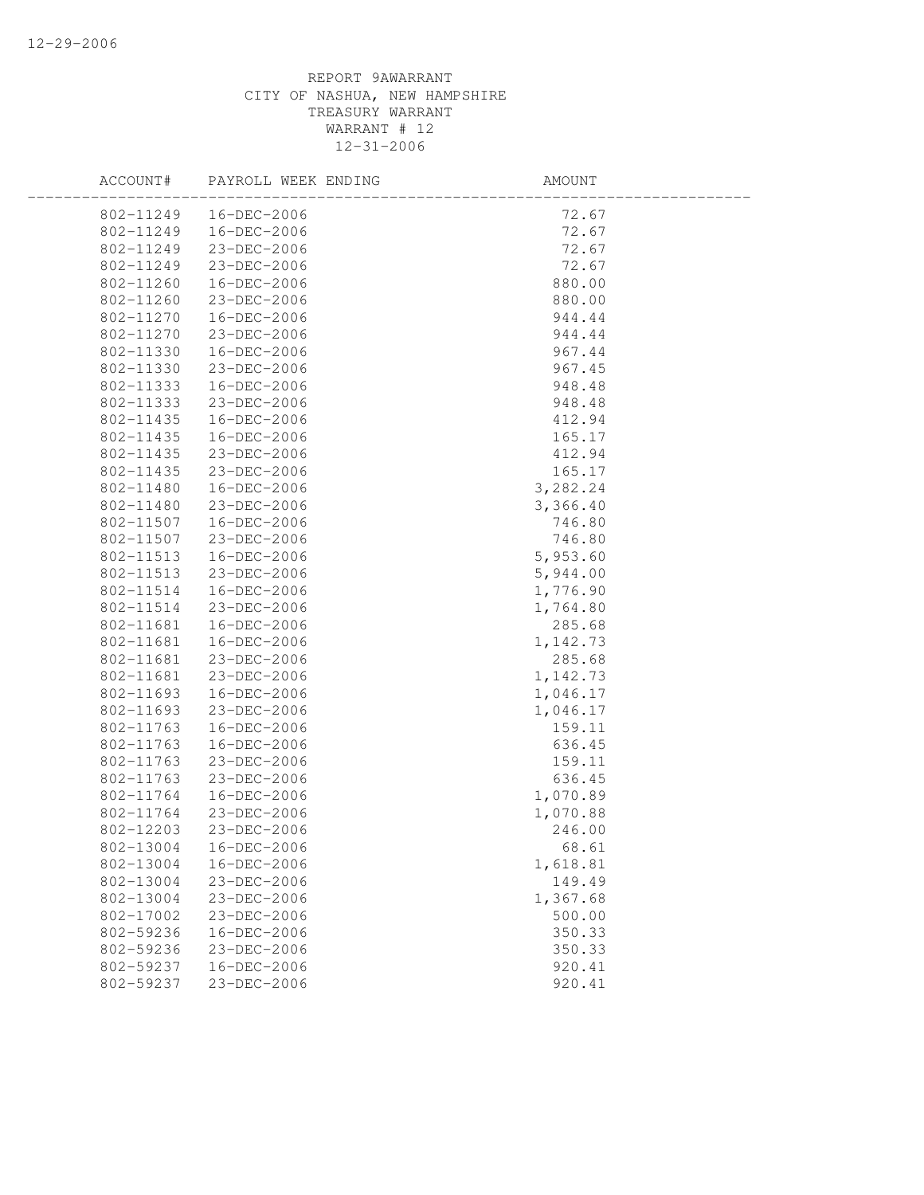REPORT 9AWARRANT
CITY OF NASHUA, NEW HAMPSHIRE
TREASURY WARRANT
WARRANT # 12
12-31-2006

| ACCOUNT# | PAYROLL WEEK ENDING | AMOUNT |
|---|---|---|
| 802-11249 | 16-DEC-2006 | 72.67 |
| 802-11249 | 16-DEC-2006 | 72.67 |
| 802-11249 | 23-DEC-2006 | 72.67 |
| 802-11249 | 23-DEC-2006 | 72.67 |
| 802-11260 | 16-DEC-2006 | 880.00 |
| 802-11260 | 23-DEC-2006 | 880.00 |
| 802-11270 | 16-DEC-2006 | 944.44 |
| 802-11270 | 23-DEC-2006 | 944.44 |
| 802-11330 | 16-DEC-2006 | 967.44 |
| 802-11330 | 23-DEC-2006 | 967.45 |
| 802-11333 | 16-DEC-2006 | 948.48 |
| 802-11333 | 23-DEC-2006 | 948.48 |
| 802-11435 | 16-DEC-2006 | 412.94 |
| 802-11435 | 16-DEC-2006 | 165.17 |
| 802-11435 | 23-DEC-2006 | 412.94 |
| 802-11435 | 23-DEC-2006 | 165.17 |
| 802-11480 | 16-DEC-2006 | 3,282.24 |
| 802-11480 | 23-DEC-2006 | 3,366.40 |
| 802-11507 | 16-DEC-2006 | 746.80 |
| 802-11507 | 23-DEC-2006 | 746.80 |
| 802-11513 | 16-DEC-2006 | 5,953.60 |
| 802-11513 | 23-DEC-2006 | 5,944.00 |
| 802-11514 | 16-DEC-2006 | 1,776.90 |
| 802-11514 | 23-DEC-2006 | 1,764.80 |
| 802-11681 | 16-DEC-2006 | 285.68 |
| 802-11681 | 16-DEC-2006 | 1,142.73 |
| 802-11681 | 23-DEC-2006 | 285.68 |
| 802-11681 | 23-DEC-2006 | 1,142.73 |
| 802-11693 | 16-DEC-2006 | 1,046.17 |
| 802-11693 | 23-DEC-2006 | 1,046.17 |
| 802-11763 | 16-DEC-2006 | 159.11 |
| 802-11763 | 16-DEC-2006 | 636.45 |
| 802-11763 | 23-DEC-2006 | 159.11 |
| 802-11763 | 23-DEC-2006 | 636.45 |
| 802-11764 | 16-DEC-2006 | 1,070.89 |
| 802-11764 | 23-DEC-2006 | 1,070.88 |
| 802-12203 | 23-DEC-2006 | 246.00 |
| 802-13004 | 16-DEC-2006 | 68.61 |
| 802-13004 | 16-DEC-2006 | 1,618.81 |
| 802-13004 | 23-DEC-2006 | 149.49 |
| 802-13004 | 23-DEC-2006 | 1,367.68 |
| 802-17002 | 23-DEC-2006 | 500.00 |
| 802-59236 | 16-DEC-2006 | 350.33 |
| 802-59236 | 23-DEC-2006 | 350.33 |
| 802-59237 | 16-DEC-2006 | 920.41 |
| 802-59237 | 23-DEC-2006 | 920.41 |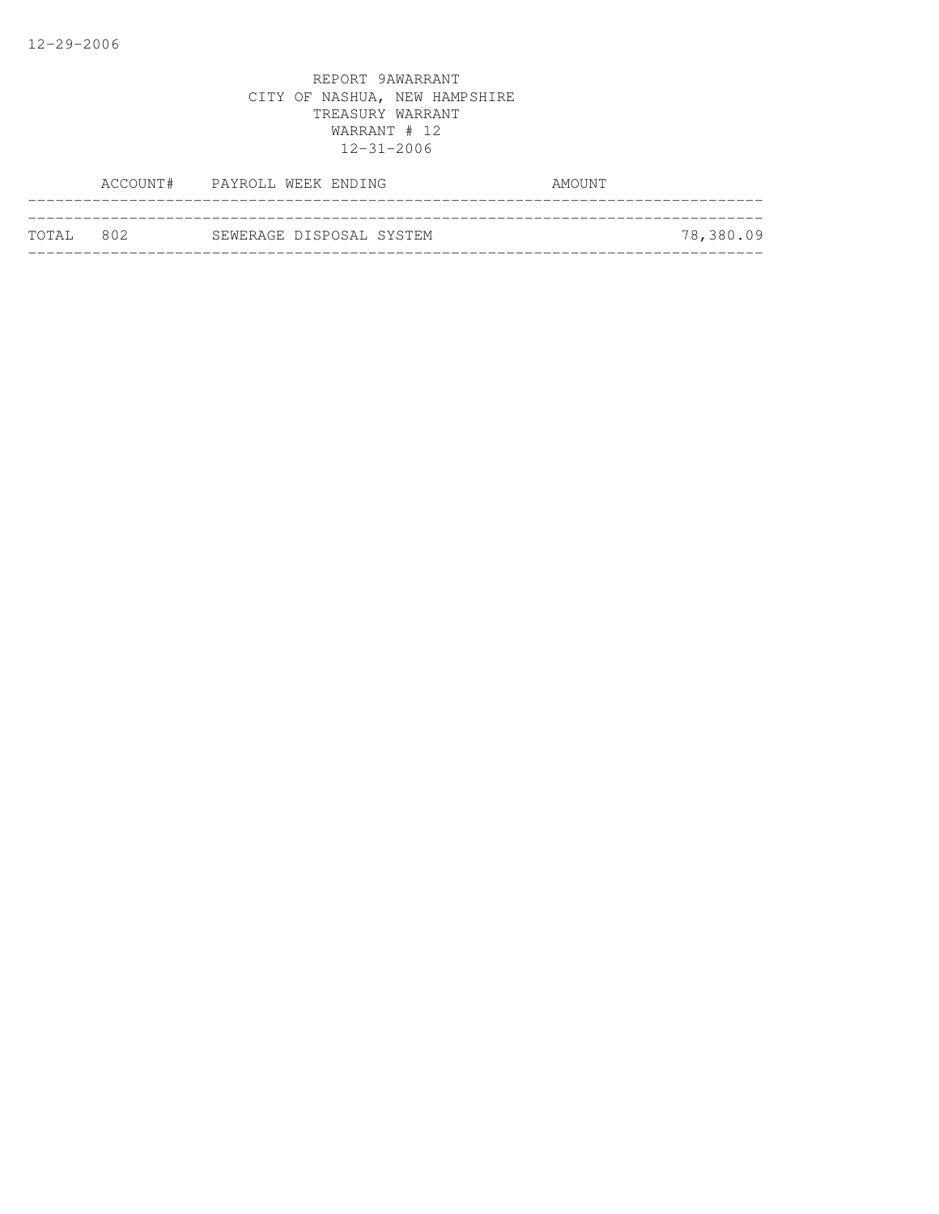REPORT 9AWARRANT
CITY OF NASHUA, NEW HAMPSHIRE
TREASURY WARRANT
WARRANT # 12
12-31-2006

| | ACCOUNT# | PAYROLL WEEK ENDING | AMOUNT |
|---|---|---|---|
| TOTAL | 802 | SEWERAGE DISPOSAL SYSTEM | 78,380.09 |